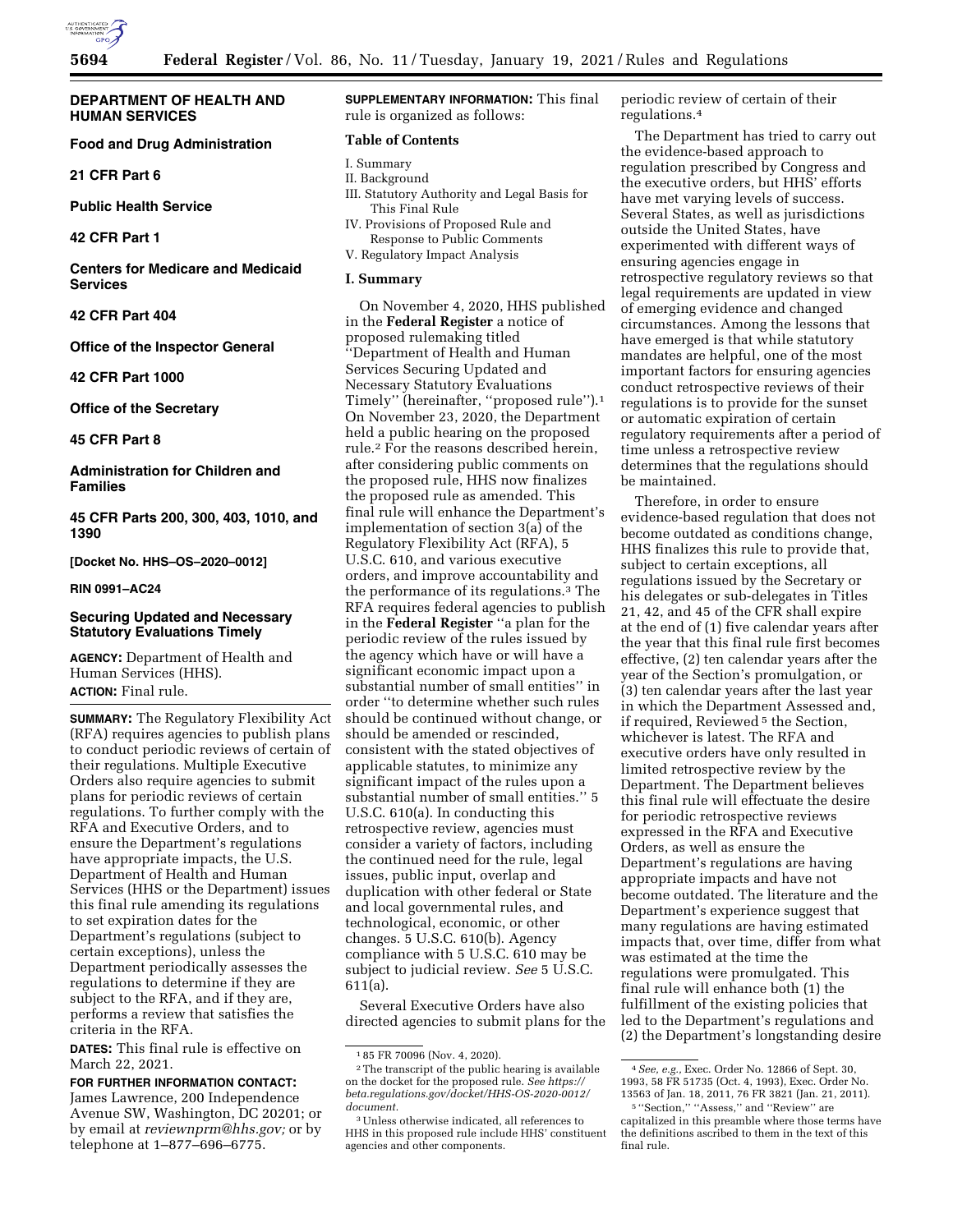# DEPARTMENT OF HEALTH AND HUMAN SERVICES

## Food and Drug Administration

### 21 CFR Part 6

## Public Health Service

### 42 CFR Part 1

## Centers for Medicare and Medicaid Services

### 42 CFR Part 404

## Office of the Inspector General

### 42 CFR Part 1000

## Office of the Secretary

### 45 CFR Part 8

## Administration for Children and Families

### 45 CFR Parts 200, 300, 403, 1010, and 1390

**[Docket No. HHS–OS–2020–0012]**

**RIN 0991–AC24**

# Securing Updated and Necessary Statutory Evaluations Timely

**AGENCY:** Department of Health and Human Services (HHS).

**ACTION:** Final rule.

**SUMMARY:** The Regulatory Flexibility Act (RFA) requires agencies to publish plans to conduct periodic reviews of certain of their regulations. Multiple Executive Orders also require agencies to submit plans for periodic reviews of certain regulations. To further comply with the RFA and Executive Orders, and to ensure the Department's regulations have appropriate impacts, the U.S. Department of Health and Human Services (HHS or the Department) issues this final rule amending its regulations to set expiration dates for the Department's regulations (subject to certain exceptions), unless the Department periodically assesses the regulations to determine if they are subject to the RFA, and if they are, performs a review that satisfies the criteria in the RFA.

**DATES:** This final rule is effective on March 22, 2021.

**FOR FURTHER INFORMATION CONTACT:** James Lawrence, 200 Independence Avenue SW, Washington, DC 20201; or by email at *reviewnprm@hhs.gov;* or by telephone at 1–877–696–6775.

**SUPPLEMENTARY INFORMATION:** This final rule is organized as follows:

**Table of Contents**

I. Summary
II. Background
III. Statutory Authority and Legal Basis for This Final Rule
IV. Provisions of Proposed Rule and Response to Public Comments
V. Regulatory Impact Analysis

## I. Summary

On November 4, 2020, HHS published in the **Federal Register** a notice of proposed rulemaking titled ''Department of Health and Human Services Securing Updated and Necessary Statutory Evaluations Timely'' (hereinafter, ''proposed rule'').[1] On November 23, 2020, the Department held a public hearing on the proposed rule.[2] For the reasons described herein, after considering public comments on the proposed rule, HHS now finalizes the proposed rule as amended. This final rule will enhance the Department's implementation of section 3(a) of the Regulatory Flexibility Act (RFA), 5 U.S.C. 610, and various executive orders, and improve accountability and the performance of its regulations.[3] The RFA requires federal agencies to publish in the **Federal Register** ''a plan for the periodic review of the rules issued by the agency which have or will have a significant economic impact upon a substantial number of small entities'' in order ''to determine whether such rules should be continued without change, or should be amended or rescinded, consistent with the stated objectives of applicable statutes, to minimize any significant impact of the rules upon a substantial number of small entities.'' 5 U.S.C. 610(a). In conducting this retrospective review, agencies must consider a variety of factors, including the continued need for the rule, legal issues, public input, overlap and duplication with other federal or State and local governmental rules, and technological, economic, or other changes. 5 U.S.C. 610(b). Agency compliance with 5 U.S.C. 610 may be subject to judicial review. *See* 5 U.S.C. 611(a).

Several Executive Orders have also directed agencies to submit plans for the periodic review of certain of their regulations.[4]

The Department has tried to carry out the evidence-based approach to regulation prescribed by Congress and the executive orders, but HHS' efforts have met varying levels of success. Several States, as well as jurisdictions outside the United States, have experimented with different ways of ensuring agencies engage in retrospective regulatory reviews so that legal requirements are updated in view of emerging evidence and changed circumstances. Among the lessons that have emerged is that while statutory mandates are helpful, one of the most important factors for ensuring agencies conduct retrospective reviews of their regulations is to provide for the sunset or automatic expiration of certain regulatory requirements after a period of time unless a retrospective review determines that the regulations should be maintained.

Therefore, in order to ensure evidence-based regulation that does not become outdated as conditions change, HHS finalizes this rule to provide that, subject to certain exceptions, all regulations issued by the Secretary or his delegates or sub-delegates in Titles 21, 42, and 45 of the CFR shall expire at the end of (1) five calendar years after the year that this final rule first becomes effective, (2) ten calendar years after the year of the Section's promulgation, or (3) ten calendar years after the last year in which the Department Assessed and, if required, Reviewed[5] the Section, whichever is latest. The RFA and executive orders have only resulted in limited retrospective review by the Department. The Department believes this final rule will effectuate the desire for periodic retrospective reviews expressed in the RFA and Executive Orders, as well as ensure the Department's regulations are having appropriate impacts and have not become outdated. The literature and the Department's experience suggest that many regulations are having estimated impacts that, over time, differ from what was estimated at the time the regulations were promulgated. This final rule will enhance both (1) the fulfillment of the existing policies that led to the Department's regulations and (2) the Department's longstanding desire

---

[1] 85 FR 70096 (Nov. 4, 2020).

[2] The transcript of the public hearing is available on the docket for the proposed rule. *See https://beta.regulations.gov/docket/HHS-OS-2020-0012/document.*

[3] Unless otherwise indicated, all references to HHS in this proposed rule include HHS' constituent agencies and other components.

[4] *See, e.g.,* Exec. Order No. 12866 of Sept. 30, 1993, 58 FR 51735 (Oct. 4, 1993), Exec. Order No. 13563 of Jan. 18, 2011, 76 FR 3821 (Jan. 21, 2011).

[5] ''Section,'' ''Assess,'' and ''Review'' are capitalized in this preamble where those terms have the definitions ascribed to them in the text of this final rule.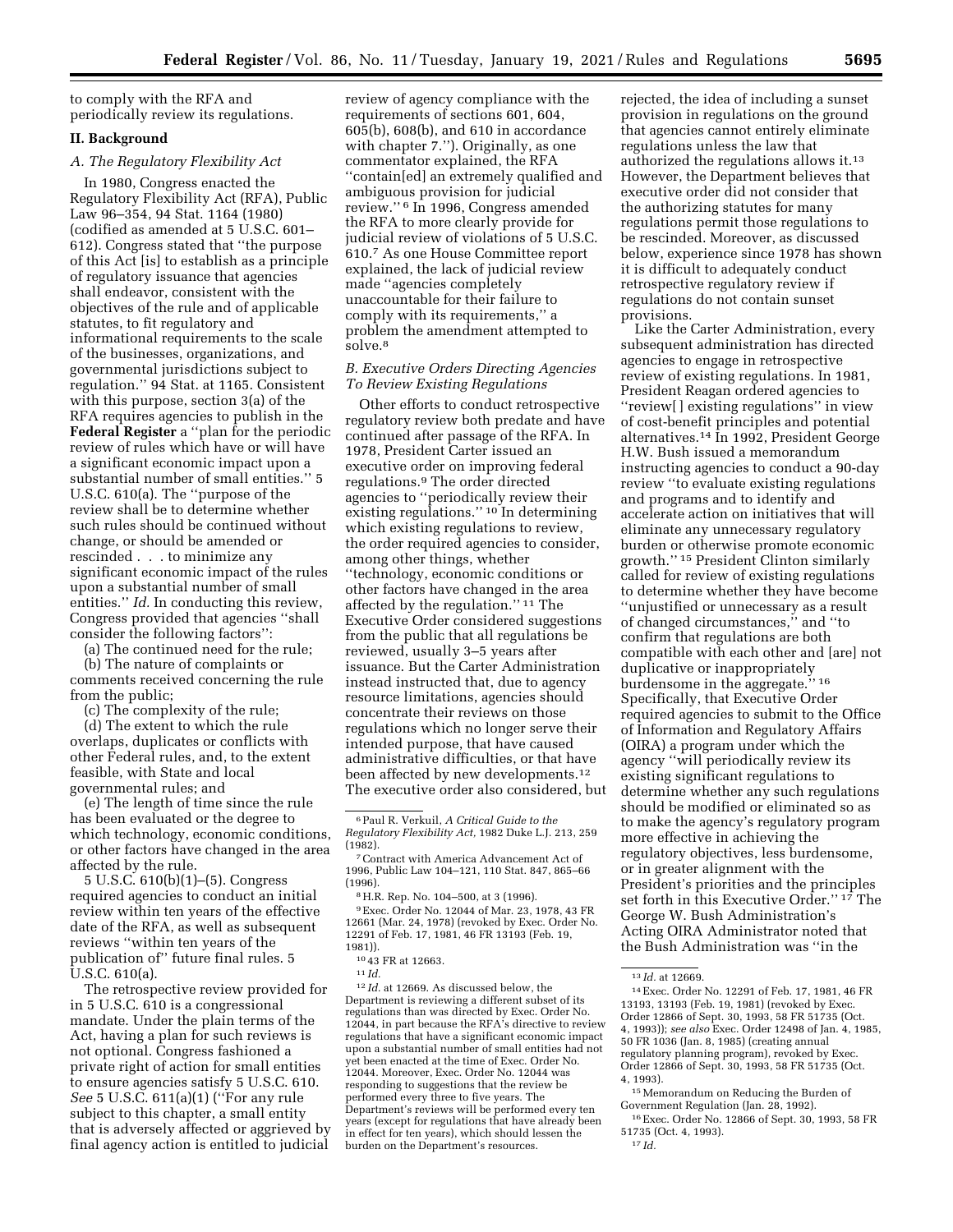to comply with the RFA and periodically review its regulations.

## II. Background

### A. The Regulatory Flexibility Act

In 1980, Congress enacted the Regulatory Flexibility Act (RFA), Public Law 96–354, 94 Stat. 1164 (1980) (codified as amended at 5 U.S.C. 601–612). Congress stated that "the purpose of this Act [is] to establish as a principle of regulatory issuance that agencies shall endeavor, consistent with the objectives of the rule and of applicable statutes, to fit regulatory and informational requirements to the scale of the businesses, organizations, and governmental jurisdictions subject to regulation." 94 Stat. at 1165. Consistent with this purpose, section 3(a) of the RFA requires agencies to publish in the **Federal Register** a "plan for the periodic review of rules which have or will have a significant economic impact upon a substantial number of small entities." 5 U.S.C. 610(a). The "purpose of the review shall be to determine whether such rules should be continued without change, or should be amended or rescinded . . . to minimize any significant economic impact of the rules upon a substantial number of small entities." *Id.* In conducting this review, Congress provided that agencies "shall consider the following factors":

(a) The continued need for the rule;

(b) The nature of complaints or comments received concerning the rule from the public;

(c) The complexity of the rule;

(d) The extent to which the rule overlaps, duplicates or conflicts with other Federal rules, and, to the extent feasible, with State and local governmental rules; and

(e) The length of time since the rule has been evaluated or the degree to which technology, economic conditions, or other factors have changed in the area affected by the rule.

5 U.S.C. 610(b)(1)–(5). Congress required agencies to conduct an initial review within ten years of the effective date of the RFA, as well as subsequent reviews "within ten years of the publication of" future final rules. 5 U.S.C. 610(a).

The retrospective review provided for in 5 U.S.C. 610 is a congressional mandate. Under the plain terms of the Act, having a plan for such reviews is not optional. Congress fashioned a private right of action for small entities to ensure agencies satisfy 5 U.S.C. 610. *See* 5 U.S.C. 611(a)(1) ("For any rule subject to this chapter, a small entity that is adversely affected or aggrieved by final agency action is entitled to judicial review of agency compliance with the requirements of sections 601, 604, 605(b), 608(b), and 610 in accordance with chapter 7."). Originally, as one commentator explained, the RFA "contain[ed] an extremely qualified and ambiguous provision for judicial review."[6] In 1996, Congress amended the RFA to more clearly provide for judicial review of violations of 5 U.S.C. 610.[7] As one House Committee report explained, the lack of judicial review made "agencies completely unaccountable for their failure to comply with its requirements," a problem the amendment attempted to solve.[8]

### B. Executive Orders Directing Agencies To Review Existing Regulations

Other efforts to conduct retrospective regulatory review both predate and have continued after passage of the RFA. In 1978, President Carter issued an executive order on improving federal regulations.[9] The order directed agencies to "periodically review their existing regulations."[10] In determining which existing regulations to review, the order required agencies to consider, among other things, whether "technology, economic conditions or other factors have changed in the area affected by the regulation."[11] The Executive Order considered suggestions from the public that all regulations be reviewed, usually 3–5 years after issuance. But the Carter Administration instead instructed that, due to agency resource limitations, agencies should concentrate their reviews on those regulations which no longer serve their intended purpose, that have caused administrative difficulties, or that have been affected by new developments.[12] The executive order also considered, but rejected, the idea of including a sunset provision in regulations on the ground that agencies cannot entirely eliminate regulations unless the law that authorized the regulations allows it.[13] However, the Department believes that executive order did not consider that the authorizing statutes for many regulations permit those regulations to be rescinded. Moreover, as discussed below, experience since 1978 has shown it is difficult to adequately conduct retrospective regulatory review if regulations do not contain sunset provisions.

Like the Carter Administration, every subsequent administration has directed agencies to engage in retrospective review of existing regulations. In 1981, President Reagan ordered agencies to "review[ ] existing regulations" in view of cost-benefit principles and potential alternatives.[14] In 1992, President George H.W. Bush issued a memorandum instructing agencies to conduct a 90-day review "to evaluate existing regulations and programs and to identify and accelerate action on initiatives that will eliminate any unnecessary regulatory burden or otherwise promote economic growth."[15] President Clinton similarly called for review of existing regulations to determine whether they have become "unjustified or unnecessary as a result of changed circumstances," and "to confirm that regulations are both compatible with each other and [are] not duplicative or inappropriately burdensome in the aggregate."[16] Specifically, that Executive Order required agencies to submit to the Office of Information and Regulatory Affairs (OIRA) a program under which the agency "will periodically review its existing significant regulations to determine whether any such regulations should be modified or eliminated so as to make the agency's regulatory program more effective in achieving the regulatory objectives, less burdensome, or in greater alignment with the President's priorities and the principles set forth in this Executive Order."[17] The George W. Bush Administration's Acting OIRA Administrator noted that the Bush Administration was "in the

---

[6] Paul R. Verkuil, *A Critical Guide to the Regulatory Flexibility Act,* 1982 Duke L.J. 213, 259 (1982).

[7] Contract with America Advancement Act of 1996, Public Law 104–121, 110 Stat. 847, 865–66 (1996).

[8] H.R. Rep. No. 104–500, at 3 (1996).

[9] Exec. Order No. 12044 of Mar. 23, 1978, 43 FR 12661 (Mar. 24, 1978) (revoked by Exec. Order No. 12291 of Feb. 17, 1981, 46 FR 13193 (Feb. 19, 1981)).

[10] 43 FR at 12663.

[11] *Id.*

[12] *Id.* at 12669. As discussed below, the Department is reviewing a different subset of its regulations than was directed by Exec. Order No. 12044, in part because the RFA's directive to review regulations that have a significant economic impact upon a substantial number of small entities had not yet been enacted at the time of Exec. Order No. 12044. Moreover, Exec. Order No. 12044 was responding to suggestions that the review be performed every three to five years. The Department's reviews will be performed every ten years (except for regulations that have already been in effect for ten years), which should lessen the burden on the Department's resources.

[13] *Id.* at 12669.

[14] Exec. Order No. 12291 of Feb. 17, 1981, 46 FR 13193, 13193 (Feb. 19, 1981) (revoked by Exec. Order 12866 of Sept. 30, 1993, 58 FR 51735 (Oct. 4, 1993)); *see also* Exec. Order 12498 of Jan. 4, 1985, 50 FR 1036 (Jan. 8, 1985) (creating annual regulatory planning program), revoked by Exec. Order 12866 of Sept. 30, 1993, 58 FR 51735 (Oct. 4, 1993).

[15] Memorandum on Reducing the Burden of Government Regulation (Jan. 28, 1992).

[16] Exec. Order No. 12866 of Sept. 30, 1993, 58 FR 51735 (Oct. 4, 1993).

[17] *Id.*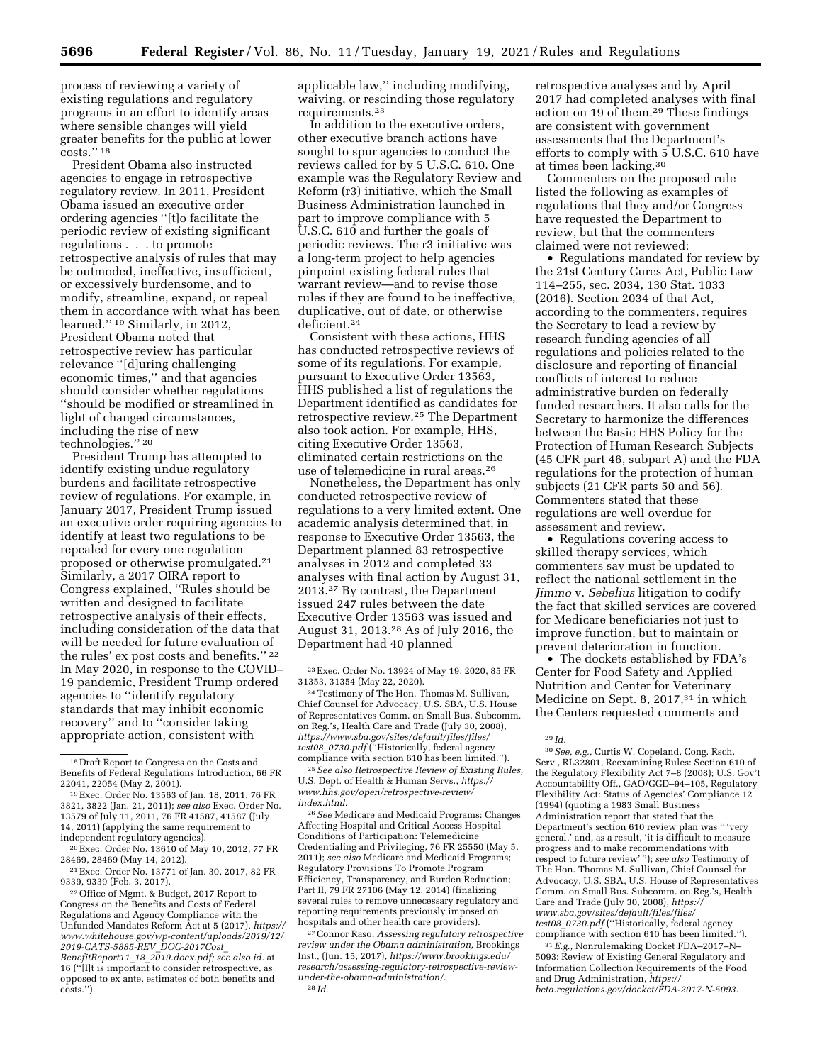process of reviewing a variety of existing regulations and regulatory programs in an effort to identify areas where sensible changes will yield greater benefits for the public at lower costs.'' [18]

President Obama also instructed agencies to engage in retrospective regulatory review. In 2011, President Obama issued an executive order ordering agencies ''[t]o facilitate the periodic review of existing significant regulations . . . to promote retrospective analysis of rules that may be outmoded, ineffective, insufficient, or excessively burdensome, and to modify, streamline, expand, or repeal them in accordance with what has been learned.'' [19] Similarly, in 2012, President Obama noted that retrospective review has particular relevance ''[d]uring challenging economic times,'' and that agencies should consider whether regulations ''should be modified or streamlined in light of changed circumstances, including the rise of new technologies.'' [20]

President Trump has attempted to identify existing undue regulatory burdens and facilitate retrospective review of regulations. For example, in January 2017, President Trump issued an executive order requiring agencies to identify at least two regulations to be repealed for every one regulation proposed or otherwise promulgated.[21] Similarly, a 2017 OIRA report to Congress explained, ''Rules should be written and designed to facilitate retrospective analysis of their effects, including consideration of the data that will be needed for future evaluation of the rules' ex post costs and benefits.'' [22] In May 2020, in response to the COVID–19 pandemic, President Trump ordered agencies to ''identify regulatory standards that may inhibit economic recovery'' and to ''consider taking appropriate action, consistent with applicable law,'' including modifying, waiving, or rescinding those regulatory requirements.[23]

In addition to the executive orders, other executive branch actions have sought to spur agencies to conduct the reviews called for by 5 U.S.C. 610. One example was the Regulatory Review and Reform (r3) initiative, which the Small Business Administration launched in part to improve compliance with 5 U.S.C. 610 and further the goals of periodic reviews. The r3 initiative was a long-term project to help agencies pinpoint existing federal rules that warrant review—and to revise those rules if they are found to be ineffective, duplicative, out of date, or otherwise deficient.[24]

Consistent with these actions, HHS has conducted retrospective reviews of some of its regulations. For example, pursuant to Executive Order 13563, HHS published a list of regulations the Department identified as candidates for retrospective review.[25] The Department also took action. For example, HHS, citing Executive Order 13563, eliminated certain restrictions on the use of telemedicine in rural areas.[26]

Nonetheless, the Department has only conducted retrospective review of regulations to a very limited extent. One academic analysis determined that, in response to Executive Order 13563, the Department planned 83 retrospective analyses in 2012 and completed 33 analyses with final action by August 31, 2013.[27] By contrast, the Department issued 247 rules between the date Executive Order 13563 was issued and August 31, 2013.[28] As of July 2016, the Department had 40 planned retrospective analyses and by April 2017 had completed analyses with final action on 19 of them.[29] These findings are consistent with government assessments that the Department's efforts to comply with 5 U.S.C. 610 have at times been lacking.[30]

Commenters on the proposed rule listed the following as examples of regulations that they and/or Congress have requested the Department to review, but that the commenters claimed were not reviewed:

- Regulations mandated for review by the 21st Century Cures Act, Public Law 114–255, sec. 2034, 130 Stat. 1033 (2016). Section 2034 of that Act, according to the commenters, requires the Secretary to lead a review by research funding agencies of all regulations and policies related to the disclosure and reporting of financial conflicts of interest to reduce administrative burden on federally funded researchers. It also calls for the Secretary to harmonize the differences between the Basic HHS Policy for the Protection of Human Research Subjects (45 CFR part 46, subpart A) and the FDA regulations for the protection of human subjects (21 CFR parts 50 and 56). Commenters stated that these regulations are well overdue for assessment and review.
- Regulations covering access to skilled therapy services, which commenters say must be updated to reflect the national settlement in the *Jimmo* v. *Sebelius* litigation to codify the fact that skilled services are covered for Medicare beneficiaries not just to improve function, but to maintain or prevent deterioration in function.
- The dockets established by FDA's Center for Food Safety and Applied Nutrition and Center for Veterinary Medicine on Sept. 8, 2017,[31] in which the Centers requested comments and

---

[18] Draft Report to Congress on the Costs and Benefits of Federal Regulations Introduction, 66 FR 22041, 22054 (May 2, 2001).

[19] Exec. Order No. 13563 of Jan. 18, 2011, 76 FR 3821, 3822 (Jan. 21, 2011); *see also* Exec. Order No. 13579 of July 11, 2011, 76 FR 41587, 41587 (July 14, 2011) (applying the same requirement to independent regulatory agencies).

[20] Exec. Order No. 13610 of May 10, 2012, 77 FR 28469, 28469 (May 14, 2012).

[21] Exec. Order No. 13771 of Jan. 30, 2017, 82 FR 9339, 9339 (Feb. 3, 2017).

[22] Office of Mgmt. & Budget, 2017 Report to Congress on the Benefits and Costs of Federal Regulations and Agency Compliance with the Unfunded Mandates Reform Act at 5 (2017), *https://www.whitehouse.gov/wp-content/uploads/2019/12/2019-CATS-5885-REV_DOC-2017Cost_BenefitReport11_18_2019.docx.pdf; see also id.* at 16 (''[I]t is important to consider retrospective, as opposed to ex ante, estimates of both benefits and costs.'').

[23] Exec. Order No. 13924 of May 19, 2020, 85 FR 31353, 31354 (May 22, 2020).

[24] Testimony of The Hon. Thomas M. Sullivan, Chief Counsel for Advocacy, U.S. SBA, U.S. House of Representatives Comm. on Small Bus. Subcomm. on Reg.'s, Health Care and Trade (July 30, 2008), *https://www.sba.gov/sites/default/files/files/test08_0730.pdf* (''Historically, federal agency compliance with section 610 has been limited.'').

[25] *See also Retrospective Review of Existing Rules,* U.S. Dept. of Health & Human Servs., *https://www.hhs.gov/open/retrospective-review/index.html.*

[26] *See* Medicare and Medicaid Programs: Changes Affecting Hospital and Critical Access Hospital Conditions of Participation: Telemedicine Credentialing and Privileging, 76 FR 25550 (May 5, 2011); *see also* Medicare and Medicaid Programs; Regulatory Provisions To Promote Program Efficiency, Transparency, and Burden Reduction; Part II, 79 FR 27106 (May 12, 2014) (finalizing several rules to remove unnecessary regulatory and reporting requirements previously imposed on hospitals and other health care providers).

[27] Connor Raso, *Assessing regulatory retrospective review under the Obama administration,* Brookings Inst., (Jun. 15, 2017), *https://www.brookings.edu/research/assessing-regulatory-retrospective-review-under-the-obama-administration/.*

[28] *Id.*

[29] *Id.*

[30] *See, e.g.,* Curtis W. Copeland, Cong. Rsch. Serv., RL32801, Reexamining Rules: Section 610 of the Regulatory Flexibility Act 7–8 (2008); U.S. Gov't Accountability Off., GAO/GGD–94–105, Regulatory Flexibility Act: Status of Agencies' Compliance 12 (1994) (quoting a 1983 Small Business Administration report that stated that the Department's section 610 review plan was '' 'very general,' and, as a result, 'it is difficult to measure progress and to make recommendations with respect to future review' ''); *see also* Testimony of The Hon. Thomas M. Sullivan, Chief Counsel for Advocacy, U.S. SBA, U.S. House of Representatives Comm. on Small Bus. Subcomm. on Reg.'s, Health Care and Trade (July 30, 2008), *https://www.sba.gov/sites/default/files/files/test08_0730.pdf* (''Historically, federal agency compliance with section 610 has been limited.'').

[31] *E.g.,* Nonrulemaking Docket FDA–2017–N–5093: Review of Existing General Regulatory and Information Collection Requirements of the Food and Drug Administration, *https://beta.regulations.gov/docket/FDA-2017-N-5093.*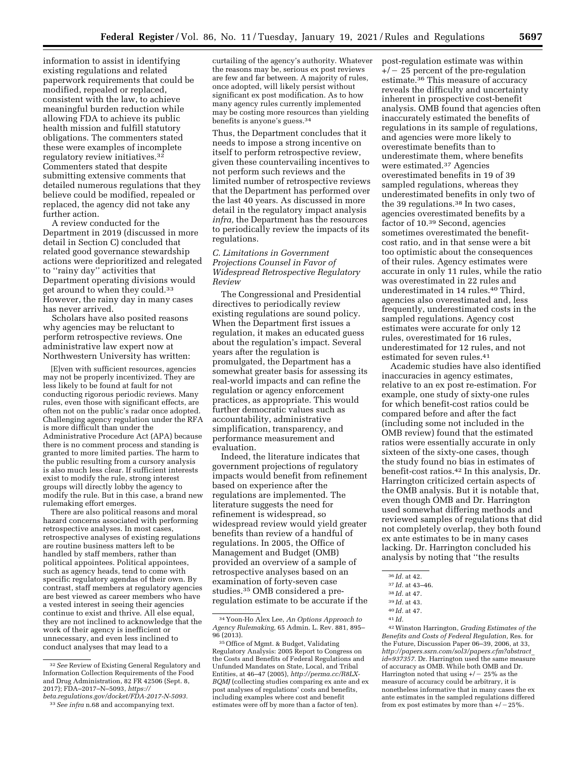information to assist in identifying existing regulations and related paperwork requirements that could be modified, repealed or replaced, consistent with the law, to achieve meaningful burden reduction while allowing FDA to achieve its public health mission and fulfill statutory obligations. The commenters stated these were examples of incomplete regulatory review initiatives.[32] Commenters stated that despite submitting extensive comments that detailed numerous regulations that they believe could be modified, repealed or replaced, the agency did not take any further action.

A review conducted for the Department in 2019 (discussed in more detail in Section C) concluded that related good governance stewardship actions were deprioritized and relegated to ''rainy day'' activities that Department operating divisions would get around to when they could.[33] However, the rainy day in many cases has never arrived.

Scholars have also posited reasons why agencies may be reluctant to perform retrospective reviews. One administrative law expert now at Northwestern University has written:

> [E]ven with sufficient resources, agencies may not be properly incentivized. They are less likely to be found at fault for not conducting rigorous periodic reviews. Many rules, even those with significant effects, are often not on the public's radar once adopted. Challenging agency regulation under the RFA is more difficult than under the Administrative Procedure Act (APA) because there is no comment process and standing is granted to more limited parties. The harm to the public resulting from a cursory analysis is also much less clear. If sufficient interests exist to modify the rule, strong interest groups will directly lobby the agency to modify the rule. But in this case, a brand new rulemaking effort emerges.
>
> There are also political reasons and moral hazard concerns associated with performing retrospective analyses. In most cases, retrospective analyses of existing regulations are routine business matters left to be handled by staff members, rather than political appointees. Political appointees, such as agency heads, tend to come with specific regulatory agendas of their own. By contrast, staff members at regulatory agencies are best viewed as career members who have a vested interest in seeing their agencies continue to exist and thrive. All else equal, they are not inclined to acknowledge that the work of their agency is inefficient or unnecessary, and even less inclined to conduct analyses that may lead to a curtailing of the agency's authority. Whatever the reasons may be, serious ex post reviews are few and far between. A majority of rules, once adopted, will likely persist without significant ex post modification. As to how many agency rules currently implemented may be costing more resources than yielding benefits is anyone's guess.[34]

Thus, the Department concludes that it needs to impose a strong incentive on itself to perform retrospective review, given these countervailing incentives to not perform such reviews and the limited number of retrospective reviews that the Department has performed over the last 40 years. As discussed in more detail in the regulatory impact analysis *infra,* the Department has the resources to periodically review the impacts of its regulations.

### *C. Limitations in Government Projections Counsel in Favor of Widespread Retrospective Regulatory Review*

The Congressional and Presidential directives to periodically review existing regulations are sound policy. When the Department first issues a regulation, it makes an educated guess about the regulation's impact. Several years after the regulation is promulgated, the Department has a somewhat greater basis for assessing its real-world impacts and can refine the regulation or agency enforcement practices, as appropriate. This would further democratic values such as accountability, administrative simplification, transparency, and performance measurement and evaluation.

Indeed, the literature indicates that government projections of regulatory impacts would benefit from refinement based on experience after the regulations are implemented. The literature suggests the need for refinement is widespread, so widespread review would yield greater benefits than review of a handful of regulations. In 2005, the Office of Management and Budget (OMB) provided an overview of a sample of retrospective analyses based on an examination of forty-seven case studies.[35] OMB considered a pre-regulation estimate to be accurate if the post-regulation estimate was within +/− 25 percent of the pre-regulation estimate.[36] This measure of accuracy reveals the difficulty and uncertainty inherent in prospective cost-benefit analysis. OMB found that agencies often inaccurately estimated the benefits of regulations in its sample of regulations, and agencies were more likely to overestimate benefits than to underestimate them, where benefits were estimated.[37] Agencies overestimated benefits in 19 of 39 sampled regulations, whereas they underestimated benefits in only two of the 39 regulations.[38] In two cases, agencies overestimated benefits by a factor of 10.[39] Second, agencies sometimes overestimated the benefit-cost ratio, and in that sense were a bit too optimistic about the consequences of their rules. Agency estimates were accurate in only 11 rules, while the ratio was overestimated in 22 rules and underestimated in 14 rules.[40] Third, agencies also overestimated and, less frequently, underestimated costs in the sampled regulations. Agency cost estimates were accurate for only 12 rules, overestimated for 16 rules, underestimated for 12 rules, and not estimated for seven rules.[41]

Academic studies have also identified inaccuracies in agency estimates, relative to an ex post re-estimation. For example, one study of sixty-one rules for which benefit-cost ratios could be compared before and after the fact (including some not included in the OMB review) found that the estimated ratios were essentially accurate in only sixteen of the sixty-one cases, though the study found no bias in estimates of benefit-cost ratios.[42] In this analysis, Dr. Harrington criticized certain aspects of the OMB analysis. But it is notable that, even though OMB and Dr. Harrington used somewhat differing methods and reviewed samples of regulations that did not completely overlap, they both found ex ante estimates to be in many cases lacking. Dr. Harrington concluded his analysis by noting that ''the results

---

[32] *See* Review of Existing General Regulatory and Information Collection Requirements of the Food and Drug Administration, 82 FR 42506 (Sept. 8, 2017); FDA–2017–N–5093, *https://beta.regulations.gov/docket/FDA-2017-N-5093.*

[33] *See infra* n.68 and accompanying text.

[34] Yoon-Ho Alex Lee, *An Options Approach to Agency Rulemaking,* 65 Admin. L. Rev. 881, 895–96 (2013).

[35] Office of Mgmt. & Budget, Validating Regulatory Analysis: 2005 Report to Congress on the Costs and Benefits of Federal Regulations and Unfunded Mandates on State, Local, and Tribal Entities, at 46–47 (2005), *http://perma.cc/R8LX-BQMJ* (collecting studies comparing ex ante and ex post analyses of regulations' costs and benefits, including examples where cost and benefit estimates were off by more than a factor of ten).

[36] *Id.* at 42.

[37] *Id.* at 43–46.

[38] *Id.* at 47.

[39] *Id.* at 43.

[40] *Id.* at 47.

[41] *Id.*

[42] Winston Harrington, *Grading Estimates of the Benefits and Costs of Federal Regulation,* Res. for the Future, Discussion Paper 06–39, 2006, at 33, *http://papers.ssrn.com/sol3/papers.cfm?abstract_id=937357.* Dr. Harrington used the same measure of accuracy as OMB. While both OMB and Dr. Harrington noted that using +/− 25% as the measure of accuracy could be arbitrary, it is nonetheless informative that in many cases the ex ante estimates in the sampled regulations differed from ex post estimates by more than +/−25%.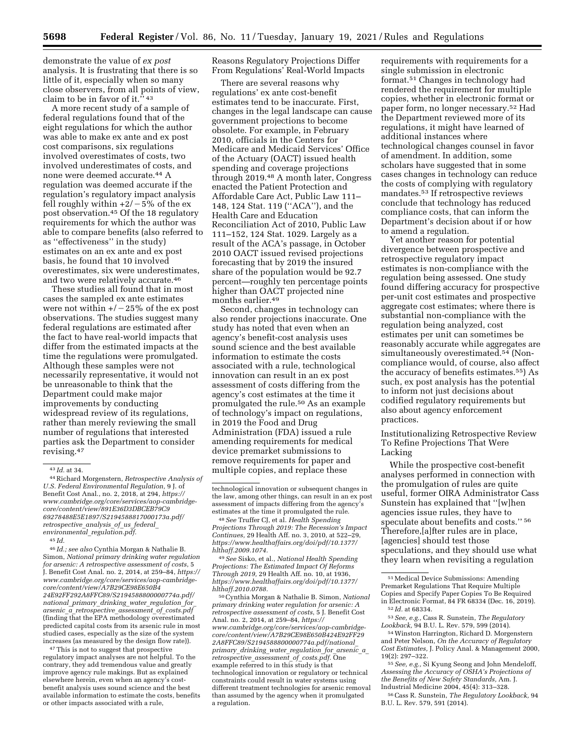demonstrate the value of *ex post* analysis. It is frustrating that there is so little of it, especially when so many close observers, from all points of view, claim to be in favor of it.'' [43]

A more recent study of a sample of federal regulations found that of the eight regulations for which the author was able to make ex ante and ex post cost comparisons, six regulations involved overestimates of costs, two involved underestimates of costs, and none were deemed accurate.[44] A regulation was deemed accurate if the regulation's regulatory impact analysis fell roughly within +2/−5% of the ex post observation.[45] Of the 18 regulatory requirements for which the author was able to compare benefits (also referred to as ''effectiveness'' in the study) estimates on an ex ante and ex post basis, he found that 10 involved overestimates, six were underestimates, and two were relatively accurate.[46]

These studies all found that in most cases the sampled ex ante estimates were not within +/−25% of the ex post observations. The studies suggest many federal regulations are estimated after the fact to have real-world impacts that differ from the estimated impacts at the time the regulations were promulgated. Although these samples were not necessarily representative, it would not be unreasonable to think that the Department could make major improvements by conducting widespread review of its regulations, rather than merely reviewing the small number of regulations that interested parties ask the Department to consider revising.[47]

Reasons Regulatory Projections Differ From Regulations' Real-World Impacts

There are several reasons why regulations' ex ante cost-benefit estimates tend to be inaccurate. First, changes in the legal landscape can cause government projections to become obsolete. For example, in February 2010, officials in the Centers for Medicare and Medicaid Services' Office of the Actuary (OACT) issued health spending and coverage projections through 2019.[48] A month later, Congress enacted the Patient Protection and Affordable Care Act, Public Law 111–148, 124 Stat. 119 (''ACA''), and the Health Care and Education Reconciliation Act of 2010, Public Law 111–152, 124 Stat. 1029. Largely as a result of the ACA's passage, in October 2010 OACT issued revised projections forecasting that by 2019 the insured share of the population would be 92.7 percent—roughly ten percentage points higher than OACT projected nine months earlier.[49]

Second, changes in technology can also render projections inaccurate. One study has noted that even when an agency's benefit-cost analysis uses sound science and the best available information to estimate the costs associated with a rule, technological innovation can result in an ex post assessment of costs differing from the agency's cost estimates at the time it promulgated the rule.[50] As an example of technology's impact on regulations, in 2019 the Food and Drug Administration (FDA) issued a rule amending requirements for medical device premarket submissions to remove requirements for paper and multiple copies, and replace these requirements with requirements for a single submission in electronic format.[51] Changes in technology had rendered the requirement for multiple copies, whether in electronic format or paper form, no longer necessary.[52] Had the Department reviewed more of its regulations, it might have learned of additional instances where technological changes counsel in favor of amendment. In addition, some scholars have suggested that in some cases changes in technology can reduce the costs of complying with regulatory mandates.[53] If retrospective reviews conclude that technology has reduced compliance costs, that can inform the Department's decision about if or how to amend a regulation.

Yet another reason for potential divergence between prospective and retrospective regulatory impact estimates is non-compliance with the regulation being assessed. One study found differing accuracy for prospective per-unit cost estimates and prospective aggregate cost estimates; where there is substantial non-compliance with the regulation being analyzed, cost estimates per unit can sometimes be reasonably accurate while aggregates are simultaneously overestimated.[54] (Non-compliance would, of course, also affect the accuracy of benefits estimates.[55]) As such, ex post analysis has the potential to inform not just decisions about codified regulatory requirements but also about agency enforcement practices.

Institutionalizing Retrospective Review To Refine Projections That Were Lacking

While the prospective cost-benefit analyses performed in connection with the promulgation of rules are quite useful, former OIRA Administrator Cass Sunstein has explained that ''[w]hen agencies issue rules, they have to speculate about benefits and costs.'' [56] Therefore,[a]fter rules are in place, [agencies] should test those speculations, and they should use what they learn when revisiting a regulation

---

[43] *Id.* at 34.

[44] Richard Morgenstern, *Retrospective Analysis of U.S. Federal Environmental Regulation,* 9 J. of Benefit Cost Anal., no. 2, 2018, at 294, *https://www.cambridge.org/core/services/aop-cambridge-core/content/view/891E36D3DBCEB79C969278488E5E1897/S2194588817000173a.pdf/retrospective_analysis_of_us_federal_environmental_regulation.pdf.*

[45] *Id.*

[46] *Id.; see also* Cynthia Morgan & Nathalie B. Simon, *National primary drinking water regulation for arsenic: A retrospective assessment of costs,* 5 J. Benefit Cost Anal. no. 2, 2014, at 259–84, *https://www.cambridge.org/core/services/aop-cambridge-core/content/view/A7B29CE98E650B424E92FF292A8FFC89/S2194588800000774a.pdf/national_primary_drinking_water_regulation_for_arsenic_a_retrospective_assessment_of_costs.pdf* (finding that the EPA methodology overestimated predicted capital costs from its arsenic rule in most studied cases, especially as the size of the system increases (as measured by the design flow rate)).

[47] This is not to suggest that prospective regulatory impact analyses are not helpful. To the contrary, they add tremendous value and greatly improve agency rule makings. But as explained elsewhere herein, even when an agency's cost-benefit analysis uses sound science and the best available information to estimate the costs, benefits or other impacts associated with a rule, technological innovation or subsequent changes in the law, among other things, can result in an ex post assessment of impacts differing from the agency's estimates at the time it promulgated the rule.

[48] *See* Truffer CJ, et al. *Health Spending Projections Through 2019: The Recession's Impact Continues,* 29 Health Aff. no. 3, 2010, at 522–29, *https://www.healthaffairs.org/doi/pdf/10.1377/hlthaff.2009.1074.*

[49] *See* Sisko, et al., *National Health Spending Projections: The Estimated Impact Of Reforms Through 2019,* 29 Health Aff. no. 10, at 1936, *https://www.healthaffairs.org/doi/pdf/10.1377/hlthaff.2010.0788.*

[50] Cynthia Morgan & Nathalie B. Simon, *National primary drinking water regulation for arsenic: A retrospective assessment of costs,* 5 J. Benefit Cost Anal. no. 2, 2014, at 259–84, *https://www.cambridge.org/core/services/aop-cambridge-core/content/view/A7B29CE98E650B424E92FF292A8FFC89/S2194588800000774a.pdf/national_primary_drinking_water_regulation_for_arsenic_a_retrospective_assessment_of_costs.pdf.* One example referred to in this study is that technological innovation or regulatory or technical constraints could result in water systems using different treatment technologies for arsenic removal than assumed by the agency when it promulgated a regulation.

[51] Medical Device Submissions: Amending Premarket Regulations That Require Multiple Copies and Specify Paper Copies To Be Required in Electronic Format, 84 FR 68334 (Dec. 16, 2019).

[52] *Id.* at 68334.

[53] *See, e.g.,* Cass R. Sunstein, *The Regulatory Lookback,* 94 B.U. L. Rev. 579, 599 (2014).

[54] Winston Harrington, Richard D. Morgenstern and Peter Nelson, *On the Accuracy of Regulatory Cost Estimates,* J. Policy Anal. & Management 2000, 19(2): 297–322.

[55] *See, e.g.,* Si Kyung Seong and John Mendeloff, *Assessing the Accuracy of OSHA's Projections of the Benefits of New Safety Standards,* Am. J. Industrial Medicine 2004, 45(4): 313–328.

[56] Cass R. Sunstein, *The Regulatory Lookback,* 94 B.U. L. Rev. 579, 591 (2014).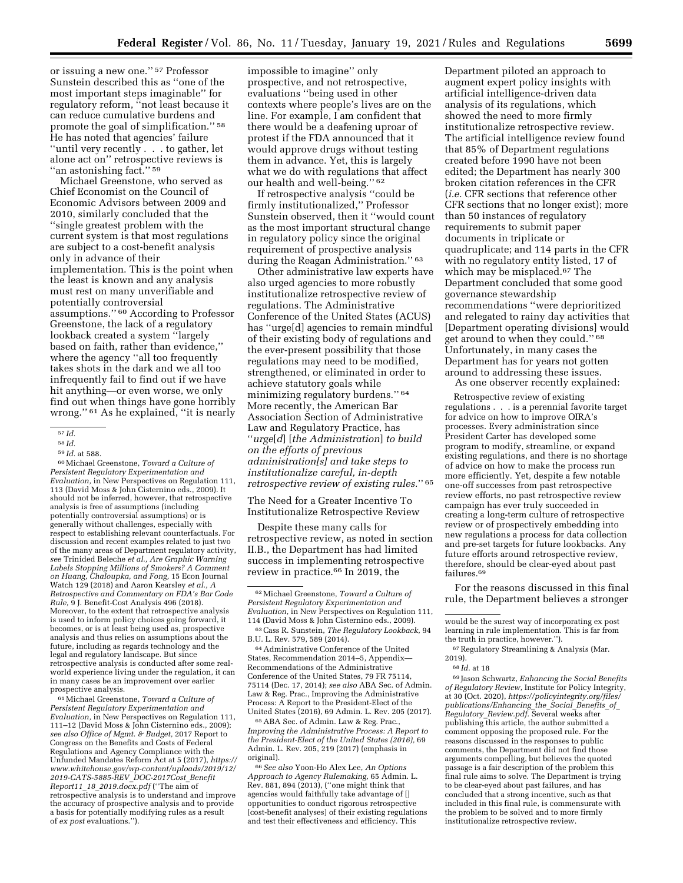or issuing a new one.'' [57] Professor Sunstein described this as ''one of the most important steps imaginable'' for regulatory reform, ''not least because it can reduce cumulative burdens and promote the goal of simplification.'' [58] He has noted that agencies' failure ''until very recently . . . to gather, let alone act on'' retrospective reviews is ''an astonishing fact.'' [59]

Michael Greenstone, who served as Chief Economist on the Council of Economic Advisors between 2009 and 2010, similarly concluded that the ''single greatest problem with the current system is that most regulations are subject to a cost-benefit analysis only in advance of their implementation. This is the point when the least is known and any analysis must rest on many unverifiable and potentially controversial assumptions.'' [60] According to Professor Greenstone, the lack of a regulatory lookback created a system ''largely based on faith, rather than evidence,'' where the agency ''all too frequently takes shots in the dark and we all too infrequently fail to find out if we have hit anything—or even worse, we only find out when things have gone horribly wrong.'' [61] As he explained, ''it is nearly impossible to imagine'' only prospective, and not retrospective, evaluations ''being used in other contexts where people's lives are on the line. For example, I am confident that there would be a deafening uproar of protest if the FDA announced that it would approve drugs without testing them in advance. Yet, this is largely what we do with regulations that affect our health and well-being.'' [62]

If retrospective analysis ''could be firmly institutionalized,'' Professor Sunstein observed, then it ''would count as the most important structural change in regulatory policy since the original requirement of prospective analysis during the Reagan Administration.'' [63]

Other administrative law experts have also urged agencies to more robustly institutionalize retrospective review of regulations. The Administrative Conference of the United States (ACUS) has ''urge[d] agencies to remain mindful of their existing body of regulations and the ever-present possibility that those regulations may need to be modified, strengthened, or eliminated in order to achieve statutory goals while minimizing regulatory burdens.'' [64] More recently, the American Bar Association Section of Administrative Law and Regulatory Practice, has ''*urge[d] [the Administration] to build on the efforts of previous administration[s] and take steps to institutionalize careful, in-depth retrospective review of existing rules*.'' [65]

## The Need for a Greater Incentive To Institutionalize Retrospective Review

Despite these many calls for retrospective review, as noted in section II.B., the Department has had limited success in implementing retrospective review in practice.[66] In 2019, the Department piloted an approach to augment expert policy insights with artificial intelligence-driven data analysis of its regulations, which showed the need to more firmly institutionalize retrospective review. The artificial intelligence review found that 85% of Department regulations created before 1990 have not been edited; the Department has nearly 300 broken citation references in the CFR (*i.e.* CFR sections that reference other CFR sections that no longer exist); more than 50 instances of regulatory requirements to submit paper documents in triplicate or quadruplicate; and 114 parts in the CFR with no regulatory entity listed, 17 of which may be misplaced.[67] The Department concluded that some good governance stewardship recommendations ''were deprioritized and relegated to rainy day activities that [Department operating divisions] would get around to when they could.'' [68] Unfortunately, in many cases the Department has for years not gotten around to addressing these issues.

As one observer recently explained:

> Retrospective review of existing regulations . . . is a perennial favorite target for advice on how to improve OIRA's processes. Every administration since President Carter has developed some program to modify, streamline, or expand existing regulations, and there is no shortage of advice on how to make the process run more efficiently. Yet, despite a few notable one-off successes from past retrospective review efforts, no past retrospective review campaign has ever truly succeeded in creating a long-term culture of retrospective review or of prospectively embedding into new regulations a process for data collection and pre-set targets for future lookbacks. Any future efforts around retrospective review, therefore, should be clear-eyed about past failures.[69]

For the reasons discussed in this final rule, the Department believes a stronger

---

[57] *Id.*

[58] *Id.*

[59] *Id.* at 588.

[60] Michael Greenstone, *Toward a Culture of Persistent Regulatory Experimentation and Evaluation,* in New Perspectives on Regulation 111, 113 (David Moss & John Cisternino eds., 2009). It should not be inferred, however, that retrospective analysis is free of assumptions (including potentially controversial assumptions) or is generally without challenges, especially with respect to establishing relevant counterfactuals. For discussion and recent examples related to just two of the many areas of Department regulatory activity, *see* Trinided Beleche *et al., Are Graphic Warning Labels Stopping Millions of Smokers? A Comment on Huang, Chaloupka, and Fong,* 15 Econ Journal Watch 129 (2018) and Aaron Kearsley *et al., A Retrospective and Commentary on FDA's Bar Code Rule,* 9 J. Benefit-Cost Analysis 496 (2018). Moreover, to the extent that retrospective analysis is used to inform policy choices going forward, it becomes, or is at least being used as, prospective analysis and thus relies on assumptions about the future, including as regards technology and the legal and regulatory landscape. But since retrospective analysis is conducted after some real-world experience living under the regulation, it can in many cases be an improvement over earlier prospective analysis.

[61] Michael Greenstone, *Toward a Culture of Persistent Regulatory Experimentation and Evaluation,* in New Perspectives on Regulation 111, 111–12 (David Moss & John Cisternino eds., 2009); *see also Office of Mgmt. & Budget,* 2017 Report to Congress on the Benefits and Costs of Federal Regulations and Agency Compliance with the Unfunded Mandates Reform Act at 5 (2017), *https://www.whitehouse.gov/wp-content/uploads/2019/12/2019-CATS-5885-REV_DOC-2017Cost_Benefit Report11_18_2019.docx.pdf* (''The aim of retrospective analysis is to understand and improve the accuracy of prospective analysis and to provide a basis for potentially modifying rules as a result of *ex post* evaluations.'').

[62] Michael Greenstone, *Toward a Culture of Persistent Regulatory Experimentation and Evaluation,* in New Perspectives on Regulation 111, 114 (David Moss & John Cisternino eds., 2009).

[63] Cass R. Sunstein, *The Regulatory Lookback,* 94 B.U. L. Rev. 579, 589 (2014).

[64] Administrative Conference of the United States, Recommendation 2014–5, Appendix—Recommendations of the Administrative Conference of the United States, 79 FR 75114, 75114 (Dec. 17, 2014); *see also* ABA Sec. of Admin. Law & Reg. Prac., Improving the Administrative Process: A Report to the President-Elect of the United States (2016), 69 Admin. L. Rev. 205 (2017).

[65] ABA Sec. of Admin. Law & Reg. Prac., *Improving the Administrative Process: A Report to the President-Elect of the United States (2016),* 69 Admin. L. Rev. 205, 219 (2017) (emphasis in original).

[66] *See also* Yoon-Ho Alex Lee, *An Options Approach to Agency Rulemaking,* 65 Admin. L. Rev. 881, 894 (2013), (''one might think that agencies would faithfully take advantage of [] opportunities to conduct rigorous retrospective [cost-benefit analyses] of their existing regulations and test their effectiveness and efficiency. This would be the surest way of incorporating ex post learning in rule implementation. This is far from the truth in practice, however.'').

[67] Regulatory Streamlining & Analysis (Mar. 2019).

[68] *Id.* at 18

[69] Jason Schwartz, *Enhancing the Social Benefits of Regulatory Review,* Institute for Policy Integrity, at 30 (Oct. 2020), *https://policyintegrity.org/files/publications/Enhancing_the_Social_Benefits_of_Regulatory_Review.pdf.* Several weeks after publishing this article, the author submitted a comment opposing the proposed rule. For the reasons discussed in the responses to public comments, the Department did not find those arguments compelling, but believes the quoted passage is a fair description of the problem this final rule aims to solve. The Department is trying to be clear-eyed about past failures, and has concluded that a strong incentive, such as that included in this final rule, is commensurate with the problem to be solved and to more firmly institutionalize retrospective review.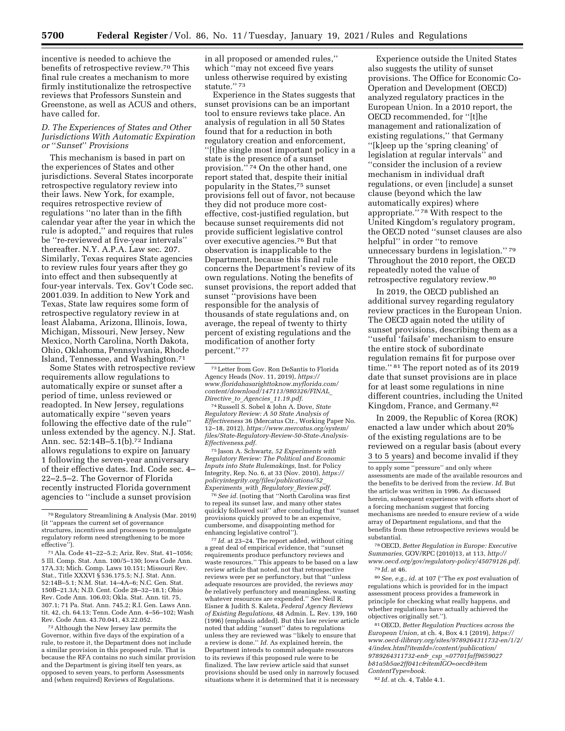incentive is needed to achieve the benefits of retrospective review.[70] This final rule creates a mechanism to more firmly institutionalize the retrospective reviews that Professors Sunstein and Greenstone, as well as ACUS and others, have called for.

### D. The Experiences of States and Other Jurisdictions With Automatic Expiration or "Sunset" Provisions

This mechanism is based in part on the experiences of States and other jurisdictions. Several States incorporate retrospective regulatory review into their laws. New York, for example, requires retrospective review of regulations "no later than in the fifth calendar year after the year in which the rule is adopted," and requires that rules be "re-reviewed at five-year intervals" thereafter. N.Y. A.P.A. Law sec. 207. Similarly, Texas requires State agencies to review rules four years after they go into effect and then subsequently at four-year intervals. Tex. Gov't Code sec. 2001.039. In addition to New York and Texas, State law requires some form of retrospective regulatory review in at least Alabama, Arizona, Illinois, Iowa, Michigan, Missouri, New Jersey, New Mexico, North Carolina, North Dakota, Ohio, Oklahoma, Pennsylvania, Rhode Island, Tennessee, and Washington.[71]

Some States with retrospective review requirements allow regulations to automatically expire or sunset after a period of time, unless reviewed or readopted. In New Jersey, regulations automatically expire "seven years following the effective date of the rule" unless extended by the agency. N.J. Stat. Ann. sec. 52:14B–5.1(b).[72] Indiana allows regulations to expire on January 1 following the seven-year anniversary of their effective dates. Ind. Code sec. 4–22–2.5–2. The Governor of Florida recently instructed Florida government agencies to "include a sunset provision in all proposed or amended rules," which "may not exceed five years unless otherwise required by existing statute." [73]

Experience in the States suggests that sunset provisions can be an important tool to ensure reviews take place. An analysis of regulation in all 50 States found that for a reduction in both regulatory creation and enforcement, "[t]he single most important policy in a state is the presence of a sunset provision." [74] On the other hand, one report stated that, despite their initial popularity in the States,[75] sunset provisions fell out of favor, not because they did not produce more cost-effective, cost-justified regulation, but because sunset requirements did not provide sufficient legislative control over executive agencies.[76] But that observation is inapplicable to the Department, because this final rule concerns the Department's review of its own regulations. Noting the benefits of sunset provisions, the report added that sunset "provisions have been responsible for the analysis of thousands of state regulations and, on average, the repeal of twenty to thirty percent of existing regulations and the modification of another forty percent." [77]

Experience outside the United States also suggests the utility of sunset provisions. The Office for Economic Co-Operation and Development (OECD) analyzed regulatory practices in the European Union. In a 2010 report, the OECD recommended, for "[t]he management and rationalization of existing regulations," that Germany "[k]eep up the 'spring cleaning' of legislation at regular intervals" and "consider the inclusion of a review mechanism in individual draft regulations, or even [include] a sunset clause (beyond which the law automatically expires) where appropriate." [78] With respect to the United Kingdom's regulatory program, the OECD noted "sunset clauses are also helpful" in order "to remove unnecessary burdens in legislation." [79] Throughout the 2010 report, the OECD repeatedly noted the value of retrospective regulatory review.[80]

In 2019, the OECD published an additional survey regarding regulatory review practices in the European Union. The OECD again noted the utility of sunset provisions, describing them as a "useful 'failsafe' mechanism to ensure the entire stock of subordinate regulation remains fit for purpose over time." [81] The report noted as of its 2019 date that sunset provisions are in place for at least some regulations in nine different countries, including the United Kingdom, France, and Germany.[82]

In 2009, the Republic of Korea (ROK) enacted a law under which about 20% of the existing regulations are to be reviewed on a regular basis (about every 3 to 5 years) and become invalid if they

---

[70] Regulatory Streamlining & Analysis (Mar. 2019) (it "appears the current set of governance structures, incentives and processes to promulgate regulatory reform need strengthening to be more effective").

[71] Ala. Code 41–22–5.2; Ariz. Rev. Stat. 41–1056; 5 Ill. Comp. Stat. Ann. 100/5–130; Iowa Code Ann. 17A.33; Mich. Comp. Laws 10.151; Missouri Rev. Stat., Title XXXVI § 536.175.5; N.J. Stat. Ann. 52:14B–5.1; N.M. Stat. 14–4A–6; N.C. Gen. Stat. 150B–21.3A; N.D. Cent. Code 28–32–18.1; Ohio Rev. Code Ann. 106.03; Okla. Stat. Ann. tit. 75, 307.1; 71 Pa. Stat. Ann. 745.2; R.I. Gen. Laws Ann. tit. 42, ch. 64.13; Tenn. Code Ann. 4–56–102; Wash Rev. Code Ann. 43.70.041, 43.22.052.

[72] Although the New Jersey law permits the Governor, within five days of the expiration of a rule, to restore it, the Department does not include a similar provision in this proposed rule. That is because the RFA contains no such similar provision and the Department is giving itself ten years, as opposed to seven years, to perform Assessments and (when required) Reviews of Regulations.

[73] Letter from Gov. Ron DeSantis to Florida Agency Heads (Nov. 11, 2019), *https://www.floridahasarighttoknow.myflorida.com/content/download/147113/980326/FINAL_Directive_to_Agencies_11.19.pdf.*

[74] Russell S. Sobel & John A. Dove, *State Regulatory Review: A 50 State Analysis of Effectiveness* 36 (Mercatus Ctr., Working Paper No. 12–18, 2012), *https://www.mercatus.org/system/files/State-Regulatory-Review-50-State-Analysis-Effectiveness.pdf.*

[75] Jason A. Schwartz, *52 Experiments with Regulatory Review: The Political and Economic Inputs into State Rulemakings,* Inst. for Policy Integrity, Rep. No. 6, at 33 (Nov. 2010), *https://policyintegrity.org/files/publications/52_Experiments_with_Regulatory_Review.pdf.*

[76] *See id.* (noting that "North Carolina was first to repeal its sunset law, and many other states quickly followed suit" after concluding that "sunset provisions quickly proved to be an expensive, cumbersome, and disappointing method for enhancing legislative control").

[77] *Id.* at 23–24. The report added, without citing a great deal of empirical evidence, that "sunset requirements produce perfunctory reviews and waste resources." This appears to be based on a law review article that noted, not that retrospective reviews were per se perfunctory, but that "unless adequate resources are provided, the reviews *may be* relatively perfunctory and meaningless, wasting whatever resources are expended." *See* Neil R. Eisner & Judith S. Kaleta, *Federal Agency Reviews of Existing Regulations,* 48 Admin. L. Rev. 139, 160 (1996) (emphasis added). But this law review article noted that adding "sunset" dates to regulations unless they are reviewed was "likely to ensure that a review is done." *Id.* As explained herein, the Department intends to commit adequate resources to its reviews if this proposed rule were to be finalized. The law review article said that sunset provisions should be used only in narrowly focused situations where it is determined that it is necessary to apply some "pressure" and only where assessments are made of the available resources and the benefits to be derived from the review. *Id.* But the article was written in 1996. As discussed herein, subsequent experience with efforts short of a forcing mechanism suggest that forcing mechanisms are needed to ensure review of a wide array of Department regulations, and that the benefits from these retrospective reviews would be substantial.

[78] OECD, *Better Regulation in Europe: Executive Summaries,* GOV/RPC (2010)13, at 113, *http://www.oecd.org/gov/regulatory-policy/45079126.pdf.*

[79] *Id.* at 46.

[80] *See, e.g., id.* at 107 ("The *ex post* evaluation of regulations which is provided for in the impact assessment process provides a framework in principle for checking what really happens, and whether regulations have actually achieved the objectives originally set.").

[81] OECD, *Better Regulation Practices across the European Union,* at ch. 4, Box 4.1 (2019), *https://www.oecd-ilibrary.org/sites/9789264311732-en/1/2/4/index.html?itemId=/content/publication/9789264311732-en&_csp_=07701faff9659027b81a5b5ae2ff041c&itemIGO=oecd&itemContentType=book.*

[82] *Id.* at ch. 4, Table 4.1.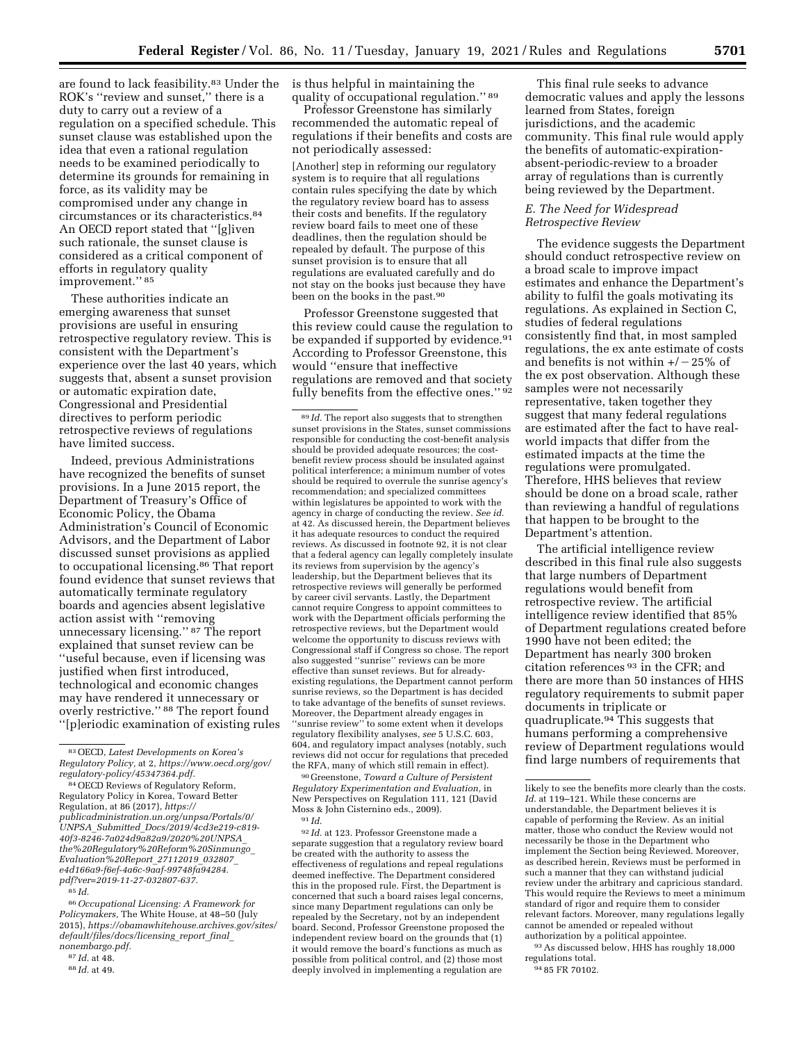are found to lack feasibility.[83] Under the ROK's ''review and sunset,'' there is a duty to carry out a review of a regulation on a specified schedule. This sunset clause was established upon the idea that even a rational regulation needs to be examined periodically to determine its grounds for remaining in force, as its validity may be compromised under any change in circumstances or its characteristics.[84] An OECD report stated that ''[g]iven such rationale, the sunset clause is considered as a critical component of efforts in regulatory quality improvement.'' [85]

These authorities indicate an emerging awareness that sunset provisions are useful in ensuring retrospective regulatory review. This is consistent with the Department's experience over the last 40 years, which suggests that, absent a sunset provision or automatic expiration date, Congressional and Presidential directives to perform periodic retrospective reviews of regulations have limited success.

Indeed, previous Administrations have recognized the benefits of sunset provisions. In a June 2015 report, the Department of Treasury's Office of Economic Policy, the Obama Administration's Council of Economic Advisors, and the Department of Labor discussed sunset provisions as applied to occupational licensing.[86] That report found evidence that sunset reviews that automatically terminate regulatory boards and agencies absent legislative action assist with ''removing unnecessary licensing.'' [87] The report explained that sunset review can be ''useful because, even if licensing was justified when first introduced, technological and economic changes may have rendered it unnecessary or overly restrictive.'' [88] The report found ''[p]eriodic examination of existing rules is thus helpful in maintaining the quality of occupational regulation.'' [89]

Professor Greenstone has similarly recommended the automatic repeal of regulations if their benefits and costs are not periodically assessed:

> [Another] step in reforming our regulatory system is to require that all regulations contain rules specifying the date by which the regulatory review board has to assess their costs and benefits. If the regulatory review board fails to meet one of these deadlines, then the regulation should be repealed by default. The purpose of this sunset provision is to ensure that all regulations are evaluated carefully and do not stay on the books just because they have been on the books in the past.[90]

Professor Greenstone suggested that this review could cause the regulation to be expanded if supported by evidence.[91] According to Professor Greenstone, this would ''ensure that ineffective regulations are removed and that society fully benefits from the effective ones.'' [92]

This final rule seeks to advance democratic values and apply the lessons learned from States, foreign jurisdictions, and the academic community. This final rule would apply the benefits of automatic-expiration-absent-periodic-review to a broader array of regulations than is currently being reviewed by the Department.

### E. The Need for Widespread Retrospective Review

The evidence suggests the Department should conduct retrospective review on a broad scale to improve impact estimates and enhance the Department's ability to fulfil the goals motivating its regulations. As explained in Section C, studies of federal regulations consistently find that, in most sampled regulations, the ex ante estimate of costs and benefits is not within +/−25% of the ex post observation. Although these samples were not necessarily representative, taken together they suggest that many federal regulations are estimated after the fact to have real-world impacts that differ from the estimated impacts at the time the regulations were promulgated. Therefore, HHS believes that review should be done on a broad scale, rather than reviewing a handful of regulations that happen to be brought to the Department's attention.

The artificial intelligence review described in this final rule also suggests that large numbers of Department regulations would benefit from retrospective review. The artificial intelligence review identified that 85% of Department regulations created before 1990 have not been edited; the Department has nearly 300 broken citation references [93] in the CFR; and there are more than 50 instances of HHS regulatory requirements to submit paper documents in triplicate or quadruplicate.[94] This suggests that humans performing a comprehensive review of Department regulations would find large numbers of requirements that

---

[83] OECD, *Latest Developments on Korea's Regulatory Policy,* at 2, *https://www.oecd.org/gov/regulatory-policy/45347364.pdf.*

[84] OECD Reviews of Regulatory Reform, Regulatory Policy in Korea, Toward Better Regulation, at 86 (2017), *https://publicadministration.un.org/unpsa/Portals/0/UNPSA_Submitted_Docs/2019/4cd3e219-c819-40f3-8246-7a024d9a82a9/2020%20UNPSA_the%20Regulatory%20Reform%20Sinmungo_Evaluation%20Report_27112019_032807_e4d166a9-f6ef-4a6c-9aaf-99748fa94284.pdf?ver=2019-11-27-032807-637.*

[85] *Id.*

[86] *Occupational Licensing: A Framework for Policymakers,* The White House, at 48–50 (July 2015), *https://obamawhitehouse.archives.gov/sites/default/files/docs/licensing_report_final_nonembargo.pdf.*

[87] *Id.* at 48.

[88] *Id.* at 49.

[89] *Id.* The report also suggests that to strengthen sunset provisions in the States, sunset commissions responsible for conducting the cost-benefit analysis should be provided adequate resources; the cost-benefit review process should be insulated against political interference; a minimum number of votes should be required to overrule the sunrise agency's recommendation; and specialized committees within legislatures be appointed to work with the agency in charge of conducting the review. *See id.* at 42. As discussed herein, the Department believes it has adequate resources to conduct the required reviews. As discussed in footnote 92, it is not clear that a federal agency can legally completely insulate its reviews from supervision by the agency's leadership, but the Department believes that its retrospective reviews will generally be performed by career civil servants. Lastly, the Department cannot require Congress to appoint committees to work with the Department officials performing the retrospective reviews, but the Department would welcome the opportunity to discuss reviews with Congressional staff if Congress so chose. The report also suggested ''sunrise'' reviews can be more effective than sunset reviews. But for already-existing regulations, the Department cannot perform sunrise reviews, so the Department is has decided to take advantage of the benefits of sunset reviews. Moreover, the Department already engages in ''sunrise review'' to some extent when it develops regulatory flexibility analyses, *see* 5 U.S.C. 603, 604, and regulatory impact analyses (notably, such reviews did not occur for regulations that preceded the RFA, many of which still remain in effect).

[90] Greenstone, *Toward a Culture of Persistent Regulatory Experimentation and Evaluation,* in New Perspectives on Regulation 111, 121 (David Moss & John Cisternino eds., 2009).

[91] *Id.*

[92] *Id.* at 123. Professor Greenstone made a separate suggestion that a regulatory review board be created with the authority to assess the effectiveness of regulations and repeal regulations deemed ineffective. The Department considered this in the proposed rule. First, the Department is concerned that such a board raises legal concerns, since many Department regulations can only be repealed by the Secretary, not by an independent board. Second, Professor Greenstone proposed the independent review board on the grounds that (1) it would remove the board's functions as much as possible from political control, and (2) those most deeply involved in implementing a regulation are likely to see the benefits more clearly than the costs. *Id.* at 119–121. While these concerns are understandable, the Department believes it is capable of performing the Review. As an initial matter, those who conduct the Review would not necessarily be those in the Department who implement the Section being Reviewed. Moreover, as described herein, Reviews must be performed in such a manner that they can withstand judicial review under the arbitrary and capricious standard. This would require the Reviews to meet a minimum standard of rigor and require them to consider relevant factors. Moreover, many regulations legally cannot be amended or repealed without authorization by a political appointee.

[93] As discussed below, HHS has roughly 18,000 regulations total.

[94] 85 FR 70102.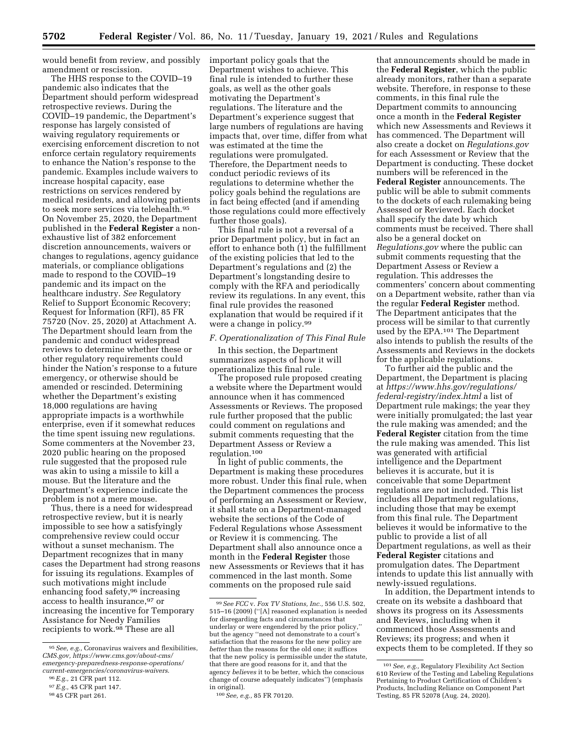would benefit from review, and possibly amendment or rescission.

The HHS response to the COVID–19 pandemic also indicates that the Department should perform widespread retrospective reviews. During the COVID–19 pandemic, the Department's response has largely consisted of waiving regulatory requirements or exercising enforcement discretion to not enforce certain regulatory requirements to enhance the Nation's response to the pandemic. Examples include waivers to increase hospital capacity, ease restrictions on services rendered by medical residents, and allowing patients to seek more services via telehealth.[95] On November 25, 2020, the Department published in the **Federal Register** a non-exhaustive list of 382 enforcement discretion announcements, waivers or changes to regulations, agency guidance materials, or compliance obligations made to respond to the COVID–19 pandemic and its impact on the healthcare industry. *See* Regulatory Relief to Support Economic Recovery; Request for Information (RFI), 85 FR 75720 (Nov. 25, 2020) at Attachment A. The Department should learn from the pandemic and conduct widespread reviews to determine whether these or other regulatory requirements could hinder the Nation's response to a future emergency, or otherwise should be amended or rescinded. Determining whether the Department's existing 18,000 regulations are having appropriate impacts is a worthwhile enterprise, even if it somewhat reduces the time spent issuing new regulations. Some commenters at the November 23, 2020 public hearing on the proposed rule suggested that the proposed rule was akin to using a missile to kill a mouse. But the literature and the Department's experience indicate the problem is not a mere mouse.

Thus, there is a need for widespread retrospective review, but it is nearly impossible to see how a satisfyingly comprehensive review could occur without a sunset mechanism. The Department recognizes that in many cases the Department had strong reasons for issuing its regulations. Examples of such motivations might include enhancing food safety,[96] increasing access to health insurance,[97] or increasing the incentive for Temporary Assistance for Needy Families recipients to work.[98] These are all important policy goals that the Department wishes to achieve. This final rule is intended to further these goals, as well as the other goals motivating the Department's regulations. The literature and the Department's experience suggest that large numbers of regulations are having impacts that, over time, differ from what was estimated at the time the regulations were promulgated. Therefore, the Department needs to conduct periodic reviews of its regulations to determine whether the policy goals behind the regulations are in fact being effected (and if amending those regulations could more effectively further those goals).

This final rule is not a reversal of a prior Department policy, but in fact an effort to enhance both (1) the fulfillment of the existing policies that led to the Department's regulations and (2) the Department's longstanding desire to comply with the RFA and periodically review its regulations. In any event, this final rule provides the reasoned explanation that would be required if it were a change in policy.[99]

### F. Operationalization of This Final Rule

In this section, the Department summarizes aspects of how it will operationalize this final rule.

The proposed rule proposed creating a website where the Department would announce when it has commenced Assessments or Reviews. The proposed rule further proposed that the public could comment on regulations and submit comments requesting that the Department Assess or Review a regulation.[100]

In light of public comments, the Department is making these procedures more robust. Under this final rule, when the Department commences the process of performing an Assessment or Review, it shall state on a Department-managed website the sections of the Code of Federal Regulations whose Assessment or Review it is commencing. The Department shall also announce once a month in the **Federal Register** those new Assessments or Reviews that it has commenced in the last month. Some comments on the proposed rule said that announcements should be made in the **Federal Register**, which the public already monitors, rather than a separate website. Therefore, in response to these comments, in this final rule the Department commits to announcing once a month in the **Federal Register** which new Assessments and Reviews it has commenced. The Department will also create a docket on *Regulations.gov* for each Assessment or Review that the Department is conducting. These docket numbers will be referenced in the **Federal Register** announcements. The public will be able to submit comments to the dockets of each rulemaking being Assessed or Reviewed. Each docket shall specify the date by which comments must be received. There shall also be a general docket on *Regulations.gov* where the public can submit comments requesting that the Department Assess or Review a regulation. This addresses the commenters' concern about commenting on a Department website, rather than via the regular **Federal Register** method. The Department anticipates that the process will be similar to that currently used by the EPA.[101] The Department also intends to publish the results of the Assessments and Reviews in the dockets for the applicable regulations.

To further aid the public and the Department, the Department is placing at *https://www.hhs.gov/regulations/federal-registry/index.html* a list of Department rule makings; the year they were initially promulgated; the last year the rule making was amended; and the **Federal Register** citation from the time the rule making was amended. This list was generated with artificial intelligence and the Department believes it is accurate, but it is conceivable that some Department regulations are not included. This list includes all Department regulations, including those that may be exempt from this final rule. The Department believes it would be informative to the public to provide a list of all Department regulations, as well as their **Federal Register** citations and promulgation dates. The Department intends to update this list annually with newly-issued regulations.

In addition, the Department intends to create on its website a dashboard that shows its progress on its Assessments and Reviews, including when it commenced those Assessments and Reviews; its progress; and when it expects them to be completed. If they so

---

[95] *See, e.g.,* Coronavirus waivers and flexibilities, *CMS.gov, https://www.cms.gov/about-cms/emergency-preparedness-response-operations/current-emergencies/coronavirus-waivers.*

[96] *E.g.,* 21 CFR part 112.

[97] *E.g.,* 45 CFR part 147.

[98] 45 CFR part 261.

[99] *See FCC* v. *Fox TV Stations, Inc.,* 556 U.S. 502, 515–16 (2009) (''[A] reasoned explanation is needed for disregarding facts and circumstances that underlay or were engendered by the prior policy,'' but the agency ''need not demonstrate to a court's satisfaction that the reasons for the new policy are *better* than the reasons for the old one; it suffices that the new policy is permissible under the statute, that there are good reasons for it, and that the agency *believes* it to be better, which the conscious change of course adequately indicates'') (emphasis in original).

[100] *See, e.g.,* 85 FR 70120.

[101] *See, e.g.,* Regulatory Flexibility Act Section 610 Review of the Testing and Labeling Regulations Pertaining to Product Certification of Children's Products, Including Reliance on Component Part Testing, 85 FR 52078 (Aug. 24, 2020).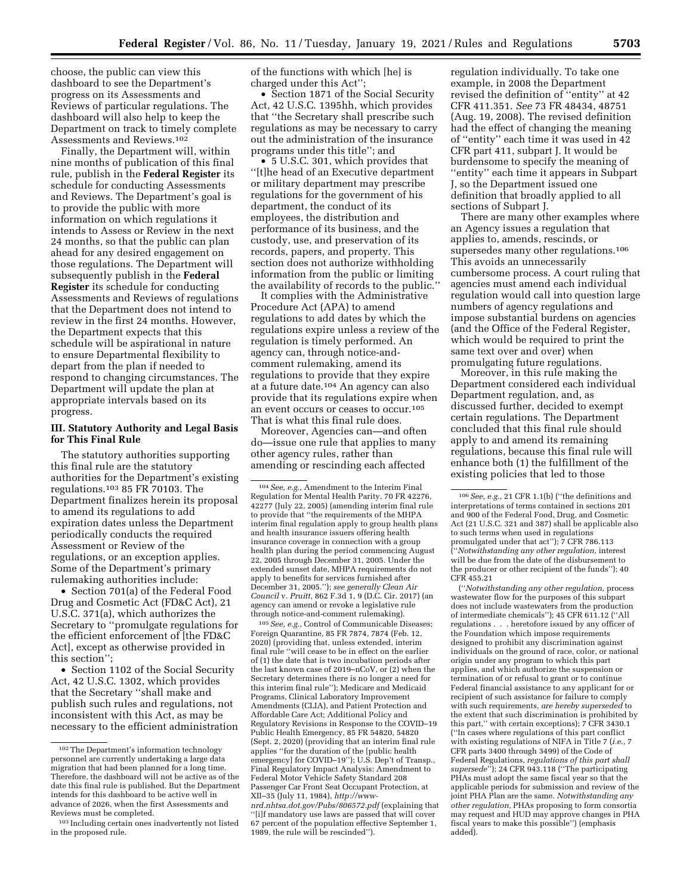choose, the public can view this dashboard to see the Department's progress on its Assessments and Reviews of particular regulations. The dashboard will also help to keep the Department on track to timely complete Assessments and Reviews.[102]

Finally, the Department will, within nine months of publication of this final rule, publish in the **Federal Register** its schedule for conducting Assessments and Reviews. The Department's goal is to provide the public with more information on which regulations it intends to Assess or Review in the next 24 months, so that the public can plan ahead for any desired engagement on those regulations. The Department will subsequently publish in the **Federal Register** its schedule for conducting Assessments and Reviews of regulations that the Department does not intend to review in the first 24 months. However, the Department expects that this schedule will be aspirational in nature to ensure Departmental flexibility to depart from the plan if needed to respond to changing circumstances. The Department will update the plan at appropriate intervals based on its progress.

### III. Statutory Authority and Legal Basis for This Final Rule

The statutory authorities supporting this final rule are the statutory authorities for the Department's existing regulations.[103] 85 FR 70103. The Department finalizes herein its proposal to amend its regulations to add expiration dates unless the Department periodically conducts the required Assessment or Review of the regulations, or an exception applies. Some of the Department's primary rulemaking authorities include:

- Section 701(a) of the Federal Food Drug and Cosmetic Act (FD&C Act), 21 U.S.C. 371(a), which authorizes the Secretary to "promulgate regulations for the efficient enforcement of [the FD&C Act], except as otherwise provided in this section";
- Section 1102 of the Social Security Act, 42 U.S.C. 1302, which provides that the Secretary "shall make and publish such rules and regulations, not inconsistent with this Act, as may be necessary to the efficient administration of the functions with which [he] is charged under this Act";
- Section 1871 of the Social Security Act, 42 U.S.C. 1395hh, which provides that "the Secretary shall prescribe such regulations as may be necessary to carry out the administration of the insurance programs under this title"; and
- 5 U.S.C. 301, which provides that "[t]he head of an Executive department or military department may prescribe regulations for the government of his department, the conduct of its employees, the distribution and performance of its business, and the custody, use, and preservation of its records, papers, and property. This section does not authorize withholding information from the public or limiting the availability of records to the public."

It complies with the Administrative Procedure Act (APA) to amend regulations to add dates by which the regulations expire unless a review of the regulation is timely performed. An agency can, through notice-and-comment rulemaking, amend its regulations to provide that they expire at a future date.[104] An agency can also provide that its regulations expire when an event occurs or ceases to occur.[105] That is what this final rule does.

Moreover, Agencies can—and often do—issue one rule that applies to many other agency rules, rather than amending or rescinding each affected regulation individually. To take one example, in 2008 the Department revised the definition of "entity" at 42 CFR 411.351. *See* 73 FR 48434, 48751 (Aug. 19, 2008). The revised definition had the effect of changing the meaning of "entity" each time it was used in 42 CFR part 411, subpart J. It would be burdensome to specify the meaning of "entity" each time it appears in Subpart J, so the Department issued one definition that broadly applied to all sections of Subpart J.

There are many other examples where an Agency issues a regulation that applies to, amends, rescinds, or supersedes many other regulations.[106] This avoids an unnecessarily cumbersome process. A court ruling that agencies must amend each individual regulation would call into question large numbers of agency regulations and impose substantial burdens on agencies (and the Office of the Federal Register, which would be required to print the same text over and over) when promulgating future regulations.

Moreover, in this rule making the Department considered each individual Department regulation, and, as discussed further, decided to exempt certain regulations. The Department concluded that this final rule should apply to and amend its remaining regulations, because this final rule will enhance both (1) the fulfillment of the existing policies that led to those

---

[102] The Department's information technology personnel are currently undertaking a large data migration that had been planned for a long time. Therefore, the dashboard will not be active as of the date this final rule is published. But the Department intends for this dashboard to be active well in advance of 2026, when the first Assessments and Reviews must be completed.

[103] Including certain ones inadvertently not listed in the proposed rule.

[104] *See, e.g.,* Amendment to the Interim Final Regulation for Mental Health Parity, 70 FR 42276, 42277 (July 22, 2005) (amending interim final rule to provide that "the requirements of the MHPA interim final regulation apply to group health plans and health insurance issuers offering health insurance coverage in connection with a group health plan during the period commencing August 22, 2005 through December 31, 2005. Under the extended sunset date, MHPA requirements do not apply to benefits for services furnished after December 31, 2005."); *see generally Clean Air Council* v. *Pruitt,* 862 F.3d 1, 9 (D.C. Cir. 2017) (an agency can amend or revoke a legislative rule through notice-and-comment rulemaking).

[105] *See, e.g.,* Control of Communicable Diseases; Foreign Quarantine, 85 FR 7874, 7874 (Feb. 12, 2020) (providing that, unless extended, interim final rule "will cease to be in effect on the earlier of (1) the date that is two incubation periods after the last known case of 2019–nCoV, or (2) when the Secretary determines there is no longer a need for this interim final rule"); Medicare and Medicaid Programs, Clinical Laboratory Improvement Amendments (CLIA), and Patient Protection and Affordable Care Act; Additional Policy and Regulatory Revisions in Response to the COVID–19 Public Health Emergency, 85 FR 54820, 54820 (Sept. 2, 2020) (providing that an interim final rule applies "for the duration of the [public health emergency] for COVID–19"); U.S. Dep't of Transp., Final Regulatory Impact Analysis: Amendment to Federal Motor Vehicle Safety Standard 208 Passenger Car Front Seat Occupant Protection, at XII–35 (July 11, 1984), *http://www-nrd.nhtsa.dot.gov/Pubs/806572.pdf* (explaining that "[i]f mandatory use laws are passed that will cover 67 percent of the population effective September 1, 1989, the rule will be rescinded").

[106] *See, e.g.,* 21 CFR 1.1(b) ("the definitions and interpretations of terms contained in sections 201 and 900 of the Federal Food, Drug, and Cosmetic Act (21 U.S.C. 321 and 387) shall be applicable also to such terms when used in regulations promulgated under that act"); 7 CFR 786.113 ("*Notwithstanding any other regulation,* interest will be due from the date of the disbursement to the producer or other recipient of the funds"); 40 CFR 455.21 ("*Notwithstanding any other regulation,* process wastewater flow for the purposes of this subpart does not include wastewaters from the production of intermediate chemicals"); 45 CFR 611.12 ("All regulations . . . heretofore issued by any officer of the Foundation which impose requirements designed to prohibit any discrimination against individuals on the ground of race, color, or national origin under any program to which this part applies, and which authorize the suspension or termination of or refusal to grant or to continue Federal financial assistance to any applicant for or recipient of such assistance for failure to comply with such requirements, *are hereby superseded* to the extent that such discrimination is prohibited by this part," with certain exceptions); 7 CFR 3430.1 ("In cases where regulations of this part conflict with existing regulations of NIFA in Title 7 (*i.e.,* 7 CFR parts 3400 through 3499) of the Code of Federal Regulations, *regulations of this part shall supersede*"); 24 CFR 943.118 ("The participating PHAs must adopt the same fiscal year so that the applicable periods for submission and review of the joint PHA Plan are the same. *Notwithstanding any other regulation,* PHAs proposing to form consortia may request and HUD may approve changes in PHA fiscal years to make this possible") (emphasis added).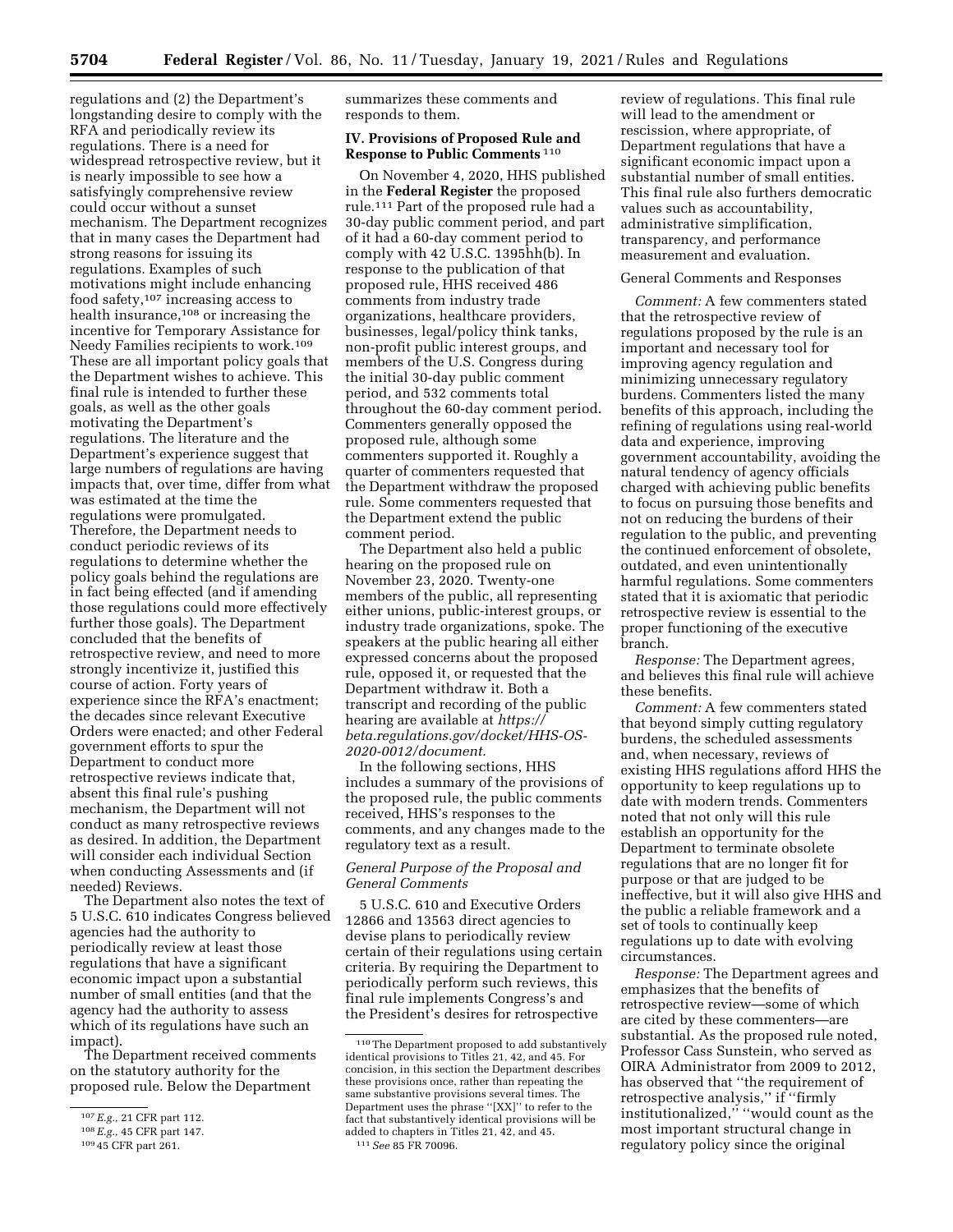regulations and (2) the Department's longstanding desire to comply with the RFA and periodically review its regulations. There is a need for widespread retrospective review, but it is nearly impossible to see how a satisfyingly comprehensive review could occur without a sunset mechanism. The Department recognizes that in many cases the Department had strong reasons for issuing its regulations. Examples of such motivations might include enhancing food safety,[107] increasing access to health insurance,[108] or increasing the incentive for Temporary Assistance for Needy Families recipients to work.[109] These are all important policy goals that the Department wishes to achieve. This final rule is intended to further these goals, as well as the other goals motivating the Department's regulations. The literature and the Department's experience suggest that large numbers of regulations are having impacts that, over time, differ from what was estimated at the time the regulations were promulgated. Therefore, the Department needs to conduct periodic reviews of its regulations to determine whether the policy goals behind the regulations are in fact being effected (and if amending those regulations could more effectively further those goals). The Department concluded that the benefits of retrospective review, and need to more strongly incentivize it, justified this course of action. Forty years of experience since the RFA's enactment; the decades since relevant Executive Orders were enacted; and other Federal government efforts to spur the Department to conduct more retrospective reviews indicate that, absent this final rule's pushing mechanism, the Department will not conduct as many retrospective reviews as desired. In addition, the Department will consider each individual Section when conducting Assessments and (if needed) Reviews.

The Department also notes the text of 5 U.S.C. 610 indicates Congress believed agencies had the authority to periodically review at least those regulations that have a significant economic impact upon a substantial number of small entities (and that the agency had the authority to assess which of its regulations have such an impact).

The Department received comments on the statutory authority for the proposed rule. Below the Department summarizes these comments and responds to them.

## IV. Provisions of Proposed Rule and Response to Public Comments [110]

On November 4, 2020, HHS published in the **Federal Register** the proposed rule.[111] Part of the proposed rule had a 30-day public comment period, and part of it had a 60-day comment period to comply with 42 U.S.C. 1395hh(b). In response to the publication of that proposed rule, HHS received 486 comments from industry trade organizations, healthcare providers, businesses, legal/policy think tanks, non-profit public interest groups, and members of the U.S. Congress during the initial 30-day public comment period, and 532 comments total throughout the 60-day comment period. Commenters generally opposed the proposed rule, although some commenters supported it. Roughly a quarter of commenters requested that the Department withdraw the proposed rule. Some commenters requested that the Department extend the public comment period.

The Department also held a public hearing on the proposed rule on November 23, 2020. Twenty-one members of the public, all representing either unions, public-interest groups, or industry trade organizations, spoke. The speakers at the public hearing all either expressed concerns about the proposed rule, opposed it, or requested that the Department withdraw it. Both a transcript and recording of the public hearing are available at *https://beta.regulations.gov/docket/HHS-OS-2020-0012/document.*

In the following sections, HHS includes a summary of the provisions of the proposed rule, the public comments received, HHS's responses to the comments, and any changes made to the regulatory text as a result.

### *General Purpose of the Proposal and General Comments*

5 U.S.C. 610 and Executive Orders 12866 and 13563 direct agencies to devise plans to periodically review certain of their regulations using certain criteria. By requiring the Department to periodically perform such reviews, this final rule implements Congress's and the President's desires for retrospective review of regulations. This final rule will lead to the amendment or rescission, where appropriate, of Department regulations that have a significant economic impact upon a substantial number of small entities. This final rule also furthers democratic values such as accountability, administrative simplification, transparency, and performance measurement and evaluation.

General Comments and Responses

*Comment:* A few commenters stated that the retrospective review of regulations proposed by the rule is an important and necessary tool for improving agency regulation and minimizing unnecessary regulatory burdens. Commenters listed the many benefits of this approach, including the refining of regulations using real-world data and experience, improving government accountability, avoiding the natural tendency of agency officials charged with achieving public benefits to focus on pursuing those benefits and not on reducing the burdens of their regulation to the public, and preventing the continued enforcement of obsolete, outdated, and even unintentionally harmful regulations. Some commenters stated that it is axiomatic that periodic retrospective review is essential to the proper functioning of the executive branch.

*Response:* The Department agrees, and believes this final rule will achieve these benefits.

*Comment:* A few commenters stated that beyond simply cutting regulatory burdens, the scheduled assessments and, when necessary, reviews of existing HHS regulations afford HHS the opportunity to keep regulations up to date with modern trends. Commenters noted that not only will this rule establish an opportunity for the Department to terminate obsolete regulations that are no longer fit for purpose or that are judged to be ineffective, but it will also give HHS and the public a reliable framework and a set of tools to continually keep regulations up to date with evolving circumstances.

*Response:* The Department agrees and emphasizes that the benefits of retrospective review—some of which are cited by these commenters—are substantial. As the proposed rule noted, Professor Cass Sunstein, who served as OIRA Administrator from 2009 to 2012, has observed that "the requirement of retrospective analysis," if "firmly institutionalized," "would count as the most important structural change in regulatory policy since the original

---

[107] *E.g.,* 21 CFR part 112.

[108] *E.g.,* 45 CFR part 147.

[109] 45 CFR part 261.

[110] The Department proposed to add substantively identical provisions to Titles 21, 42, and 45. For concision, in this section the Department describes these provisions once, rather than repeating the same substantive provisions several times. The Department uses the phrase "[XX]" to refer to the fact that substantively identical provisions will be added to chapters in Titles 21, 42, and 45.

[111] *See* 85 FR 70096.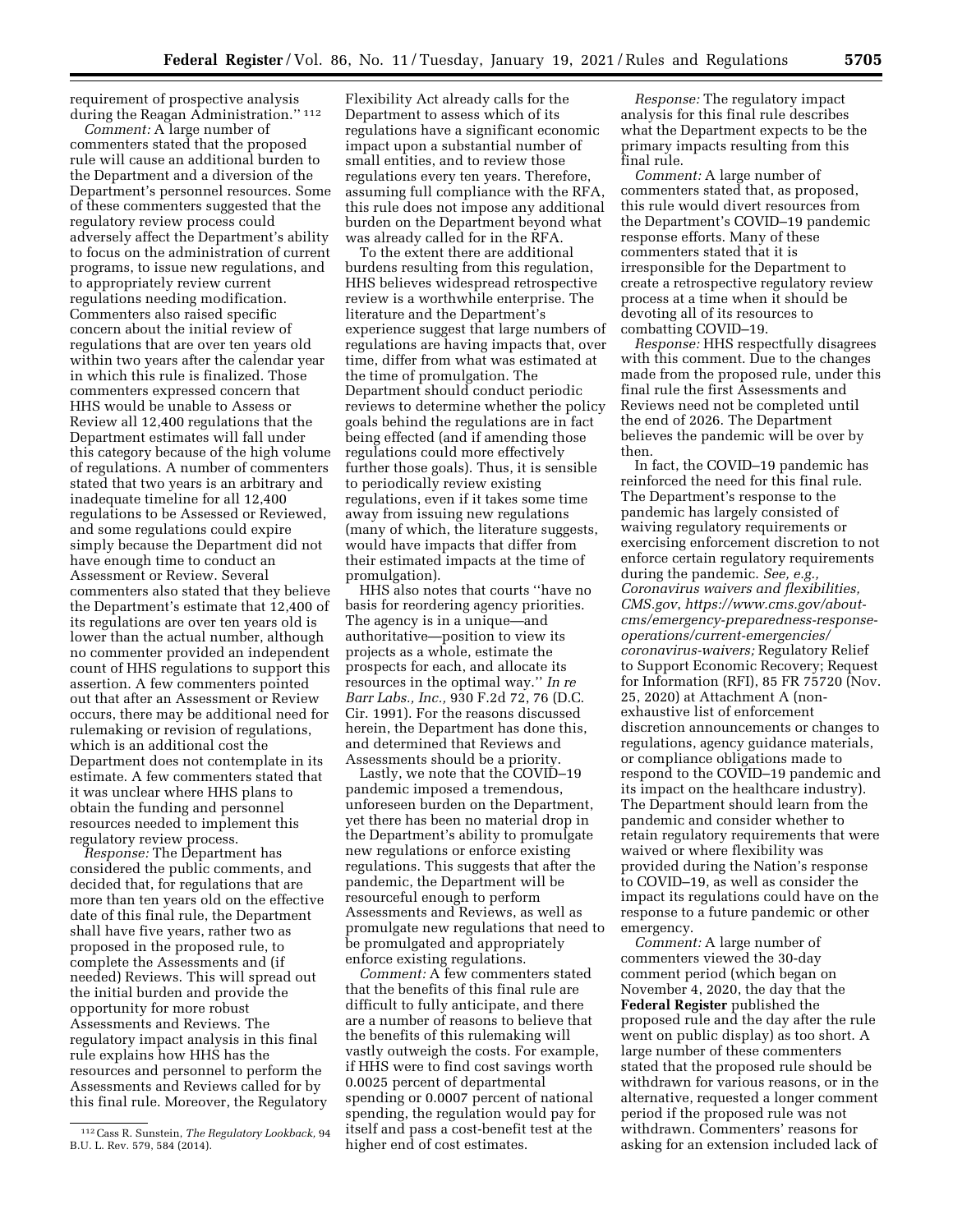requirement of prospective analysis during the Reagan Administration."[112]

*Comment:* A large number of commenters stated that the proposed rule will cause an additional burden to the Department and a diversion of the Department's personnel resources. Some of these commenters suggested that the regulatory review process could adversely affect the Department's ability to focus on the administration of current programs, to issue new regulations, and to appropriately review current regulations needing modification. Commenters also raised specific concern about the initial review of regulations that are over ten years old within two years after the calendar year in which this rule is finalized. Those commenters expressed concern that HHS would be unable to Assess or Review all 12,400 regulations that the Department estimates will fall under this category because of the high volume of regulations. A number of commenters stated that two years is an arbitrary and inadequate timeline for all 12,400 regulations to be Assessed or Reviewed, and some regulations could expire simply because the Department did not have enough time to conduct an Assessment or Review. Several commenters also stated that they believe the Department's estimate that 12,400 of its regulations are over ten years old is lower than the actual number, although no commenter provided an independent count of HHS regulations to support this assertion. A few commenters pointed out that after an Assessment or Review occurs, there may be additional need for rulemaking or revision of regulations, which is an additional cost the Department does not contemplate in its estimate. A few commenters stated that it was unclear where HHS plans to obtain the funding and personnel resources needed to implement this regulatory review process.

*Response:* The Department has considered the public comments, and decided that, for regulations that are more than ten years old on the effective date of this final rule, the Department shall have five years, rather two as proposed in the proposed rule, to complete the Assessments and (if needed) Reviews. This will spread out the initial burden and provide the opportunity for more robust Assessments and Reviews. The regulatory impact analysis in this final rule explains how HHS has the resources and personnel to perform the Assessments and Reviews called for by this final rule. Moreover, the Regulatory Flexibility Act already calls for the Department to assess which of its regulations have a significant economic impact upon a substantial number of small entities, and to review those regulations every ten years. Therefore, assuming full compliance with the RFA, this rule does not impose any additional burden on the Department beyond what was already called for in the RFA.

To the extent there are additional burdens resulting from this regulation, HHS believes widespread retrospective review is a worthwhile enterprise. The literature and the Department's experience suggest that large numbers of regulations are having impacts that, over time, differ from what was estimated at the time of promulgation. The Department should conduct periodic reviews to determine whether the policy goals behind the regulations are in fact being effected (and if amending those regulations could more effectively further those goals). Thus, it is sensible to periodically review existing regulations, even if it takes some time away from issuing new regulations (many of which, the literature suggests, would have impacts that differ from their estimated impacts at the time of promulgation).

HHS also notes that courts "have no basis for reordering agency priorities. The agency is in a unique—and authoritative—position to view its projects as a whole, estimate the prospects for each, and allocate its resources in the optimal way." *In re Barr Labs., Inc.,* 930 F.2d 72, 76 (D.C. Cir. 1991). For the reasons discussed herein, the Department has done this, and determined that Reviews and Assessments should be a priority.

Lastly, we note that the COVID–19 pandemic imposed a tremendous, unforeseen burden on the Department, yet there has been no material drop in the Department's ability to promulgate new regulations or enforce existing regulations. This suggests that after the pandemic, the Department will be resourceful enough to perform Assessments and Reviews, as well as promulgate new regulations that need to be promulgated and appropriately enforce existing regulations.

*Comment:* A few commenters stated that the benefits of this final rule are difficult to fully anticipate, and there are a number of reasons to believe that the benefits of this rulemaking will vastly outweigh the costs. For example, if HHS were to find cost savings worth 0.0025 percent of departmental spending or 0.0007 percent of national spending, the regulation would pay for itself and pass a cost-benefit test at the higher end of cost estimates.

*Response:* The regulatory impact analysis for this final rule describes what the Department expects to be the primary impacts resulting from this final rule.

*Comment:* A large number of commenters stated that, as proposed, this rule would divert resources from the Department's COVID–19 pandemic response efforts. Many of these commenters stated that it is irresponsible for the Department to create a retrospective regulatory review process at a time when it should be devoting all of its resources to combatting COVID–19.

*Response:* HHS respectfully disagrees with this comment. Due to the changes made from the proposed rule, under this final rule the first Assessments and Reviews need not be completed until the end of 2026. The Department believes the pandemic will be over by then.

In fact, the COVID–19 pandemic has reinforced the need for this final rule. The Department's response to the pandemic has largely consisted of waiving regulatory requirements or exercising enforcement discretion to not enforce certain regulatory requirements during the pandemic. *See, e.g., Coronavirus waivers and flexibilities, CMS.gov*, *https://www.cms.gov/about-cms/emergency-preparedness-response-operations/current-emergencies/coronavirus-waivers;* Regulatory Relief to Support Economic Recovery; Request for Information (RFI), 85 FR 75720 (Nov. 25, 2020) at Attachment A (non-exhaustive list of enforcement discretion announcements or changes to regulations, agency guidance materials, or compliance obligations made to respond to the COVID–19 pandemic and its impact on the healthcare industry). The Department should learn from the pandemic and consider whether to retain regulatory requirements that were waived or where flexibility was provided during the Nation's response to COVID–19, as well as consider the impact its regulations could have on the response to a future pandemic or other emergency.

*Comment:* A large number of commenters viewed the 30-day comment period (which began on November 4, 2020, the day that the **Federal Register** published the proposed rule and the day after the rule went on public display) as too short. A large number of these commenters stated that the proposed rule should be withdrawn for various reasons, or in the alternative, requested a longer comment period if the proposed rule was not withdrawn. Commenters' reasons for asking for an extension included lack of

---

[112] Cass R. Sunstein, *The Regulatory Lookback,* 94 B.U. L. Rev. 579, 584 (2014).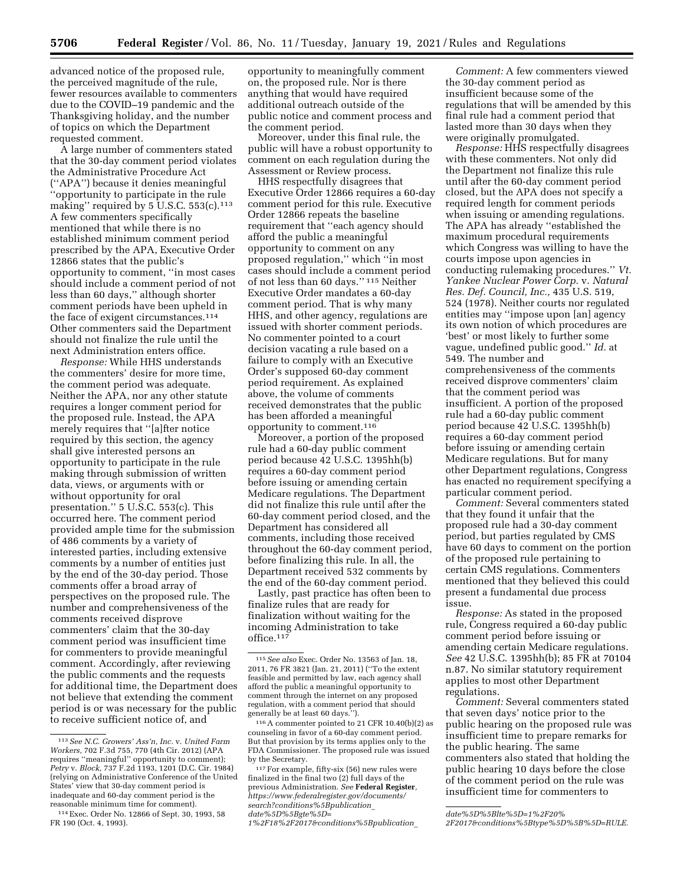advanced notice of the proposed rule, the perceived magnitude of the rule, fewer resources available to commenters due to the COVID–19 pandemic and the Thanksgiving holiday, and the number of topics on which the Department requested comment.

A large number of commenters stated that the 30-day comment period violates the Administrative Procedure Act (''APA'') because it denies meaningful ''opportunity to participate in the rule making'' required by 5 U.S.C. 553(c).[113] A few commenters specifically mentioned that while there is no established minimum comment period prescribed by the APA, Executive Order 12866 states that the public's opportunity to comment, ''in most cases should include a comment period of not less than 60 days,'' although shorter comment periods have been upheld in the face of exigent circumstances.[114] Other commenters said the Department should not finalize the rule until the next Administration enters office.

*Response:* While HHS understands the commenters' desire for more time, the comment period was adequate. Neither the APA, nor any other statute requires a longer comment period for the proposed rule. Instead, the APA merely requires that ''[a]fter notice required by this section, the agency shall give interested persons an opportunity to participate in the rule making through submission of written data, views, or arguments with or without opportunity for oral presentation.'' 5 U.S.C. 553(c). This occurred here. The comment period provided ample time for the submission of 486 comments by a variety of interested parties, including extensive comments by a number of entities just by the end of the 30-day period. Those comments offer a broad array of perspectives on the proposed rule. The number and comprehensiveness of the comments received disprove commenters' claim that the 30-day comment period was insufficient time for commenters to provide meaningful comment. Accordingly, after reviewing the public comments and the requests for additional time, the Department does not believe that extending the comment period is or was necessary for the public to receive sufficient notice of, and opportunity to meaningfully comment on, the proposed rule. Nor is there anything that would have required additional outreach outside of the public notice and comment process and the comment period.

Moreover, under this final rule, the public will have a robust opportunity to comment on each regulation during the Assessment or Review process.

HHS respectfully disagrees that Executive Order 12866 requires a 60-day comment period for this rule. Executive Order 12866 repeats the baseline requirement that ''each agency should afford the public a meaningful opportunity to comment on any proposed regulation,'' which ''in most cases should include a comment period of not less than 60 days.''[115] Neither Executive Order mandates a 60-day comment period. That is why many HHS, and other agency, regulations are issued with shorter comment periods. No commenter pointed to a court decision vacating a rule based on a failure to comply with an Executive Order's supposed 60-day comment period requirement. As explained above, the volume of comments received demonstrates that the public has been afforded a meaningful opportunity to comment.[116]

Moreover, a portion of the proposed rule had a 60-day public comment period because 42 U.S.C. 1395hh(b) requires a 60-day comment period before issuing or amending certain Medicare regulations. The Department did not finalize this rule until after the 60-day comment period closed, and the Department has considered all comments, including those received throughout the 60-day comment period, before finalizing this rule. In all, the Department received 532 comments by the end of the 60-day comment period.

Lastly, past practice has often been to finalize rules that are ready for finalization without waiting for the incoming Administration to take office.[117]

*Comment:* A few commenters viewed the 30-day comment period as insufficient because some of the regulations that will be amended by this final rule had a comment period that lasted more than 30 days when they were originally promulgated.

*Response:* HHS respectfully disagrees with these commenters. Not only did the Department not finalize this rule until after the 60-day comment period closed, but the APA does not specify a required length for comment periods when issuing or amending regulations. The APA has already ''established the maximum procedural requirements which Congress was willing to have the courts impose upon agencies in conducting rulemaking procedures.'' *Vt. Yankee Nuclear Power Corp.* v. *Natural Res. Def. Council, Inc.,* 435 U.S. 519, 524 (1978). Neither courts nor regulated entities may ''impose upon [an] agency its own notion of which procedures are 'best' or most likely to further some vague, undefined public good.'' *Id.* at 549. The number and comprehensiveness of the comments received disprove commenters' claim that the comment period was insufficient. A portion of the proposed rule had a 60-day public comment period because 42 U.S.C. 1395hh(b) requires a 60-day comment period before issuing or amending certain Medicare regulations. But for many other Department regulations, Congress has enacted no requirement specifying a particular comment period.

*Comment:* Several commenters stated that they found it unfair that the proposed rule had a 30-day comment period, but parties regulated by CMS have 60 days to comment on the portion of the proposed rule pertaining to certain CMS regulations. Commenters mentioned that they believed this could present a fundamental due process issue.

*Response:* As stated in the proposed rule, Congress required a 60-day public comment period before issuing or amending certain Medicare regulations. *See* 42 U.S.C. 1395hh(b); 85 FR at 70104 n.87. No similar statutory requirement applies to most other Department regulations.

*Comment:* Several commenters stated that seven days' notice prior to the public hearing on the proposed rule was insufficient time to prepare remarks for the public hearing. The same commenters also stated that holding the public hearing 10 days before the close of the comment period on the rule was insufficient time for commenters to

---

[113] *See N.C. Growers' Ass'n, Inc.* v. *United Farm Workers,* 702 F.3d 755, 770 (4th Cir. 2012) (APA requires ''meaningful'' opportunity to comment); *Petry* v. *Block,* 737 F.2d 1193, 1201 (D.C. Cir. 1984) (relying on Administrative Conference of the United States' view that 30-day comment period is inadequate and 60-day comment period is the reasonable minimum time for comment).

[114] Exec. Order No. 12866 of Sept. 30, 1993, 58 FR 190 (Oct. 4, 1993).

[115] *See also* Exec. Order No. 13563 of Jan. 18, 2011, 76 FR 3821 (Jan. 21, 2011) (''To the extent feasible and permitted by law, each agency shall afford the public a meaningful opportunity to comment through the internet on any proposed regulation, with a comment period that should generally be at least 60 days.'').

[116] A commenter pointed to 21 CFR 10.40(b)(2) as counseling in favor of a 60-day comment period. But that provision by its terms applies only to the FDA Commissioner. The proposed rule was issued by the Secretary.

[117] For example, fifty-six (56) new rules were finalized in the final two (2) full days of the previous Administration. *See* **Federal Register**, *https://www.federalregister.gov/documents/search?conditions%5Bpublication_date%5D%5Bgte%5D=1%2F18%2F2017&conditions%5Bpublication_date%5D%5Blte%5D=1%2F20%2F2017&conditions%5Btype%5D%5B%5D=RULE.*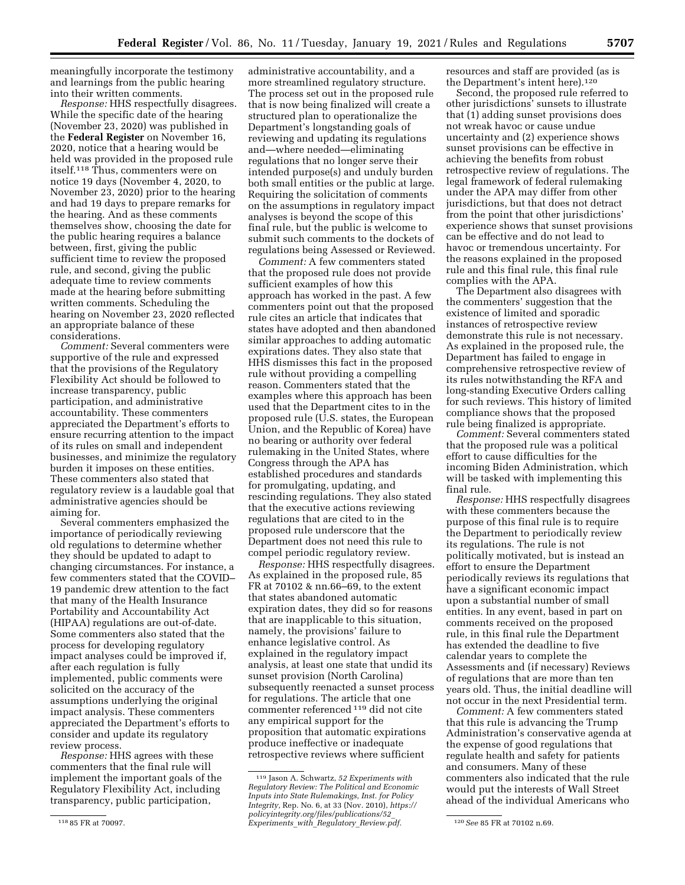meaningfully incorporate the testimony and learnings from the public hearing into their written comments.

*Response:* HHS respectfully disagrees. While the specific date of the hearing (November 23, 2020) was published in the **Federal Register** on November 16, 2020, notice that a hearing would be held was provided in the proposed rule itself.[118] Thus, commenters were on notice 19 days (November 4, 2020, to November 23, 2020) prior to the hearing and had 19 days to prepare remarks for the hearing. And as these comments themselves show, choosing the date for the public hearing requires a balance between, first, giving the public sufficient time to review the proposed rule, and second, giving the public adequate time to review comments made at the hearing before submitting written comments. Scheduling the hearing on November 23, 2020 reflected an appropriate balance of these considerations.

*Comment:* Several commenters were supportive of the rule and expressed that the provisions of the Regulatory Flexibility Act should be followed to increase transparency, public participation, and administrative accountability. These commenters appreciated the Department's efforts to ensure recurring attention to the impact of its rules on small and independent businesses, and minimize the regulatory burden it imposes on these entities. These commenters also stated that regulatory review is a laudable goal that administrative agencies should be aiming for.

Several commenters emphasized the importance of periodically reviewing old regulations to determine whether they should be updated to adapt to changing circumstances. For instance, a few commenters stated that the COVID–19 pandemic drew attention to the fact that many of the Health Insurance Portability and Accountability Act (HIPAA) regulations are out-of-date. Some commenters also stated that the process for developing regulatory impact analyses could be improved if, after each regulation is fully implemented, public comments were solicited on the accuracy of the assumptions underlying the original impact analysis. These commenters appreciated the Department's efforts to consider and update its regulatory review process.

*Response:* HHS agrees with these commenters that the final rule will implement the important goals of the Regulatory Flexibility Act, including transparency, public participation, administrative accountability, and a more streamlined regulatory structure. The process set out in the proposed rule that is now being finalized will create a structured plan to operationalize the Department's longstanding goals of reviewing and updating its regulations and—where needed—eliminating regulations that no longer serve their intended purpose(s) and unduly burden both small entities or the public at large. Requiring the solicitation of comments on the assumptions in regulatory impact analyses is beyond the scope of this final rule, but the public is welcome to submit such comments to the dockets of regulations being Assessed or Reviewed.

*Comment:* A few commenters stated that the proposed rule does not provide sufficient examples of how this approach has worked in the past. A few commenters point out that the proposed rule cites an article that indicates that states have adopted and then abandoned similar approaches to adding automatic expirations dates. They also state that HHS dismisses this fact in the proposed rule without providing a compelling reason. Commenters stated that the examples where this approach has been used that the Department cites to in the proposed rule (U.S. states, the European Union, and the Republic of Korea) have no bearing or authority over federal rulemaking in the United States, where Congress through the APA has established procedures and standards for promulgating, updating, and rescinding regulations. They also stated that the executive actions reviewing regulations that are cited to in the proposed rule underscore that the Department does not need this rule to compel periodic regulatory review.

*Response:* HHS respectfully disagrees. As explained in the proposed rule, 85 FR at 70102 & nn.66–69, to the extent that states abandoned automatic expiration dates, they did so for reasons that are inapplicable to this situation, namely, the provisions' failure to enhance legislative control. As explained in the regulatory impact analysis, at least one state that undid its sunset provision (North Carolina) subsequently reenacted a sunset process for regulations. The article that one commenter referenced[119] did not cite any empirical support for the proposition that automatic expirations produce ineffective or inadequate retrospective reviews where sufficient resources and staff are provided (as is the Department's intent here).[120]

Second, the proposed rule referred to other jurisdictions' sunsets to illustrate that (1) adding sunset provisions does not wreak havoc or cause undue uncertainty and (2) experience shows sunset provisions can be effective in achieving the benefits from robust retrospective review of regulations. The legal framework of federal rulemaking under the APA may differ from other jurisdictions, but that does not detract from the point that other jurisdictions' experience shows that sunset provisions can be effective and do not lead to havoc or tremendous uncertainty. For the reasons explained in the proposed rule and this final rule, this final rule complies with the APA.

The Department also disagrees with the commenters' suggestion that the existence of limited and sporadic instances of retrospective review demonstrate this rule is not necessary. As explained in the proposed rule, the Department has failed to engage in comprehensive retrospective review of its rules notwithstanding the RFA and long-standing Executive Orders calling for such reviews. This history of limited compliance shows that the proposed rule being finalized is appropriate.

*Comment:* Several commenters stated that the proposed rule was a political effort to cause difficulties for the incoming Biden Administration, which will be tasked with implementing this final rule.

*Response:* HHS respectfully disagrees with these commenters because the purpose of this final rule is to require the Department to periodically review its regulations. The rule is not politically motivated, but is instead an effort to ensure the Department periodically reviews its regulations that have a significant economic impact upon a substantial number of small entities. In any event, based in part on comments received on the proposed rule, in this final rule the Department has extended the deadline to five calendar years to complete the Assessments and (if necessary) Reviews of regulations that are more than ten years old. Thus, the initial deadline will not occur in the next Presidential term.

*Comment:* A few commenters stated that this rule is advancing the Trump Administration's conservative agenda at the expense of good regulations that regulate health and safety for patients and consumers. Many of these commenters also indicated that the rule would put the interests of Wall Street ahead of the individual Americans who

---

[118] 85 FR at 70097.

[119] Jason A. Schwartz, *52 Experiments with Regulatory Review: The Political and Economic Inputs into State Rulemakings, Inst. for Policy Integrity*, Rep. No. 6, at 33 (Nov. 2010), *https://policyintegrity.org/files/publications/52_Experiments_with_Regulatory_Review.pdf.*

[120] *See* 85 FR at 70102 n.69.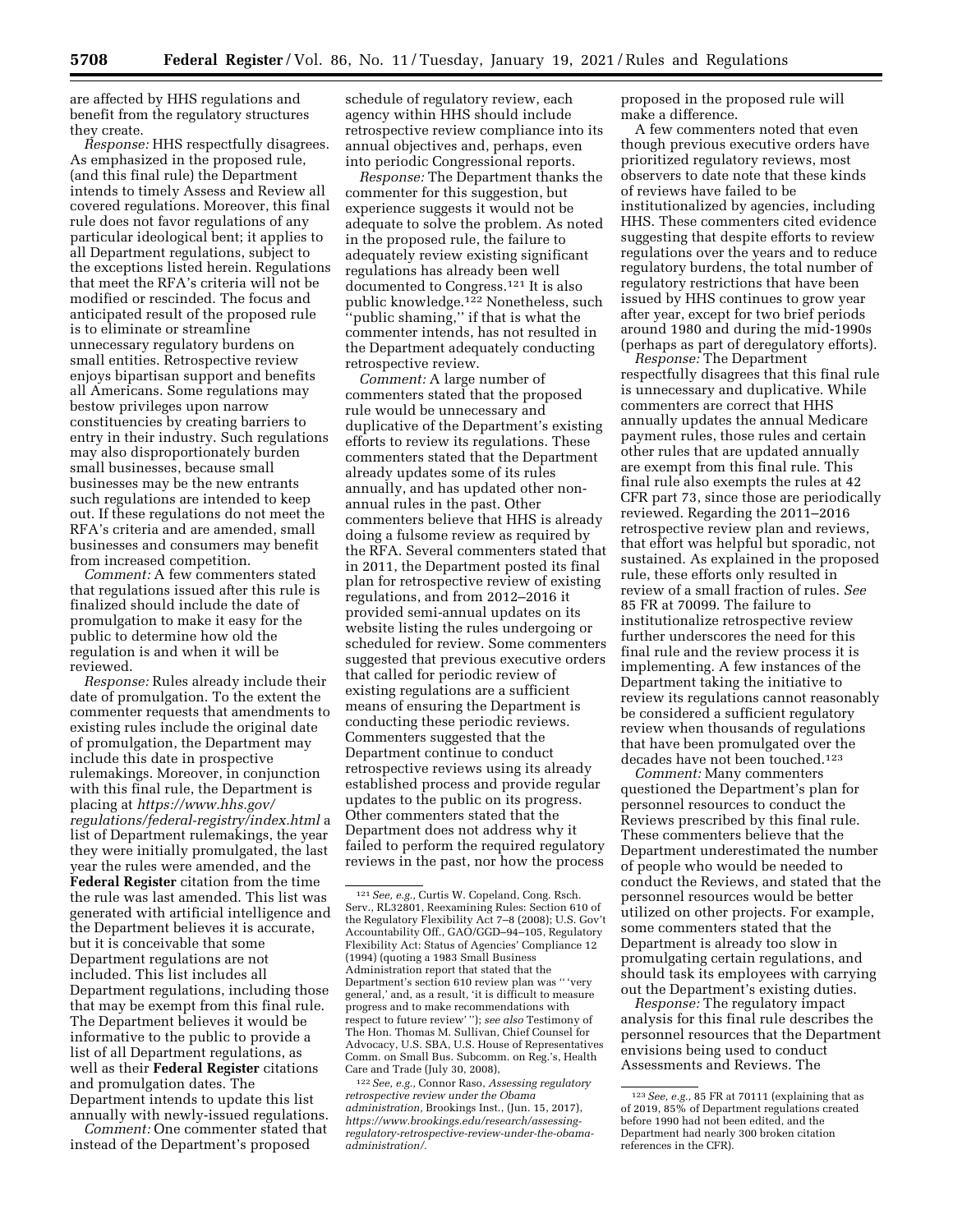are affected by HHS regulations and benefit from the regulatory structures they create.

*Response:* HHS respectfully disagrees. As emphasized in the proposed rule, (and this final rule) the Department intends to timely Assess and Review all covered regulations. Moreover, this final rule does not favor regulations of any particular ideological bent; it applies to all Department regulations, subject to the exceptions listed herein. Regulations that meet the RFA's criteria will not be modified or rescinded. The focus and anticipated result of the proposed rule is to eliminate or streamline unnecessary regulatory burdens on small entities. Retrospective review enjoys bipartisan support and benefits all Americans. Some regulations may bestow privileges upon narrow constituencies by creating barriers to entry in their industry. Such regulations may also disproportionately burden small businesses, because small businesses may be the new entrants such regulations are intended to keep out. If these regulations do not meet the RFA's criteria and are amended, small businesses and consumers may benefit from increased competition.

*Comment:* A few commenters stated that regulations issued after this rule is finalized should include the date of promulgation to make it easy for the public to determine how old the regulation is and when it will be reviewed.

*Response:* Rules already include their date of promulgation. To the extent the commenter requests that amendments to existing rules include the original date of promulgation, the Department may include this date in prospective rulemakings. Moreover, in conjunction with this final rule, the Department is placing at *https://www.hhs.gov/regulations/federal-registry/index.html* a list of Department rulemakings, the year they were initially promulgated, the last year the rules were amended, and the **Federal Register** citation from the time the rule was last amended. This list was generated with artificial intelligence and the Department believes it is accurate, but it is conceivable that some Department regulations are not included. This list includes all Department regulations, including those that may be exempt from this final rule. The Department believes it would be informative to the public to provide a list of all Department regulations, as well as their **Federal Register** citations and promulgation dates. The Department intends to update this list annually with newly-issued regulations.

*Comment:* One commenter stated that instead of the Department's proposed schedule of regulatory review, each agency within HHS should include retrospective review compliance into its annual objectives and, perhaps, even into periodic Congressional reports.

*Response:* The Department thanks the commenter for this suggestion, but experience suggests it would not be adequate to solve the problem. As noted in the proposed rule, the failure to adequately review existing significant regulations has already been well documented to Congress.[121] It is also public knowledge.[122] Nonetheless, such "public shaming," if that is what the commenter intends, has not resulted in the Department adequately conducting retrospective review.

*Comment:* A large number of commenters stated that the proposed rule would be unnecessary and duplicative of the Department's existing efforts to review its regulations. These commenters stated that the Department already updates some of its rules annually, and has updated other non-annual rules in the past. Other commenters believe that HHS is already doing a fulsome review as required by the RFA. Several commenters stated that in 2011, the Department posted its final plan for retrospective review of existing regulations, and from 2012–2016 it provided semi-annual updates on its website listing the rules undergoing or scheduled for review. Some commenters suggested that previous executive orders that called for periodic review of existing regulations are a sufficient means of ensuring the Department is conducting these periodic reviews. Commenters suggested that the Department continue to conduct retrospective reviews using its already established process and provide regular updates to the public on its progress. Other commenters stated that the Department does not address why it failed to perform the required regulatory reviews in the past, nor how the process proposed in the proposed rule will make a difference.

A few commenters noted that even though previous executive orders have prioritized regulatory reviews, most observers to date note that these kinds of reviews have failed to be institutionalized by agencies, including HHS. These commenters cited evidence suggesting that despite efforts to review regulations over the years and to reduce regulatory burdens, the total number of regulatory restrictions that have been issued by HHS continues to grow year after year, except for two brief periods around 1980 and during the mid-1990s (perhaps as part of deregulatory efforts).

*Response:* The Department respectfully disagrees that this final rule is unnecessary and duplicative. While commenters are correct that HHS annually updates the annual Medicare payment rules, those rules and certain other rules that are updated annually are exempt from this final rule. This final rule also exempts the rules at 42 CFR part 73, since those are periodically reviewed. Regarding the 2011–2016 retrospective review plan and reviews, that effort was helpful but sporadic, not sustained. As explained in the proposed rule, these efforts only resulted in review of a small fraction of rules. *See* 85 FR at 70099. The failure to institutionalize retrospective review further underscores the need for this final rule and the review process it is implementing. A few instances of the Department taking the initiative to review its regulations cannot reasonably be considered a sufficient regulatory review when thousands of regulations that have been promulgated over the decades have not been touched.[123]

*Comment:* Many commenters questioned the Department's plan for personnel resources to conduct the Reviews prescribed by this final rule. These commenters believe that the Department underestimated the number of people who would be needed to conduct the Reviews, and stated that the personnel resources would be better utilized on other projects. For example, some commenters stated that the Department is already too slow in promulgating certain regulations, and should task its employees with carrying out the Department's existing duties.

*Response:* The regulatory impact analysis for this final rule describes the personnel resources that the Department envisions being used to conduct Assessments and Reviews. The

---

[121] *See, e.g.,* Curtis W. Copeland, Cong. Rsch. Serv., RL32801, Reexamining Rules: Section 610 of the Regulatory Flexibility Act 7–8 (2008); U.S. Gov't Accountability Off., GAO/GGD–94–105, Regulatory Flexibility Act: Status of Agencies' Compliance 12 (1994) (quoting a 1983 Small Business Administration report that stated that the Department's section 610 review plan was " 'very general,' and, as a result, 'it is difficult to measure progress and to make recommendations with respect to future review' "); *see also* Testimony of The Hon. Thomas M. Sullivan, Chief Counsel for Advocacy, U.S. SBA, U.S. House of Representatives Comm. on Small Bus. Subcomm. on Reg.'s, Health Care and Trade (July 30, 2008),

[122] *See, e.g.,* Connor Raso, *Assessing regulatory retrospective review under the Obama administration,* Brookings Inst., (Jun. 15, 2017), *https://www.brookings.edu/research/assessing-regulatory-retrospective-review-under-the-obama-administration/.*

[123] *See, e.g.,* 85 FR at 70111 (explaining that as of 2019, 85% of Department regulations created before 1990 had not been edited, and the Department had nearly 300 broken citation references in the CFR).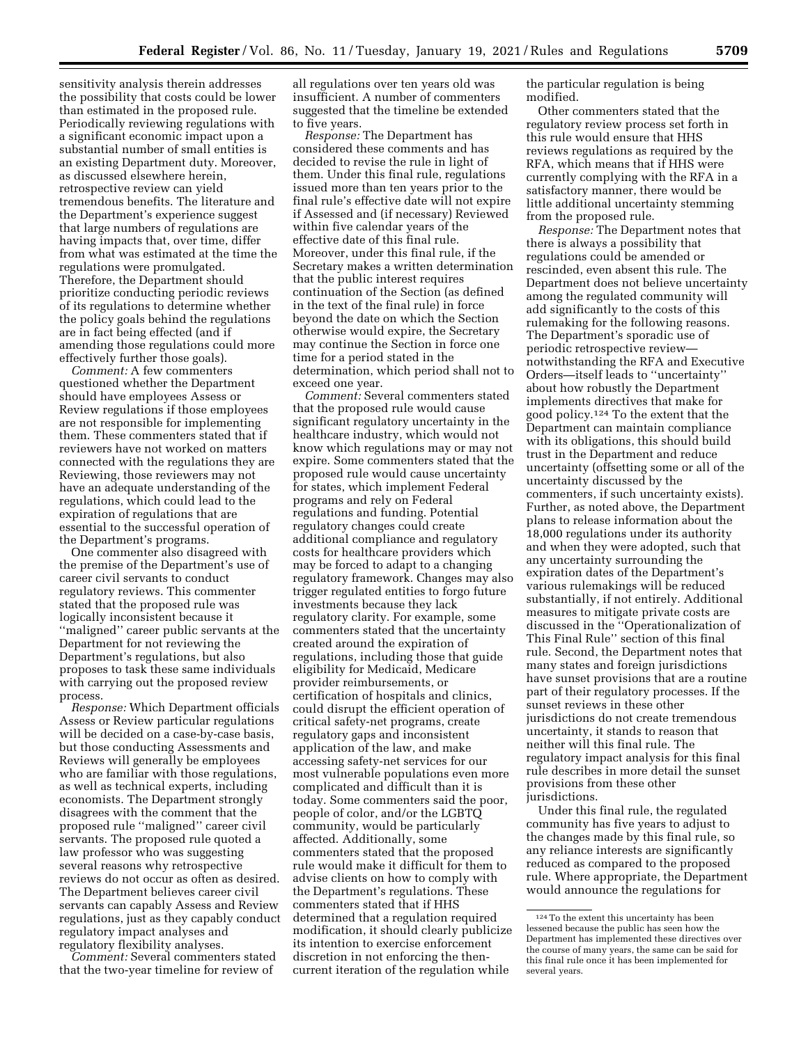sensitivity analysis therein addresses the possibility that costs could be lower than estimated in the proposed rule. Periodically reviewing regulations with a significant economic impact upon a substantial number of small entities is an existing Department duty. Moreover, as discussed elsewhere herein, retrospective review can yield tremendous benefits. The literature and the Department's experience suggest that large numbers of regulations are having impacts that, over time, differ from what was estimated at the time the regulations were promulgated. Therefore, the Department should prioritize conducting periodic reviews of its regulations to determine whether the policy goals behind the regulations are in fact being effected (and if amending those regulations could more effectively further those goals).

*Comment:* A few commenters questioned whether the Department should have employees Assess or Review regulations if those employees are not responsible for implementing them. These commenters stated that if reviewers have not worked on matters connected with the regulations they are Reviewing, those reviewers may not have an adequate understanding of the regulations, which could lead to the expiration of regulations that are essential to the successful operation of the Department's programs.

One commenter also disagreed with the premise of the Department's use of career civil servants to conduct regulatory reviews. This commenter stated that the proposed rule was logically inconsistent because it ''maligned'' career public servants at the Department for not reviewing the Department's regulations, but also proposes to task these same individuals with carrying out the proposed review process.

*Response:* Which Department officials Assess or Review particular regulations will be decided on a case-by-case basis, but those conducting Assessments and Reviews will generally be employees who are familiar with those regulations, as well as technical experts, including economists. The Department strongly disagrees with the comment that the proposed rule ''maligned'' career civil servants. The proposed rule quoted a law professor who was suggesting several reasons why retrospective reviews do not occur as often as desired. The Department believes career civil servants can capably Assess and Review regulations, just as they capably conduct regulatory impact analyses and regulatory flexibility analyses.

*Comment:* Several commenters stated that the two-year timeline for review of all regulations over ten years old was insufficient. A number of commenters suggested that the timeline be extended to five years.

*Response:* The Department has considered these comments and has decided to revise the rule in light of them. Under this final rule, regulations issued more than ten years prior to the final rule's effective date will not expire if Assessed and (if necessary) Reviewed within five calendar years of the effective date of this final rule. Moreover, under this final rule, if the Secretary makes a written determination that the public interest requires continuation of the Section (as defined in the text of the final rule) in force beyond the date on which the Section otherwise would expire, the Secretary may continue the Section in force one time for a period stated in the determination, which period shall not to exceed one year.

*Comment:* Several commenters stated that the proposed rule would cause significant regulatory uncertainty in the healthcare industry, which would not know which regulations may or may not expire. Some commenters stated that the proposed rule would cause uncertainty for states, which implement Federal programs and rely on Federal regulations and funding. Potential regulatory changes could create additional compliance and regulatory costs for healthcare providers which may be forced to adapt to a changing regulatory framework. Changes may also trigger regulated entities to forgo future investments because they lack regulatory clarity. For example, some commenters stated that the uncertainty created around the expiration of regulations, including those that guide eligibility for Medicaid, Medicare provider reimbursements, or certification of hospitals and clinics, could disrupt the efficient operation of critical safety-net programs, create regulatory gaps and inconsistent application of the law, and make accessing safety-net services for our most vulnerable populations even more complicated and difficult than it is today. Some commenters said the poor, people of color, and/or the LGBTQ community, would be particularly affected. Additionally, some commenters stated that the proposed rule would make it difficult for them to advise clients on how to comply with the Department's regulations. These commenters stated that if HHS determined that a regulation required modification, it should clearly publicize its intention to exercise enforcement discretion in not enforcing the then-current iteration of the regulation while the particular regulation is being modified.

Other commenters stated that the regulatory review process set forth in this rule would ensure that HHS reviews regulations as required by the RFA, which means that if HHS were currently complying with the RFA in a satisfactory manner, there would be little additional uncertainty stemming from the proposed rule.

*Response:* The Department notes that there is always a possibility that regulations could be amended or rescinded, even absent this rule. The Department does not believe uncertainty among the regulated community will add significantly to the costs of this rulemaking for the following reasons. The Department's sporadic use of periodic retrospective review—notwithstanding the RFA and Executive Orders—itself leads to ''uncertainty'' about how robustly the Department implements directives that make for good policy.[124] To the extent that the Department can maintain compliance with its obligations, this should build trust in the Department and reduce uncertainty (offsetting some or all of the uncertainty discussed by the commenters, if such uncertainty exists). Further, as noted above, the Department plans to release information about the 18,000 regulations under its authority and when they were adopted, such that any uncertainty surrounding the expiration dates of the Department's various rulemakings will be reduced substantially, if not entirely. Additional measures to mitigate private costs are discussed in the ''Operationalization of This Final Rule'' section of this final rule. Second, the Department notes that many states and foreign jurisdictions have sunset provisions that are a routine part of their regulatory processes. If the sunset reviews in these other jurisdictions do not create tremendous uncertainty, it stands to reason that neither will this final rule. The regulatory impact analysis for this final rule describes in more detail the sunset provisions from these other jurisdictions.

Under this final rule, the regulated community has five years to adjust to the changes made by this final rule, so any reliance interests are significantly reduced as compared to the proposed rule. Where appropriate, the Department would announce the regulations for

[124] To the extent this uncertainty has been lessened because the public has seen how the Department has implemented these directives over the course of many years, the same can be said for this final rule once it has been implemented for several years.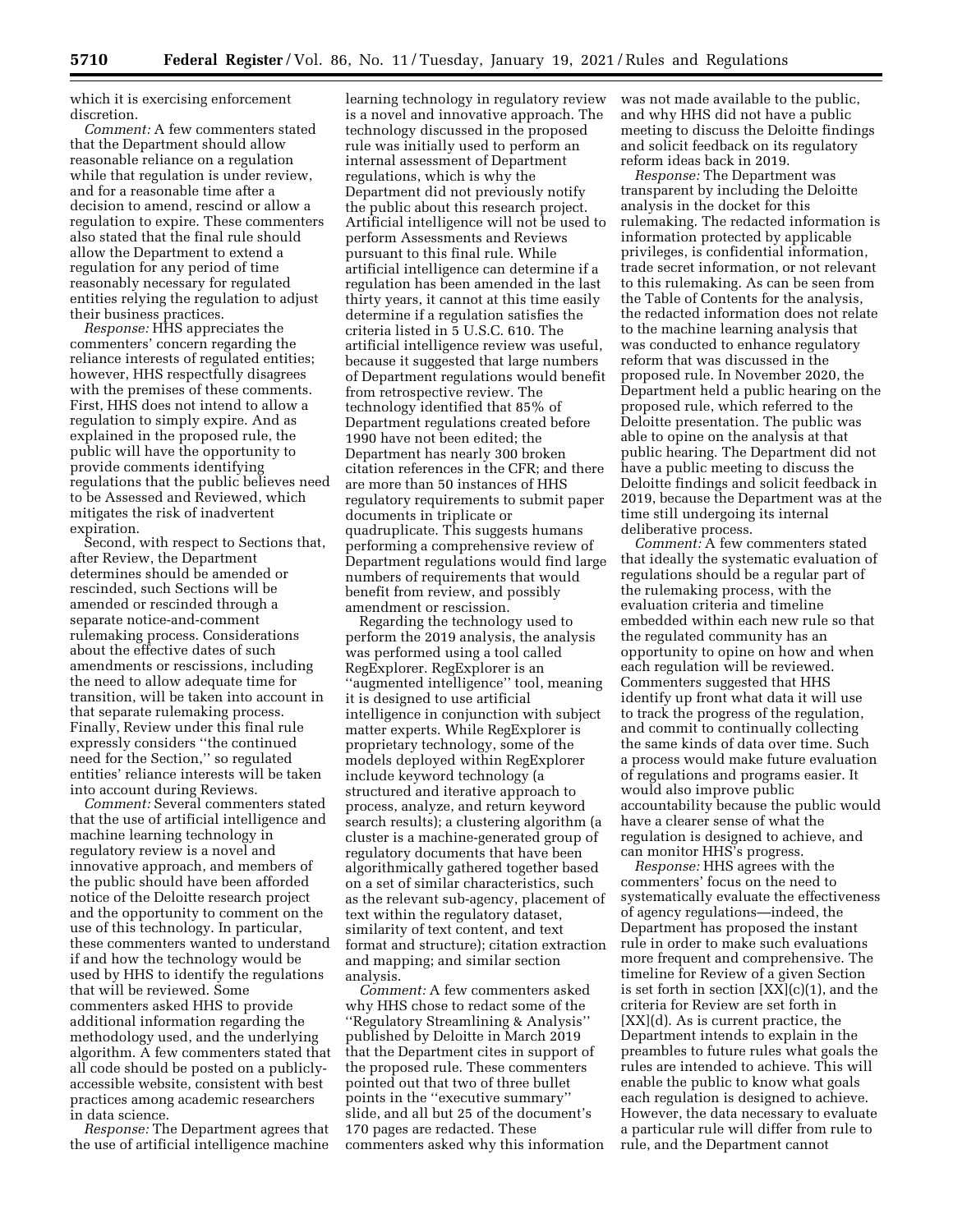which it is exercising enforcement discretion.

*Comment:* A few commenters stated that the Department should allow reasonable reliance on a regulation while that regulation is under review, and for a reasonable time after a decision to amend, rescind or allow a regulation to expire. These commenters also stated that the final rule should allow the Department to extend a regulation for any period of time reasonably necessary for regulated entities relying the regulation to adjust their business practices.

*Response:* HHS appreciates the commenters' concern regarding the reliance interests of regulated entities; however, HHS respectfully disagrees with the premises of these comments. First, HHS does not intend to allow a regulation to simply expire. And as explained in the proposed rule, the public will have the opportunity to provide comments identifying regulations that the public believes need to be Assessed and Reviewed, which mitigates the risk of inadvertent expiration.

Second, with respect to Sections that, after Review, the Department determines should be amended or rescinded, such Sections will be amended or rescinded through a separate notice-and-comment rulemaking process. Considerations about the effective dates of such amendments or rescissions, including the need to allow adequate time for transition, will be taken into account in that separate rulemaking process. Finally, Review under this final rule expressly considers "the continued need for the Section," so regulated entities' reliance interests will be taken into account during Reviews.

*Comment:* Several commenters stated that the use of artificial intelligence and machine learning technology in regulatory review is a novel and innovative approach, and members of the public should have been afforded notice of the Deloitte research project and the opportunity to comment on the use of this technology. In particular, these commenters wanted to understand if and how the technology would be used by HHS to identify the regulations that will be reviewed. Some commenters asked HHS to provide additional information regarding the methodology used, and the underlying algorithm. A few commenters stated that all code should be posted on a publicly-accessible website, consistent with best practices among academic researchers in data science.

*Response:* The Department agrees that the use of artificial intelligence machine learning technology in regulatory review is a novel and innovative approach. The technology discussed in the proposed rule was initially used to perform an internal assessment of Department regulations, which is why the Department did not previously notify the public about this research project. Artificial intelligence will not be used to perform Assessments and Reviews pursuant to this final rule. While artificial intelligence can determine if a regulation has been amended in the last thirty years, it cannot at this time easily determine if a regulation satisfies the criteria listed in 5 U.S.C. 610. The artificial intelligence review was useful, because it suggested that large numbers of Department regulations would benefit from retrospective review. The technology identified that 85% of Department regulations created before 1990 have not been edited; the Department has nearly 300 broken citation references in the CFR; and there are more than 50 instances of HHS regulatory requirements to submit paper documents in triplicate or quadruplicate. This suggests humans performing a comprehensive review of Department regulations would find large numbers of requirements that would benefit from review, and possibly amendment or rescission.

Regarding the technology used to perform the 2019 analysis, the analysis was performed using a tool called RegExplorer. RegExplorer is an "augmented intelligence" tool, meaning it is designed to use artificial intelligence in conjunction with subject matter experts. While RegExplorer is proprietary technology, some of the models deployed within RegExplorer include keyword technology (a structured and iterative approach to process, analyze, and return keyword search results); a clustering algorithm (a cluster is a machine-generated group of regulatory documents that have been algorithmically gathered together based on a set of similar characteristics, such as the relevant sub-agency, placement of text within the regulatory dataset, similarity of text content, and text format and structure); citation extraction and mapping; and similar section analysis.

*Comment:* A few commenters asked why HHS chose to redact some of the "Regulatory Streamlining & Analysis" published by Deloitte in March 2019 that the Department cites in support of the proposed rule. These commenters pointed out that two of three bullet points in the "executive summary" slide, and all but 25 of the document's 170 pages are redacted. These commenters asked why this information was not made available to the public, and why HHS did not have a public meeting to discuss the Deloitte findings and solicit feedback on its regulatory reform ideas back in 2019.

*Response:* The Department was transparent by including the Deloitte analysis in the docket for this rulemaking. The redacted information is information protected by applicable privileges, is confidential information, trade secret information, or not relevant to this rulemaking. As can be seen from the Table of Contents for the analysis, the redacted information does not relate to the machine learning analysis that was conducted to enhance regulatory reform that was discussed in the proposed rule. In November 2020, the Department held a public hearing on the proposed rule, which referred to the Deloitte presentation. The public was able to opine on the analysis at that public hearing. The Department did not have a public meeting to discuss the Deloitte findings and solicit feedback in 2019, because the Department was at the time still undergoing its internal deliberative process.

*Comment:* A few commenters stated that ideally the systematic evaluation of regulations should be a regular part of the rulemaking process, with the evaluation criteria and timeline embedded within each new rule so that the regulated community has an opportunity to opine on how and when each regulation will be reviewed. Commenters suggested that HHS identify up front what data it will use to track the progress of the regulation, and commit to continually collecting the same kinds of data over time. Such a process would make future evaluation of regulations and programs easier. It would also improve public accountability because the public would have a clearer sense of what the regulation is designed to achieve, and can monitor HHS's progress.

*Response:* HHS agrees with the commenters' focus on the need to systematically evaluate the effectiveness of agency regulations—indeed, the Department has proposed the instant rule in order to make such evaluations more frequent and comprehensive. The timeline for Review of a given Section is set forth in section [XX](c)(1), and the criteria for Review are set forth in [XX](d). As is current practice, the Department intends to explain in the preambles to future rules what goals the rules are intended to achieve. This will enable the public to know what goals each regulation is designed to achieve. However, the data necessary to evaluate a particular rule will differ from rule to rule, and the Department cannot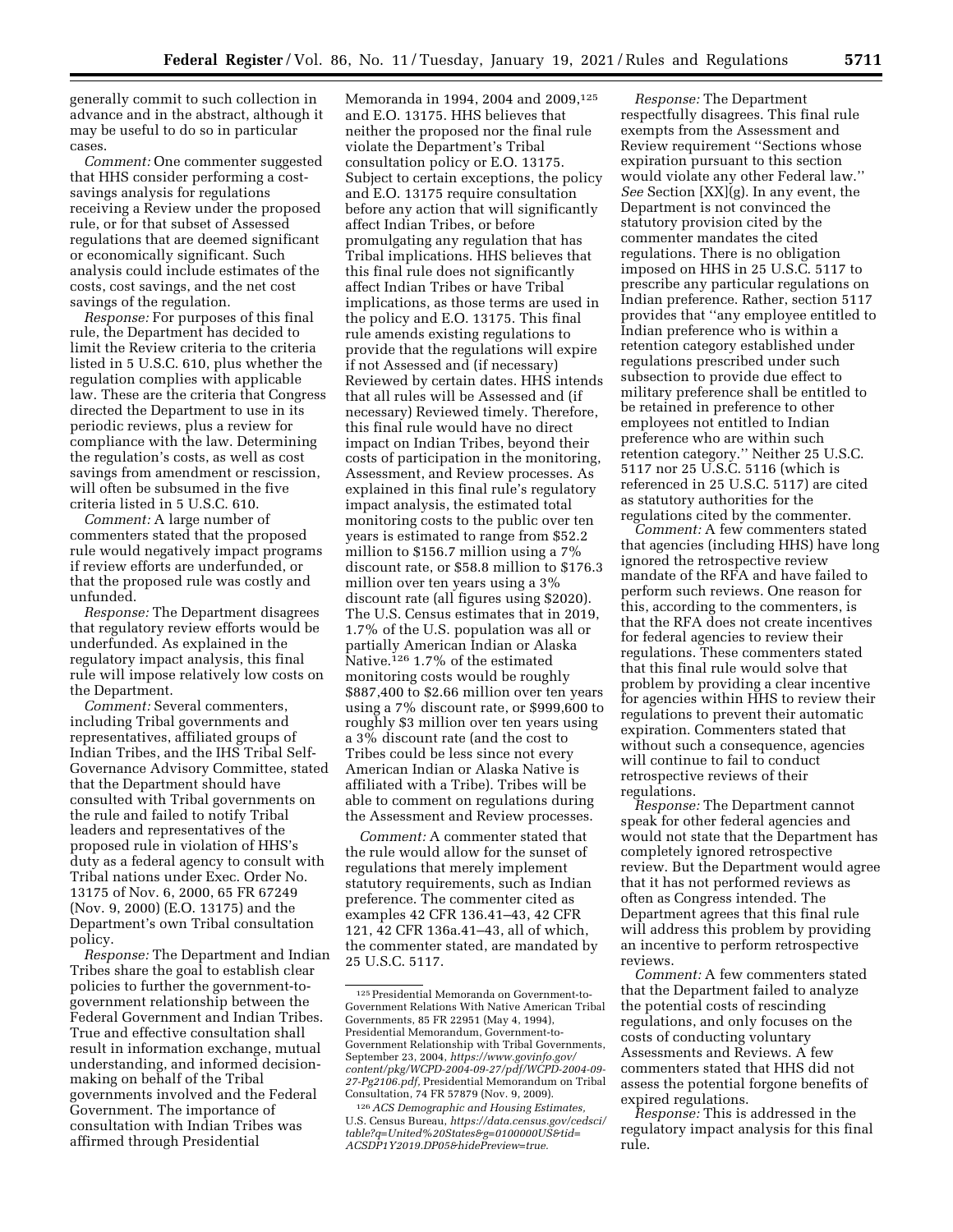generally commit to such collection in advance and in the abstract, although it may be useful to do so in particular cases.

*Comment:* One commenter suggested that HHS consider performing a cost-savings analysis for regulations receiving a Review under the proposed rule, or for that subset of Assessed regulations that are deemed significant or economically significant. Such analysis could include estimates of the costs, cost savings, and the net cost savings of the regulation.

*Response:* For purposes of this final rule, the Department has decided to limit the Review criteria to the criteria listed in 5 U.S.C. 610, plus whether the regulation complies with applicable law. These are the criteria that Congress directed the Department to use in its periodic reviews, plus a review for compliance with the law. Determining the regulation's costs, as well as cost savings from amendment or rescission, will often be subsumed in the five criteria listed in 5 U.S.C. 610.

*Comment:* A large number of commenters stated that the proposed rule would negatively impact programs if review efforts are underfunded, or that the proposed rule was costly and unfunded.

*Response:* The Department disagrees that regulatory review efforts would be underfunded. As explained in the regulatory impact analysis, this final rule will impose relatively low costs on the Department.

*Comment:* Several commenters, including Tribal governments and representatives, affiliated groups of Indian Tribes, and the IHS Tribal Self-Governance Advisory Committee, stated that the Department should have consulted with Tribal governments on the rule and failed to notify Tribal leaders and representatives of the proposed rule in violation of HHS's duty as a federal agency to consult with Tribal nations under Exec. Order No. 13175 of Nov. 6, 2000, 65 FR 67249 (Nov. 9, 2000) (E.O. 13175) and the Department's own Tribal consultation policy.

*Response:* The Department and Indian Tribes share the goal to establish clear policies to further the government-to-government relationship between the Federal Government and Indian Tribes. True and effective consultation shall result in information exchange, mutual understanding, and informed decision-making on behalf of the Tribal governments involved and the Federal Government. The importance of consultation with Indian Tribes was affirmed through Presidential Memoranda in 1994, 2004 and 2009,[125] and E.O. 13175. HHS believes that neither the proposed nor the final rule violate the Department's Tribal consultation policy or E.O. 13175. Subject to certain exceptions, the policy and E.O. 13175 require consultation before any action that will significantly affect Indian Tribes, or before promulgating any regulation that has Tribal implications. HHS believes that this final rule does not significantly affect Indian Tribes or have Tribal implications, as those terms are used in the policy and E.O. 13175. This final rule amends existing regulations to provide that the regulations will expire if not Assessed and (if necessary) Reviewed by certain dates. HHS intends that all rules will be Assessed and (if necessary) Reviewed timely. Therefore, this final rule would have no direct impact on Indian Tribes, beyond their costs of participation in the monitoring, Assessment, and Review processes. As explained in this final rule's regulatory impact analysis, the estimated total monitoring costs to the public over ten years is estimated to range from $52.2 million to $156.7 million using a 7% discount rate, or $58.8 million to $176.3 million over ten years using a 3% discount rate (all figures using $2020). The U.S. Census estimates that in 2019, 1.7% of the U.S. population was all or partially American Indian or Alaska Native.[126] 1.7% of the estimated monitoring costs would be roughly $887,400 to $2.66 million over ten years using a 7% discount rate, or $999,600 to roughly $3 million over ten years using a 3% discount rate (and the cost to Tribes could be less since not every American Indian or Alaska Native is affiliated with a Tribe). Tribes will be able to comment on regulations during the Assessment and Review processes.

*Comment:* A commenter stated that the rule would allow for the sunset of regulations that merely implement statutory requirements, such as Indian preference. The commenter cited as examples 42 CFR 136.41–43, 42 CFR 121, 42 CFR 136a.41–43, all of which, the commenter stated, are mandated by 25 U.S.C. 5117.

*Response:* The Department respectfully disagrees. This final rule exempts from the Assessment and Review requirement ''Sections whose expiration pursuant to this section would violate any other Federal law.'' *See* Section [XX](g). In any event, the Department is not convinced the statutory provision cited by the commenter mandates the cited regulations. There is no obligation imposed on HHS in 25 U.S.C. 5117 to prescribe any particular regulations on Indian preference. Rather, section 5117 provides that ''any employee entitled to Indian preference who is within a retention category established under regulations prescribed under such subsection to provide due effect to military preference shall be entitled to be retained in preference to other employees not entitled to Indian preference who are within such retention category.'' Neither 25 U.S.C. 5117 nor 25 U.S.C. 5116 (which is referenced in 25 U.S.C. 5117) are cited as statutory authorities for the regulations cited by the commenter.

*Comment:* A few commenters stated that agencies (including HHS) have long ignored the retrospective review mandate of the RFA and have failed to perform such reviews. One reason for this, according to the commenters, is that the RFA does not create incentives for federal agencies to review their regulations. These commenters stated that this final rule would solve that problem by providing a clear incentive for agencies within HHS to review their regulations to prevent their automatic expiration. Commenters stated that without such a consequence, agencies will continue to fail to conduct retrospective reviews of their regulations.

*Response:* The Department cannot speak for other federal agencies and would not state that the Department has completely ignored retrospective review. But the Department would agree that it has not performed reviews as often as Congress intended. The Department agrees that this final rule will address this problem by providing an incentive to perform retrospective reviews.

*Comment:* A few commenters stated that the Department failed to analyze the potential costs of rescinding regulations, and only focuses on the costs of conducting voluntary Assessments and Reviews. A few commenters stated that HHS did not assess the potential forgone benefits of expired regulations.

*Response:* This is addressed in the regulatory impact analysis for this final rule.

---

[125] Presidential Memoranda on Government-to-Government Relations With Native American Tribal Governments, 85 FR 22951 (May 4, 1994), Presidential Memorandum, Government-to-Government Relationship with Tribal Governments, September 23, 2004, *https://www.govinfo.gov/content/pkg/WCPD-2004-09-27/pdf/WCPD-2004-09-27-Pg2106.pdf*, Presidential Memorandum on Tribal Consultation, 74 FR 57879 (Nov. 9, 2009).

[126] *ACS Demographic and Housing Estimates,* U.S. Census Bureau, *https://data.census.gov/cedsci/table?q=United%20States&g=0100000US&tid=ACSDP1Y2019.DP05&hidePreview=true.*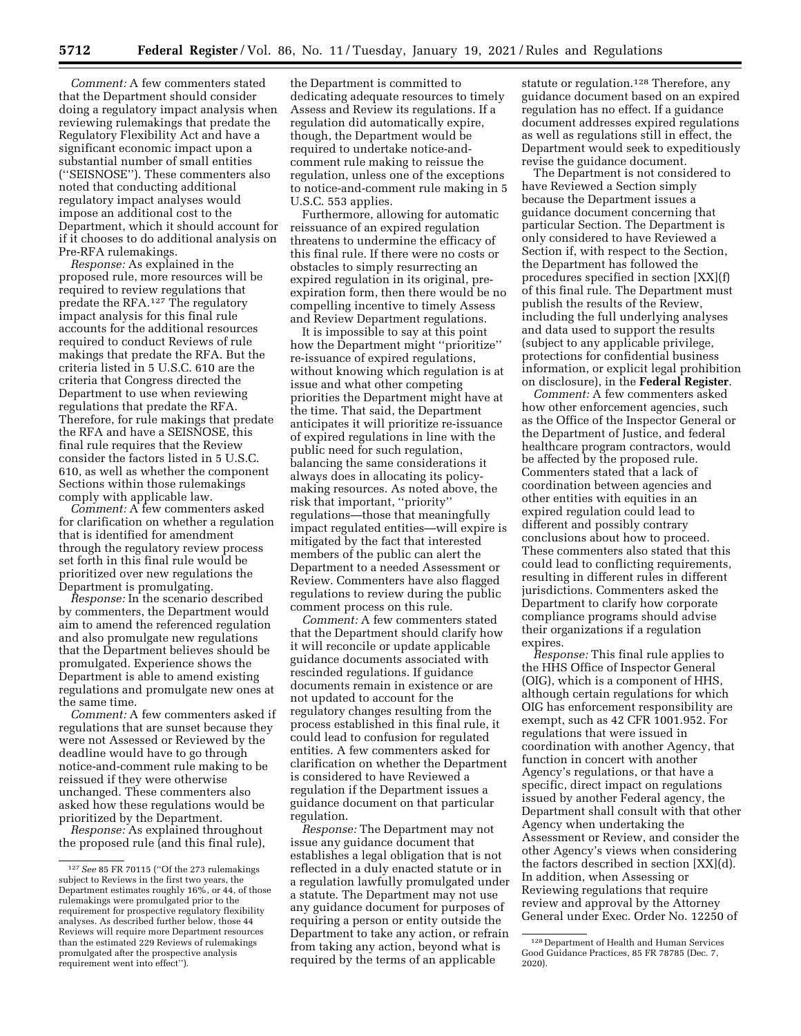*Comment:* A few commenters stated that the Department should consider doing a regulatory impact analysis when reviewing rulemakings that predate the Regulatory Flexibility Act and have a significant economic impact upon a substantial number of small entities (''SEISNOSE''). These commenters also noted that conducting additional regulatory impact analyses would impose an additional cost to the Department, which it should account for if it chooses to do additional analysis on Pre-RFA rulemakings.

*Response:* As explained in the proposed rule, more resources will be required to review regulations that predate the RFA.[127] The regulatory impact analysis for this final rule accounts for the additional resources required to conduct Reviews of rule makings that predate the RFA. But the criteria listed in 5 U.S.C. 610 are the criteria that Congress directed the Department to use when reviewing regulations that predate the RFA. Therefore, for rule makings that predate the RFA and have a SEISNOSE, this final rule requires that the Review consider the factors listed in 5 U.S.C. 610, as well as whether the component Sections within those rulemakings comply with applicable law.

*Comment:* A few commenters asked for clarification on whether a regulation that is identified for amendment through the regulatory review process set forth in this final rule would be prioritized over new regulations the Department is promulgating.

*Response:* In the scenario described by commenters, the Department would aim to amend the referenced regulation and also promulgate new regulations that the Department believes should be promulgated. Experience shows the Department is able to amend existing regulations and promulgate new ones at the same time.

*Comment:* A few commenters asked if regulations that are sunset because they were not Assessed or Reviewed by the deadline would have to go through notice-and-comment rule making to be reissued if they were otherwise unchanged. These commenters also asked how these regulations would be prioritized by the Department.

*Response:* As explained throughout the proposed rule (and this final rule), the Department is committed to dedicating adequate resources to timely Assess and Review its regulations. If a regulation did automatically expire, though, the Department would be required to undertake notice-and-comment rule making to reissue the regulation, unless one of the exceptions to notice-and-comment rule making in 5 U.S.C. 553 applies.

Furthermore, allowing for automatic reissuance of an expired regulation threatens to undermine the efficacy of this final rule. If there were no costs or obstacles to simply resurrecting an expired regulation in its original, pre-expiration form, then there would be no compelling incentive to timely Assess and Review Department regulations.

It is impossible to say at this point how the Department might ''prioritize'' re-issuance of expired regulations, without knowing which regulation is at issue and what other competing priorities the Department might have at the time. That said, the Department anticipates it will prioritize re-issuance of expired regulations in line with the public need for such regulation, balancing the same considerations it always does in allocating its policy-making resources. As noted above, the risk that important, ''priority'' regulations—those that meaningfully impact regulated entities—will expire is mitigated by the fact that interested members of the public can alert the Department to a needed Assessment or Review. Commenters have also flagged regulations to review during the public comment process on this rule.

*Comment:* A few commenters stated that the Department should clarify how it will reconcile or update applicable guidance documents associated with rescinded regulations. If guidance documents remain in existence or are not updated to account for the regulatory changes resulting from the process established in this final rule, it could lead to confusion for regulated entities. A few commenters asked for clarification on whether the Department is considered to have Reviewed a regulation if the Department issues a guidance document on that particular regulation.

*Response:* The Department may not issue any guidance document that establishes a legal obligation that is not reflected in a duly enacted statute or in a regulation lawfully promulgated under a statute. The Department may not use any guidance document for purposes of requiring a person or entity outside the Department to take any action, or refrain from taking any action, beyond what is required by the terms of an applicable statute or regulation.[128] Therefore, any guidance document based on an expired regulation has no effect. If a guidance document addresses expired regulations as well as regulations still in effect, the Department would seek to expeditiously revise the guidance document.

The Department is not considered to have Reviewed a Section simply because the Department issues a guidance document concerning that particular Section. The Department is only considered to have Reviewed a Section if, with respect to the Section, the Department has followed the procedures specified in section [XX](f) of this final rule. The Department must publish the results of the Review, including the full underlying analyses and data used to support the results (subject to any applicable privilege, protections for confidential business information, or explicit legal prohibition on disclosure), in the **Federal Register**.

*Comment:* A few commenters asked how other enforcement agencies, such as the Office of the Inspector General or the Department of Justice, and federal healthcare program contractors, would be affected by the proposed rule. Commenters stated that a lack of coordination between agencies and other entities with equities in an expired regulation could lead to different and possibly contrary conclusions about how to proceed. These commenters also stated that this could lead to conflicting requirements, resulting in different rules in different jurisdictions. Commenters asked the Department to clarify how corporate compliance programs should advise their organizations if a regulation expires.

*Response:* This final rule applies to the HHS Office of Inspector General (OIG), which is a component of HHS, although certain regulations for which OIG has enforcement responsibility are exempt, such as 42 CFR 1001.952. For regulations that were issued in coordination with another Agency, that function in concert with another Agency's regulations, or that have a specific, direct impact on regulations issued by another Federal agency, the Department shall consult with that other Agency when undertaking the Assessment or Review, and consider the other Agency's views when considering the factors described in section [XX](d). In addition, when Assessing or Reviewing regulations that require review and approval by the Attorney General under Exec. Order No. 12250 of

[127] *See* 85 FR 70115 (''Of the 273 rulemakings subject to Reviews in the first two years, the Department estimates roughly 16%, or 44, of those rulemakings were promulgated prior to the requirement for prospective regulatory flexibility analyses. As described further below, those 44 Reviews will require more Department resources than the estimated 229 Reviews of rulemakings promulgated after the prospective analysis requirement went into effect'').

[128] Department of Health and Human Services Good Guidance Practices, 85 FR 78785 (Dec. 7, 2020).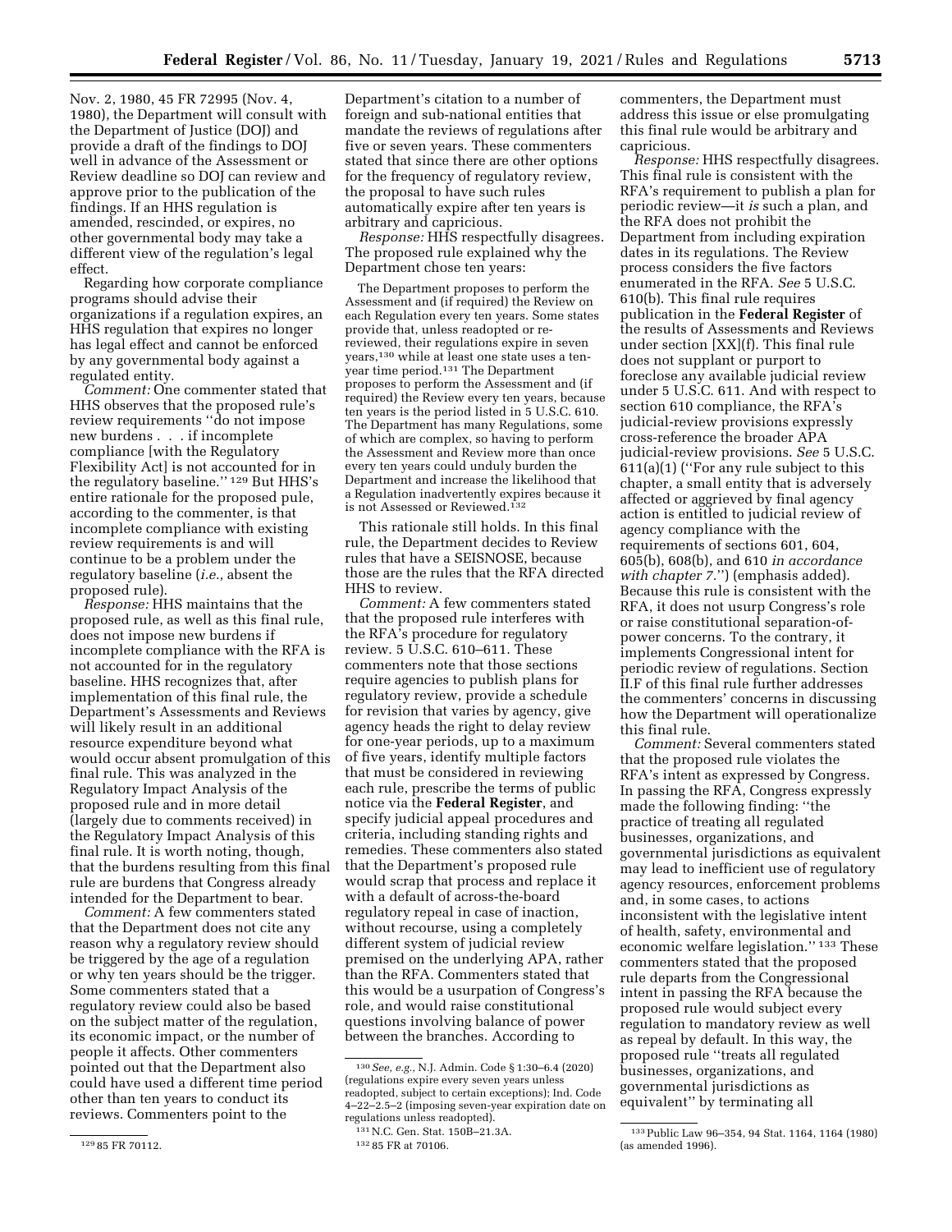Nov. 2, 1980, 45 FR 72995 (Nov. 4, 1980), the Department will consult with the Department of Justice (DOJ) and provide a draft of the findings to DOJ well in advance of the Assessment or Review deadline so DOJ can review and approve prior to the publication of the findings. If an HHS regulation is amended, rescinded, or expires, no other governmental body may take a different view of the regulation's legal effect.

Regarding how corporate compliance programs should advise their organizations if a regulation expires, an HHS regulation that expires no longer has legal effect and cannot be enforced by any governmental body against a regulated entity.

*Comment:* One commenter stated that HHS observes that the proposed rule's review requirements ''do not impose new burdens . . . if incomplete compliance [with the Regulatory Flexibility Act] is not accounted for in the regulatory baseline.'' [129] But HHS's entire rationale for the proposed pule, according to the commenter, is that incomplete compliance with existing review requirements is and will continue to be a problem under the regulatory baseline (*i.e.,* absent the proposed rule).

*Response:* HHS maintains that the proposed rule, as well as this final rule, does not impose new burdens if incomplete compliance with the RFA is not accounted for in the regulatory baseline. HHS recognizes that, after implementation of this final rule, the Department's Assessments and Reviews will likely result in an additional resource expenditure beyond what would occur absent promulgation of this final rule. This was analyzed in the Regulatory Impact Analysis of the proposed rule and in more detail (largely due to comments received) in the Regulatory Impact Analysis of this final rule. It is worth noting, though, that the burdens resulting from this final rule are burdens that Congress already intended for the Department to bear.

*Comment:* A few commenters stated that the Department does not cite any reason why a regulatory review should be triggered by the age of a regulation or why ten years should be the trigger. Some commenters stated that a regulatory review could also be based on the subject matter of the regulation, its economic impact, or the number of people it affects. Other commenters pointed out that the Department also could have used a different time period other than ten years to conduct its reviews. Commenters point to the Department's citation to a number of foreign and sub-national entities that mandate the reviews of regulations after five or seven years. These commenters stated that since there are other options for the frequency of regulatory review, the proposal to have such rules automatically expire after ten years is arbitrary and capricious.

*Response:* HHS respectfully disagrees. The proposed rule explained why the Department chose ten years:

> The Department proposes to perform the Assessment and (if required) the Review on each Regulation every ten years. Some states provide that, unless readopted or re-reviewed, their regulations expire in seven years,[130] while at least one state uses a ten-year time period.[131] The Department proposes to perform the Assessment and (if required) the Review every ten years, because ten years is the period listed in 5 U.S.C. 610. The Department has many Regulations, some of which are complex, so having to perform the Assessment and Review more than once every ten years could unduly burden the Department and increase the likelihood that a Regulation inadvertently expires because it is not Assessed or Reviewed.[132]

This rationale still holds. In this final rule, the Department decides to Review rules that have a SEISNOSE, because those are the rules that the RFA directed HHS to review.

*Comment:* A few commenters stated that the proposed rule interferes with the RFA's procedure for regulatory review. 5 U.S.C. 610–611. These commenters note that those sections require agencies to publish plans for regulatory review, provide a schedule for revision that varies by agency, give agency heads the right to delay review for one-year periods, up to a maximum of five years, identify multiple factors that must be considered in reviewing each rule, prescribe the terms of public notice via the **Federal Register**, and specify judicial appeal procedures and criteria, including standing rights and remedies. These commenters also stated that the Department's proposed rule would scrap that process and replace it with a default of across-the-board regulatory repeal in case of inaction, without recourse, using a completely different system of judicial review premised on the underlying APA, rather than the RFA. Commenters stated that this would be a usurpation of Congress's role, and would raise constitutional questions involving balance of power between the branches. According to commenters, the Department must address this issue or else promulgating this final rule would be arbitrary and capricious.

*Response:* HHS respectfully disagrees. This final rule is consistent with the RFA's requirement to publish a plan for periodic review—it *is* such a plan, and the RFA does not prohibit the Department from including expiration dates in its regulations. The Review process considers the five factors enumerated in the RFA. *See* 5 U.S.C. 610(b). This final rule requires publication in the **Federal Register** of the results of Assessments and Reviews under section [XX](f). This final rule does not supplant or purport to foreclose any available judicial review under 5 U.S.C. 611. And with respect to section 610 compliance, the RFA's judicial-review provisions expressly cross-reference the broader APA judicial-review provisions. *See* 5 U.S.C. 611(a)(1) (''For any rule subject to this chapter, a small entity that is adversely affected or aggrieved by final agency action is entitled to judicial review of agency compliance with the requirements of sections 601, 604, 605(b), 608(b), and 610 *in accordance with chapter 7.*'') (emphasis added). Because this rule is consistent with the RFA, it does not usurp Congress's role or raise constitutional separation-of-power concerns. To the contrary, it implements Congressional intent for periodic review of regulations. Section II.F of this final rule further addresses the commenters' concerns in discussing how the Department will operationalize this final rule.

*Comment:* Several commenters stated that the proposed rule violates the RFA's intent as expressed by Congress. In passing the RFA, Congress expressly made the following finding: ''the practice of treating all regulated businesses, organizations, and governmental jurisdictions as equivalent may lead to inefficient use of regulatory agency resources, enforcement problems and, in some cases, to actions inconsistent with the legislative intent of health, safety, environmental and economic welfare legislation.'' [133] These commenters stated that the proposed rule departs from the Congressional intent in passing the RFA because the proposed rule would subject every regulation to mandatory review as well as repeal by default. In this way, the proposed rule ''treats all regulated businesses, organizations, and governmental jurisdictions as equivalent'' by terminating all

---

[129] 85 FR 70112.

[130] *See, e.g.,* N.J. Admin. Code § 1:30–6.4 (2020) (regulations expire every seven years unless readopted, subject to certain exceptions); Ind. Code 4–22–2.5–2 (imposing seven-year expiration date on regulations unless readopted).

[131] N.C. Gen. Stat. 150B–21.3A.

[132] 85 FR at 70106.

[133] Public Law 96–354, 94 Stat. 1164, 1164 (1980) (as amended 1996).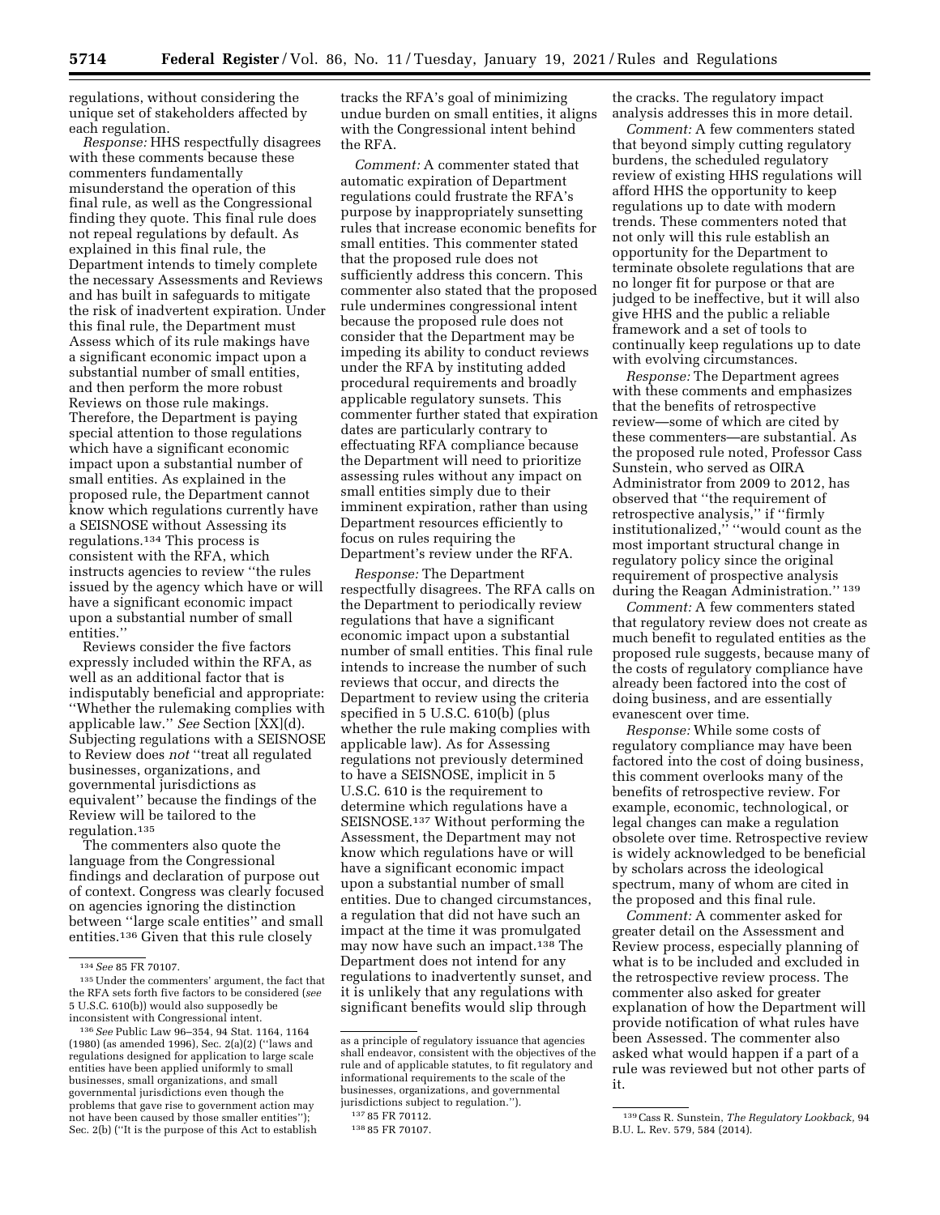regulations, without considering the unique set of stakeholders affected by each regulation.

*Response:* HHS respectfully disagrees with these comments because these commenters fundamentally misunderstand the operation of this final rule, as well as the Congressional finding they quote. This final rule does not repeal regulations by default. As explained in this final rule, the Department intends to timely complete the necessary Assessments and Reviews and has built in safeguards to mitigate the risk of inadvertent expiration. Under this final rule, the Department must Assess which of its rule makings have a significant economic impact upon a substantial number of small entities, and then perform the more robust Reviews on those rule makings. Therefore, the Department is paying special attention to those regulations which have a significant economic impact upon a substantial number of small entities. As explained in the proposed rule, the Department cannot know which regulations currently have a SEISNOSE without Assessing its regulations.[134] This process is consistent with the RFA, which instructs agencies to review "the rules issued by the agency which have or will have a significant economic impact upon a substantial number of small entities."

Reviews consider the five factors expressly included within the RFA, as well as an additional factor that is indisputably beneficial and appropriate: "Whether the rulemaking complies with applicable law." *See* Section [XX](d). Subjecting regulations with a SEISNOSE to Review does *not* "treat all regulated businesses, organizations, and governmental jurisdictions as equivalent" because the findings of the Review will be tailored to the regulation.[135]

The commenters also quote the language from the Congressional findings and declaration of purpose out of context. Congress was clearly focused on agencies ignoring the distinction between "large scale entities" and small entities.[136] Given that this rule closely tracks the RFA's goal of minimizing undue burden on small entities, it aligns with the Congressional intent behind the RFA.

*Comment:* A commenter stated that automatic expiration of Department regulations could frustrate the RFA's purpose by inappropriately sunsetting rules that increase economic benefits for small entities. This commenter stated that the proposed rule does not sufficiently address this concern. This commenter also stated that the proposed rule undermines congressional intent because the proposed rule does not consider that the Department may be impeding its ability to conduct reviews under the RFA by instituting added procedural requirements and broadly applicable regulatory sunsets. This commenter further stated that expiration dates are particularly contrary to effectuating RFA compliance because the Department will need to prioritize assessing rules without any impact on small entities simply due to their imminent expiration, rather than using Department resources efficiently to focus on rules requiring the Department's review under the RFA.

*Response:* The Department respectfully disagrees. The RFA calls on the Department to periodically review regulations that have a significant economic impact upon a substantial number of small entities. This final rule intends to increase the number of such reviews that occur, and directs the Department to review using the criteria specified in 5 U.S.C. 610(b) (plus whether the rule making complies with applicable law). As for Assessing regulations not previously determined to have a SEISNOSE, implicit in 5 U.S.C. 610 is the requirement to determine which regulations have a SEISNOSE.[137] Without performing the Assessment, the Department may not know which regulations have or will have a significant economic impact upon a substantial number of small entities. Due to changed circumstances, a regulation that did not have such an impact at the time it was promulgated may now have such an impact.[138] The Department does not intend for any regulations to inadvertently sunset, and it is unlikely that any regulations with significant benefits would slip through the cracks. The regulatory impact analysis addresses this in more detail.

*Comment:* A few commenters stated that beyond simply cutting regulatory burdens, the scheduled regulatory review of existing HHS regulations will afford HHS the opportunity to keep regulations up to date with modern trends. These commenters noted that not only will this rule establish an opportunity for the Department to terminate obsolete regulations that are no longer fit for purpose or that are judged to be ineffective, but it will also give HHS and the public a reliable framework and a set of tools to continually keep regulations up to date with evolving circumstances.

*Response:* The Department agrees with these comments and emphasizes that the benefits of retrospective review—some of which are cited by these commenters—are substantial. As the proposed rule noted, Professor Cass Sunstein, who served as OIRA Administrator from 2009 to 2012, has observed that "the requirement of retrospective analysis," if "firmly institutionalized," "would count as the most important structural change in regulatory policy since the original requirement of prospective analysis during the Reagan Administration." [139]

*Comment:* A few commenters stated that regulatory review does not create as much benefit to regulated entities as the proposed rule suggests, because many of the costs of regulatory compliance have already been factored into the cost of doing business, and are essentially evanescent over time.

*Response:* While some costs of regulatory compliance may have been factored into the cost of doing business, this comment overlooks many of the benefits of retrospective review. For example, economic, technological, or legal changes can make a regulation obsolete over time. Retrospective review is widely acknowledged to be beneficial by scholars across the ideological spectrum, many of whom are cited in the proposed and this final rule.

*Comment:* A commenter asked for greater detail on the Assessment and Review process, especially planning of what is to be included and excluded in the retrospective review process. The commenter also asked for greater explanation of how the Department will provide notification of what rules have been Assessed. The commenter also asked what would happen if a part of a rule was reviewed but not other parts of it.

---

[134] *See* 85 FR 70107.

[135] Under the commenters' argument, the fact that the RFA sets forth five factors to be considered (*see* 5 U.S.C. 610(b)) would also supposedly be inconsistent with Congressional intent.

[136] *See* Public Law 96–354, 94 Stat. 1164, 1164 (1980) (as amended 1996), Sec. 2(a)(2) ("laws and regulations designed for application to large scale entities have been applied uniformly to small businesses, small organizations, and small governmental jurisdictions even though the problems that gave rise to government action may not have been caused by those smaller entities"); Sec. 2(b) ("It is the purpose of this Act to establish as a principle of regulatory issuance that agencies shall endeavor, consistent with the objectives of the rule and of applicable statutes, to fit regulatory and informational requirements to the scale of the businesses, organizations, and governmental jurisdictions subject to regulation.").

[137] 85 FR 70112.

[138] 85 FR 70107.

[139] Cass R. Sunstein, *The Regulatory Lookback*, 94 B.U. L. Rev. 579, 584 (2014).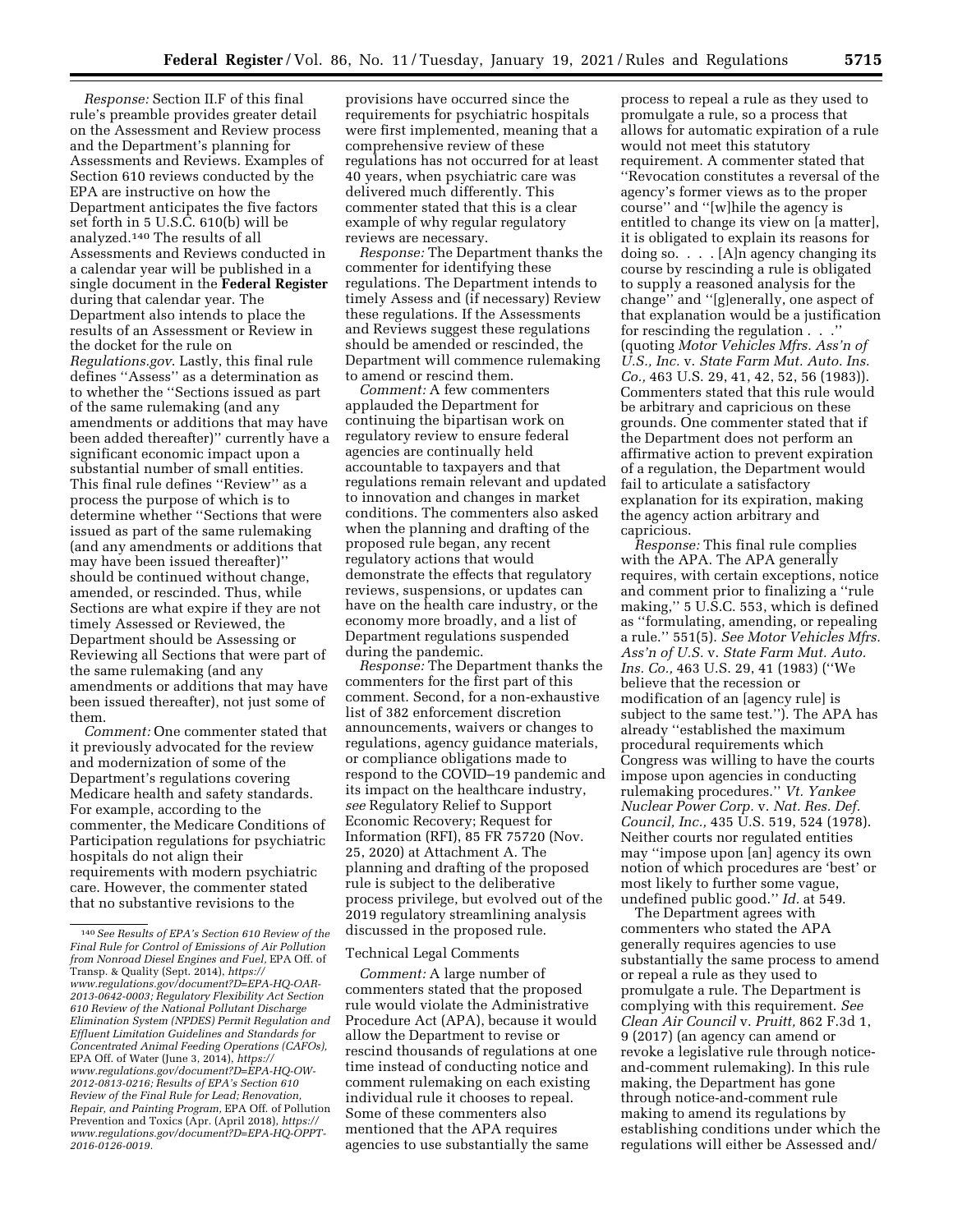*Response:* Section II.F of this final rule's preamble provides greater detail on the Assessment and Review process and the Department's planning for Assessments and Reviews. Examples of Section 610 reviews conducted by the EPA are instructive on how the Department anticipates the five factors set forth in 5 U.S.C. 610(b) will be analyzed.[140] The results of all Assessments and Reviews conducted in a calendar year will be published in a single document in the **Federal Register** during that calendar year. The Department also intends to place the results of an Assessment or Review in the docket for the rule on *Regulations.gov*. Lastly, this final rule defines "Assess" as a determination as to whether the "Sections issued as part of the same rulemaking (and any amendments or additions that may have been added thereafter)" currently have a significant economic impact upon a substantial number of small entities. This final rule defines "Review" as a process the purpose of which is to determine whether "Sections that were issued as part of the same rulemaking (and any amendments or additions that may have been issued thereafter)" should be continued without change, amended, or rescinded. Thus, while Sections are what expire if they are not timely Assessed or Reviewed, the Department should be Assessing or Reviewing all Sections that were part of the same rulemaking (and any amendments or additions that may have been issued thereafter), not just some of them.

*Comment:* One commenter stated that it previously advocated for the review and modernization of some of the Department's regulations covering Medicare health and safety standards. For example, according to the commenter, the Medicare Conditions of Participation regulations for psychiatric hospitals do not align their requirements with modern psychiatric care. However, the commenter stated that no substantive revisions to the provisions have occurred since the requirements for psychiatric hospitals were first implemented, meaning that a comprehensive review of these regulations has not occurred for at least 40 years, when psychiatric care was delivered much differently. This commenter stated that this is a clear example of why regular regulatory reviews are necessary.

*Response:* The Department thanks the commenter for identifying these regulations. The Department intends to timely Assess and (if necessary) Review these regulations. If the Assessments and Reviews suggest these regulations should be amended or rescinded, the Department will commence rulemaking to amend or rescind them.

*Comment:* A few commenters applauded the Department for continuing the bipartisan work on regulatory review to ensure federal agencies are continually held accountable to taxpayers and that regulations remain relevant and updated to innovation and changes in market conditions. The commenters also asked when the planning and drafting of the proposed rule began, any recent regulatory actions that would demonstrate the effects that regulatory reviews, suspensions, or updates can have on the health care industry, or the economy more broadly, and a list of Department regulations suspended during the pandemic.

*Response:* The Department thanks the commenters for the first part of this comment. Second, for a non-exhaustive list of 382 enforcement discretion announcements, waivers or changes to regulations, agency guidance materials, or compliance obligations made to respond to the COVID–19 pandemic and its impact on the healthcare industry, *see* Regulatory Relief to Support Economic Recovery; Request for Information (RFI), 85 FR 75720 (Nov. 25, 2020) at Attachment A. The planning and drafting of the proposed rule is subject to the deliberative process privilege, but evolved out of the 2019 regulatory streamlining analysis discussed in the proposed rule.

Technical Legal Comments

*Comment:* A large number of commenters stated that the proposed rule would violate the Administrative Procedure Act (APA), because it would allow the Department to revise or rescind thousands of regulations at one time instead of conducting notice and comment rulemaking on each existing individual rule it chooses to repeal. Some of these commenters also mentioned that the APA requires agencies to use substantially the same process to repeal a rule as they used to promulgate a rule, so a process that allows for automatic expiration of a rule would not meet this statutory requirement. A commenter stated that "Revocation constitutes a reversal of the agency's former views as to the proper course" and "[w]hile the agency is entitled to change its view on [a matter], it is obligated to explain its reasons for doing so. . . . [A]n agency changing its course by rescinding a rule is obligated to supply a reasoned analysis for the change" and "[g]enerally, one aspect of that explanation would be a justification for rescinding the regulation . . ." (quoting *Motor Vehicles Mfrs. Ass'n of U.S., Inc.* v. *State Farm Mut. Auto. Ins. Co.,* 463 U.S. 29, 41, 42, 52, 56 (1983)). Commenters stated that this rule would be arbitrary and capricious on these grounds. One commenter stated that if the Department does not perform an affirmative action to prevent expiration of a regulation, the Department would fail to articulate a satisfactory explanation for its expiration, making the agency action arbitrary and capricious.

*Response:* This final rule complies with the APA. The APA generally requires, with certain exceptions, notice and comment prior to finalizing a "rule making," 5 U.S.C. 553, which is defined as "formulating, amending, or repealing a rule." 551(5). *See Motor Vehicles Mfrs. Ass'n of U.S.* v. *State Farm Mut. Auto. Ins. Co.,* 463 U.S. 29, 41 (1983) ("We believe that the recession or modification of an [agency rule] is subject to the same test."). The APA has already "established the maximum procedural requirements which Congress was willing to have the courts impose upon agencies in conducting rulemaking procedures." *Vt. Yankee Nuclear Power Corp.* v. *Nat. Res. Def. Council, Inc.,* 435 U.S. 519, 524 (1978). Neither courts nor regulated entities may "impose upon [an] agency its own notion of which procedures are 'best' or most likely to further some vague, undefined public good." *Id.* at 549.

The Department agrees with commenters who stated the APA generally requires agencies to use substantially the same process to amend or repeal a rule as they used to promulgate a rule. The Department is complying with this requirement. *See Clean Air Council* v. *Pruitt,* 862 F.3d 1, 9 (2017) (an agency can amend or revoke a legislative rule through notice-and-comment rulemaking). In this rule making, the Department has gone through notice-and-comment rule making to amend its regulations by establishing conditions under which the regulations will either be Assessed and/

---

[140] *See Results of EPA's Section 610 Review of the Final Rule for Control of Emissions of Air Pollution from Nonroad Diesel Engines and Fuel,* EPA Off. of Transp. & Quality (Sept. 2014), *https://www.regulations.gov/document?D=EPA-HQ-OAR-2013-0642-0003; Regulatory Flexibility Act Section 610 Review of the National Pollutant Discharge Elimination System (NPDES) Permit Regulation and Effluent Limitation Guidelines and Standards for Concentrated Animal Feeding Operations (CAFOs),* EPA Off. of Water (June 3, 2014), *https://www.regulations.gov/document?D=EPA-HQ-OW-2012-0813-0216; Results of EPA's Section 610 Review of the Final Rule for Lead; Renovation, Repair, and Painting Program,* EPA Off. of Pollution Prevention and Toxics (Apr. (April 2018), *https://www.regulations.gov/document?D=EPA-HQ-OPPT-2016-0126-0019.*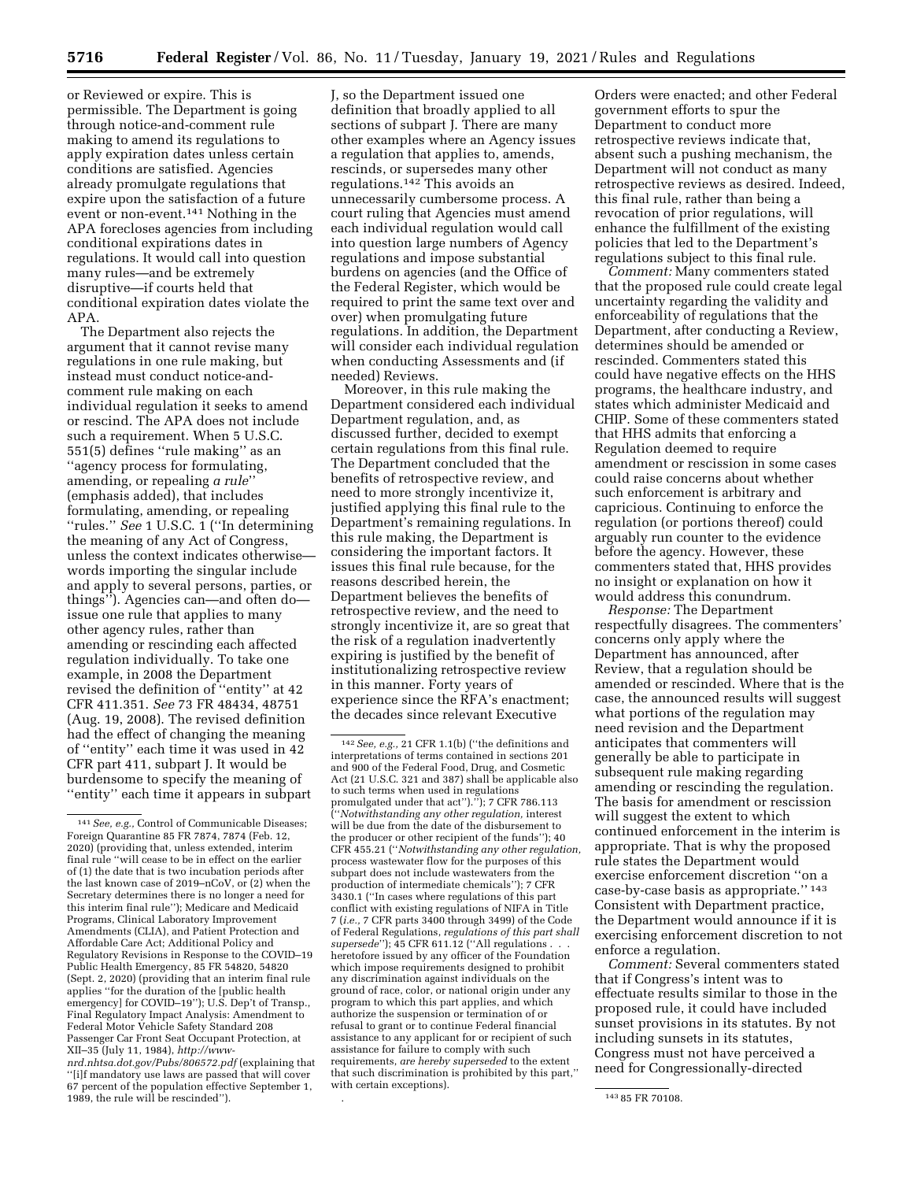or Reviewed or expire. This is permissible. The Department is going through notice-and-comment rule making to amend its regulations to apply expiration dates unless certain conditions are satisfied. Agencies already promulgate regulations that expire upon the satisfaction of a future event or non-event.[141] Nothing in the APA forecloses agencies from including conditional expirations dates in regulations. It would call into question many rules—and be extremely disruptive—if courts held that conditional expiration dates violate the APA.

The Department also rejects the argument that it cannot revise many regulations in one rule making, but instead must conduct notice-and-comment rule making on each individual regulation it seeks to amend or rescind. The APA does not include such a requirement. When 5 U.S.C. 551(5) defines ''rule making'' as an ''agency process for formulating, amending, or repealing *a rule*'' (emphasis added), that includes formulating, amending, or repealing ''rules.'' *See* 1 U.S.C. 1 (''In determining the meaning of any Act of Congress, unless the context indicates otherwise—words importing the singular include and apply to several persons, parties, or things''). Agencies can—and often do—issue one rule that applies to many other agency rules, rather than amending or rescinding each affected regulation individually. To take one example, in 2008 the Department revised the definition of ''entity'' at 42 CFR 411.351. *See* 73 FR 48434, 48751 (Aug. 19, 2008). The revised definition had the effect of changing the meaning of ''entity'' each time it was used in 42 CFR part 411, subpart J. It would be burdensome to specify the meaning of ''entity'' each time it appears in subpart J, so the Department issued one definition that broadly applied to all sections of subpart J. There are many other examples where an Agency issues a regulation that applies to, amends, rescinds, or supersedes many other regulations.[142] This avoids an unnecessarily cumbersome process. A court ruling that Agencies must amend each individual regulation would call into question large numbers of Agency regulations and impose substantial burdens on agencies (and the Office of the Federal Register, which would be required to print the same text over and over) when promulgating future regulations. In addition, the Department will consider each individual regulation when conducting Assessments and (if needed) Reviews.

Moreover, in this rule making the Department considered each individual Department regulation, and, as discussed further, decided to exempt certain regulations from this final rule. The Department concluded that the benefits of retrospective review, and need to more strongly incentivize it, justified applying this final rule to the Department's remaining regulations. In this rule making, the Department is considering the important factors. It issues this final rule because, for the reasons described herein, the Department believes the benefits of retrospective review, and the need to strongly incentivize it, are so great that the risk of a regulation inadvertently expiring is justified by the benefit of institutionalizing retrospective review in this manner. Forty years of experience since the RFA's enactment; the decades since relevant Executive Orders were enacted; and other Federal government efforts to spur the Department to conduct more retrospective reviews indicate that, absent such a pushing mechanism, the Department will not conduct as many retrospective reviews as desired. Indeed, this final rule, rather than being a revocation of prior regulations, will enhance the fulfillment of the existing policies that led to the Department's regulations subject to this final rule.

*Comment:* Many commenters stated that the proposed rule could create legal uncertainty regarding the validity and enforceability of regulations that the Department, after conducting a Review, determines should be amended or rescinded. Commenters stated this could have negative effects on the HHS programs, the healthcare industry, and states which administer Medicaid and CHIP. Some of these commenters stated that HHS admits that enforcing a Regulation deemed to require amendment or rescission in some cases could raise concerns about whether such enforcement is arbitrary and capricious. Continuing to enforce the regulation (or portions thereof) could arguably run counter to the evidence before the agency. However, these commenters stated that, HHS provides no insight or explanation on how it would address this conundrum.

*Response:* The Department respectfully disagrees. The commenters' concerns only apply where the Department has announced, after Review, that a regulation should be amended or rescinded. Where that is the case, the announced results will suggest what portions of the regulation may need revision and the Department anticipates that commenters will generally be able to participate in subsequent rule making regarding amending or rescinding the regulation. The basis for amendment or rescission will suggest the extent to which continued enforcement in the interim is appropriate. That is why the proposed rule states the Department would exercise enforcement discretion ''on a case-by-case basis as appropriate.''[143] Consistent with Department practice, the Department would announce if it is exercising enforcement discretion to not enforce a regulation.

*Comment:* Several commenters stated that if Congress's intent was to effectuate results similar to those in the proposed rule, it could have included sunset provisions in its statutes. By not including sunsets in its statutes, Congress must not have perceived a need for Congressionally-directed

---

[141] *See, e.g.,* Control of Communicable Diseases; Foreign Quarantine 85 FR 7874, 7874 (Feb. 12, 2020) (providing that, unless extended, interim final rule ''will cease to be in effect on the earlier of (1) the date that is two incubation periods after the last known case of 2019–nCoV, or (2) when the Secretary determines there is no longer a need for this interim final rule''); Medicare and Medicaid Programs, Clinical Laboratory Improvement Amendments (CLIA), and Patient Protection and Affordable Care Act; Additional Policy and Regulatory Revisions in Response to the COVID–19 Public Health Emergency, 85 FR 54820, 54820 (Sept. 2, 2020) (providing that an interim final rule applies ''for the duration of the [public health emergency] for COVID–19''); U.S. Dep't of Transp., Final Regulatory Impact Analysis: Amendment to Federal Motor Vehicle Safety Standard 208 Passenger Car Front Seat Occupant Protection, at XII–35 (July 11, 1984), *http://www-nrd.nhtsa.dot.gov/Pubs/806572.pdf* (explaining that ''[i]f mandatory use laws are passed that will cover 67 percent of the population effective September 1, 1989, the rule will be rescinded'').

[142] *See, e.g.,* 21 CFR 1.1(b) (''the definitions and interpretations of terms contained in sections 201 and 900 of the Federal Food, Drug, and Cosmetic Act (21 U.S.C. 321 and 387) shall be applicable also to such terms when used in regulations promulgated under that act'').''); 7 CFR 786.113 (''*Notwithstanding any other regulation,* interest will be due from the date of the disbursement to the producer or other recipient of the funds''); 40 CFR 455.21 (''*Notwithstanding any other regulation,* process wastewater flow for the purposes of this subpart does not include wastewaters from the production of intermediate chemicals''); 7 CFR 3430.1 (''In cases where regulations of this part conflict with existing regulations of NIFA in Title 7 (*i.e.,* 7 CFR parts 3400 through 3499) of the Code of Federal Regulations, *regulations of this part shall supersede*''); 45 CFR 611.12 (''All regulations . . . heretofore issued by any officer of the Foundation which impose requirements designed to prohibit any discrimination against individuals on the ground of race, color, or national origin under any program to which this part applies, and which authorize the suspension or termination of or refusal to grant or to continue Federal financial assistance to any applicant for or recipient of such assistance for failure to comply with such requirements, *are hereby superseded* to the extent that such discrimination is prohibited by this part,'' with certain exceptions).

[143] 85 FR 70108.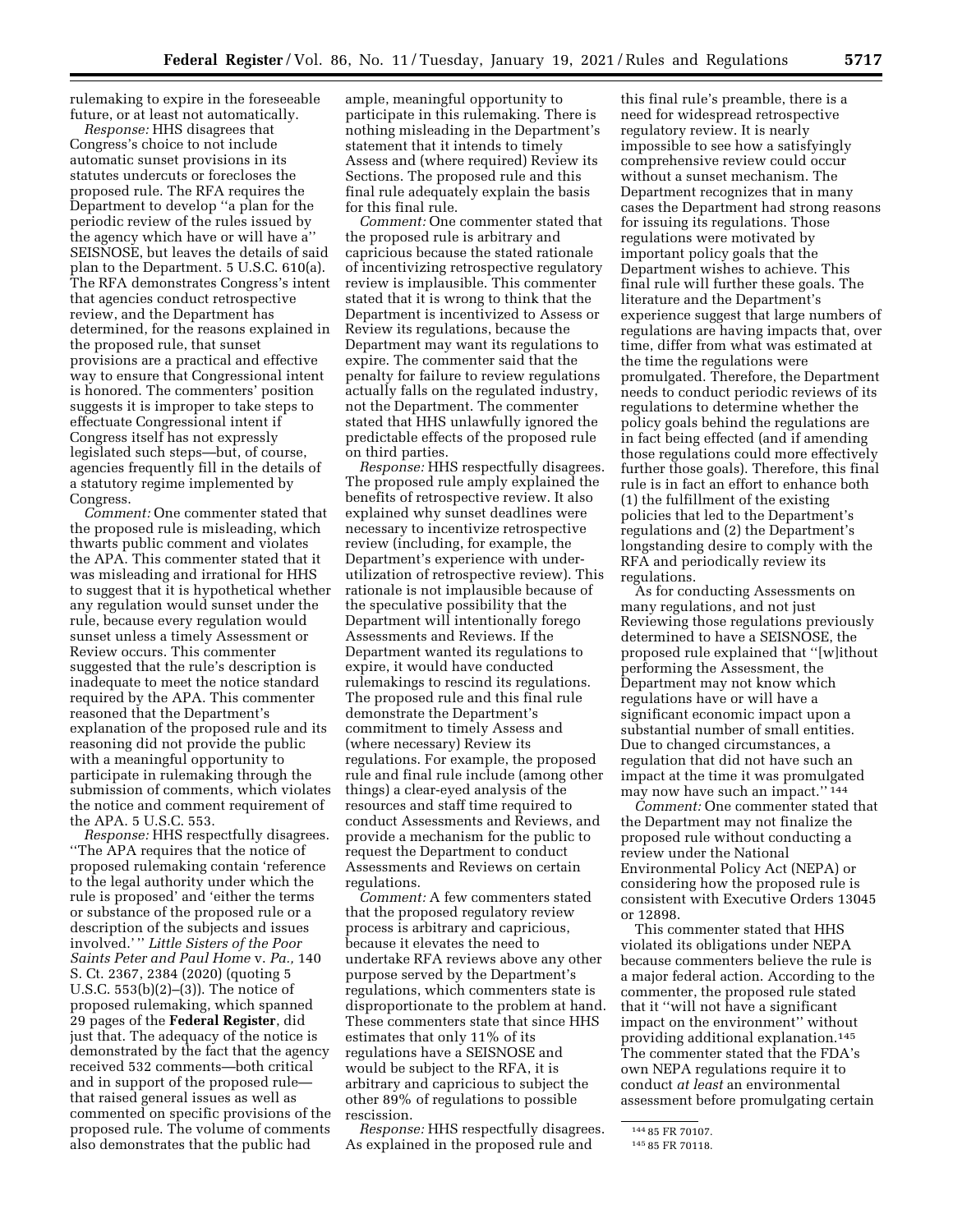rulemaking to expire in the foreseeable future, or at least not automatically.

*Response:* HHS disagrees that Congress's choice to not include automatic sunset provisions in its statutes undercuts or forecloses the proposed rule. The RFA requires the Department to develop ''a plan for the periodic review of the rules issued by the agency which have or will have a'' SEISNOSE, but leaves the details of said plan to the Department. 5 U.S.C. 610(a). The RFA demonstrates Congress's intent that agencies conduct retrospective review, and the Department has determined, for the reasons explained in the proposed rule, that sunset provisions are a practical and effective way to ensure that Congressional intent is honored. The commenters' position suggests it is improper to take steps to effectuate Congressional intent if Congress itself has not expressly legislated such steps—but, of course, agencies frequently fill in the details of a statutory regime implemented by Congress.

*Comment:* One commenter stated that the proposed rule is misleading, which thwarts public comment and violates the APA. This commenter stated that it was misleading and irrational for HHS to suggest that it is hypothetical whether any regulation would sunset under the rule, because every regulation would sunset unless a timely Assessment or Review occurs. This commenter suggested that the rule's description is inadequate to meet the notice standard required by the APA. This commenter reasoned that the Department's explanation of the proposed rule and its reasoning did not provide the public with a meaningful opportunity to participate in rulemaking through the submission of comments, which violates the notice and comment requirement of the APA. 5 U.S.C. 553.

*Response:* HHS respectfully disagrees. ''The APA requires that the notice of proposed rulemaking contain 'reference to the legal authority under which the rule is proposed' and 'either the terms or substance of the proposed rule or a description of the subjects and issues involved.' '' *Little Sisters of the Poor Saints Peter and Paul Home* v. *Pa.,* 140 S. Ct. 2367, 2384 (2020) (quoting 5 U.S.C. 553(b)(2)–(3)). The notice of proposed rulemaking, which spanned 29 pages of the **Federal Register**, did just that. The adequacy of the notice is demonstrated by the fact that the agency received 532 comments—both critical and in support of the proposed rule—that raised general issues as well as commented on specific provisions of the proposed rule. The volume of comments also demonstrates that the public had ample, meaningful opportunity to participate in this rulemaking. There is nothing misleading in the Department's statement that it intends to timely Assess and (where required) Review its Sections. The proposed rule and this final rule adequately explain the basis for this final rule.

*Comment:* One commenter stated that the proposed rule is arbitrary and capricious because the stated rationale of incentivizing retrospective regulatory review is implausible. This commenter stated that it is wrong to think that the Department is incentivized to Assess or Review its regulations, because the Department may want its regulations to expire. The commenter said that the penalty for failure to review regulations actually falls on the regulated industry, not the Department. The commenter stated that HHS unlawfully ignored the predictable effects of the proposed rule on third parties.

*Response:* HHS respectfully disagrees. The proposed rule amply explained the benefits of retrospective review. It also explained why sunset deadlines were necessary to incentivize retrospective review (including, for example, the Department's experience with under-utilization of retrospective review). This rationale is not implausible because of the speculative possibility that the Department will intentionally forego Assessments and Reviews. If the Department wanted its regulations to expire, it would have conducted rulemakings to rescind its regulations. The proposed rule and this final rule demonstrate the Department's commitment to timely Assess and (where necessary) Review its regulations. For example, the proposed rule and final rule include (among other things) a clear-eyed analysis of the resources and staff time required to conduct Assessments and Reviews, and provide a mechanism for the public to request the Department to conduct Assessments and Reviews on certain regulations.

*Comment:* A few commenters stated that the proposed regulatory review process is arbitrary and capricious, because it elevates the need to undertake RFA reviews above any other purpose served by the Department's regulations, which commenters state is disproportionate to the problem at hand. These commenters state that since HHS estimates that only 11% of its regulations have a SEISNOSE and would be subject to the RFA, it is arbitrary and capricious to subject the other 89% of regulations to possible rescission.

*Response:* HHS respectfully disagrees. As explained in the proposed rule and this final rule's preamble, there is a need for widespread retrospective regulatory review. It is nearly impossible to see how a satisfyingly comprehensive review could occur without a sunset mechanism. The Department recognizes that in many cases the Department had strong reasons for issuing its regulations. Those regulations were motivated by important policy goals that the Department wishes to achieve. This final rule will further these goals. The literature and the Department's experience suggest that large numbers of regulations are having impacts that, over time, differ from what was estimated at the time the regulations were promulgated. Therefore, the Department needs to conduct periodic reviews of its regulations to determine whether the policy goals behind the regulations are in fact being effected (and if amending those regulations could more effectively further those goals). Therefore, this final rule is in fact an effort to enhance both (1) the fulfillment of the existing policies that led to the Department's regulations and (2) the Department's longstanding desire to comply with the RFA and periodically review its regulations.

As for conducting Assessments on many regulations, and not just Reviewing those regulations previously determined to have a SEISNOSE, the proposed rule explained that ''[w]ithout performing the Assessment, the Department may not know which regulations have or will have a significant economic impact upon a substantial number of small entities. Due to changed circumstances, a regulation that did not have such an impact at the time it was promulgated may now have such an impact.'' [144]

*Comment:* One commenter stated that the Department may not finalize the proposed rule without conducting a review under the National Environmental Policy Act (NEPA) or considering how the proposed rule is consistent with Executive Orders 13045 or 12898.

This commenter stated that HHS violated its obligations under NEPA because commenters believe the rule is a major federal action. According to the commenter, the proposed rule stated that it ''will not have a significant impact on the environment'' without providing additional explanation.[145] The commenter stated that the FDA's own NEPA regulations require it to conduct *at least* an environmental assessment before promulgating certain

[144] 85 FR 70107.

[145] 85 FR 70118.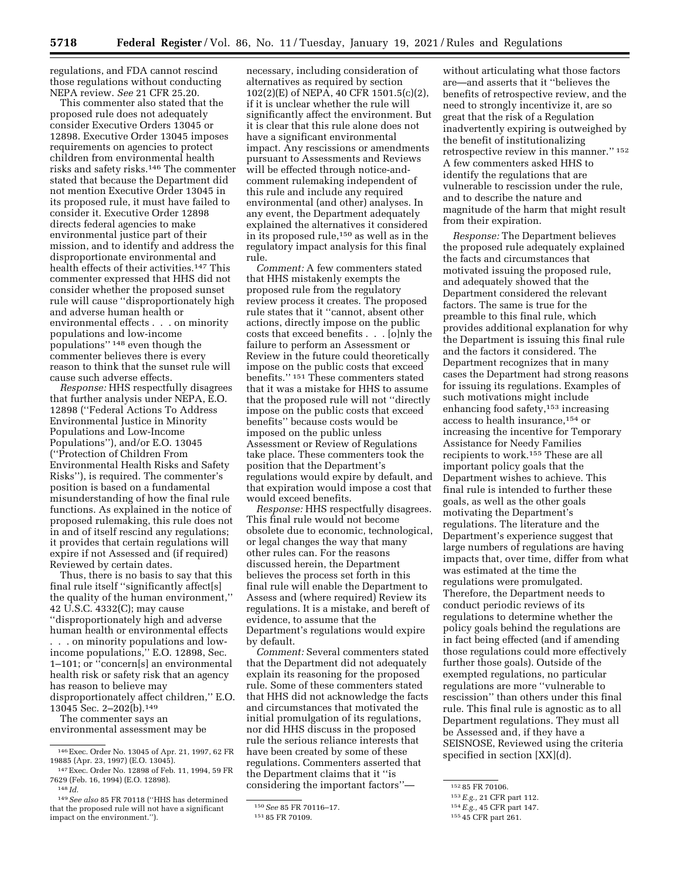regulations, and FDA cannot rescind those regulations without conducting NEPA review. *See* 21 CFR 25.20.

This commenter also stated that the proposed rule does not adequately consider Executive Orders 13045 or 12898. Executive Order 13045 imposes requirements on agencies to protect children from environmental health risks and safety risks.[146] The commenter stated that because the Department did not mention Executive Order 13045 in its proposed rule, it must have failed to consider it. Executive Order 12898 directs federal agencies to make environmental justice part of their mission, and to identify and address the disproportionate environmental and health effects of their activities.[147] This commenter expressed that HHS did not consider whether the proposed sunset rule will cause ''disproportionately high and adverse human health or environmental effects . . . on minority populations and low-income populations'' [148] even though the commenter believes there is every reason to think that the sunset rule will cause such adverse effects.

*Response:* HHS respectfully disagrees that further analysis under NEPA, E.O. 12898 (''Federal Actions To Address Environmental Justice in Minority Populations and Low-Income Populations''), and/or E.O. 13045 (''Protection of Children From Environmental Health Risks and Safety Risks''), is required. The commenter's position is based on a fundamental misunderstanding of how the final rule functions. As explained in the notice of proposed rulemaking, this rule does not in and of itself rescind any regulations; it provides that certain regulations will expire if not Assessed and (if required) Reviewed by certain dates.

Thus, there is no basis to say that this final rule itself ''significantly affect[s] the quality of the human environment,'' 42 U.S.C. 4332(C); may cause ''disproportionately high and adverse human health or environmental effects . . . on minority populations and low-income populations,'' E.O. 12898, Sec. 1–101; or ''concern[s] an environmental health risk or safety risk that an agency has reason to believe may disproportionately affect children,'' E.O. 13045 Sec. 2–202(b).[149]

The commenter says an environmental assessment may be necessary, including consideration of alternatives as required by section 102(2)(E) of NEPA, 40 CFR 1501.5(c)(2), if it is unclear whether the rule will significantly affect the environment. But it is clear that this rule alone does not have a significant environmental impact. Any rescissions or amendments pursuant to Assessments and Reviews will be effected through notice-and-comment rulemaking independent of this rule and include any required environmental (and other) analyses. In any event, the Department adequately explained the alternatives it considered in its proposed rule,[150] as well as in the regulatory impact analysis for this final rule.

*Comment:* A few commenters stated that HHS mistakenly exempts the proposed rule from the regulatory review process it creates. The proposed rule states that it ''cannot, absent other actions, directly impose on the public costs that exceed benefits . . . [o]nly the failure to perform an Assessment or Review in the future could theoretically impose on the public costs that exceed benefits.'' [151] These commenters stated that it was a mistake for HHS to assume that the proposed rule will not ''directly impose on the public costs that exceed benefits'' because costs would be imposed on the public unless Assessment or Review of Regulations take place. These commenters took the position that the Department's regulations would expire by default, and that expiration would impose a cost that would exceed benefits.

*Response:* HHS respectfully disagrees. This final rule would not become obsolete due to economic, technological, or legal changes the way that many other rules can. For the reasons discussed herein, the Department believes the process set forth in this final rule will enable the Department to Assess and (where required) Review its regulations. It is a mistake, and bereft of evidence, to assume that the Department's regulations would expire by default.

*Comment:* Several commenters stated that the Department did not adequately explain its reasoning for the proposed rule. Some of these commenters stated that HHS did not acknowledge the facts and circumstances that motivated the initial promulgation of its regulations, nor did HHS discuss in the proposed rule the serious reliance interests that have been created by some of these regulations. Commenters asserted that the Department claims that it ''is considering the important factors''—without articulating what those factors are—and asserts that it ''believes the benefits of retrospective review, and the need to strongly incentivize it, are so great that the risk of a Regulation inadvertently expiring is outweighed by the benefit of institutionalizing retrospective review in this manner.'' [152] A few commenters asked HHS to identify the regulations that are vulnerable to rescission under the rule, and to describe the nature and magnitude of the harm that might result from their expiration.

*Response:* The Department believes the proposed rule adequately explained the facts and circumstances that motivated issuing the proposed rule, and adequately showed that the Department considered the relevant factors. The same is true for the preamble to this final rule, which provides additional explanation for why the Department is issuing this final rule and the factors it considered. The Department recognizes that in many cases the Department had strong reasons for issuing its regulations. Examples of such motivations might include enhancing food safety,[153] increasing access to health insurance,[154] or increasing the incentive for Temporary Assistance for Needy Families recipients to work.[155] These are all important policy goals that the Department wishes to achieve. This final rule is intended to further these goals, as well as the other goals motivating the Department's regulations. The literature and the Department's experience suggest that large numbers of regulations are having impacts that, over time, differ from what was estimated at the time the regulations were promulgated. Therefore, the Department needs to conduct periodic reviews of its regulations to determine whether the policy goals behind the regulations are in fact being effected (and if amending those regulations could more effectively further those goals). Outside of the exempted regulations, no particular regulations are more ''vulnerable to rescission'' than others under this final rule. This final rule is agnostic as to all Department regulations. They must all be Assessed and, if they have a SEISNOSE, Reviewed using the criteria specified in section [XX](d).

---

[146] Exec. Order No. 13045 of Apr. 21, 1997, 62 FR 19885 (Apr. 23, 1997) (E.O. 13045).

[147] Exec. Order No. 12898 of Feb. 11, 1994, 59 FR 7629 (Feb. 16, 1994) (E.O. 12898).

[148] *Id.*

[149] *See also* 85 FR 70118 (''HHS has determined that the proposed rule will not have a significant impact on the environment.'').

[150] *See* 85 FR 70116–17.

[151] 85 FR 70109.

[152] 85 FR 70106.

[153] *E.g.,* 21 CFR part 112.

[154] *E.g.,* 45 CFR part 147.

[155] 45 CFR part 261.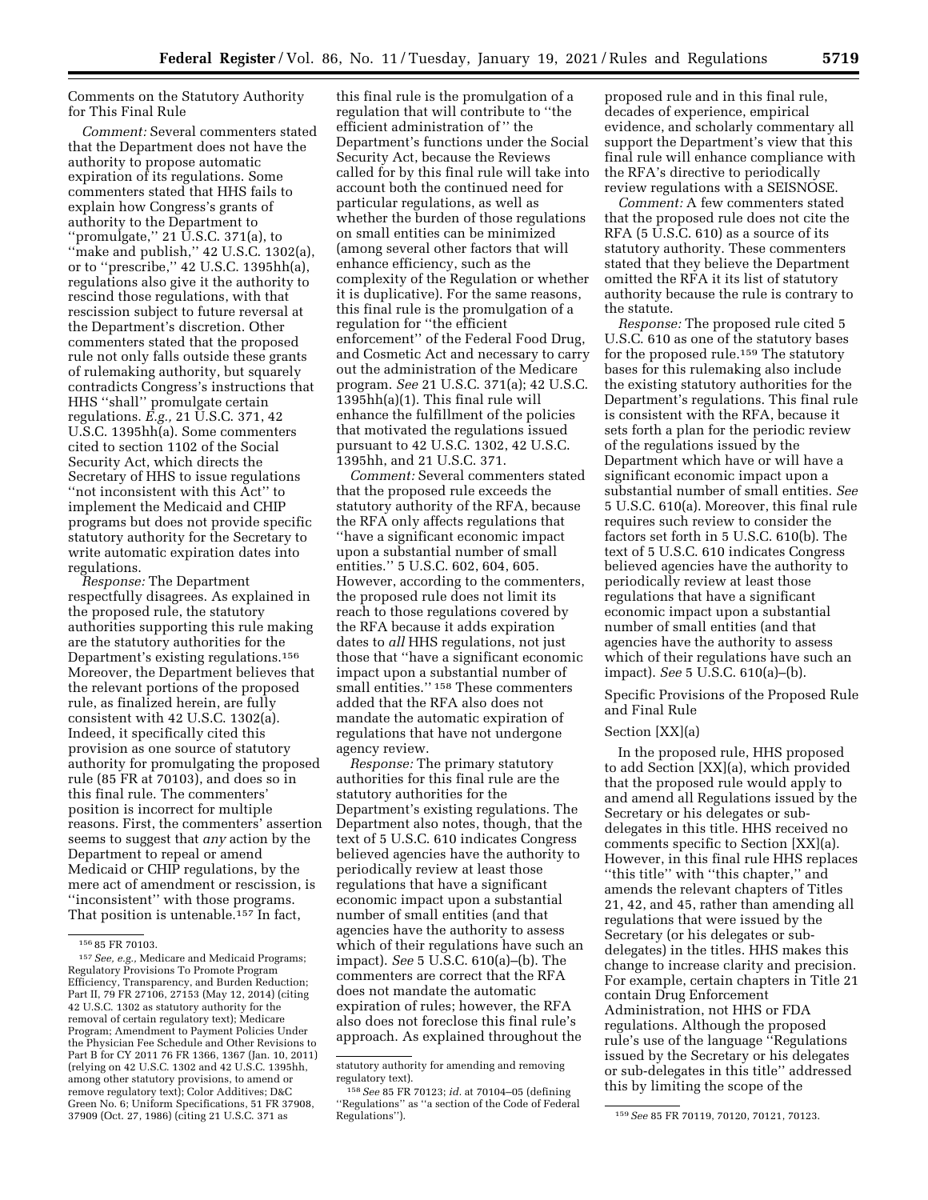Comments on the Statutory Authority for This Final Rule

*Comment:* Several commenters stated that the Department does not have the authority to propose automatic expiration of its regulations. Some commenters stated that HHS fails to explain how Congress's grants of authority to the Department to ''promulgate,'' 21 U.S.C. 371(a), to ''make and publish,'' 42 U.S.C. 1302(a), or to ''prescribe,'' 42 U.S.C. 1395hh(a), regulations also give it the authority to rescind those regulations, with that rescission subject to future reversal at the Department's discretion. Other commenters stated that the proposed rule not only falls outside these grants of rulemaking authority, but squarely contradicts Congress's instructions that HHS ''shall'' promulgate certain regulations. *E.g.,* 21 U.S.C. 371, 42 U.S.C. 1395hh(a). Some commenters cited to section 1102 of the Social Security Act, which directs the Secretary of HHS to issue regulations ''not inconsistent with this Act'' to implement the Medicaid and CHIP programs but does not provide specific statutory authority for the Secretary to write automatic expiration dates into regulations.

*Response:* The Department respectfully disagrees. As explained in the proposed rule, the statutory authorities supporting this rule making are the statutory authorities for the Department's existing regulations.[156] Moreover, the Department believes that the relevant portions of the proposed rule, as finalized herein, are fully consistent with 42 U.S.C. 1302(a). Indeed, it specifically cited this provision as one source of statutory authority for promulgating the proposed rule (85 FR at 70103), and does so in this final rule. The commenters' position is incorrect for multiple reasons. First, the commenters' assertion seems to suggest that *any* action by the Department to repeal or amend Medicaid or CHIP regulations, by the mere act of amendment or rescission, is ''inconsistent'' with those programs. That position is untenable.[157] In fact, this final rule is the promulgation of a regulation that will contribute to ''the efficient administration of'' the Department's functions under the Social Security Act, because the Reviews called for by this final rule will take into account both the continued need for particular regulations, as well as whether the burden of those regulations on small entities can be minimized (among several other factors that will enhance efficiency, such as the complexity of the Regulation or whether it is duplicative). For the same reasons, this final rule is the promulgation of a regulation for ''the efficient enforcement'' of the Federal Food Drug, and Cosmetic Act and necessary to carry out the administration of the Medicare program. *See* 21 U.S.C. 371(a); 42 U.S.C. 1395hh(a)(1). This final rule will enhance the fulfillment of the policies that motivated the regulations issued pursuant to 42 U.S.C. 1302, 42 U.S.C. 1395hh, and 21 U.S.C. 371.

*Comment:* Several commenters stated that the proposed rule exceeds the statutory authority of the RFA, because the RFA only affects regulations that ''have a significant economic impact upon a substantial number of small entities.'' 5 U.S.C. 602, 604, 605. However, according to the commenters, the proposed rule does not limit its reach to those regulations covered by the RFA because it adds expiration dates to *all* HHS regulations, not just those that ''have a significant economic impact upon a substantial number of small entities.'' [158] These commenters added that the RFA also does not mandate the automatic expiration of regulations that have not undergone agency review.

*Response:* The primary statutory authorities for this final rule are the statutory authorities for the Department's existing regulations. The Department also notes, though, that the text of 5 U.S.C. 610 indicates Congress believed agencies have the authority to periodically review at least those regulations that have a significant economic impact upon a substantial number of small entities (and that agencies have the authority to assess which of their regulations have such an impact). *See* 5 U.S.C. 610(a)–(b). The commenters are correct that the RFA does not mandate the automatic expiration of rules; however, the RFA also does not foreclose this final rule's approach. As explained throughout the proposed rule and in this final rule, decades of experience, empirical evidence, and scholarly commentary all support the Department's view that this final rule will enhance compliance with the RFA's directive to periodically review regulations with a SEISNOSE.

*Comment:* A few commenters stated that the proposed rule does not cite the RFA (5 U.S.C. 610) as a source of its statutory authority. These commenters stated that they believe the Department omitted the RFA it its list of statutory authority because the rule is contrary to the statute.

*Response:* The proposed rule cited 5 U.S.C. 610 as one of the statutory bases for the proposed rule.[159] The statutory bases for this rulemaking also include the existing statutory authorities for the Department's regulations. This final rule is consistent with the RFA, because it sets forth a plan for the periodic review of the regulations issued by the Department which have or will have a significant economic impact upon a substantial number of small entities. *See* 5 U.S.C. 610(a). Moreover, this final rule requires such review to consider the factors set forth in 5 U.S.C. 610(b). The text of 5 U.S.C. 610 indicates Congress believed agencies have the authority to periodically review at least those regulations that have a significant economic impact upon a substantial number of small entities (and that agencies have the authority to assess which of their regulations have such an impact). *See* 5 U.S.C. 610(a)–(b).

Specific Provisions of the Proposed Rule and Final Rule

Section [XX](a)

In the proposed rule, HHS proposed to add Section [XX](a), which provided that the proposed rule would apply to and amend all Regulations issued by the Secretary or his delegates or sub-delegates in this title. HHS received no comments specific to Section [XX](a). However, in this final rule HHS replaces ''this title'' with ''this chapter,'' and amends the relevant chapters of Titles 21, 42, and 45, rather than amending all regulations that were issued by the Secretary (or his delegates or sub-delegates) in the titles. HHS makes this change to increase clarity and precision. For example, certain chapters in Title 21 contain Drug Enforcement Administration, not HHS or FDA regulations. Although the proposed rule's use of the language ''Regulations issued by the Secretary or his delegates or sub-delegates in this title'' addressed this by limiting the scope of the

---

[156] 85 FR 70103.

[157] *See, e.g.,* Medicare and Medicaid Programs; Regulatory Provisions To Promote Program Efficiency, Transparency, and Burden Reduction; Part II, 79 FR 27106, 27153 (May 12, 2014) (citing 42 U.S.C. 1302 as statutory authority for the removal of certain regulatory text); Medicare Program; Amendment to Payment Policies Under the Physician Fee Schedule and Other Revisions to Part B for CY 2011 76 FR 1366, 1367 (Jan. 10, 2011) (relying on 42 U.S.C. 1302 and 42 U.S.C. 1395hh, among other statutory provisions, to amend or remove regulatory text); Color Additives; D&C Green No. 6; Uniform Specifications, 51 FR 37908, 37909 (Oct. 27, 1986) (citing 21 U.S.C. 371 as statutory authority for amending and removing regulatory text).

[158] *See* 85 FR 70123; *id.* at 70104–05 (defining ''Regulations'' as ''a section of the Code of Federal Regulations'').

[159] *See* 85 FR 70119, 70120, 70121, 70123.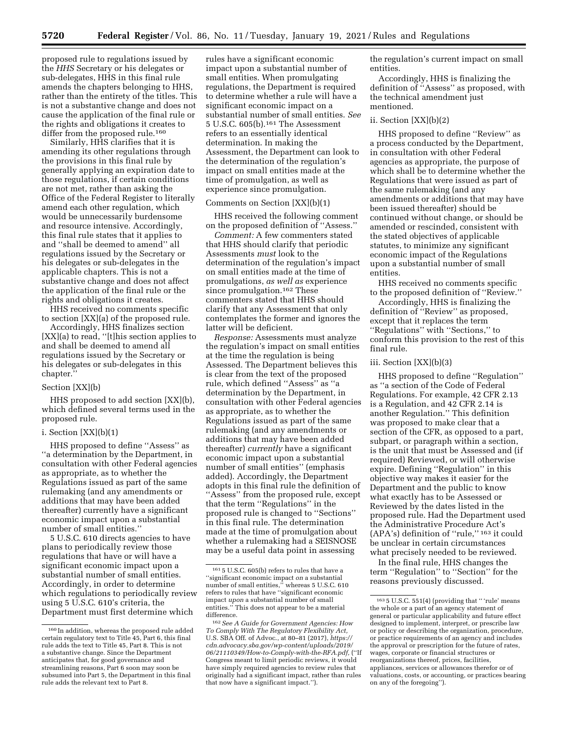proposed rule to regulations issued by the *HHS* Secretary or his delegates or sub-delegates, HHS in this final rule amends the chapters belonging to HHS, rather than the entirety of the titles. This is not a substantive change and does not cause the application of the final rule or the rights and obligations it creates to differ from the proposed rule.[160]

Similarly, HHS clarifies that it is amending its other regulations through the provisions in this final rule by generally applying an expiration date to those regulations, if certain conditions are not met, rather than asking the Office of the Federal Register to literally amend each other regulation, which would be unnecessarily burdensome and resource intensive. Accordingly, this final rule states that it applies to and ''shall be deemed to amend'' all regulations issued by the Secretary or his delegates or sub-delegates in the applicable chapters. This is not a substantive change and does not affect the application of the final rule or the rights and obligations it creates.

HHS received no comments specific to section [XX](a) of the proposed rule.

Accordingly, HHS finalizes section [XX](a) to read, ''[t]his section applies to and shall be deemed to amend all regulations issued by the Secretary or his delegates or sub-delegates in this chapter.''

Section [XX](b)

HHS proposed to add section [XX](b), which defined several terms used in the proposed rule.

i. Section [XX](b)(1)

HHS proposed to define ''Assess'' as ''a determination by the Department, in consultation with other Federal agencies as appropriate, as to whether the Regulations issued as part of the same rulemaking (and any amendments or additions that may have been added thereafter) currently have a significant economic impact upon a substantial number of small entities.''

5 U.S.C. 610 directs agencies to have plans to periodically review those regulations that have or will have a significant economic impact upon a substantial number of small entities. Accordingly, in order to determine which regulations to periodically review using 5 U.S.C. 610's criteria, the Department must first determine which rules have a significant economic impact upon a substantial number of small entities. When promulgating regulations, the Department is required to determine whether a rule will have a significant economic impact on a substantial number of small entities. *See* 5 U.S.C. 605(b).[161] The Assessment refers to an essentially identical determination. In making the Assessment, the Department can look to the determination of the regulation's impact on small entities made at the time of promulgation, as well as experience since promulgation.

Comments on Section [XX](b)(1)

HHS received the following comment on the proposed definition of ''Assess.''

*Comment:* A few commenters stated that HHS should clarify that periodic Assessments *must* look to the determination of the regulation's impact on small entities made at the time of promulgations, *as well as* experience since promulgation.[162] These commenters stated that HHS should clarify that any Assessment that only contemplates the former and ignores the latter will be deficient.

*Response:* Assessments must analyze the regulation's impact on small entities at the time the regulation is being Assessed. The Department believes this is clear from the text of the proposed rule, which defined ''Assess'' as ''a determination by the Department, in consultation with other Federal agencies as appropriate, as to whether the Regulations issued as part of the same rulemaking (and any amendments or additions that may have been added thereafter) *currently* have a significant economic impact upon a substantial number of small entities'' (emphasis added). Accordingly, the Department adopts in this final rule the definition of ''Assess'' from the proposed rule, except that the term ''Regulations'' in the proposed rule is changed to ''Sections'' in this final rule. The determination made at the time of promulgation about whether a rulemaking had a SEISNOSE may be a useful data point in assessing the regulation's current impact on small entities.

Accordingly, HHS is finalizing the definition of ''Assess'' as proposed, with the technical amendment just mentioned.

ii. Section [XX](b)(2)

HHS proposed to define ''Review'' as a process conducted by the Department, in consultation with other Federal agencies as appropriate, the purpose of which shall be to determine whether the Regulations that were issued as part of the same rulemaking (and any amendments or additions that may have been issued thereafter) should be continued without change, or should be amended or rescinded, consistent with the stated objectives of applicable statutes, to minimize any significant economic impact of the Regulations upon a substantial number of small entities.

HHS received no comments specific to the proposed definition of ''Review.''

Accordingly, HHS is finalizing the definition of ''Review'' as proposed, except that it replaces the term ''Regulations'' with ''Sections,'' to conform this provision to the rest of this final rule.

iii. Section [XX](b)(3)

HHS proposed to define ''Regulation'' as ''a section of the Code of Federal Regulations. For example, 42 CFR 2.13 is a Regulation, and 42 CFR 2.14 is another Regulation.'' This definition was proposed to make clear that a section of the CFR, as opposed to a part, subpart, or paragraph within a section, is the unit that must be Assessed and (if required) Reviewed, or will otherwise expire. Defining ''Regulation'' in this objective way makes it easier for the Department and the public to know what exactly has to be Assessed or Reviewed by the dates listed in the proposed rule. Had the Department used the Administrative Procedure Act's (APA's) definition of ''rule,'' [163] it could be unclear in certain circumstances what precisely needed to be reviewed.

In the final rule, HHS changes the term ''Regulation'' to ''Section'' for the reasons previously discussed.

---

[160] In addition, whereas the proposed rule added certain regulatory text to Title 45, Part 6, this final rule adds the text to Title 45, Part 8. This is not a substantive change. Since the Department anticipates that, for good governance and streamlining reasons, Part 6 soon may soon be subsumed into Part 5, the Department in this final rule adds the relevant text to Part 8.

[161] 5 U.S.C. 605(b) refers to rules that have a ''significant economic impact *on* a substantial number of small entities,'' whereas 5 U.S.C. 610 refers to rules that have ''significant economic impact *upon* a substantial number of small entities.'' This does not appear to be a material difference.

[162] *See A Guide for Government Agencies: How To Comply With The Regulatory Flexibility Act,* U.S. SBA Off. of Advoc., at 80–81 (2017), *https://cdn.advocacy.sba.gov/wp-content/uploads/2019/06/21110349/How-to-Comply-with-the-RFA.pdf,* (''If Congress meant to limit periodic reviews, it would have simply required agencies to review rules that originally had a significant impact, rather than rules that now have a significant impact.'').

[163] 5 U.S.C. 551(4) (providing that '' 'rule' means the whole or a part of an agency statement of general or particular applicability and future effect designed to implement, interpret, or prescribe law or policy or describing the organization, procedure, or practice requirements of an agency and includes the approval or prescription for the future of rates, wages, corporate or financial structures or reorganizations thereof, prices, facilities, appliances, services or allowances therefor or of valuations, costs, or accounting, or practices bearing on any of the foregoing'').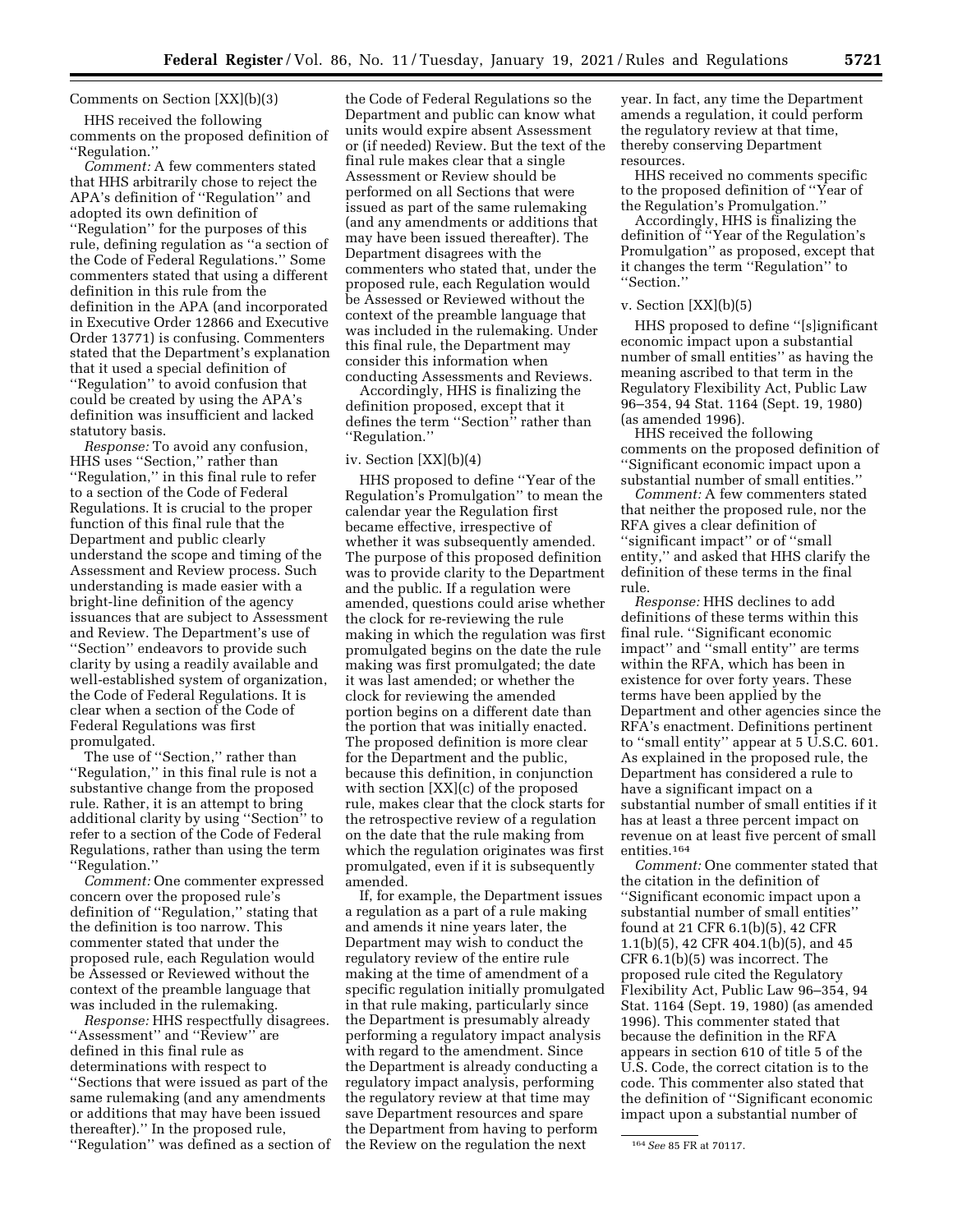Comments on Section [XX](b)(3)

HHS received the following comments on the proposed definition of ''Regulation.''

*Comment:* A few commenters stated that HHS arbitrarily chose to reject the APA's definition of ''Regulation'' and adopted its own definition of ''Regulation'' for the purposes of this rule, defining regulation as ''a section of the Code of Federal Regulations.'' Some commenters stated that using a different definition in this rule from the definition in the APA (and incorporated in Executive Order 12866 and Executive Order 13771) is confusing. Commenters stated that the Department's explanation that it used a special definition of ''Regulation'' to avoid confusion that could be created by using the APA's definition was insufficient and lacked statutory basis.

*Response:* To avoid any confusion, HHS uses ''Section,'' rather than ''Regulation,'' in this final rule to refer to a section of the Code of Federal Regulations. It is crucial to the proper function of this final rule that the Department and public clearly understand the scope and timing of the Assessment and Review process. Such understanding is made easier with a bright-line definition of the agency issuances that are subject to Assessment and Review. The Department's use of ''Section'' endeavors to provide such clarity by using a readily available and well-established system of organization, the Code of Federal Regulations. It is clear when a section of the Code of Federal Regulations was first promulgated.

The use of ''Section,'' rather than ''Regulation,'' in this final rule is not a substantive change from the proposed rule. Rather, it is an attempt to bring additional clarity by using ''Section'' to refer to a section of the Code of Federal Regulations, rather than using the term ''Regulation.''

*Comment:* One commenter expressed concern over the proposed rule's definition of ''Regulation,'' stating that the definition is too narrow. This commenter stated that under the proposed rule, each Regulation would be Assessed or Reviewed without the context of the preamble language that was included in the rulemaking.

*Response:* HHS respectfully disagrees. ''Assessment'' and ''Review'' are defined in this final rule as determinations with respect to ''Sections that were issued as part of the same rulemaking (and any amendments or additions that may have been issued thereafter).'' In the proposed rule, ''Regulation'' was defined as a section of the Code of Federal Regulations so the Department and public can know what units would expire absent Assessment or (if needed) Review. But the text of the final rule makes clear that a single Assessment or Review should be performed on all Sections that were issued as part of the same rulemaking (and any amendments or additions that may have been issued thereafter). The Department disagrees with the commenters who stated that, under the proposed rule, each Regulation would be Assessed or Reviewed without the context of the preamble language that was included in the rulemaking. Under this final rule, the Department may consider this information when conducting Assessments and Reviews.

Accordingly, HHS is finalizing the definition proposed, except that it defines the term ''Section'' rather than ''Regulation.''

iv. Section [XX](b)(4)

HHS proposed to define ''Year of the Regulation's Promulgation'' to mean the calendar year the Regulation first became effective, irrespective of whether it was subsequently amended. The purpose of this proposed definition was to provide clarity to the Department and the public. If a regulation were amended, questions could arise whether the clock for re-reviewing the rule making in which the regulation was first promulgated begins on the date the rule making was first promulgated; the date it was last amended; or whether the clock for reviewing the amended portion begins on a different date than the portion that was initially enacted. The proposed definition is more clear for the Department and the public, because this definition, in conjunction with section [XX](c) of the proposed rule, makes clear that the clock starts for the retrospective review of a regulation on the date that the rule making from which the regulation originates was first promulgated, even if it is subsequently amended.

If, for example, the Department issues a regulation as a part of a rule making and amends it nine years later, the Department may wish to conduct the regulatory review of the entire rule making at the time of amendment of a specific regulation initially promulgated in that rule making, particularly since the Department is presumably already performing a regulatory impact analysis with regard to the amendment. Since the Department is already conducting a regulatory impact analysis, performing the regulatory review at that time may save Department resources and spare the Department from having to perform the Review on the regulation the next year. In fact, any time the Department amends a regulation, it could perform the regulatory review at that time, thereby conserving Department resources.

HHS received no comments specific to the proposed definition of ''Year of the Regulation's Promulgation.''

Accordingly, HHS is finalizing the definition of ''Year of the Regulation's Promulgation'' as proposed, except that it changes the term ''Regulation'' to ''Section.''

v. Section [XX](b)(5)

HHS proposed to define ''[s]ignificant economic impact upon a substantial number of small entities'' as having the meaning ascribed to that term in the Regulatory Flexibility Act, Public Law 96–354, 94 Stat. 1164 (Sept. 19, 1980) (as amended 1996).

HHS received the following comments on the proposed definition of ''Significant economic impact upon a substantial number of small entities.''

*Comment:* A few commenters stated that neither the proposed rule, nor the RFA gives a clear definition of ''significant impact'' or of ''small entity,'' and asked that HHS clarify the definition of these terms in the final rule.

*Response:* HHS declines to add definitions of these terms within this final rule. ''Significant economic impact'' and ''small entity'' are terms within the RFA, which has been in existence for over forty years. These terms have been applied by the Department and other agencies since the RFA's enactment. Definitions pertinent to ''small entity'' appear at 5 U.S.C. 601. As explained in the proposed rule, the Department has considered a rule to have a significant impact on a substantial number of small entities if it has at least a three percent impact on revenue on at least five percent of small entities.[164]

*Comment:* One commenter stated that the citation in the definition of ''Significant economic impact upon a substantial number of small entities'' found at 21 CFR 6.1(b)(5), 42 CFR 1.1(b)(5), 42 CFR 404.1(b)(5), and 45 CFR 6.1(b)(5) was incorrect. The proposed rule cited the Regulatory Flexibility Act, Public Law 96–354, 94 Stat. 1164 (Sept. 19, 1980) (as amended 1996). This commenter stated that because the definition in the RFA appears in section 610 of title 5 of the U.S. Code, the correct citation is to the code. This commenter also stated that the definition of ''Significant economic impact upon a substantial number of

[164] *See* 85 FR at 70117.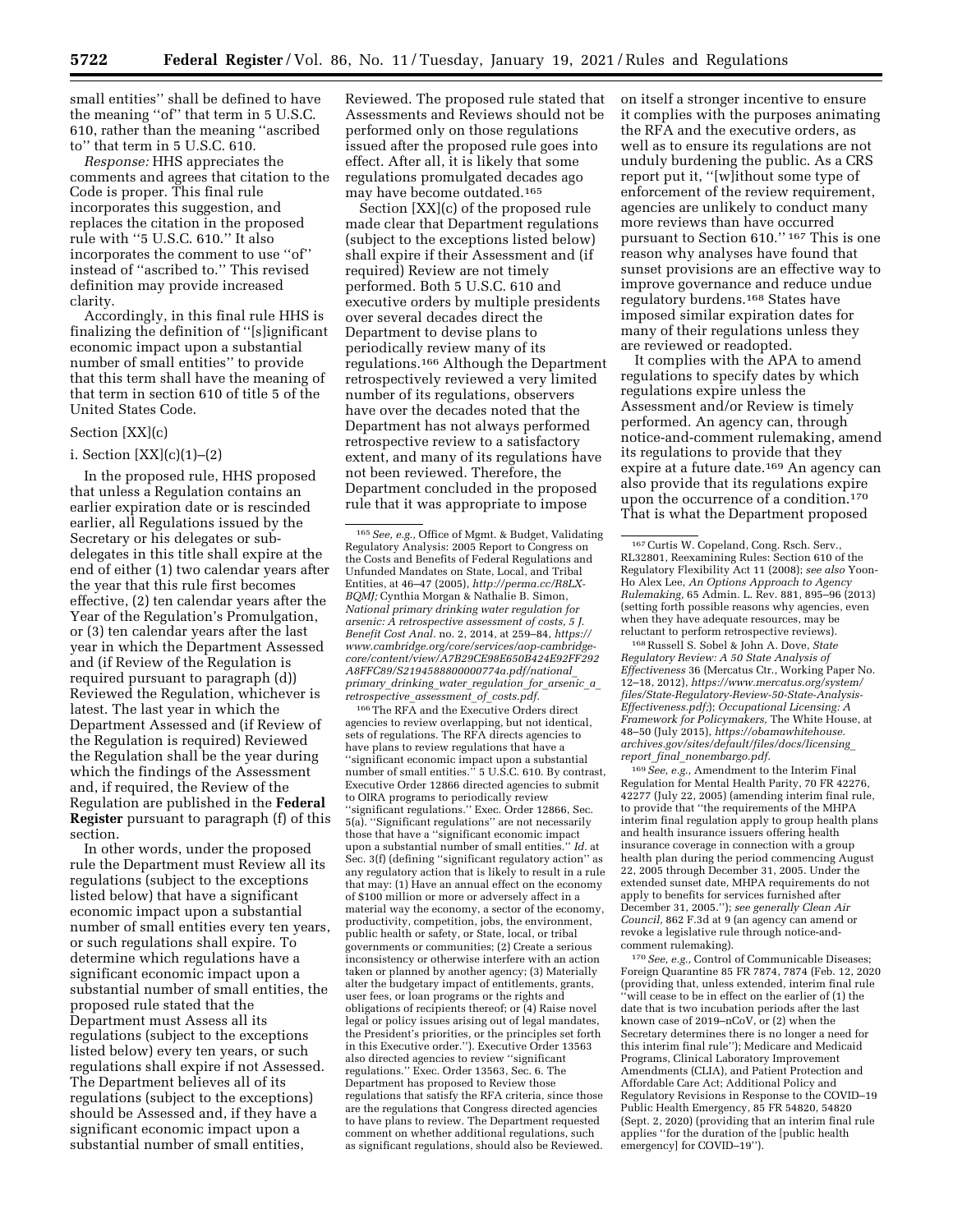small entities'' shall be defined to have the meaning ''of'' that term in 5 U.S.C. 610, rather than the meaning ''ascribed to'' that term in 5 U.S.C. 610.

*Response:* HHS appreciates the comments and agrees that citation to the Code is proper. This final rule incorporates this suggestion, and replaces the citation in the proposed rule with ''5 U.S.C. 610.'' It also incorporates the comment to use ''of'' instead of ''ascribed to.'' This revised definition may provide increased clarity.

Accordingly, in this final rule HHS is finalizing the definition of ''[s]ignificant economic impact upon a substantial number of small entities'' to provide that this term shall have the meaning of that term in section 610 of title 5 of the United States Code.

Section [XX](c)

i. Section [XX](c)(1)–(2)

In the proposed rule, HHS proposed that unless a Regulation contains an earlier expiration date or is rescinded earlier, all Regulations issued by the Secretary or his delegates or sub-delegates in this title shall expire at the end of either (1) two calendar years after the year that this rule first becomes effective, (2) ten calendar years after the Year of the Regulation's Promulgation, or (3) ten calendar years after the last year in which the Department Assessed and (if Review of the Regulation is required pursuant to paragraph (d)) Reviewed the Regulation, whichever is latest. The last year in which the Department Assessed and (if Review of the Regulation is required) Reviewed the Regulation shall be the year during which the findings of the Assessment and, if required, the Review of the Regulation are published in the **Federal Register** pursuant to paragraph (f) of this section.

In other words, under the proposed rule the Department must Review all its regulations (subject to the exceptions listed below) that have a significant economic impact upon a substantial number of small entities every ten years, or such regulations shall expire. To determine which regulations have a significant economic impact upon a substantial number of small entities, the proposed rule stated that the Department must Assess all its regulations (subject to the exceptions listed below) every ten years, or such regulations shall expire if not Assessed. The Department believes all of its regulations (subject to the exceptions) should be Assessed and, if they have a significant economic impact upon a substantial number of small entities, Reviewed. The proposed rule stated that Assessments and Reviews should not be performed only on those regulations issued after the proposed rule goes into effect. After all, it is likely that some regulations promulgated decades ago may have become outdated.[165]

Section [XX](c) of the proposed rule made clear that Department regulations (subject to the exceptions listed below) shall expire if their Assessment and (if required) Review are not timely performed. Both 5 U.S.C. 610 and executive orders by multiple presidents over several decades direct the Department to devise plans to periodically review many of its regulations.[166] Although the Department retrospectively reviewed a very limited number of its regulations, observers have over the decades noted that the Department has not always performed retrospective review to a satisfactory extent, and many of its regulations have not been reviewed. Therefore, the Department concluded in the proposed rule that it was appropriate to impose on itself a stronger incentive to ensure it complies with the purposes animating the RFA and the executive orders, as well as to ensure its regulations are not unduly burdening the public. As a CRS report put it, ''[w]ithout some type of enforcement of the review requirement, agencies are unlikely to conduct many more reviews than have occurred pursuant to Section 610.''[167] This is one reason why analyses have found that sunset provisions are an effective way to improve governance and reduce undue regulatory burdens.[168] States have imposed similar expiration dates for many of their regulations unless they are reviewed or readopted.

It complies with the APA to amend regulations to specify dates by which regulations expire unless the Assessment and/or Review is timely performed. An agency can, through notice-and-comment rulemaking, amend its regulations to provide that they expire at a future date.[169] An agency can also provide that its regulations expire upon the occurrence of a condition.[170] That is what the Department proposed

[165] *See, e.g.,* Office of Mgmt. & Budget, Validating Regulatory Analysis: 2005 Report to Congress on the Costs and Benefits of Federal Regulations and Unfunded Mandates on State, Local, and Tribal Entities, at 46–47 (2005), *http://perma.cc/R8LX-BQMJ;* Cynthia Morgan & Nathalie B. Simon, *National primary drinking water regulation for arsenic: A retrospective assessment of costs, 5 J. Benefit Cost Anal.* no. 2, 2014, at 259–84, *https://www.cambridge.org/core/services/aop-cambridge-core/content/view/A7B29CE98E650B424E92FF292A8FFC89/S2194588800000774a.pdf/national_primary_drinking_water_regulation_for_arsenic_a_retrospective_assessment_of_costs.pdf.*

[166] The RFA and the Executive Orders direct agencies to review overlapping, but not identical, sets of regulations. The RFA directs agencies to have plans to review regulations that have a ''significant economic impact upon a substantial number of small entities.'' 5 U.S.C. 610. By contrast, Executive Order 12866 directed agencies to submit to OIRA programs to periodically review ''significant regulations.'' Exec. Order 12866, Sec. 5(a). ''Significant regulations'' are not necessarily those that have a ''significant economic impact upon a substantial number of small entities.'' *Id.* at Sec. 3(f) (defining ''significant regulatory action'' as any regulatory action that is likely to result in a rule that may: (1) Have an annual effect on the economy of $100 million or more or adversely affect in a material way the economy, a sector of the economy, productivity, competition, jobs, the environment, public health or safety, or State, local, or tribal governments or communities; (2) Create a serious inconsistency or otherwise interfere with an action taken or planned by another agency; (3) Materially alter the budgetary impact of entitlements, grants, user fees, or loan programs or the rights and obligations of recipients thereof; or (4) Raise novel legal or policy issues arising out of legal mandates, the President's priorities, or the principles set forth in this Executive order.''). Executive Order 13563 also directed agencies to review ''significant regulations.'' Exec. Order 13563, Sec. 6. The Department has proposed to Review those regulations that satisfy the RFA criteria, since those are the regulations that Congress directed agencies to have plans to review. The Department requested comment on whether additional regulations, such as significant regulations, should also be Reviewed.

[167] Curtis W. Copeland, Cong. Rsch. Serv., RL32801, Reexamining Rules: Section 610 of the Regulatory Flexibility Act 11 (2008); *see also* Yoon-Ho Alex Lee, *An Options Approach to Agency Rulemaking,* 65 Admin. L. Rev. 881, 895–96 (2013) (setting forth possible reasons why agencies, even when they have adequate resources, may be reluctant to perform retrospective reviews).

[168] Russell S. Sobel & John A. Dove, *State Regulatory Review: A 50 State Analysis of Effectiveness* 36 (Mercatus Ctr., Working Paper No. 12–18, 2012), *https://www.mercatus.org/system/files/State-Regulatory-Review-50-State-Analysis-Effectiveness.pdf;*); *Occupational Licensing: A Framework for Policymakers,* The White House, at 48–50 (July 2015), *https://obamawhitehouse.archives.gov/sites/default/files/docs/licensing_report_final_nonembargo.pdf.*

[169] *See, e.g.,* Amendment to the Interim Final Regulation for Mental Health Parity, 70 FR 42276, 42277 (July 22, 2005) (amending interim final rule, to provide that ''the requirements of the MHPA interim final regulation apply to group health plans and health insurance issuers offering health insurance coverage in connection with a group health plan during the period commencing August 22, 2005 through December 31, 2005. Under the extended sunset date, MHPA requirements do not apply to benefits for services furnished after December 31, 2005.''); *see generally Clean Air Council,* 862 F.3d at 9 (an agency can amend or revoke a legislative rule through notice-and-comment rulemaking).

[170] *See, e.g.,* Control of Communicable Diseases; Foreign Quarantine 85 FR 7874, 7874 (Feb. 12, 2020 (providing that, unless extended, interim final rule ''will cease to be in effect on the earlier of (1) the date that is two incubation periods after the last known case of 2019–nCoV, or (2) when the Secretary determines there is no longer a need for this interim final rule''); Medicare and Medicaid Programs, Clinical Laboratory Improvement Amendments (CLIA), and Patient Protection and Affordable Care Act; Additional Policy and Regulatory Revisions in Response to the COVID–19 Public Health Emergency, 85 FR 54820, 54820 (Sept. 2, 2020) (providing that an interim final rule applies ''for the duration of the [public health emergency] for COVID–19'').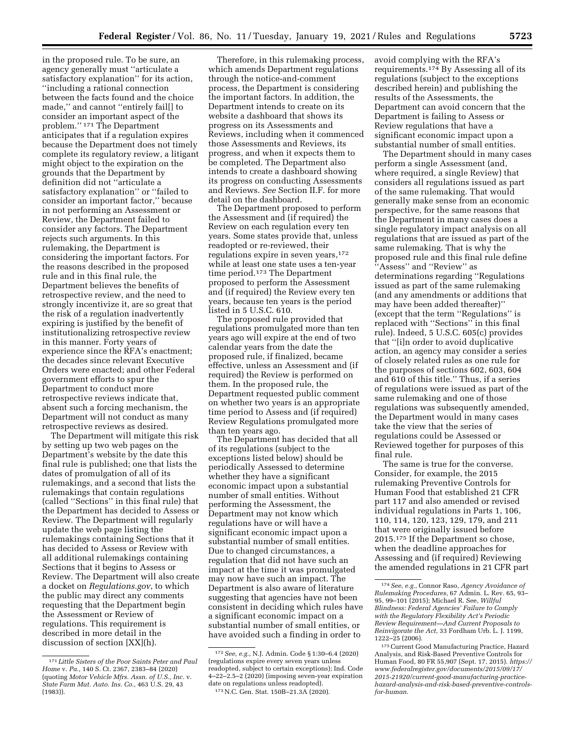in the proposed rule. To be sure, an agency generally must ''articulate a satisfactory explanation'' for its action, ''including a rational connection between the facts found and the choice made,'' and cannot ''entirely fail[] to consider an important aspect of the problem.'' [171] The Department anticipates that if a regulation expires because the Department does not timely complete its regulatory review, a litigant might object to the expiration on the grounds that the Department by definition did not ''articulate a satisfactory explanation'' or ''failed to consider an important factor,'' because in not performing an Assessment or Review, the Department failed to consider any factors. The Department rejects such arguments. In this rulemaking, the Department is considering the important factors. For the reasons described in the proposed rule and in this final rule, the Department believes the benefits of retrospective review, and the need to strongly incentivize it, are so great that the risk of a regulation inadvertently expiring is justified by the benefit of institutionalizing retrospective review in this manner. Forty years of experience since the RFA's enactment; the decades since relevant Executive Orders were enacted; and other Federal government efforts to spur the Department to conduct more retrospective reviews indicate that, absent such a forcing mechanism, the Department will not conduct as many retrospective reviews as desired.

The Department will mitigate this risk by setting up two web pages on the Department's website by the date this final rule is published; one that lists the dates of promulgation of all of its rulemakings, and a second that lists the rulemakings that contain regulations (called ''Sections'' in this final rule) that the Department has decided to Assess or Review. The Department will regularly update the web page listing the rulemakings containing Sections that it has decided to Assess or Review with all additional rulemakings containing Sections that it begins to Assess or Review. The Department will also create a docket on *Regulations.gov*, to which the public may direct any comments requesting that the Department begin the Assessment or Review of regulations. This requirement is described in more detail in the discussion of section [XX](h).

Therefore, in this rulemaking process, which amends Department regulations through the notice-and-comment process, the Department is considering the important factors. In addition, the Department intends to create on its website a dashboard that shows its progress on its Assessments and Reviews, including when it commenced those Assessments and Reviews, its progress, and when it expects them to be completed. The Department also intends to create a dashboard showing its progress on conducting Assessments and Reviews. *See* Section II.F. for more detail on the dashboard.

The Department proposed to perform the Assessment and (if required) the Review on each regulation every ten years. Some states provide that, unless readopted or re-reviewed, their regulations expire in seven years,[172] while at least one state uses a ten-year time period.[173] The Department proposed to perform the Assessment and (if required) the Review every ten years, because ten years is the period listed in 5 U.S.C. 610.

The proposed rule provided that regulations promulgated more than ten years ago will expire at the end of two calendar years from the date the proposed rule, if finalized, became effective, unless an Assessment and (if required) the Review is performed on them. In the proposed rule, the Department requested public comment on whether two years is an appropriate time period to Assess and (if required) Review Regulations promulgated more than ten years ago.

The Department has decided that all of its regulations (subject to the exceptions listed below) should be periodically Assessed to determine whether they have a significant economic impact upon a substantial number of small entities. Without performing the Assessment, the Department may not know which regulations have or will have a significant economic impact upon a substantial number of small entities. Due to changed circumstances, a regulation that did not have such an impact at the time it was promulgated may now have such an impact. The Department is also aware of literature suggesting that agencies have not been consistent in deciding which rules have a significant economic impact on a substantial number of small entities, or have avoided such a finding in order to avoid complying with the RFA's requirements.[174] By Assessing all of its regulations (subject to the exceptions described herein) and publishing the results of the Assessments, the Department can avoid concern that the Department is failing to Assess or Review regulations that have a significant economic impact upon a substantial number of small entities.

The Department should in many cases perform a single Assessment (and, where required, a single Review) that considers all regulations issued as part of the same rulemaking. That would generally make sense from an economic perspective, for the same reasons that the Department in many cases does a single regulatory impact analysis on all regulations that are issued as part of the same rulemaking. That is why the proposed rule and this final rule define ''Assess'' and ''Review'' as determinations regarding ''Regulations issued as part of the same rulemaking (and any amendments or additions that may have been added thereafter)'' (except that the term ''Regulations'' is replaced with ''Sections'' in this final rule). Indeed, 5 U.S.C. 605(c) provides that ''[i]n order to avoid duplicative action, an agency may consider a series of closely related rules as one rule for the purposes of sections 602, 603, 604 and 610 of this title.'' Thus, if a series of regulations were issued as part of the same rulemaking and one of those regulations was subsequently amended, the Department would in many cases take the view that the series of regulations could be Assessed or Reviewed together for purposes of this final rule.

The same is true for the converse. Consider, for example, the 2015 rulemaking Preventive Controls for Human Food that established 21 CFR part 117 and also amended or revised individual regulations in Parts 1, 106, 110, 114, 120, 123, 129, 179, and 211 that were originally issued before 2015.[175] If the Department so chose, when the deadline approaches for Assessing and (if required) Reviewing the amended regulations in 21 CFR part

---

[171] *Little Sisters of the Poor Saints Peter and Paul Home* v. *Pa.,* 140 S. Ct. 2367, 2383–84 (2020) (quoting *Motor Vehicle Mfrs. Assn. of U.S., Inc.* v. *State Farm Mut. Auto. Ins. Co.,* 463 U.S. 29, 43 (1983)).

[172] *See, e.g.,* N.J. Admin. Code § 1:30–6.4 (2020) (regulations expire every seven years unless readopted, subject to certain exceptions); Ind. Code 4–22–2.5–2 (2020) (imposing seven-year expiration date on regulations unless readopted).

[173] N.C. Gen. Stat. 150B–21.3A (2020).

[174] *See, e.g.,* Connor Raso, *Agency Avoidance of Rulemaking Procedures,* 67 Admin. L. Rev. 65, 93–95, 99–101 (2015); Michael R. See, *Willful Blindness: Federal Agencies' Failure to Comply with the Regulatory Flexibility Act's Periodic Review Requirement—And Current Proposals to Reinvigorate the Act,* 33 Fordham Urb. L. J. 1199, 1222–25 (2006).

[175] Current Good Manufacturing Practice, Hazard Analysis, and Risk-Based Preventive Controls for Human Food, 80 FR 55,907 (Sept. 17, 2015). *https://www.federalregister.gov/documents/2015/09/17/2015-21920/current-good-manufacturing-practice-hazard-analysis-and-risk-based-preventive-controls-for-human.*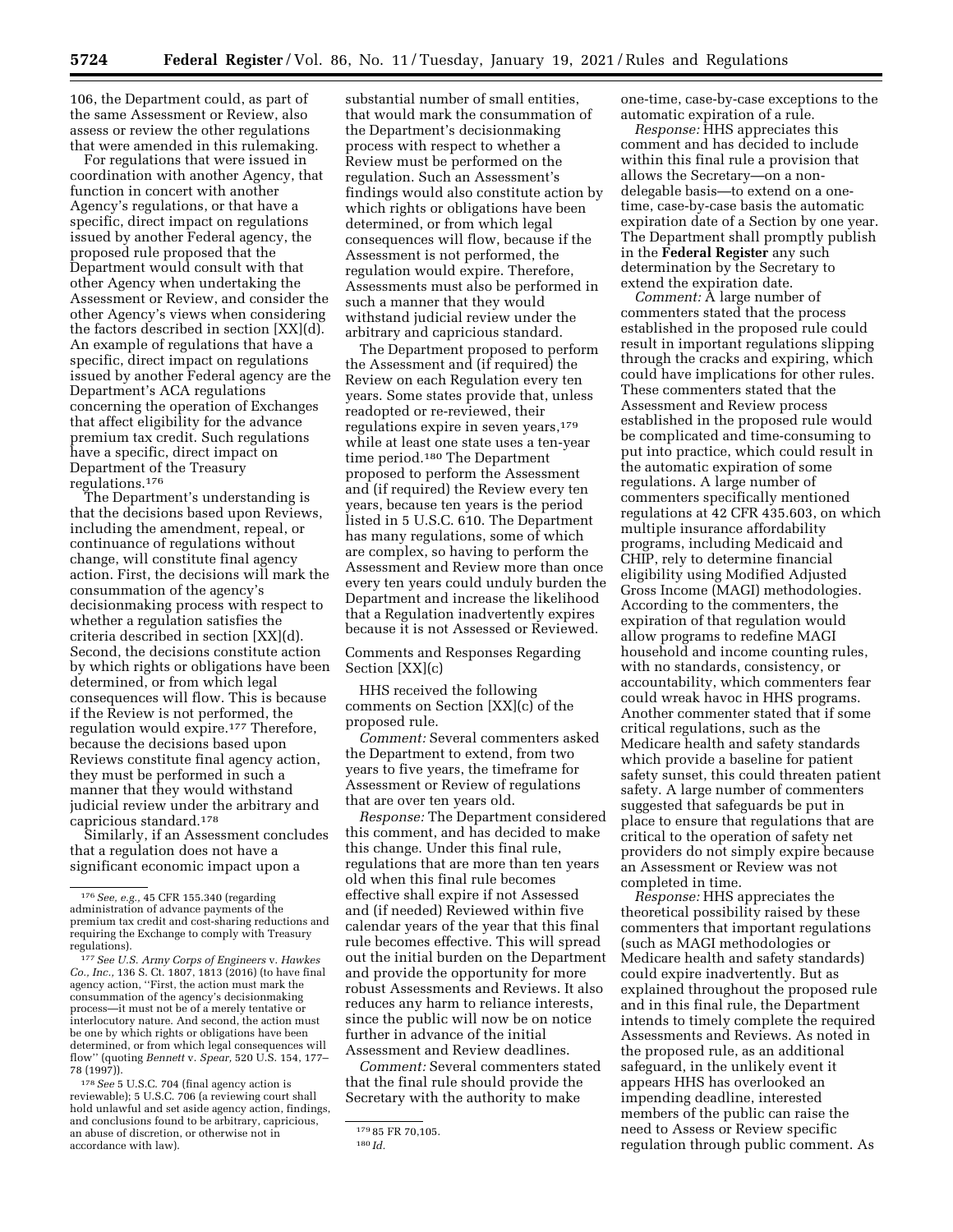106, the Department could, as part of the same Assessment or Review, also assess or review the other regulations that were amended in this rulemaking.

For regulations that were issued in coordination with another Agency, that function in concert with another Agency's regulations, or that have a specific, direct impact on regulations issued by another Federal agency, the proposed rule proposed that the Department would consult with that other Agency when undertaking the Assessment or Review, and consider the other Agency's views when considering the factors described in section [XX](d). An example of regulations that have a specific, direct impact on regulations issued by another Federal agency are the Department's ACA regulations concerning the operation of Exchanges that affect eligibility for the advance premium tax credit. Such regulations have a specific, direct impact on Department of the Treasury regulations.[176]

The Department's understanding is that the decisions based upon Reviews, including the amendment, repeal, or continuance of regulations without change, will constitute final agency action. First, the decisions will mark the consummation of the agency's decisionmaking process with respect to whether a regulation satisfies the criteria described in section [XX](d). Second, the decisions constitute action by which rights or obligations have been determined, or from which legal consequences will flow. This is because if the Review is not performed, the regulation would expire.[177] Therefore, because the decisions based upon Reviews constitute final agency action, they must be performed in such a manner that they would withstand judicial review under the arbitrary and capricious standard.[178]

Similarly, if an Assessment concludes that a regulation does not have a significant economic impact upon a substantial number of small entities, that would mark the consummation of the Department's decisionmaking process with respect to whether a Review must be performed on the regulation. Such an Assessment's findings would also constitute action by which rights or obligations have been determined, or from which legal consequences will flow, because if the Assessment is not performed, the regulation would expire. Therefore, Assessments must also be performed in such a manner that they would withstand judicial review under the arbitrary and capricious standard.

The Department proposed to perform the Assessment and (if required) the Review on each Regulation every ten years. Some states provide that, unless readopted or re-reviewed, their regulations expire in seven years,[179] while at least one state uses a ten-year time period.[180] The Department proposed to perform the Assessment and (if required) the Review every ten years, because ten years is the period listed in 5 U.S.C. 610. The Department has many regulations, some of which are complex, so having to perform the Assessment and Review more than once every ten years could unduly burden the Department and increase the likelihood that a Regulation inadvertently expires because it is not Assessed or Reviewed.

## Comments and Responses Regarding Section [XX](c)

HHS received the following comments on Section [XX](c) of the proposed rule.

*Comment:* Several commenters asked the Department to extend, from two years to five years, the timeframe for Assessment or Review of regulations that are over ten years old.

*Response:* The Department considered this comment, and has decided to make this change. Under this final rule, regulations that are more than ten years old when this final rule becomes effective shall expire if not Assessed and (if needed) Reviewed within five calendar years of the year that this final rule becomes effective. This will spread out the initial burden on the Department and provide the opportunity for more robust Assessments and Reviews. It also reduces any harm to reliance interests, since the public will now be on notice further in advance of the initial Assessment and Review deadlines.

*Comment:* Several commenters stated that the final rule should provide the Secretary with the authority to make one-time, case-by-case exceptions to the automatic expiration of a rule.

*Response:* HHS appreciates this comment and has decided to include within this final rule a provision that allows the Secretary—on a non-delegable basis—to extend on a one-time, case-by-case basis the automatic expiration date of a Section by one year. The Department shall promptly publish in the **Federal Register** any such determination by the Secretary to extend the expiration date.

*Comment:* A large number of commenters stated that the process established in the proposed rule could result in important regulations slipping through the cracks and expiring, which could have implications for other rules. These commenters stated that the Assessment and Review process established in the proposed rule would be complicated and time-consuming to put into practice, which could result in the automatic expiration of some regulations. A large number of commenters specifically mentioned regulations at 42 CFR 435.603, on which multiple insurance affordability programs, including Medicaid and CHIP, rely to determine financial eligibility using Modified Adjusted Gross Income (MAGI) methodologies. According to the commenters, the expiration of that regulation would allow programs to redefine MAGI household and income counting rules, with no standards, consistency, or accountability, which commenters fear could wreak havoc in HHS programs. Another commenter stated that if some critical regulations, such as the Medicare health and safety standards which provide a baseline for patient safety sunset, this could threaten patient safety. A large number of commenters suggested that safeguards be put in place to ensure that regulations that are critical to the operation of safety net providers do not simply expire because an Assessment or Review was not completed in time.

*Response:* HHS appreciates the theoretical possibility raised by these commenters that important regulations (such as MAGI methodologies or Medicare health and safety standards) could expire inadvertently. But as explained throughout the proposed rule and in this final rule, the Department intends to timely complete the required Assessments and Reviews. As noted in the proposed rule, as an additional safeguard, in the unlikely event it appears HHS has overlooked an impending deadline, interested members of the public can raise the need to Assess or Review specific regulation through public comment. As

---

[176] *See, e.g.,* 45 CFR 155.340 (regarding administration of advance payments of the premium tax credit and cost-sharing reductions and requiring the Exchange to comply with Treasury regulations).

[177] *See U.S. Army Corps of Engineers* v. *Hawkes Co., Inc.,* 136 S. Ct. 1807, 1813 (2016) (to have final agency action, ''First, the action must mark the consummation of the agency's decisionmaking process—it must not be of a merely tentative or interlocutory nature. And second, the action must be one by which rights or obligations have been determined, or from which legal consequences will flow'' (quoting *Bennett* v. *Spear,* 520 U.S. 154, 177–78 (1997)).

[178] *See* 5 U.S.C. 704 (final agency action is reviewable); 5 U.S.C. 706 (a reviewing court shall hold unlawful and set aside agency action, findings, and conclusions found to be arbitrary, capricious, an abuse of discretion, or otherwise not in accordance with law).

[179] 85 FR 70,105.

[180] *Id.*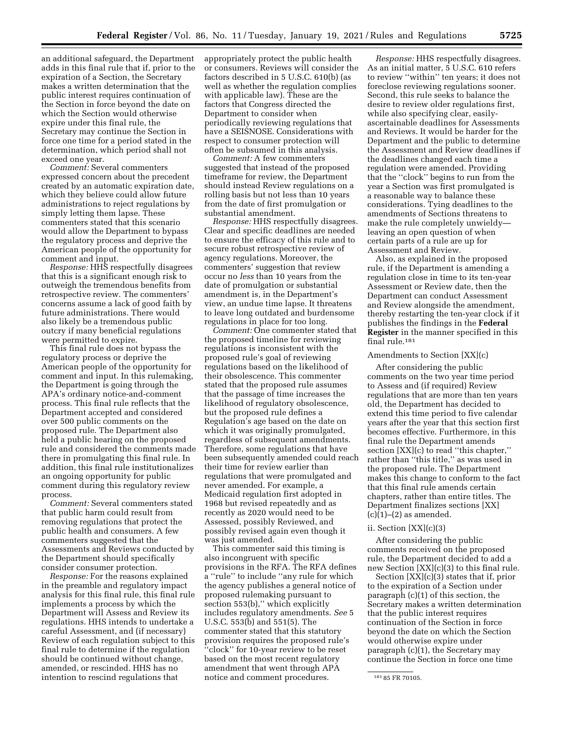an additional safeguard, the Department adds in this final rule that if, prior to the expiration of a Section, the Secretary makes a written determination that the public interest requires continuation of the Section in force beyond the date on which the Section would otherwise expire under this final rule, the Secretary may continue the Section in force one time for a period stated in the determination, which period shall not exceed one year.

*Comment:* Several commenters expressed concern about the precedent created by an automatic expiration date, which they believe could allow future administrations to reject regulations by simply letting them lapse. These commenters stated that this scenario would allow the Department to bypass the regulatory process and deprive the American people of the opportunity for comment and input.

*Response:* HHS respectfully disagrees that this is a significant enough risk to outweigh the tremendous benefits from retrospective review. The commenters' concerns assume a lack of good faith by future administrations. There would also likely be a tremendous public outcry if many beneficial regulations were permitted to expire.

This final rule does not bypass the regulatory process or deprive the American people of the opportunity for comment and input. In this rulemaking, the Department is going through the APA's ordinary notice-and-comment process. This final rule reflects that the Department accepted and considered over 500 public comments on the proposed rule. The Department also held a public hearing on the proposed rule and considered the comments made there in promulgating this final rule. In addition, this final rule institutionalizes an ongoing opportunity for public comment during this regulatory review process.

*Comment:* Several commenters stated that public harm could result from removing regulations that protect the public health and consumers. A few commenters suggested that the Assessments and Reviews conducted by the Department should specifically consider consumer protection.

*Response:* For the reasons explained in the preamble and regulatory impact analysis for this final rule, this final rule implements a process by which the Department will Assess and Review its regulations. HHS intends to undertake a careful Assessment, and (if necessary) Review of each regulation subject to this final rule to determine if the regulation should be continued without change, amended, or rescinded. HHS has no intention to rescind regulations that appropriately protect the public health or consumers. Reviews will consider the factors described in 5 U.S.C. 610(b) (as well as whether the regulation complies with applicable law). These are the factors that Congress directed the Department to consider when periodically reviewing regulations that have a SEISNOSE. Considerations with respect to consumer protection will often be subsumed in this analysis.

*Comment:* A few commenters suggested that instead of the proposed timeframe for review, the Department should instead Review regulations on a rolling basis but not less than 10 years from the date of first promulgation or substantial amendment.

*Response:* HHS respectfully disagrees. Clear and specific deadlines are needed to ensure the efficacy of this rule and to secure robust retrospective review of agency regulations. Moreover, the commenters' suggestion that review occur no *less* than 10 years from the date of promulgation or substantial amendment is, in the Department's view, an undue time lapse. It threatens to leave long outdated and burdensome regulations in place for too long.

*Comment:* One commenter stated that the proposed timeline for reviewing regulations is inconsistent with the proposed rule's goal of reviewing regulations based on the likelihood of their obsolescence. This commenter stated that the proposed rule assumes that the passage of time increases the likelihood of regulatory obsolescence, but the proposed rule defines a Regulation's age based on the date on which it was originally promulgated, regardless of subsequent amendments. Therefore, some regulations that have been subsequently amended could reach their time for review earlier than regulations that were promulgated and never amended. For example, a Medicaid regulation first adopted in 1968 but revised repeatedly and as recently as 2020 would need to be Assessed, possibly Reviewed, and possibly revised again even though it was just amended.

This commenter said this timing is also incongruent with specific provisions in the RFA. The RFA defines a ''rule'' to include ''any rule for which the agency publishes a general notice of proposed rulemaking pursuant to section 553(b),'' which explicitly includes regulatory amendments. *See* 5 U.S.C. 553(b) and 551(5). The commenter stated that this statutory provision requires the proposed rule's ''clock'' for 10-year review to be reset based on the most recent regulatory amendment that went through APA notice and comment procedures.

*Response:* HHS respectfully disagrees. As an initial matter, 5 U.S.C. 610 refers to review ''within'' ten years; it does not foreclose reviewing regulations sooner. Second, this rule seeks to balance the desire to review older regulations first, while also specifying clear, easily-ascertainable deadlines for Assessments and Reviews. It would be harder for the Department and the public to determine the Assessment and Review deadlines if the deadlines changed each time a regulation were amended. Providing that the ''clock'' begins to run from the year a Section was first promulgated is a reasonable way to balance these considerations. Tying deadlines to the amendments of Sections threatens to make the rule completely unwieldy—leaving an open question of when certain parts of a rule are up for Assessment and Review.

Also, as explained in the proposed rule, if the Department is amending a regulation close in time to its ten-year Assessment or Review date, then the Department can conduct Assessment and Review alongside the amendment, thereby restarting the ten-year clock if it publishes the findings in the **Federal Register** in the manner specified in this final rule.[181]

Amendments to Section [XX](c)

After considering the public comments on the two year time period to Assess and (if required) Review regulations that are more than ten years old, the Department has decided to extend this time period to five calendar years after the year that this section first becomes effective. Furthermore, in this final rule the Department amends section [XX](c) to read ''this chapter,'' rather than ''this title,'' as was used in the proposed rule. The Department makes this change to conform to the fact that this final rule amends certain chapters, rather than entire titles. The Department finalizes sections [XX](c)(1)–(2) as amended.

ii. Section [XX](c)(3)

After considering the public comments received on the proposed rule, the Department decided to add a new Section [XX](c)(3) to this final rule.

Section [XX](c)(3) states that if, prior to the expiration of a Section under paragraph (c)(1) of this section, the Secretary makes a written determination that the public interest requires continuation of the Section in force beyond the date on which the Section would otherwise expire under paragraph (c)(1), the Secretary may continue the Section in force one time

[181] 85 FR 70105.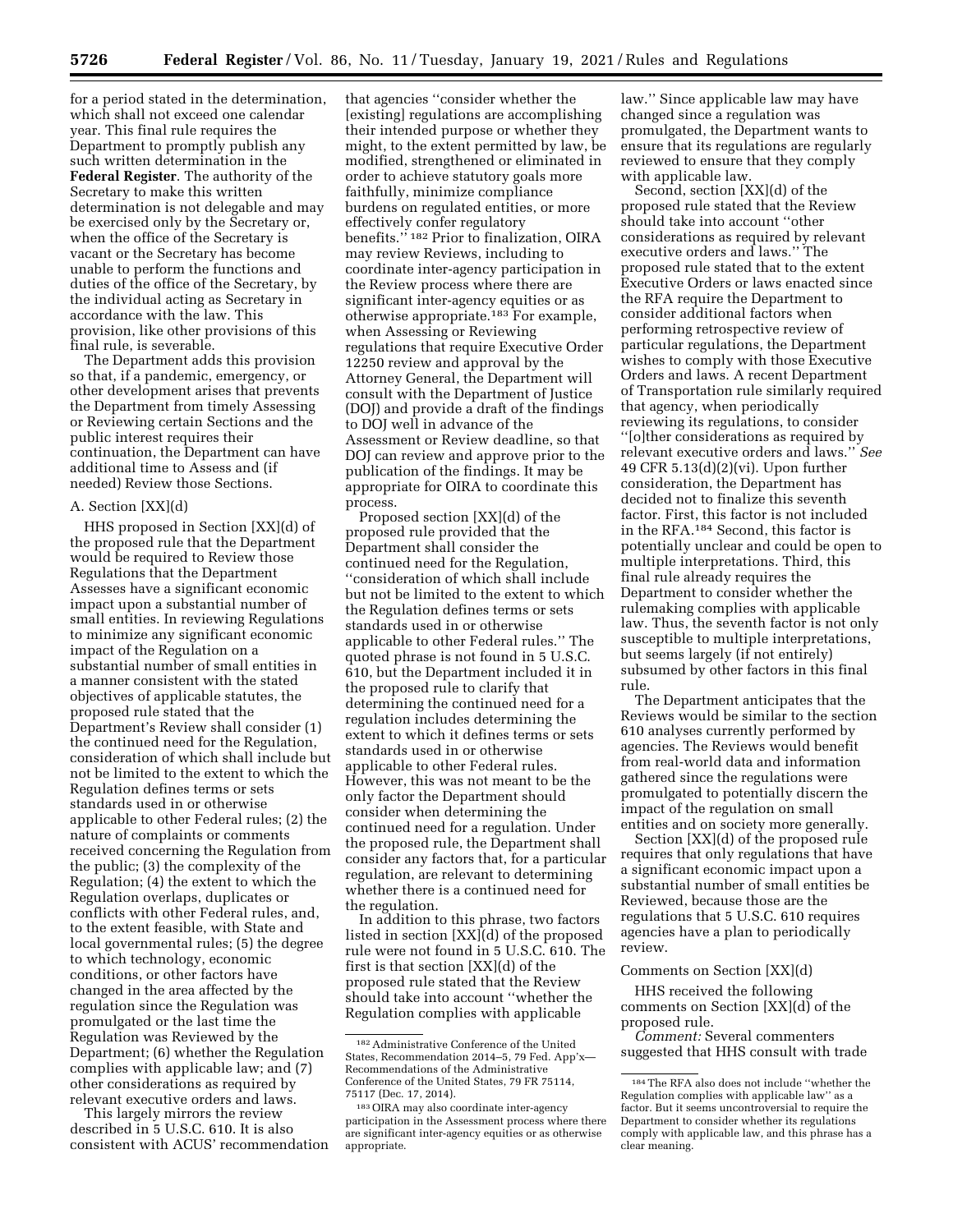for a period stated in the determination, which shall not exceed one calendar year. This final rule requires the Department to promptly publish any such written determination in the **Federal Register**. The authority of the Secretary to make this written determination is not delegable and may be exercised only by the Secretary or, when the office of the Secretary is vacant or the Secretary has become unable to perform the functions and duties of the office of the Secretary, by the individual acting as Secretary in accordance with the law. This provision, like other provisions of this final rule, is severable.

The Department adds this provision so that, if a pandemic, emergency, or other development arises that prevents the Department from timely Assessing or Reviewing certain Sections and the public interest requires their continuation, the Department can have additional time to Assess and (if needed) Review those Sections.

### A. Section [XX](d)

HHS proposed in Section [XX](d) of the proposed rule that the Department would be required to Review those Regulations that the Department Assesses have a significant economic impact upon a substantial number of small entities. In reviewing Regulations to minimize any significant economic impact of the Regulation on a substantial number of small entities in a manner consistent with the stated objectives of applicable statutes, the proposed rule stated that the Department's Review shall consider (1) the continued need for the Regulation, consideration of which shall include but not be limited to the extent to which the Regulation defines terms or sets standards used in or otherwise applicable to other Federal rules; (2) the nature of complaints or comments received concerning the Regulation from the public; (3) the complexity of the Regulation; (4) the extent to which the Regulation overlaps, duplicates or conflicts with other Federal rules, and, to the extent feasible, with State and local governmental rules; (5) the degree to which technology, economic conditions, or other factors have changed in the area affected by the regulation since the Regulation was promulgated or the last time the Regulation was Reviewed by the Department; (6) whether the Regulation complies with applicable law; and (7) other considerations as required by relevant executive orders and laws.

This largely mirrors the review described in 5 U.S.C. 610. It is also consistent with ACUS' recommendation that agencies ''consider whether the [existing] regulations are accomplishing their intended purpose or whether they might, to the extent permitted by law, be modified, strengthened or eliminated in order to achieve statutory goals more faithfully, minimize compliance burdens on regulated entities, or more effectively confer regulatory benefits.'' [182] Prior to finalization, OIRA may review Reviews, including to coordinate inter-agency participation in the Review process where there are significant inter-agency equities or as otherwise appropriate.[183] For example, when Assessing or Reviewing regulations that require Executive Order 12250 review and approval by the Attorney General, the Department will consult with the Department of Justice (DOJ) and provide a draft of the findings to DOJ well in advance of the Assessment or Review deadline, so that DOJ can review and approve prior to the publication of the findings. It may be appropriate for OIRA to coordinate this process.

Proposed section [XX](d) of the proposed rule provided that the Department shall consider the continued need for the Regulation, ''consideration of which shall include but not be limited to the extent to which the Regulation defines terms or sets standards used in or otherwise applicable to other Federal rules.'' The quoted phrase is not found in 5 U.S.C. 610, but the Department included it in the proposed rule to clarify that determining the continued need for a regulation includes determining the extent to which it defines terms or sets standards used in or otherwise applicable to other Federal rules. However, this was not meant to be the only factor the Department should consider when determining the continued need for a regulation. Under the proposed rule, the Department shall consider any factors that, for a particular regulation, are relevant to determining whether there is a continued need for the regulation.

In addition to this phrase, two factors listed in section [XX](d) of the proposed rule were not found in 5 U.S.C. 610. The first is that section [XX](d) of the proposed rule stated that the Review should take into account ''whether the Regulation complies with applicable law.'' Since applicable law may have changed since a regulation was promulgated, the Department wants to ensure that its regulations are regularly reviewed to ensure that they comply with applicable law.

Second, section [XX](d) of the proposed rule stated that the Review should take into account ''other considerations as required by relevant executive orders and laws.'' The proposed rule stated that to the extent Executive Orders or laws enacted since the RFA require the Department to consider additional factors when performing retrospective review of particular regulations, the Department wishes to comply with those Executive Orders and laws. A recent Department of Transportation rule similarly required that agency, when periodically reviewing its regulations, to consider ''[o]ther considerations as required by relevant executive orders and laws.'' *See* 49 CFR 5.13(d)(2)(vi). Upon further consideration, the Department has decided not to finalize this seventh factor. First, this factor is not included in the RFA.[184] Second, this factor is potentially unclear and could be open to multiple interpretations. Third, this final rule already requires the Department to consider whether the rulemaking complies with applicable law. Thus, the seventh factor is not only susceptible to multiple interpretations, but seems largely (if not entirely) subsumed by other factors in this final rule.

The Department anticipates that the Reviews would be similar to the section 610 analyses currently performed by agencies. The Reviews would benefit from real-world data and information gathered since the regulations were promulgated to potentially discern the impact of the regulation on small entities and on society more generally.

Section [XX](d) of the proposed rule requires that only regulations that have a significant economic impact upon a substantial number of small entities be Reviewed, because those are the regulations that 5 U.S.C. 610 requires agencies have a plan to periodically review.

Comments on Section [XX](d)

HHS received the following comments on Section [XX](d) of the proposed rule.

*Comment:* Several commenters suggested that HHS consult with trade

[182] Administrative Conference of the United States, Recommendation 2014–5, 79 Fed. App'x—Recommendations of the Administrative Conference of the United States, 79 FR 75114, 75117 (Dec. 17, 2014).

[183] OIRA may also coordinate inter-agency participation in the Assessment process where there are significant inter-agency equities or as otherwise appropriate.

[184] The RFA also does not include ''whether the Regulation complies with applicable law'' as a factor. But it seems uncontroversial to require the Department to consider whether its regulations comply with applicable law, and this phrase has a clear meaning.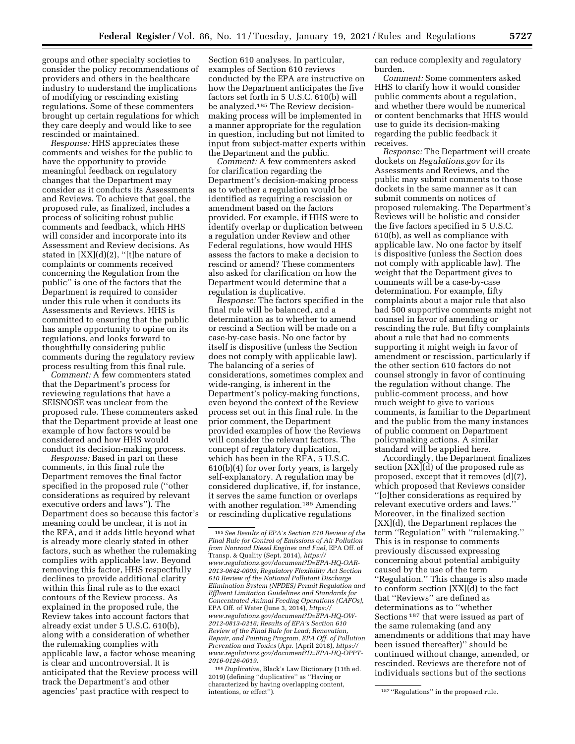groups and other specialty societies to consider the policy recommendations of providers and others in the healthcare industry to understand the implications of modifying or rescinding existing regulations. Some of these commenters brought up certain regulations for which they care deeply and would like to see rescinded or maintained.

*Response:* HHS appreciates these comments and wishes for the public to have the opportunity to provide meaningful feedback on regulatory changes that the Department may consider as it conducts its Assessments and Reviews. To achieve that goal, the proposed rule, as finalized, includes a process of soliciting robust public comments and feedback, which HHS will consider and incorporate into its Assessment and Review decisions. As stated in [XX](d)(2), ''[t]he nature of complaints or comments received concerning the Regulation from the public'' is one of the factors that the Department is required to consider under this rule when it conducts its Assessments and Reviews. HHS is committed to ensuring that the public has ample opportunity to opine on its regulations, and looks forward to thoughtfully considering public comments during the regulatory review process resulting from this final rule.

*Comment:* A few commenters stated that the Department's process for reviewing regulations that have a SEISNOSE was unclear from the proposed rule. These commenters asked that the Department provide at least one example of how factors would be considered and how HHS would conduct its decision-making process.

*Response:* Based in part on these comments, in this final rule the Department removes the final factor specified in the proposed rule (''other considerations as required by relevant executive orders and laws''). The Department does so because this factor's meaning could be unclear, it is not in the RFA, and it adds little beyond what is already more clearly stated in other factors, such as whether the rulemaking complies with applicable law. Beyond removing this factor, HHS respectfully declines to provide additional clarity within this final rule as to the exact contours of the Review process. As explained in the proposed rule, the Review takes into account factors that already exist under 5 U.S.C. 610(b), along with a consideration of whether the rulemaking complies with applicable law, a factor whose meaning is clear and uncontroversial. It is anticipated that the Review process will track the Department's and other agencies' past practice with respect to Section 610 analyses. In particular, examples of Section 610 reviews conducted by the EPA are instructive on how the Department anticipates the five factors set forth in 5 U.S.C. 610(b) will be analyzed.[185] The Review decision-making process will be implemented in a manner appropriate for the regulation in question, including but not limited to input from subject-matter experts within the Department and the public.

*Comment:* A few commenters asked for clarification regarding the Department's decision-making process as to whether a regulation would be identified as requiring a rescission or amendment based on the factors provided. For example, if HHS were to identify overlap or duplication between a regulation under Review and other Federal regulations, how would HHS assess the factors to make a decision to rescind or amend? These commenters also asked for clarification on how the Department would determine that a regulation is duplicative.

*Response:* The factors specified in the final rule will be balanced, and a determination as to whether to amend or rescind a Section will be made on a case-by-case basis. No one factor by itself is dispositive (unless the Section does not comply with applicable law). The balancing of a series of considerations, sometimes complex and wide-ranging, is inherent in the Department's policy-making functions, even beyond the context of the Review process set out in this final rule. In the prior comment, the Department provided examples of how the Reviews will consider the relevant factors. The concept of regulatory duplication, which has been in the RFA, 5 U.S.C. 610(b)(4) for over forty years, is largely self-explanatory. A regulation may be considered duplicative, if, for instance, it serves the same function or overlaps with another regulation.[186] Amending or rescinding duplicative regulations can reduce complexity and regulatory burden.

*Comment:* Some commenters asked HHS to clarify how it would consider public comments about a regulation, and whether there would be numerical or content benchmarks that HHS would use to guide its decision-making regarding the public feedback it receives.

*Response:* The Department will create dockets on *Regulations.gov* for its Assessments and Reviews, and the public may submit comments to those dockets in the same manner as it can submit comments on notices of proposed rulemaking. The Department's Reviews will be holistic and consider the five factors specified in 5 U.S.C. 610(b), as well as compliance with applicable law. No one factor by itself is dispositive (unless the Section does not comply with applicable law). The weight that the Department gives to comments will be a case-by-case determination. For example, fifty complaints about a major rule that also had 500 supportive comments might not counsel in favor of amending or rescinding the rule. But fifty complaints about a rule that had no comments supporting it might weigh in favor of amendment or rescission, particularly if the other section 610 factors do not counsel strongly in favor of continuing the regulation without change. The public-comment process, and how much weight to give to various comments, is familiar to the Department and the public from the many instances of public comment on Department policymaking actions. A similar standard will be applied here.

Accordingly, the Department finalizes section [XX](d) of the proposed rule as proposed, except that it removes (d)(7), which proposed that Reviews consider ''[o]ther considerations as required by relevant executive orders and laws.'' Moreover, in the finalized section [XX](d), the Department replaces the term ''Regulation'' with ''rulemaking.'' This is in response to comments previously discussed expressing concerning about potential ambiguity caused by the use of the term ''Regulation.'' This change is also made to conform section [XX](d) to the fact that ''Reviews'' are defined as determinations as to ''whether Sections[187] that were issued as part of the same rulemaking (and any amendments or additions that may have been issued thereafter)'' should be continued without change, amended, or rescinded. Reviews are therefore not of individuals sections but of the sections

---

[185] *See Results of EPA's Section 610 Review of the Final Rule for Control of Emissions of Air Pollution from Nonroad Diesel Engines and Fuel,* EPA Off. of Transp. & Quality (Sept. 2014), *https://www.regulations.gov/document?D=EPA-HQ-OAR-2013-0642-0003; Regulatory Flexibility Act Section 610 Review of the National Pollutant Discharge Elimination System (NPDES) Permit Regulation and Effluent Limitation Guidelines and Standards for Concentrated Animal Feeding Operations (CAFOs),* EPA Off. of Water (June 3, 2014), *https://www.regulations.gov/document?D=EPA-HQ-OW-2012-0813-0216; Results of EPA's Section 610 Review of the Final Rule for Lead; Renovation, Repair, and Painting Program, EPA Off. of Pollution Prevention and Toxics* (Apr. (April 2018), *https://www.regulations.gov/document?D=EPA-HQ-OPPT-2016-0126-0019.*

[186] *Duplicative,* Black's Law Dictionary (11th ed. 2019) (defining ''duplicative'' as ''Having or characterized by having overlapping content, intentions, or effect'').

[187] ''Regulations'' in the proposed rule.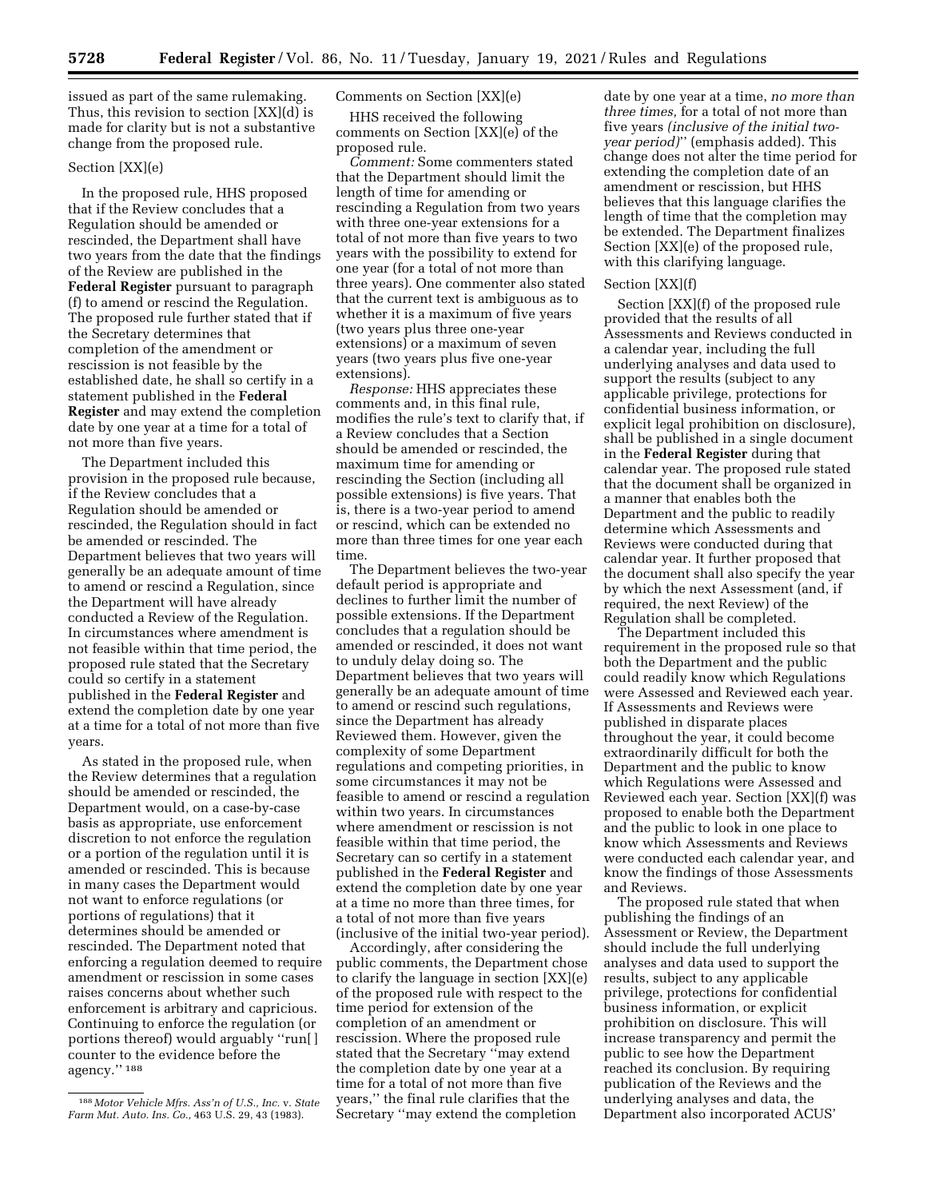issued as part of the same rulemaking. Thus, this revision to section [XX](d) is made for clarity but is not a substantive change from the proposed rule.

Section [XX](e)

In the proposed rule, HHS proposed that if the Review concludes that a Regulation should be amended or rescinded, the Department shall have two years from the date that the findings of the Review are published in the **Federal Register** pursuant to paragraph (f) to amend or rescind the Regulation. The proposed rule further stated that if the Secretary determines that completion of the amendment or rescission is not feasible by the established date, he shall so certify in a statement published in the **Federal Register** and may extend the completion date by one year at a time for a total of not more than five years.

The Department included this provision in the proposed rule because, if the Review concludes that a Regulation should be amended or rescinded, the Regulation should in fact be amended or rescinded. The Department believes that two years will generally be an adequate amount of time to amend or rescind a Regulation, since the Department will have already conducted a Review of the Regulation. In circumstances where amendment is not feasible within that time period, the proposed rule stated that the Secretary could so certify in a statement published in the **Federal Register** and extend the completion date by one year at a time for a total of not more than five years.

As stated in the proposed rule, when the Review determines that a regulation should be amended or rescinded, the Department would, on a case-by-case basis as appropriate, use enforcement discretion to not enforce the regulation or a portion of the regulation until it is amended or rescinded. This is because in many cases the Department would not want to enforce regulations (or portions of regulations) that it determines should be amended or rescinded. The Department noted that enforcing a regulation deemed to require amendment or rescission in some cases raises concerns about whether such enforcement is arbitrary and capricious. Continuing to enforce the regulation (or portions thereof) would arguably ''run[ ] counter to the evidence before the agency.'' [188]

Comments on Section [XX](e)

HHS received the following comments on Section [XX](e) of the proposed rule.

*Comment:* Some commenters stated that the Department should limit the length of time for amending or rescinding a Regulation from two years with three one-year extensions for a total of not more than five years to two years with the possibility to extend for one year (for a total of not more than three years). One commenter also stated that the current text is ambiguous as to whether it is a maximum of five years (two years plus three one-year extensions) or a maximum of seven years (two years plus five one-year extensions).

*Response:* HHS appreciates these comments and, in this final rule, modifies the rule's text to clarify that, if a Review concludes that a Section should be amended or rescinded, the maximum time for amending or rescinding the Section (including all possible extensions) is five years. That is, there is a two-year period to amend or rescind, which can be extended no more than three times for one year each time.

The Department believes the two-year default period is appropriate and declines to further limit the number of possible extensions. If the Department concludes that a regulation should be amended or rescinded, it does not want to unduly delay doing so. The Department believes that two years will generally be an adequate amount of time to amend or rescind such regulations, since the Department has already Reviewed them. However, given the complexity of some Department regulations and competing priorities, in some circumstances it may not be feasible to amend or rescind a regulation within two years. In circumstances where amendment or rescission is not feasible within that time period, the Secretary can so certify in a statement published in the **Federal Register** and extend the completion date by one year at a time no more than three times, for a total of not more than five years (inclusive of the initial two-year period).

Accordingly, after considering the public comments, the Department chose to clarify the language in section [XX](e) of the proposed rule with respect to the time period for extension of the completion of an amendment or rescission. Where the proposed rule stated that the Secretary ''may extend the completion date by one year at a time for a total of not more than five years,'' the final rule clarifies that the Secretary ''may extend the completion date by one year at a time, *no more than three times,* for a total of not more than five years *(inclusive of the initial two-year period)*'' (emphasis added). This change does not alter the time period for extending the completion date of an amendment or rescission, but HHS believes that this language clarifies the length of time that the completion may be extended. The Department finalizes Section [XX](e) of the proposed rule, with this clarifying language.

Section [XX](f)

Section [XX](f) of the proposed rule provided that the results of all Assessments and Reviews conducted in a calendar year, including the full underlying analyses and data used to support the results (subject to any applicable privilege, protections for confidential business information, or explicit legal prohibition on disclosure), shall be published in a single document in the **Federal Register** during that calendar year. The proposed rule stated that the document shall be organized in a manner that enables both the Department and the public to readily determine which Assessments and Reviews were conducted during that calendar year. It further proposed that the document shall also specify the year by which the next Assessment (and, if required, the next Review) of the Regulation shall be completed.

The Department included this requirement in the proposed rule so that both the Department and the public could readily know which Regulations were Assessed and Reviewed each year. If Assessments and Reviews were published in disparate places throughout the year, it could become extraordinarily difficult for both the Department and the public to know which Regulations were Assessed and Reviewed each year. Section [XX](f) was proposed to enable both the Department and the public to look in one place to know which Assessments and Reviews were conducted each calendar year, and know the findings of those Assessments and Reviews.

The proposed rule stated that when publishing the findings of an Assessment or Review, the Department should include the full underlying analyses and data used to support the results, subject to any applicable privilege, protections for confidential business information, or explicit prohibition on disclosure. This will increase transparency and permit the public to see how the Department reached its conclusion. By requiring publication of the Reviews and the underlying analyses and data, the Department also incorporated ACUS'

[188] *Motor Vehicle Mfrs. Ass'n of U.S., Inc.* v. *State Farm Mut. Auto. Ins. Co.,* 463 U.S. 29, 43 (1983).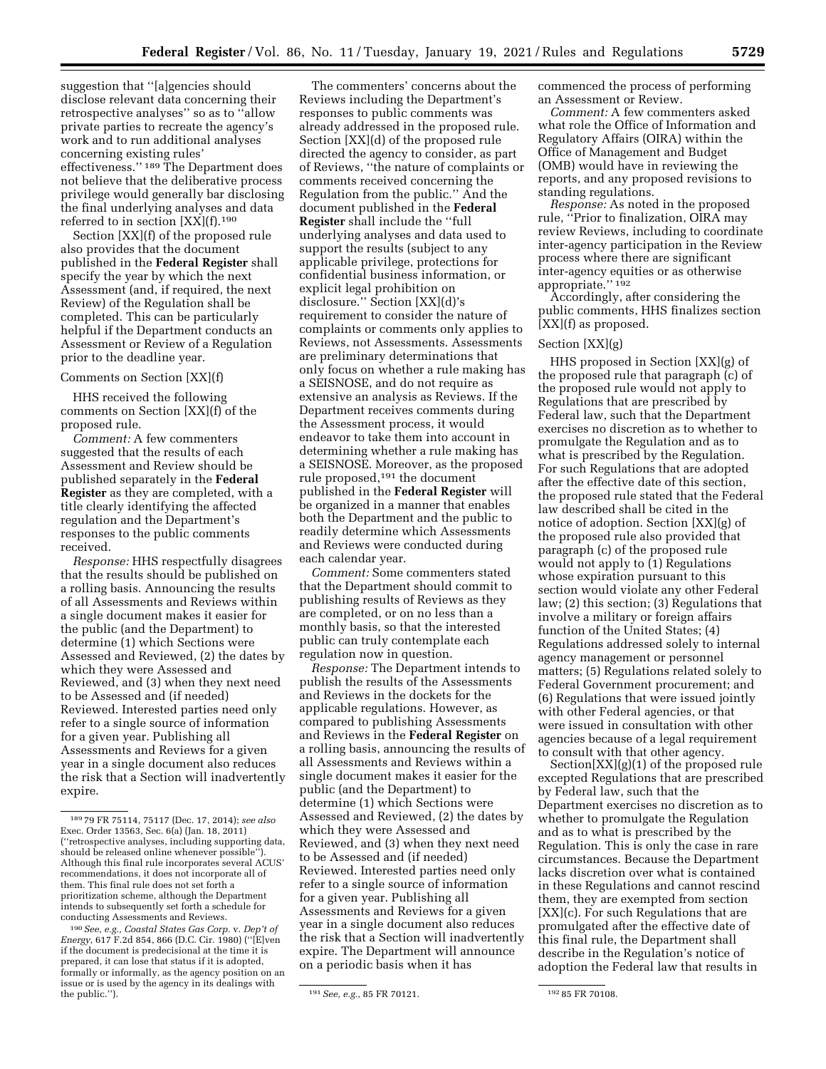suggestion that ''[a]gencies should disclose relevant data concerning their retrospective analyses'' so as to ''allow private parties to recreate the agency's work and to run additional analyses concerning existing rules' effectiveness.'' [189] The Department does not believe that the deliberative process privilege would generally bar disclosing the final underlying analyses and data referred to in section [XX](f).[190]

Section [XX](f) of the proposed rule also provides that the document published in the **Federal Register** shall specify the year by which the next Assessment (and, if required, the next Review) of the Regulation shall be completed. This can be particularly helpful if the Department conducts an Assessment or Review of a Regulation prior to the deadline year.

Comments on Section [XX](f)

HHS received the following comments on Section [XX](f) of the proposed rule.

*Comment:* A few commenters suggested that the results of each Assessment and Review should be published separately in the **Federal Register** as they are completed, with a title clearly identifying the affected regulation and the Department's responses to the public comments received.

*Response:* HHS respectfully disagrees that the results should be published on a rolling basis. Announcing the results of all Assessments and Reviews within a single document makes it easier for the public (and the Department) to determine (1) which Sections were Assessed and Reviewed, (2) the dates by which they were Assessed and Reviewed, and (3) when they next need to be Assessed and (if needed) Reviewed. Interested parties need only refer to a single source of information for a given year. Publishing all Assessments and Reviews for a given year in a single document also reduces the risk that a Section will inadvertently expire.

The commenters' concerns about the Reviews including the Department's responses to public comments was already addressed in the proposed rule. Section [XX](d) of the proposed rule directed the agency to consider, as part of Reviews, ''the nature of complaints or comments received concerning the Regulation from the public.'' And the document published in the **Federal Register** shall include the ''full underlying analyses and data used to support the results (subject to any applicable privilege, protections for confidential business information, or explicit legal prohibition on disclosure.'' Section [XX](d)'s requirement to consider the nature of complaints or comments only applies to Reviews, not Assessments. Assessments are preliminary determinations that only focus on whether a rule making has a SEISNOSE, and do not require as extensive an analysis as Reviews. If the Department receives comments during the Assessment process, it would endeavor to take them into account in determining whether a rule making has a SEISNOSE. Moreover, as the proposed rule proposed,[191] the document published in the **Federal Register** will be organized in a manner that enables both the Department and the public to readily determine which Assessments and Reviews were conducted during each calendar year.

*Comment:* Some commenters stated that the Department should commit to publishing results of Reviews as they are completed, or on no less than a monthly basis, so that the interested public can truly contemplate each regulation now in question.

*Response:* The Department intends to publish the results of the Assessments and Reviews in the dockets for the applicable regulations. However, as compared to publishing Assessments and Reviews in the **Federal Register** on a rolling basis, announcing the results of all Assessments and Reviews within a single document makes it easier for the public (and the Department) to determine (1) which Sections were Assessed and Reviewed, (2) the dates by which they were Assessed and Reviewed, and (3) when they next need to be Assessed and (if needed) Reviewed. Interested parties need only refer to a single source of information for a given year. Publishing all Assessments and Reviews for a given year in a single document also reduces the risk that a Section will inadvertently expire. The Department will announce on a periodic basis when it has commenced the process of performing an Assessment or Review.

*Comment:* A few commenters asked what role the Office of Information and Regulatory Affairs (OIRA) within the Office of Management and Budget (OMB) would have in reviewing the reports, and any proposed revisions to standing regulations.

*Response:* As noted in the proposed rule, ''Prior to finalization, OIRA may review Reviews, including to coordinate inter-agency participation in the Review process where there are significant inter-agency equities or as otherwise appropriate.'' [192]

Accordingly, after considering the public comments, HHS finalizes section [XX](f) as proposed.

Section [XX](g)

HHS proposed in Section [XX](g) of the proposed rule that paragraph (c) of the proposed rule would not apply to Regulations that are prescribed by Federal law, such that the Department exercises no discretion as to whether to promulgate the Regulation and as to what is prescribed by the Regulation. For such Regulations that are adopted after the effective date of this section, the proposed rule stated that the Federal law described shall be cited in the notice of adoption. Section [XX](g) of the proposed rule also provided that paragraph (c) of the proposed rule would not apply to (1) Regulations whose expiration pursuant to this section would violate any other Federal law; (2) this section; (3) Regulations that involve a military or foreign affairs function of the United States; (4) Regulations addressed solely to internal agency management or personnel matters; (5) Regulations related solely to Federal Government procurement; and (6) Regulations that were issued jointly with other Federal agencies, or that were issued in consultation with other agencies because of a legal requirement to consult with that other agency.

Section[XX](g)(1) of the proposed rule excepted Regulations that are prescribed by Federal law, such that the Department exercises no discretion as to whether to promulgate the Regulation and as to what is prescribed by the Regulation. This is only the case in rare circumstances. Because the Department lacks discretion over what is contained in these Regulations and cannot rescind them, they are exempted from section [XX](c). For such Regulations that are promulgated after the effective date of this final rule, the Department shall describe in the Regulation's notice of adoption the Federal law that results in

[189] 79 FR 75114, 75117 (Dec. 17, 2014); *see also* Exec. Order 13563, Sec. 6(a) (Jan. 18, 2011) (''retrospective analyses, including supporting data, should be released online whenever possible''). Although this final rule incorporates several ACUS' recommendations, it does not incorporate all of them. This final rule does not set forth a prioritization scheme, although the Department intends to subsequently set forth a schedule for conducting Assessments and Reviews.

[190] *See, e.g., Coastal States Gas Corp.* v. *Dep't of Energy,* 617 F.2d 854, 866 (D.C. Cir. 1980) (''[E]ven if the document is predecisional at the time it is prepared, it can lose that status if it is adopted, formally or informally, as the agency position on an issue or is used by the agency in its dealings with the public.'').

[191] *See, e.g.,* 85 FR 70121.

[192] 85 FR 70108.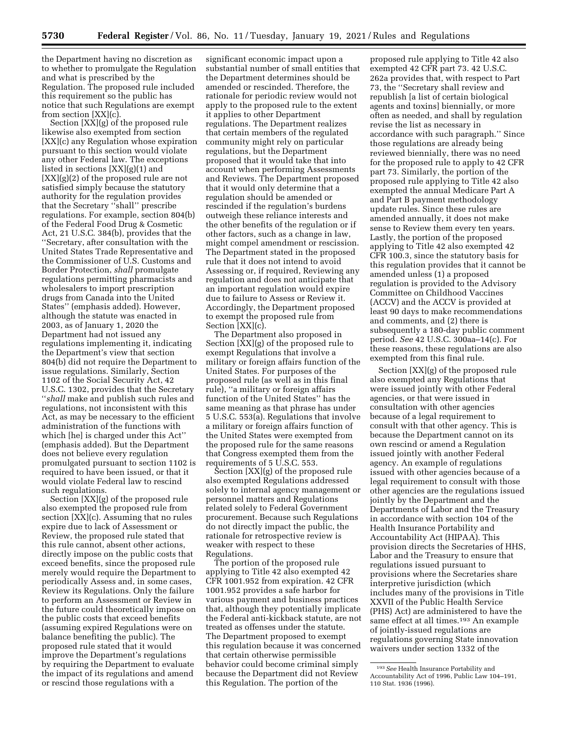the Department having no discretion as to whether to promulgate the Regulation and what is prescribed by the Regulation. The proposed rule included this requirement so the public has notice that such Regulations are exempt from section [XX](c).

Section [XX](g) of the proposed rule likewise also exempted from section [XX](c) any Regulation whose expiration pursuant to this section would violate any other Federal law. The exceptions listed in sections [XX](g)(1) and [XX](g)(2) of the proposed rule are not satisfied simply because the statutory authority for the regulation provides that the Secretary ''shall'' prescribe regulations. For example, section 804(b) of the Federal Food Drug & Cosmetic Act, 21 U.S.C. 384(b), provides that the ''Secretary, after consultation with the United States Trade Representative and the Commissioner of U.S. Customs and Border Protection, *shall* promulgate regulations permitting pharmacists and wholesalers to import prescription drugs from Canada into the United States'' (emphasis added). However, although the statute was enacted in 2003, as of January 1, 2020 the Department had not issued any regulations implementing it, indicating the Department's view that section 804(b) did not require the Department to issue regulations. Similarly, Section 1102 of the Social Security Act, 42 U.S.C. 1302, provides that the Secretary ''*shall* make and publish such rules and regulations, not inconsistent with this Act, as may be necessary to the efficient administration of the functions with which [he] is charged under this Act'' (emphasis added). But the Department does not believe every regulation promulgated pursuant to section 1102 is required to have been issued, or that it would violate Federal law to rescind such regulations.

Section [XX](g) of the proposed rule also exempted the proposed rule from section [XX](c). Assuming that no rules expire due to lack of Assessment or Review, the proposed rule stated that this rule cannot, absent other actions, directly impose on the public costs that exceed benefits, since the proposed rule merely would require the Department to periodically Assess and, in some cases, Review its Regulations. Only the failure to perform an Assessment or Review in the future could theoretically impose on the public costs that exceed benefits (assuming expired Regulations were on balance benefiting the public). The proposed rule stated that it would improve the Department's regulations by requiring the Department to evaluate the impact of its regulations and amend or rescind those regulations with a significant economic impact upon a substantial number of small entities that the Department determines should be amended or rescinded. Therefore, the rationale for periodic review would not apply to the proposed rule to the extent it applies to other Department regulations. The Department realizes that certain members of the regulated community might rely on particular regulations, but the Department proposed that it would take that into account when performing Assessments and Reviews. The Department proposed that it would only determine that a regulation should be amended or rescinded if the regulation's burdens outweigh these reliance interests and the other benefits of the regulation or if other factors, such as a change in law, might compel amendment or rescission. The Department stated in the proposed rule that it does not intend to avoid Assessing or, if required, Reviewing any regulation and does not anticipate that an important regulation would expire due to failure to Assess or Review it. Accordingly, the Department proposed to exempt the proposed rule from Section [XX](c).

The Department also proposed in Section [XX](g) of the proposed rule to exempt Regulations that involve a military or foreign affairs function of the United States. For purposes of the proposed rule (as well as in this final rule), ''a military or foreign affairs function of the United States'' has the same meaning as that phrase has under 5 U.S.C. 553(a). Regulations that involve a military or foreign affairs function of the United States were exempted from the proposed rule for the same reasons that Congress exempted them from the requirements of 5 U.S.C. 553.

Section [XX](g) of the proposed rule also exempted Regulations addressed solely to internal agency management or personnel matters and Regulations related solely to Federal Government procurement. Because such Regulations do not directly impact the public, the rationale for retrospective review is weaker with respect to these Regulations.

The portion of the proposed rule applying to Title 42 also exempted 42 CFR 1001.952 from expiration. 42 CFR 1001.952 provides a safe harbor for various payment and business practices that, although they potentially implicate the Federal anti-kickback statute, are not treated as offenses under the statute. The Department proposed to exempt this regulation because it was concerned that certain otherwise permissible behavior could become criminal simply because the Department did not Review this Regulation. The portion of the proposed rule applying to Title 42 also exempted 42 CFR part 73. 42 U.S.C. 262a provides that, with respect to Part 73, the ''Secretary shall review and republish [a list of certain biological agents and toxins] biennially, or more often as needed, and shall by regulation revise the list as necessary in accordance with such paragraph.'' Since those regulations are already being reviewed biennially, there was no need for the proposed rule to apply to 42 CFR part 73. Similarly, the portion of the proposed rule applying to Title 42 also exempted the annual Medicare Part A and Part B payment methodology update rules. Since these rules are amended annually, it does not make sense to Review them every ten years. Lastly, the portion of the proposed applying to Title 42 also exempted 42 CFR 100.3, since the statutory basis for this regulation provides that it cannot be amended unless (1) a proposed regulation is provided to the Advisory Committee on Childhood Vaccines (ACCV) and the ACCV is provided at least 90 days to make recommendations and comments, and (2) there is subsequently a 180-day public comment period. *See* 42 U.S.C. 300aa–14(c). For these reasons, these regulations are also exempted from this final rule.

Section [XX](g) of the proposed rule also exempted any Regulations that were issued jointly with other Federal agencies, or that were issued in consultation with other agencies because of a legal requirement to consult with that other agency. This is because the Department cannot on its own rescind or amend a Regulation issued jointly with another Federal agency. An example of regulations issued with other agencies because of a legal requirement to consult with those other agencies are the regulations issued jointly by the Department and the Departments of Labor and the Treasury in accordance with section 104 of the Health Insurance Portability and Accountability Act (HIPAA). This provision directs the Secretaries of HHS, Labor and the Treasury to ensure that regulations issued pursuant to provisions where the Secretaries share interpretive jurisdiction (which includes many of the provisions in Title XXVII of the Public Health Service (PHS) Act) are administered to have the same effect at all times.[193] An example of jointly-issued regulations are regulations governing State innovation waivers under section 1332 of the

[193] *See* Health Insurance Portability and Accountability Act of 1996, Public Law 104–191, 110 Stat. 1936 (1996).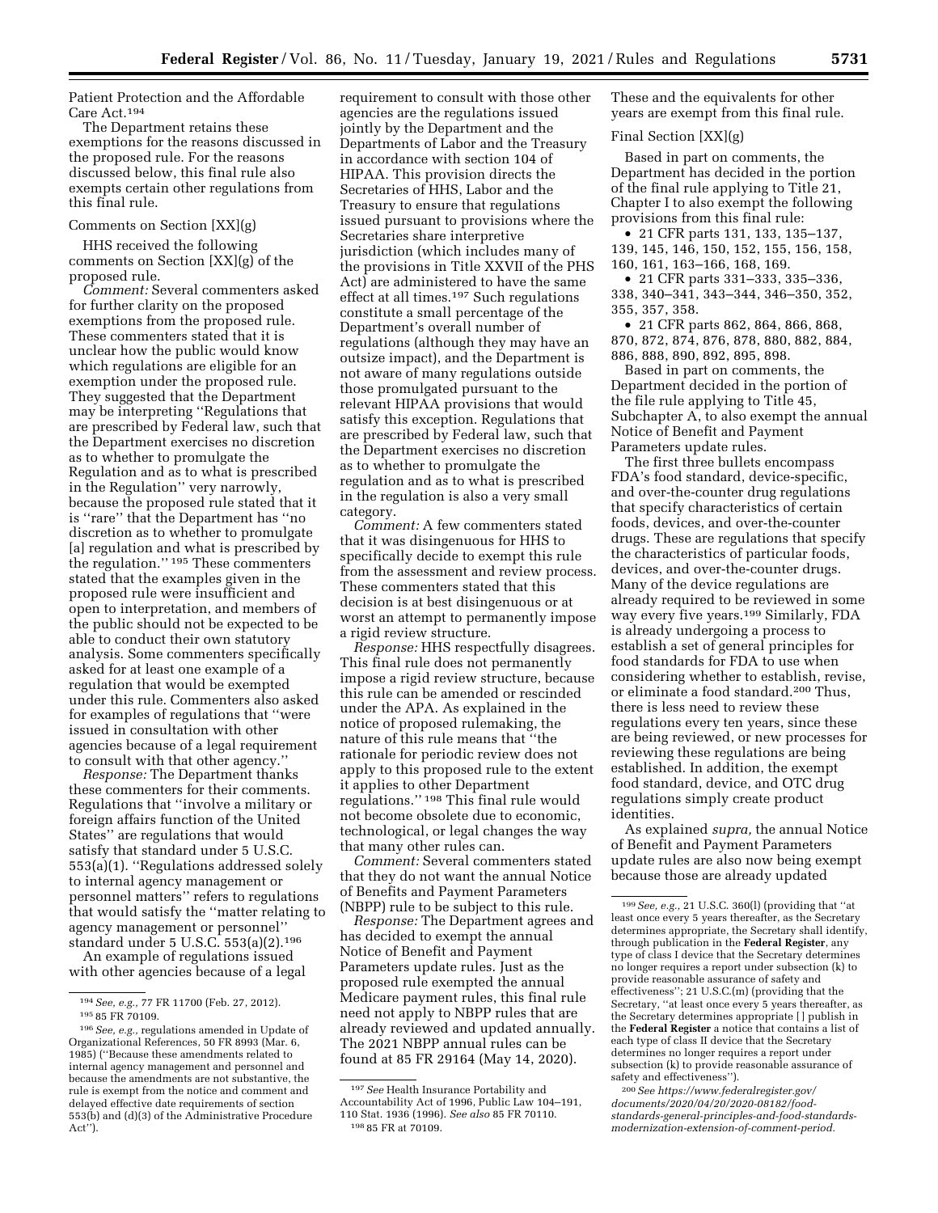Patient Protection and the Affordable Care Act.[194]

The Department retains these exemptions for the reasons discussed in the proposed rule. For the reasons discussed below, this final rule also exempts certain other regulations from this final rule.

Comments on Section [XX](g)

HHS received the following comments on Section [XX](g) of the proposed rule.

*Comment:* Several commenters asked for further clarity on the proposed exemptions from the proposed rule. These commenters stated that it is unclear how the public would know which regulations are eligible for an exemption under the proposed rule. They suggested that the Department may be interpreting ''Regulations that are prescribed by Federal law, such that the Department exercises no discretion as to whether to promulgate the Regulation and as to what is prescribed in the Regulation'' very narrowly, because the proposed rule stated that it is ''rare'' that the Department has ''no discretion as to whether to promulgate [a] regulation and what is prescribed by the regulation.''[195] These commenters stated that the examples given in the proposed rule were insufficient and open to interpretation, and members of the public should not be expected to be able to conduct their own statutory analysis. Some commenters specifically asked for at least one example of a regulation that would be exempted under this rule. Commenters also asked for examples of regulations that ''were issued in consultation with other agencies because of a legal requirement to consult with that other agency.''

*Response:* The Department thanks these commenters for their comments. Regulations that ''involve a military or foreign affairs function of the United States'' are regulations that would satisfy that standard under 5 U.S.C. 553(a)(1). ''Regulations addressed solely to internal agency management or personnel matters'' refers to regulations that would satisfy the ''matter relating to agency management or personnel'' standard under 5 U.S.C. 553(a)(2).[196]

An example of regulations issued with other agencies because of a legal requirement to consult with those other agencies are the regulations issued jointly by the Department and the Departments of Labor and the Treasury in accordance with section 104 of HIPAA. This provision directs the Secretaries of HHS, Labor and the Treasury to ensure that regulations issued pursuant to provisions where the Secretaries share interpretive jurisdiction (which includes many of the provisions in Title XXVII of the PHS Act) are administered to have the same effect at all times.[197] Such regulations constitute a small percentage of the Department's overall number of regulations (although they may have an outsize impact), and the Department is not aware of many regulations outside those promulgated pursuant to the relevant HIPAA provisions that would satisfy this exception. Regulations that are prescribed by Federal law, such that the Department exercises no discretion as to whether to promulgate the regulation and as to what is prescribed in the regulation is also a very small category.

*Comment:* A few commenters stated that it was disingenuous for HHS to specifically decide to exempt this rule from the assessment and review process. These commenters stated that this decision is at best disingenuous or at worst an attempt to permanently impose a rigid review structure.

*Response:* HHS respectfully disagrees. This final rule does not permanently impose a rigid review structure, because this rule can be amended or rescinded under the APA. As explained in the notice of proposed rulemaking, the nature of this rule means that ''the rationale for periodic review does not apply to this proposed rule to the extent it applies to other Department regulations.''[198] This final rule would not become obsolete due to economic, technological, or legal changes the way that many other rules can.

*Comment:* Several commenters stated that they do not want the annual Notice of Benefits and Payment Parameters (NBPP) rule to be subject to this rule.

*Response:* The Department agrees and has decided to exempt the annual Notice of Benefit and Payment Parameters update rules. Just as the proposed rule exempted the annual Medicare payment rules, this final rule need not apply to NBPP rules that are already reviewed and updated annually. The 2021 NBPP annual rules can be found at 85 FR 29164 (May 14, 2020). These and the equivalents for other years are exempt from this final rule.

Final Section [XX](g)

Based in part on comments, the Department has decided in the portion of the final rule applying to Title 21, Chapter I to also exempt the following provisions from this final rule:

- 21 CFR parts 131, 133, 135–137, 139, 145, 146, 150, 152, 155, 156, 158, 160, 161, 163–166, 168, 169.
- 21 CFR parts 331–333, 335–336, 338, 340–341, 343–344, 346–350, 352, 355, 357, 358.
- 21 CFR parts 862, 864, 866, 868, 870, 872, 874, 876, 878, 880, 882, 884, 886, 888, 890, 892, 895, 898.

Based in part on comments, the Department decided in the portion of the file rule applying to Title 45, Subchapter A, to also exempt the annual Notice of Benefit and Payment Parameters update rules.

The first three bullets encompass FDA's food standard, device-specific, and over-the-counter drug regulations that specify characteristics of certain foods, devices, and over-the-counter drugs. These are regulations that specify the characteristics of particular foods, devices, and over-the-counter drugs. Many of the device regulations are already required to be reviewed in some way every five years.[199] Similarly, FDA is already undergoing a process to establish a set of general principles for food standards for FDA to use when considering whether to establish, revise, or eliminate a food standard.[200] Thus, there is less need to review these regulations every ten years, since these are being reviewed, or new processes for reviewing these regulations are being established. In addition, the exempt food standard, device, and OTC drug regulations simply create product identities.

As explained *supra,* the annual Notice of Benefit and Payment Parameters update rules are also now being exempt because those are already updated

---

[194] *See, e.g.,* 77 FR 11700 (Feb. 27, 2012).

[195] 85 FR 70109.

[196] *See, e.g.,* regulations amended in Update of Organizational References, 50 FR 8993 (Mar. 6, 1985) (''Because these amendments related to internal agency management and personnel and because the amendments are not substantive, the rule is exempt from the notice and comment and delayed effective date requirements of section 553(b) and (d)(3) of the Administrative Procedure Act'').

[197] *See* Health Insurance Portability and Accountability Act of 1996, Public Law 104–191, 110 Stat. 1936 (1996). *See also* 85 FR 70110.

[198] 85 FR at 70109.

[199] *See, e.g.,* 21 U.S.C. 360(l) (providing that ''at least once every 5 years thereafter, as the Secretary determines appropriate, the Secretary shall identify, through publication in the **Federal Register**, any type of class I device that the Secretary determines no longer requires a report under subsection (k) to provide reasonable assurance of safety and effectiveness''; 21 U.S.C.(m) (providing that the Secretary, ''at least once every 5 years thereafter, as the Secretary determines appropriate [ ] publish in the **Federal Register** a notice that contains a list of each type of class II device that the Secretary determines no longer requires a report under subsection (k) to provide reasonable assurance of safety and effectiveness'').

[200] *See https://www.federalregister.gov/documents/2020/04/20/2020-08182/food-standards-general-principles-and-food-standards-modernization-extension-of-comment-period.*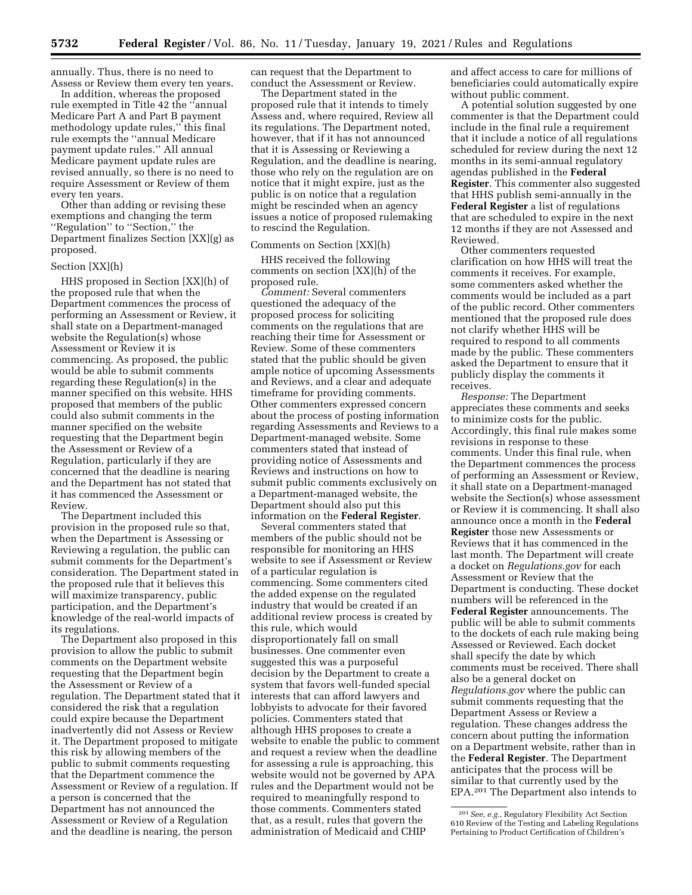annually. Thus, there is no need to Assess or Review them every ten years.

In addition, whereas the proposed rule exempted in Title 42 the ''annual Medicare Part A and Part B payment methodology update rules,'' this final rule exempts the ''annual Medicare payment update rules.'' All annual Medicare payment update rules are revised annually, so there is no need to require Assessment or Review of them every ten years.

Other than adding or revising these exemptions and changing the term ''Regulation'' to ''Section,'' the Department finalizes Section [XX](g) as proposed.

Section [XX](h)

HHS proposed in Section [XX](h) of the proposed rule that when the Department commences the process of performing an Assessment or Review, it shall state on a Department-managed website the Regulation(s) whose Assessment or Review it is commencing. As proposed, the public would be able to submit comments regarding these Regulation(s) in the manner specified on this website. HHS proposed that members of the public could also submit comments in the manner specified on the website requesting that the Department begin the Assessment or Review of a Regulation, particularly if they are concerned that the deadline is nearing and the Department has not stated that it has commenced the Assessment or Review.

The Department included this provision in the proposed rule so that, when the Department is Assessing or Reviewing a regulation, the public can submit comments for the Department's consideration. The Department stated in the proposed rule that it believes this will maximize transparency, public participation, and the Department's knowledge of the real-world impacts of its regulations.

The Department also proposed in this provision to allow the public to submit comments on the Department website requesting that the Department begin the Assessment or Review of a regulation. The Department stated that it considered the risk that a regulation could expire because the Department inadvertently did not Assess or Review it. The Department proposed to mitigate this risk by allowing members of the public to submit comments requesting that the Department commence the Assessment or Review of a regulation. If a person is concerned that the Department has not announced the Assessment or Review of a Regulation and the deadline is nearing, the person can request that the Department to conduct the Assessment or Review.

The Department stated in the proposed rule that it intends to timely Assess and, where required, Review all its regulations. The Department noted, however, that if it has not announced that it is Assessing or Reviewing a Regulation, and the deadline is nearing, those who rely on the regulation are on notice that it might expire, just as the public is on notice that a regulation might be rescinded when an agency issues a notice of proposed rulemaking to rescind the Regulation.

Comments on Section [XX](h)

HHS received the following comments on section [XX](h) of the proposed rule.

*Comment:* Several commenters questioned the adequacy of the proposed process for soliciting comments on the regulations that are reaching their time for Assessment or Review. Some of these commenters stated that the public should be given ample notice of upcoming Assessments and Reviews, and a clear and adequate timeframe for providing comments. Other commenters expressed concern about the process of posting information regarding Assessments and Reviews to a Department-managed website. Some commenters stated that instead of providing notice of Assessments and Reviews and instructions on how to submit public comments exclusively on a Department-managed website, the Department should also put this information on the **Federal Register**.

Several commenters stated that members of the public should not be responsible for monitoring an HHS website to see if Assessment or Review of a particular regulation is commencing. Some commenters cited the added expense on the regulated industry that would be created if an additional review process is created by this rule, which would disproportionately fall on small businesses. One commenter even suggested this was a purposeful decision by the Department to create a system that favors well-funded special interests that can afford lawyers and lobbyists to advocate for their favored policies. Commenters stated that although HHS proposes to create a website to enable the public to comment and request a review when the deadline for assessing a rule is approaching, this website would not be governed by APA rules and the Department would not be required to meaningfully respond to those comments. Commenters stated that, as a result, rules that govern the administration of Medicaid and CHIP and affect access to care for millions of beneficiaries could automatically expire without public comment.

A potential solution suggested by one commenter is that the Department could include in the final rule a requirement that it include a notice of all regulations scheduled for review during the next 12 months in its semi-annual regulatory agendas published in the **Federal Register**. This commenter also suggested that HHS publish semi-annually in the **Federal Register** a list of regulations that are scheduled to expire in the next 12 months if they are not Assessed and Reviewed.

Other commenters requested clarification on how HHS will treat the comments it receives. For example, some commenters asked whether the comments would be included as a part of the public record. Other commenters mentioned that the proposed rule does not clarify whether HHS will be required to respond to all comments made by the public. These commenters asked the Department to ensure that it publicly display the comments it receives.

*Response:* The Department appreciates these comments and seeks to minimize costs for the public. Accordingly, this final rule makes some revisions in response to these comments. Under this final rule, when the Department commences the process of performing an Assessment or Review, it shall state on a Department-managed website the Section(s) whose assessment or Review it is commencing. It shall also announce once a month in the **Federal Register** those new Assessments or Reviews that it has commenced in the last month. The Department will create a docket on *Regulations.gov* for each Assessment or Review that the Department is conducting. These docket numbers will be referenced in the **Federal Register** announcements. The public will be able to submit comments to the dockets of each rule making being Assessed or Reviewed. Each docket shall specify the date by which comments must be received. There shall also be a general docket on *Regulations.gov* where the public can submit comments requesting that the Department Assess or Review a regulation. These changes address the concern about putting the information on a Department website, rather than in the **Federal Register**. The Department anticipates that the process will be similar to that currently used by the EPA.[201] The Department also intends to

[201] *See, e.g.,* Regulatory Flexibility Act Section 610 Review of the Testing and Labeling Regulations Pertaining to Product Certification of Children's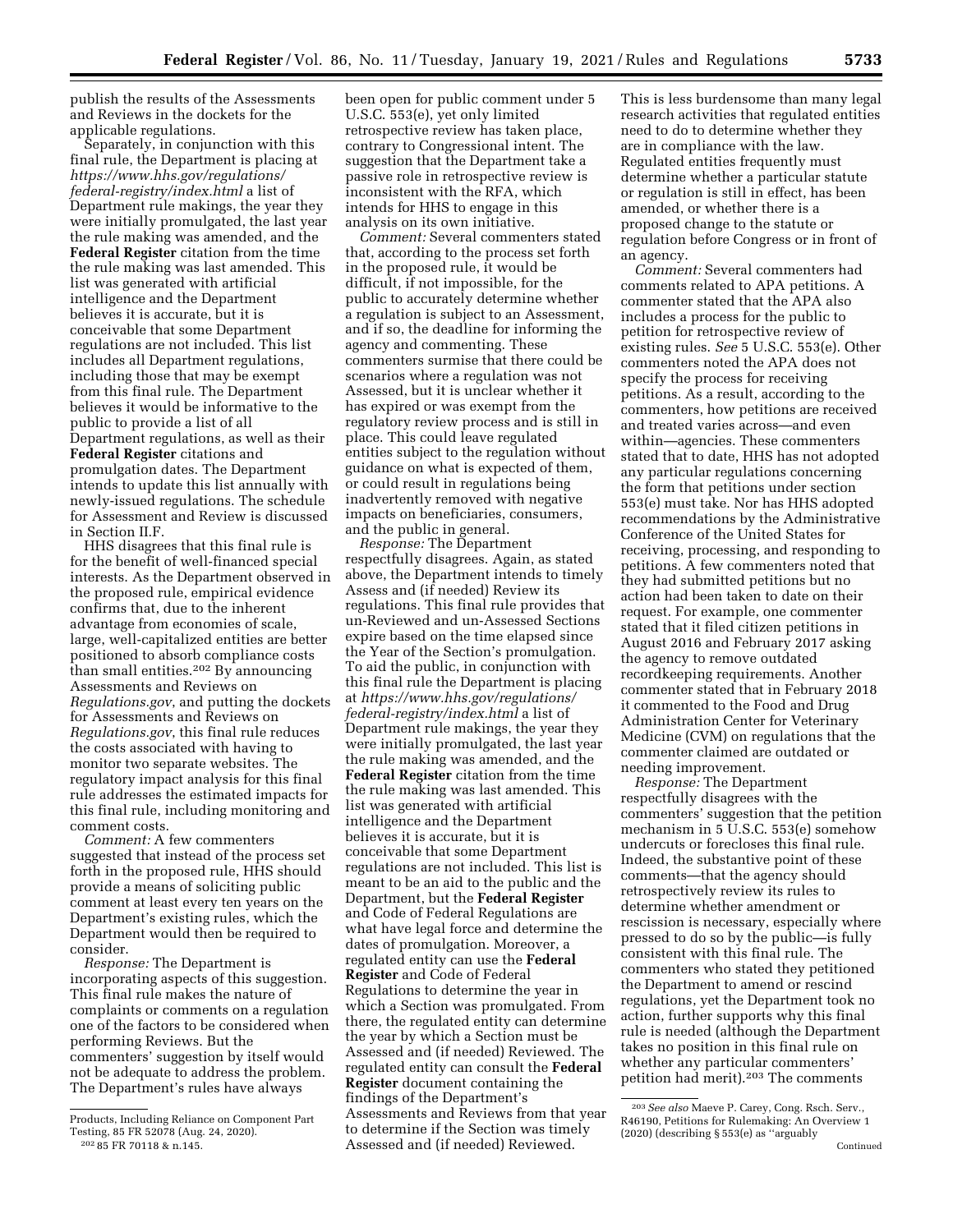publish the results of the Assessments and Reviews in the dockets for the applicable regulations.

Separately, in conjunction with this final rule, the Department is placing at *https://www.hhs.gov/regulations/federal-registry/index.html* a list of Department rule makings, the year they were initially promulgated, the last year the rule making was amended, and the **Federal Register** citation from the time the rule making was last amended. This list was generated with artificial intelligence and the Department believes it is accurate, but it is conceivable that some Department regulations are not included. This list includes all Department regulations, including those that may be exempt from this final rule. The Department believes it would be informative to the public to provide a list of all Department regulations, as well as their **Federal Register** citations and promulgation dates. The Department intends to update this list annually with newly-issued regulations. The schedule for Assessment and Review is discussed in Section II.F.

HHS disagrees that this final rule is for the benefit of well-financed special interests. As the Department observed in the proposed rule, empirical evidence confirms that, due to the inherent advantage from economies of scale, large, well-capitalized entities are better positioned to absorb compliance costs than small entities.[202] By announcing Assessments and Reviews on *Regulations.gov*, and putting the dockets for Assessments and Reviews on *Regulations.gov*, this final rule reduces the costs associated with having to monitor two separate websites. The regulatory impact analysis for this final rule addresses the estimated impacts for this final rule, including monitoring and comment costs.

*Comment:* A few commenters suggested that instead of the process set forth in the proposed rule, HHS should provide a means of soliciting public comment at least every ten years on the Department's existing rules, which the Department would then be required to consider.

*Response:* The Department is incorporating aspects of this suggestion. This final rule makes the nature of complaints or comments on a regulation one of the factors to be considered when performing Reviews. But the commenters' suggestion by itself would not be adequate to address the problem. The Department's rules have always been open for public comment under 5 U.S.C. 553(e), yet only limited retrospective review has taken place, contrary to Congressional intent. The suggestion that the Department take a passive role in retrospective review is inconsistent with the RFA, which intends for HHS to engage in this analysis on its own initiative.

*Comment:* Several commenters stated that, according to the process set forth in the proposed rule, it would be difficult, if not impossible, for the public to accurately determine whether a regulation is subject to an Assessment, and if so, the deadline for informing the agency and commenting. These commenters surmise that there could be scenarios where a regulation was not Assessed, but it is unclear whether it has expired or was exempt from the regulatory review process and is still in place. This could leave regulated entities subject to the regulation without guidance on what is expected of them, or could result in regulations being inadvertently removed with negative impacts on beneficiaries, consumers, and the public in general.

*Response:* The Department respectfully disagrees. Again, as stated above, the Department intends to timely Assess and (if needed) Review its regulations. This final rule provides that un-Reviewed and un-Assessed Sections expire based on the time elapsed since the Year of the Section's promulgation. To aid the public, in conjunction with this final rule the Department is placing at *https://www.hhs.gov/regulations/federal-registry/index.html* a list of Department rule makings, the year they were initially promulgated, the last year the rule making was amended, and the **Federal Register** citation from the time the rule making was last amended. This list was generated with artificial intelligence and the Department believes it is accurate, but it is conceivable that some Department regulations are not included. This list is meant to be an aid to the public and the Department, but the **Federal Register** and Code of Federal Regulations are what have legal force and determine the dates of promulgation. Moreover, a regulated entity can use the **Federal Register** and Code of Federal Regulations to determine the year in which a Section was promulgated. From there, the regulated entity can determine the year by which a Section must be Assessed and (if needed) Reviewed. The regulated entity can consult the **Federal Register** document containing the findings of the Department's Assessments and Reviews from that year to determine if the Section was timely Assessed and (if needed) Reviewed. This is less burdensome than many legal research activities that regulated entities need to do to determine whether they are in compliance with the law. Regulated entities frequently must determine whether a particular statute or regulation is still in effect, has been amended, or whether there is a proposed change to the statute or regulation before Congress or in front of an agency.

*Comment:* Several commenters had comments related to APA petitions. A commenter stated that the APA also includes a process for the public to petition for retrospective review of existing rules. *See* 5 U.S.C. 553(e). Other commenters noted the APA does not specify the process for receiving petitions. As a result, according to the commenters, how petitions are received and treated varies across—and even within—agencies. These commenters stated that to date, HHS has not adopted any particular regulations concerning the form that petitions under section 553(e) must take. Nor has HHS adopted recommendations by the Administrative Conference of the United States for receiving, processing, and responding to petitions. A few commenters noted that they had submitted petitions but no action had been taken to date on their request. For example, one commenter stated that it filed citizen petitions in August 2016 and February 2017 asking the agency to remove outdated recordkeeping requirements. Another commenter stated that in February 2018 it commented to the Food and Drug Administration Center for Veterinary Medicine (CVM) on regulations that the commenter claimed are outdated or needing improvement.

*Response:* The Department respectfully disagrees with the commenters' suggestion that the petition mechanism in 5 U.S.C. 553(e) somehow undercuts or forecloses this final rule. Indeed, the substantive point of these comments—that the agency should retrospectively review its rules to determine whether amendment or rescission is necessary, especially where pressed to do so by the public—is fully consistent with this final rule. The commenters who stated they petitioned the Department to amend or rescind regulations, yet the Department took no action, further supports why this final rule is needed (although the Department takes no position in this final rule on whether any particular commenters' petition had merit).[203] The comments

---

Products, Including Reliance on Component Part Testing, 85 FR 52078 (Aug. 24, 2020).

[202] 85 FR 70118 & n.145.

[203] *See also* Maeve P. Carey, Cong. Rsch. Serv., R46190, Petitions for Rulemaking: An Overview 1 (2020) (describing § 553(e) as "arguably

Continued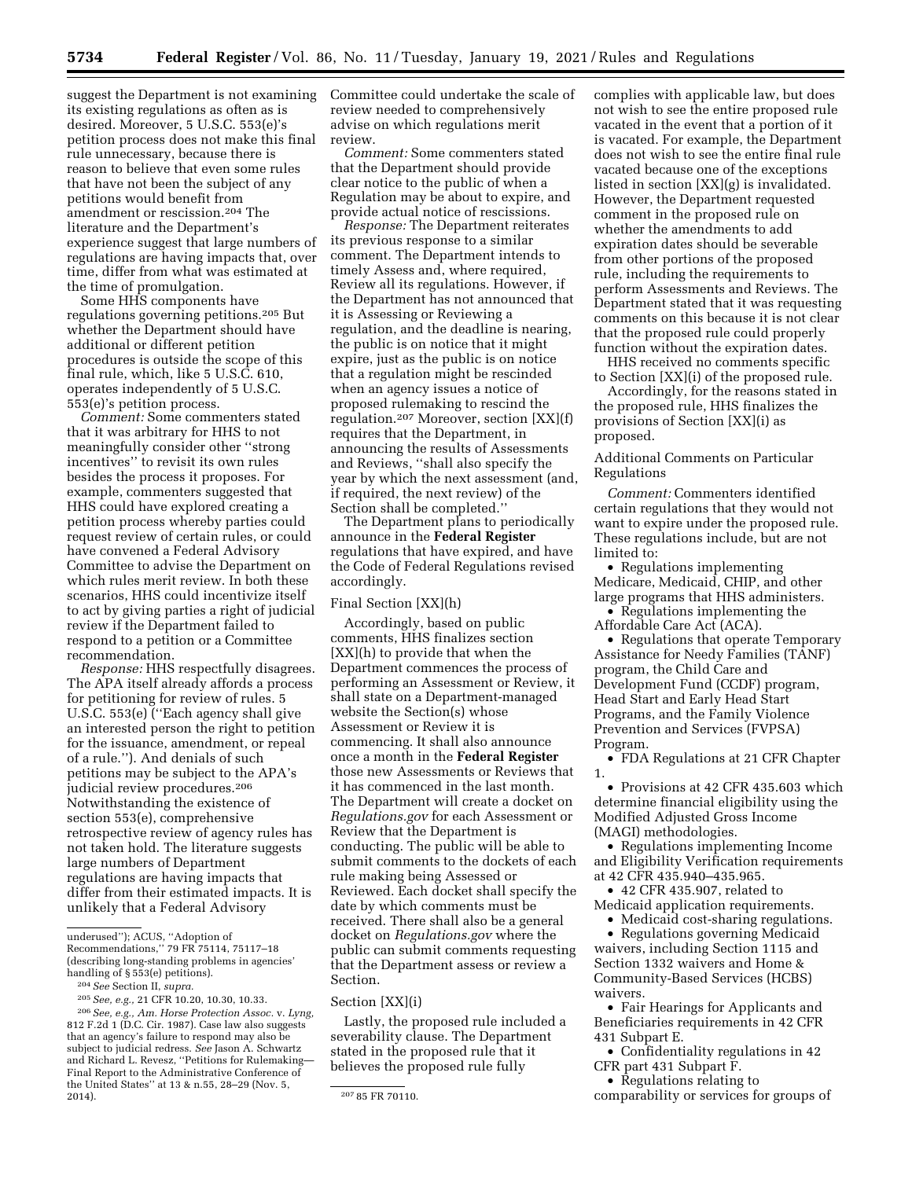suggest the Department is not examining its existing regulations as often as is desired. Moreover, 5 U.S.C. 553(e)'s petition process does not make this final rule unnecessary, because there is reason to believe that even some rules that have not been the subject of any petitions would benefit from amendment or rescission.[204] The literature and the Department's experience suggest that large numbers of regulations are having impacts that, over time, differ from what was estimated at the time of promulgation.

Some HHS components have regulations governing petitions.[205] But whether the Department should have additional or different petition procedures is outside the scope of this final rule, which, like 5 U.S.C. 610, operates independently of 5 U.S.C. 553(e)'s petition process.

*Comment:* Some commenters stated that it was arbitrary for HHS to not meaningfully consider other ''strong incentives'' to revisit its own rules besides the process it proposes. For example, commenters suggested that HHS could have explored creating a petition process whereby parties could request review of certain rules, or could have convened a Federal Advisory Committee to advise the Department on which rules merit review. In both these scenarios, HHS could incentivize itself to act by giving parties a right of judicial review if the Department failed to respond to a petition or a Committee recommendation.

*Response:* HHS respectfully disagrees. The APA itself already affords a process for petitioning for review of rules. 5 U.S.C. 553(e) (''Each agency shall give an interested person the right to petition for the issuance, amendment, or repeal of a rule.''). And denials of such petitions may be subject to the APA's judicial review procedures.[206] Notwithstanding the existence of section 553(e), comprehensive retrospective review of agency rules has not taken hold. The literature suggests large numbers of Department regulations are having impacts that differ from their estimated impacts. It is unlikely that a Federal Advisory Committee could undertake the scale of review needed to comprehensively advise on which regulations merit review.

*Comment:* Some commenters stated that the Department should provide clear notice to the public of when a Regulation may be about to expire, and provide actual notice of rescissions.

*Response:* The Department reiterates its previous response to a similar comment. The Department intends to timely Assess and, where required, Review all its regulations. However, if the Department has not announced that it is Assessing or Reviewing a regulation, and the deadline is nearing, the public is on notice that it might expire, just as the public is on notice that a regulation might be rescinded when an agency issues a notice of proposed rulemaking to rescind the regulation.[207] Moreover, section [XX](f) requires that the Department, in announcing the results of Assessments and Reviews, ''shall also specify the year by which the next assessment (and, if required, the next review) of the Section shall be completed.''

The Department plans to periodically announce in the **Federal Register** regulations that have expired, and have the Code of Federal Regulations revised accordingly.

Final Section [XX](h)

Accordingly, based on public comments, HHS finalizes section [XX](h) to provide that when the Department commences the process of performing an Assessment or Review, it shall state on a Department-managed website the Section(s) whose Assessment or Review it is commencing. It shall also announce once a month in the **Federal Register** those new Assessments or Reviews that it has commenced in the last month. The Department will create a docket on *Regulations.gov* for each Assessment or Review that the Department is conducting. The public will be able to submit comments to the dockets of each rule making being Assessed or Reviewed. Each docket shall specify the date by which comments must be received. There shall also be a general docket on *Regulations.gov* where the public can submit comments requesting that the Department assess or review a Section.

Section [XX](i)

Lastly, the proposed rule included a severability clause. The Department stated in the proposed rule that it believes the proposed rule fully complies with applicable law, but does not wish to see the entire proposed rule vacated in the event that a portion of it is vacated. For example, the Department does not wish to see the entire final rule vacated because one of the exceptions listed in section [XX](g) is invalidated. However, the Department requested comment in the proposed rule on whether the amendments to add expiration dates should be severable from other portions of the proposed rule, including the requirements to perform Assessments and Reviews. The Department stated that it was requesting comments on this because it is not clear that the proposed rule could properly function without the expiration dates.

HHS received no comments specific to Section [XX](i) of the proposed rule.

Accordingly, for the reasons stated in the proposed rule, HHS finalizes the provisions of Section [XX](i) as proposed.

Additional Comments on Particular Regulations

*Comment:* Commenters identified certain regulations that they would not want to expire under the proposed rule. These regulations include, but are not limited to:

- Regulations implementing Medicare, Medicaid, CHIP, and other large programs that HHS administers.
- Regulations implementing the Affordable Care Act (ACA).
- Regulations that operate Temporary Assistance for Needy Families (TANF) program, the Child Care and Development Fund (CCDF) program, Head Start and Early Head Start Programs, and the Family Violence Prevention and Services (FVPSA) Program.
- FDA Regulations at 21 CFR Chapter 1.
- Provisions at 42 CFR 435.603 which determine financial eligibility using the Modified Adjusted Gross Income (MAGI) methodologies.
- Regulations implementing Income and Eligibility Verification requirements at 42 CFR 435.940–435.965.
- 42 CFR 435.907, related to Medicaid application requirements.
- Medicaid cost-sharing regulations.
- Regulations governing Medicaid waivers, including Section 1115 and Section 1332 waivers and Home & Community-Based Services (HCBS) waivers.
- Fair Hearings for Applicants and Beneficiaries requirements in 42 CFR 431 Subpart E.
- Confidentiality regulations in 42 CFR part 431 Subpart F.
- Regulations relating to comparability or services for groups of

---

underused''); ACUS, ''Adoption of Recommendations,'' 79 FR 75114, 75117–18 (describing long-standing problems in agencies' handling of § 553(e) petitions).

[204] *See* Section II, *supra.*

[205] *See, e.g.,* 21 CFR 10.20, 10.30, 10.33.

[206] *See, e.g., Am. Horse Protection Assoc.* v. *Lyng,* 812 F.2d 1 (D.C. Cir. 1987). Case law also suggests that an agency's failure to respond may also be subject to judicial redress. *See* Jason A. Schwartz and Richard L. Revesz, ''Petitions for Rulemaking—Final Report to the Administrative Conference of the United States'' at 13 & n.55, 28–29 (Nov. 5, 2014).

[207] 85 FR 70110.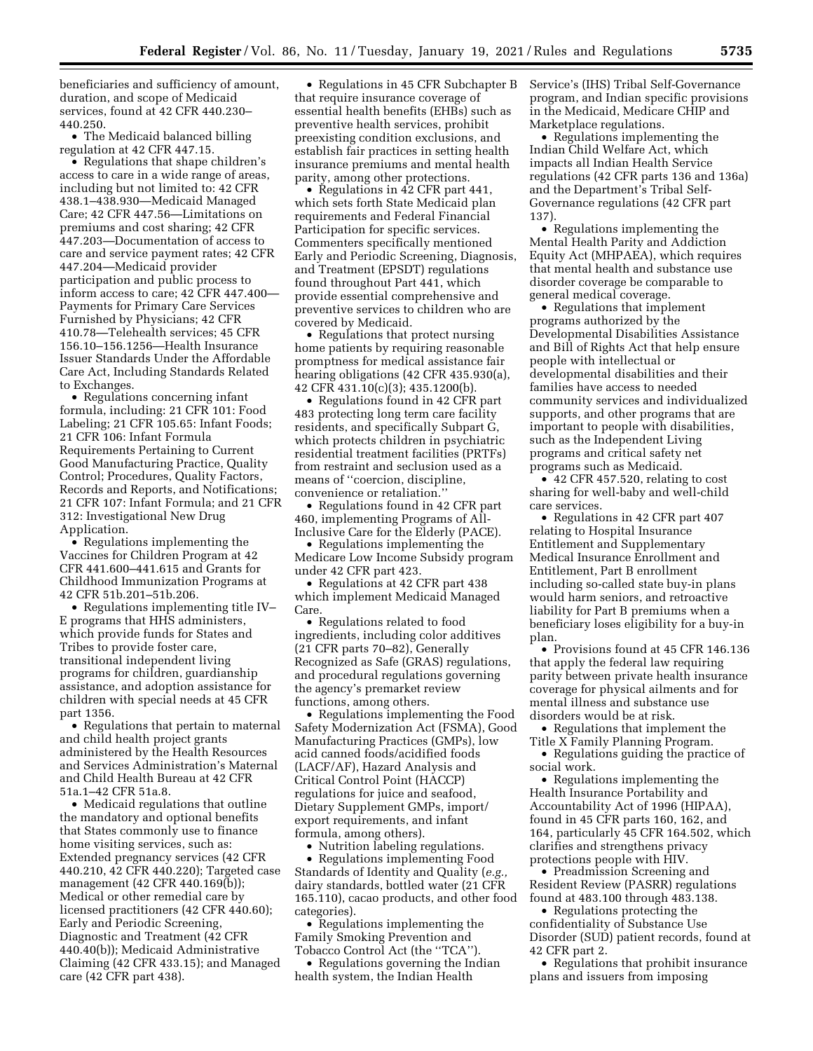beneficiaries and sufficiency of amount, duration, and scope of Medicaid services, found at 42 CFR 440.230–440.250.

- The Medicaid balanced billing regulation at 42 CFR 447.15.
- Regulations that shape children's access to care in a wide range of areas, including but not limited to: 42 CFR 438.1–438.930—Medicaid Managed Care; 42 CFR 447.56—Limitations on premiums and cost sharing; 42 CFR 447.203—Documentation of access to care and service payment rates; 42 CFR 447.204—Medicaid provider participation and public process to inform access to care; 42 CFR 447.400—Payments for Primary Care Services Furnished by Physicians; 42 CFR 410.78—Telehealth services; 45 CFR 156.10–156.1256—Health Insurance Issuer Standards Under the Affordable Care Act, Including Standards Related to Exchanges.
- Regulations concerning infant formula, including: 21 CFR 101: Food Labeling; 21 CFR 105.65: Infant Foods; 21 CFR 106: Infant Formula Requirements Pertaining to Current Good Manufacturing Practice, Quality Control; Procedures, Quality Factors, Records and Reports, and Notifications; 21 CFR 107: Infant Formula; and 21 CFR 312: Investigational New Drug Application.
- Regulations implementing the Vaccines for Children Program at 42 CFR 441.600–441.615 and Grants for Childhood Immunization Programs at 42 CFR 51b.201–51b.206.
- Regulations implementing title IV–E programs that HHS administers, which provide funds for States and Tribes to provide foster care, transitional independent living programs for children, guardianship assistance, and adoption assistance for children with special needs at 45 CFR part 1356.
- Regulations that pertain to maternal and child health project grants administered by the Health Resources and Services Administration's Maternal and Child Health Bureau at 42 CFR 51a.1–42 CFR 51a.8.
- Medicaid regulations that outline the mandatory and optional benefits that States commonly use to finance home visiting services, such as: Extended pregnancy services (42 CFR 440.210, 42 CFR 440.220); Targeted case management (42 CFR 440.169(b)); Medical or other remedial care by licensed practitioners (42 CFR 440.60); Early and Periodic Screening, Diagnostic and Treatment (42 CFR 440.40(b)); Medicaid Administrative Claiming (42 CFR 433.15); and Managed care (42 CFR part 438).
- Regulations in 45 CFR Subchapter B that require insurance coverage of essential health benefits (EHBs) such as preventive health services, prohibit preexisting condition exclusions, and establish fair practices in setting health insurance premiums and mental health parity, among other protections.
- Regulations in 42 CFR part 441, which sets forth State Medicaid plan requirements and Federal Financial Participation for specific services. Commenters specifically mentioned Early and Periodic Screening, Diagnosis, and Treatment (EPSDT) regulations found throughout Part 441, which provide essential comprehensive and preventive services to children who are covered by Medicaid.
- Regulations that protect nursing home patients by requiring reasonable promptness for medical assistance fair hearing obligations (42 CFR 435.930(a), 42 CFR 431.10(c)(3); 435.1200(b).
- Regulations found in 42 CFR part 483 protecting long term care facility residents, and specifically Subpart G, which protects children in psychiatric residential treatment facilities (PRTFs) from restraint and seclusion used as a means of "coercion, discipline, convenience or retaliation."
- Regulations found in 42 CFR part 460, implementing Programs of All-Inclusive Care for the Elderly (PACE).
- Regulations implementing the Medicare Low Income Subsidy program under 42 CFR part 423.
- Regulations at 42 CFR part 438 which implement Medicaid Managed Care.
- Regulations related to food ingredients, including color additives (21 CFR parts 70–82), Generally Recognized as Safe (GRAS) regulations, and procedural regulations governing the agency's premarket review functions, among others.
- Regulations implementing the Food Safety Modernization Act (FSMA), Good Manufacturing Practices (GMPs), low acid canned foods/acidified foods (LACF/AF), Hazard Analysis and Critical Control Point (HACCP) regulations for juice and seafood, Dietary Supplement GMPs, import/export requirements, and infant formula, among others).
- Nutrition labeling regulations.
- Regulations implementing Food Standards of Identity and Quality (*e.g.,* dairy standards, bottled water (21 CFR 165.110), cacao products, and other food categories).
- Regulations implementing the Family Smoking Prevention and Tobacco Control Act (the "TCA").
- Regulations governing the Indian health system, the Indian Health Service's (IHS) Tribal Self-Governance program, and Indian specific provisions in the Medicaid, Medicare CHIP and Marketplace regulations.
- Regulations implementing the Indian Child Welfare Act, which impacts all Indian Health Service regulations (42 CFR parts 136 and 136a) and the Department's Tribal Self-Governance regulations (42 CFR part 137).
- Regulations implementing the Mental Health Parity and Addiction Equity Act (MHPAEA), which requires that mental health and substance use disorder coverage be comparable to general medical coverage.
- Regulations that implement programs authorized by the Developmental Disabilities Assistance and Bill of Rights Act that help ensure people with intellectual or developmental disabilities and their families have access to needed community services and individualized supports, and other programs that are important to people with disabilities, such as the Independent Living programs and critical safety net programs such as Medicaid.
- 42 CFR 457.520, relating to cost sharing for well-baby and well-child care services.
- Regulations in 42 CFR part 407 relating to Hospital Insurance Entitlement and Supplementary Medical Insurance Enrollment and Entitlement, Part B enrollment including so-called state buy-in plans would harm seniors, and retroactive liability for Part B premiums when a beneficiary loses eligibility for a buy-in plan.
- Provisions found at 45 CFR 146.136 that apply the federal law requiring parity between private health insurance coverage for physical ailments and for mental illness and substance use disorders would be at risk.
- Regulations that implement the Title X Family Planning Program.
- Regulations guiding the practice of social work.
- Regulations implementing the Health Insurance Portability and Accountability Act of 1996 (HIPAA), found in 45 CFR parts 160, 162, and 164, particularly 45 CFR 164.502, which clarifies and strengthens privacy protections people with HIV.
- Preadmission Screening and Resident Review (PASRR) regulations found at 483.100 through 483.138.
- Regulations protecting the confidentiality of Substance Use Disorder (SUD) patient records, found at 42 CFR part 2.
- Regulations that prohibit insurance plans and issuers from imposing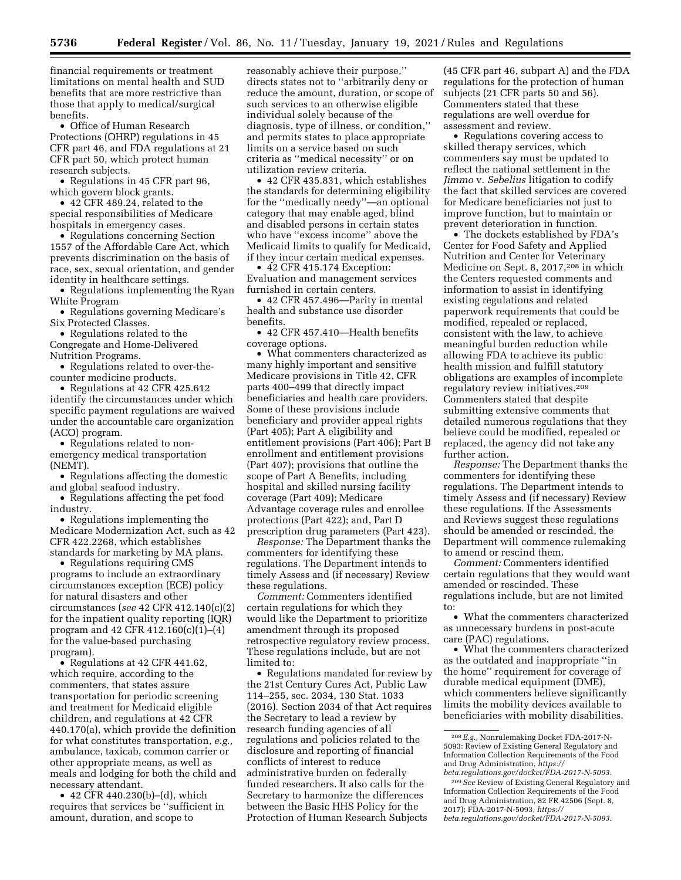financial requirements or treatment limitations on mental health and SUD benefits that are more restrictive than those that apply to medical/surgical benefits.

- Office of Human Research Protections (OHRP) regulations in 45 CFR part 46, and FDA regulations at 21 CFR part 50, which protect human research subjects.
- Regulations in 45 CFR part 96, which govern block grants.
- 42 CFR 489.24, related to the special responsibilities of Medicare hospitals in emergency cases.
- Regulations concerning Section 1557 of the Affordable Care Act, which prevents discrimination on the basis of race, sex, sexual orientation, and gender identity in healthcare settings.
- Regulations implementing the Ryan White Program
- Regulations governing Medicare's Six Protected Classes.
- Regulations related to the Congregate and Home-Delivered Nutrition Programs.
- Regulations related to over-the-counter medicine products.
- Regulations at 42 CFR 425.612 identify the circumstances under which specific payment regulations are waived under the accountable care organization (ACO) program.
- Regulations related to non-emergency medical transportation (NEMT).
- Regulations affecting the domestic and global seafood industry.
- Regulations affecting the pet food industry.
- Regulations implementing the Medicare Modernization Act, such as 42 CFR 422.2268, which establishes standards for marketing by MA plans.
- Regulations requiring CMS programs to include an extraordinary circumstances exception (ECE) policy for natural disasters and other circumstances (*see* 42 CFR 412.140(c)(2) for the inpatient quality reporting (IQR) program and 42 CFR 412.160(c)(1)–(4) for the value-based purchasing program).
- Regulations at 42 CFR 441.62, which require, according to the commenters, that states assure transportation for periodic screening and treatment for Medicaid eligible children, and regulations at 42 CFR 440.170(a), which provide the definition for what constitutes transportation, *e.g.,* ambulance, taxicab, common carrier or other appropriate means, as well as meals and lodging for both the child and necessary attendant.
- 42 CFR 440.230(b)–(d), which requires that services be ''sufficient in amount, duration, and scope to reasonably achieve their purpose,'' directs states not to ''arbitrarily deny or reduce the amount, duration, or scope of such services to an otherwise eligible individual solely because of the diagnosis, type of illness, or condition,'' and permits states to place appropriate limits on a service based on such criteria as ''medical necessity'' or on utilization review criteria.
- 42 CFR 435.831, which establishes the standards for determining eligibility for the ''medically needy''—an optional category that may enable aged, blind and disabled persons in certain states who have ''excess income'' above the Medicaid limits to qualify for Medicaid, if they incur certain medical expenses.
- 42 CFR 415.174 Exception: Evaluation and management services furnished in certain centers.
- 42 CFR 457.496—Parity in mental health and substance use disorder benefits.
- 42 CFR 457.410—Health benefits coverage options.
- What commenters characterized as many highly important and sensitive Medicare provisions in Title 42, CFR parts 400–499 that directly impact beneficiaries and health care providers. Some of these provisions include beneficiary and provider appeal rights (Part 405); Part A eligibility and entitlement provisions (Part 406); Part B enrollment and entitlement provisions (Part 407); provisions that outline the scope of Part A Benefits, including hospital and skilled nursing facility coverage (Part 409); Medicare Advantage coverage rules and enrollee protections (Part 422); and, Part D prescription drug parameters (Part 423).

*Response:* The Department thanks the commenters for identifying these regulations. The Department intends to timely Assess and (if necessary) Review these regulations.

*Comment:* Commenters identified certain regulations for which they would like the Department to prioritize amendment through its proposed retrospective regulatory review process. These regulations include, but are not limited to:

- Regulations mandated for review by the 21st Century Cures Act, Public Law 114–255, sec. 2034, 130 Stat. 1033 (2016). Section 2034 of that Act requires the Secretary to lead a review by research funding agencies of all regulations and policies related to the disclosure and reporting of financial conflicts of interest to reduce administrative burden on federally funded researchers. It also calls for the Secretary to harmonize the differences between the Basic HHS Policy for the Protection of Human Research Subjects (45 CFR part 46, subpart A) and the FDA regulations for the protection of human subjects (21 CFR parts 50 and 56). Commenters stated that these regulations are well overdue for assessment and review.
- Regulations covering access to skilled therapy services, which commenters say must be updated to reflect the national settlement in the *Jimmo* v. *Sebelius* litigation to codify the fact that skilled services are covered for Medicare beneficiaries not just to improve function, but to maintain or prevent deterioration in function.
- The dockets established by FDA's Center for Food Safety and Applied Nutrition and Center for Veterinary Medicine on Sept. 8, 2017,[208] in which the Centers requested comments and information to assist in identifying existing regulations and related paperwork requirements that could be modified, repealed or replaced, consistent with the law, to achieve meaningful burden reduction while allowing FDA to achieve its public health mission and fulfill statutory obligations are examples of incomplete regulatory review initiatives.[209] Commenters stated that despite submitting extensive comments that detailed numerous regulations that they believe could be modified, repealed or replaced, the agency did not take any further action.

*Response:* The Department thanks the commenters for identifying these regulations. The Department intends to timely Assess and (if necessary) Review these regulations. If the Assessments and Reviews suggest these regulations should be amended or rescinded, the Department will commence rulemaking to amend or rescind them.

*Comment:* Commenters identified certain regulations that they would want amended or rescinded. These regulations include, but are not limited to:

- What the commenters characterized as unnecessary burdens in post-acute care (PAC) regulations.
- What the commenters characterized as the outdated and inappropriate ''in the home'' requirement for coverage of durable medical equipment (DME), which commenters believe significantly limits the mobility devices available to beneficiaries with mobility disabilities.

---

[208] *E.g.,* Nonrulemaking Docket FDA-2017-N-5093: Review of Existing General Regulatory and Information Collection Requirements of the Food and Drug Administration, *https://beta.regulations.gov/docket/FDA-2017-N-5093.*

[209] *See* Review of Existing General Regulatory and Information Collection Requirements of the Food and Drug Administration, 82 FR 42506 (Sept. 8, 2017); FDA-2017-N-5093, *https://beta.regulations.gov/docket/FDA-2017-N-5093.*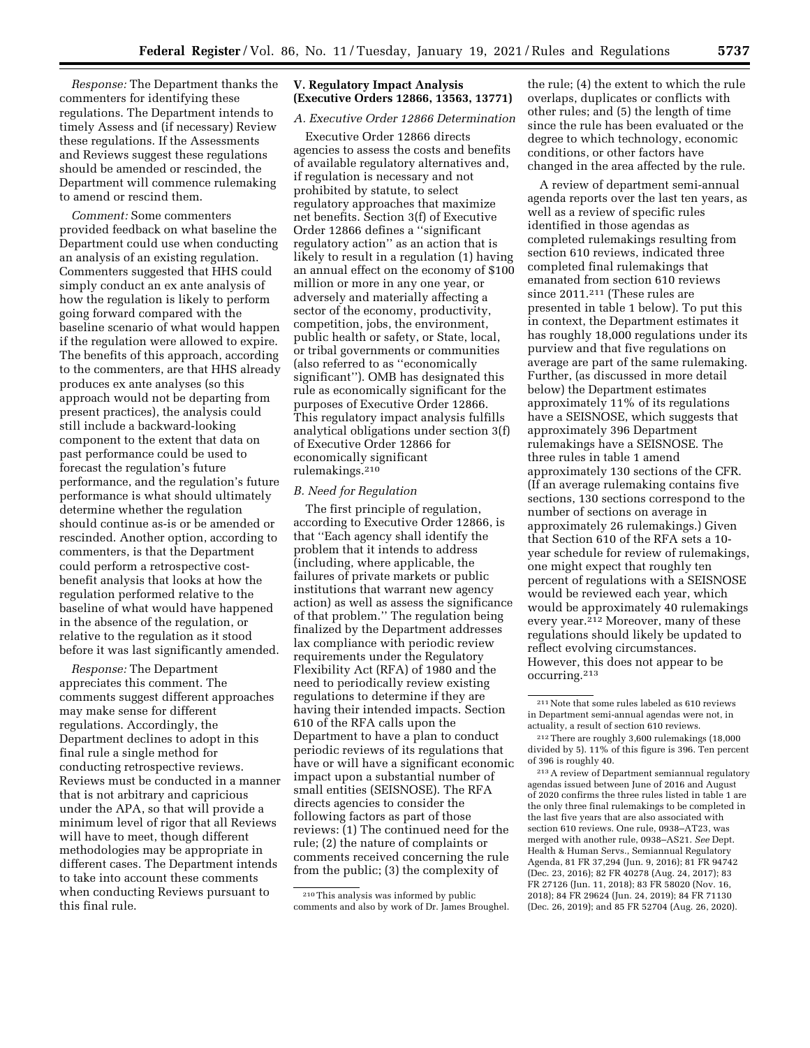*Response:* The Department thanks the commenters for identifying these regulations. The Department intends to timely Assess and (if necessary) Review these regulations. If the Assessments and Reviews suggest these regulations should be amended or rescinded, the Department will commence rulemaking to amend or rescind them.

*Comment:* Some commenters provided feedback on what baseline the Department could use when conducting an analysis of an existing regulation. Commenters suggested that HHS could simply conduct an ex ante analysis of how the regulation is likely to perform going forward compared with the baseline scenario of what would happen if the regulation were allowed to expire. The benefits of this approach, according to the commenters, are that HHS already produces ex ante analyses (so this approach would not be departing from present practices), the analysis could still include a backward-looking component to the extent that data on past performance could be used to forecast the regulation's future performance, and the regulation's future performance is what should ultimately determine whether the regulation should continue as-is or be amended or rescinded. Another option, according to commenters, is that the Department could perform a retrospective cost-benefit analysis that looks at how the regulation performed relative to the baseline of what would have happened in the absence of the regulation, or relative to the regulation as it stood before it was last significantly amended.

*Response:* The Department appreciates this comment. The comments suggest different approaches may make sense for different regulations. Accordingly, the Department declines to adopt in this final rule a single method for conducting retrospective reviews. Reviews must be conducted in a manner that is not arbitrary and capricious under the APA, so that will provide a minimum level of rigor that all Reviews will have to meet, though different methodologies may be appropriate in different cases. The Department intends to take into account these comments when conducting Reviews pursuant to this final rule.

## V. Regulatory Impact Analysis (Executive Orders 12866, 13563, 13771)

### A. Executive Order 12866 Determination

Executive Order 12866 directs agencies to assess the costs and benefits of available regulatory alternatives and, if regulation is necessary and not prohibited by statute, to select regulatory approaches that maximize net benefits. Section 3(f) of Executive Order 12866 defines a "significant regulatory action" as an action that is likely to result in a regulation (1) having an annual effect on the economy of $100 million or more in any one year, or adversely and materially affecting a sector of the economy, productivity, competition, jobs, the environment, public health or safety, or State, local, or tribal governments or communities (also referred to as "economically significant"). OMB has designated this rule as economically significant for the purposes of Executive Order 12866. This regulatory impact analysis fulfills analytical obligations under section 3(f) of Executive Order 12866 for economically significant rulemakings.[210]

### B. Need for Regulation

The first principle of regulation, according to Executive Order 12866, is that "Each agency shall identify the problem that it intends to address (including, where applicable, the failures of private markets or public institutions that warrant new agency action) as well as assess the significance of that problem." The regulation being finalized by the Department addresses lax compliance with periodic review requirements under the Regulatory Flexibility Act (RFA) of 1980 and the need to periodically review existing regulations to determine if they are having their intended impacts. Section 610 of the RFA calls upon the Department to have a plan to conduct periodic reviews of its regulations that have or will have a significant economic impact upon a substantial number of small entities (SEISNOSE). The RFA directs agencies to consider the following factors as part of those reviews: (1) The continued need for the rule; (2) the nature of complaints or comments received concerning the rule from the public; (3) the complexity of the rule; (4) the extent to which the rule overlaps, duplicates or conflicts with other rules; and (5) the length of time since the rule has been evaluated or the degree to which technology, economic conditions, or other factors have changed in the area affected by the rule.

A review of department semi-annual agenda reports over the last ten years, as well as a review of specific rules identified in those agendas as completed rulemakings resulting from section 610 reviews, indicated three completed final rulemakings that emanated from section 610 reviews since 2011.[211] (These rules are presented in table 1 below). To put this in context, the Department estimates it has roughly 18,000 regulations under its purview and that five regulations on average are part of the same rulemaking. Further, (as discussed in more detail below) the Department estimates approximately 11% of its regulations have a SEISNOSE, which suggests that approximately 396 Department rulemakings have a SEISNOSE. The three rules in table 1 amend approximately 130 sections of the CFR. (If an average rulemaking contains five sections, 130 sections correspond to the number of sections on average in approximately 26 rulemakings.) Given that Section 610 of the RFA sets a 10-year schedule for review of rulemakings, one might expect that roughly ten percent of regulations with a SEISNOSE would be reviewed each year, which would be approximately 40 rulemakings every year.[212] Moreover, many of these regulations should likely be updated to reflect evolving circumstances. However, this does not appear to be occurring.[213]

---

[210] This analysis was informed by public comments and also by work of Dr. James Broughel.

[211] Note that some rules labeled as 610 reviews in Department semi-annual agendas were not, in actuality, a result of section 610 reviews.

[212] There are roughly 3,600 rulemakings (18,000 divided by 5). 11% of this figure is 396. Ten percent of 396 is roughly 40.

[213] A review of Department semiannual regulatory agendas issued between June of 2016 and August of 2020 confirms the three rules listed in table 1 are the only three final rulemakings to be completed in the last five years that are also associated with section 610 reviews. One rule, 0938–AT23, was merged with another rule, 0938–AS21. *See* Dept. Health & Human Servs., Semiannual Regulatory Agenda, 81 FR 37,294 (Jun. 9, 2016); 81 FR 94742 (Dec. 23, 2016); 82 FR 40278 (Aug. 24, 2017); 83 FR 27126 (Jun. 11, 2018); 83 FR 58020 (Nov. 16, 2018); 84 FR 29624 (Jun. 24, 2019); 84 FR 71130 (Dec. 26, 2019); and 85 FR 52704 (Aug. 26, 2020).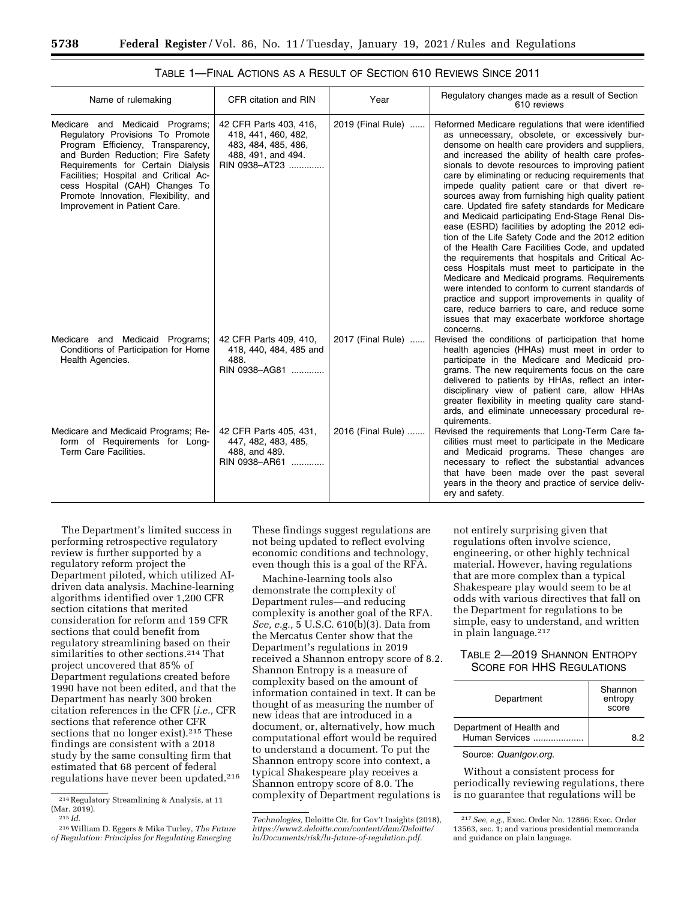TABLE 1—FINAL ACTIONS AS A RESULT OF SECTION 610 REVIEWS SINCE 2011

| Name of rulemaking | CFR citation and RIN | Year | Regulatory changes made as a result of Section 610 reviews |
| --- | --- | --- | --- |
| Medicare and Medicaid Programs; Regulatory Provisions To Promote Program Efficiency, Transparency, and Burden Reduction; Fire Safety Requirements for Certain Dialysis Facilities; Hospital and Critical Access Hospital (CAH) Changes To Promote Innovation, Flexibility, and Improvement in Patient Care. | 42 CFR Parts 403, 416, 418, 441, 460, 482, 483, 484, 485, 486, 488, 491, and 494. RIN 0938–AT23 | 2019 (Final Rule) | Reformed Medicare regulations that were identified as unnecessary, obsolete, or excessively burdensome on health care providers and suppliers, and increased the ability of health care professionals to devote resources to improving patient care by eliminating or reducing requirements that impede quality patient care or that divert resources away from furnishing high quality patient care. Updated fire safety standards for Medicare and Medicaid participating End-Stage Renal Disease (ESRD) facilities by adopting the 2012 edition of the Life Safety Code and the 2012 edition of the Health Care Facilities Code, and updated the requirements that hospitals and Critical Access Hospitals must meet to participate in the Medicare and Medicaid programs. Requirements were intended to conform to current standards of practice and support improvements in quality of care, reduce barriers to care, and reduce some issues that may exacerbate workforce shortage concerns. |
| Medicare and Medicaid Programs; Conditions of Participation for Home Health Agencies. | 42 CFR Parts 409, 410, 418, 440, 484, 485 and 488. RIN 0938–AG81 | 2017 (Final Rule) | Revised the conditions of participation that home health agencies (HHAs) must meet in order to participate in the Medicare and Medicaid programs. The new requirements focus on the care delivered to patients by HHAs, reflect an interdisciplinary view of patient care, allow HHAs greater flexibility in meeting quality care standards, and eliminate unnecessary procedural requirements. |
| Medicare and Medicaid Programs; Reform of Requirements for Long-Term Care Facilities. | 42 CFR Parts 405, 431, 447, 482, 483, 485, 488, and 489. RIN 0938–AR61 | 2016 (Final Rule) | Revised the requirements that Long-Term Care facilities must meet to participate in the Medicare and Medicaid programs. These changes are necessary to reflect the substantial advances that have been made over the past several years in the theory and practice of service delivery and safety. |

The Department's limited success in performing retrospective regulatory review is further supported by a regulatory reform project the Department piloted, which utilized AI-driven data analysis. Machine-learning algorithms identified over 1,200 CFR section citations that merited consideration for reform and 159 CFR sections that could benefit from regulatory streamlining based on their similarities to other sections.[214] That project uncovered that 85% of Department regulations created before 1990 have not been edited, and that the Department has nearly 300 broken citation references in the CFR (*i.e.,* CFR sections that reference other CFR sections that no longer exist).[215] These findings are consistent with a 2018 study by the same consulting firm that estimated that 68 percent of federal regulations have never been updated.[216] These findings suggest regulations are not being updated to reflect evolving economic conditions and technology, even though this is a goal of the RFA.

Machine-learning tools also demonstrate the complexity of Department rules—and reducing complexity is another goal of the RFA. *See, e.g.,* 5 U.S.C. 610(b)(3). Data from the Mercatus Center show that the Department's regulations in 2019 received a Shannon entropy score of 8.2. Shannon Entropy is a measure of complexity based on the amount of information contained in text. It can be thought of as measuring the number of new ideas that are introduced in a document, or, alternatively, how much computational effort would be required to understand a document. To put the Shannon entropy score into context, a typical Shakespeare play receives a Shannon entropy score of 8.0. The complexity of Department regulations is not entirely surprising given that regulations often involve science, engineering, or other highly technical material. However, having regulations that are more complex than a typical Shakespeare play would seem to be at odds with various directives that fall on the Department for regulations to be simple, easy to understand, and written in plain language.[217]

TABLE 2—2019 SHANNON ENTROPY SCORE FOR HHS REGULATIONS

| Department | Shannon entropy score |
| --- | --- |
| Department of Health and Human Services | 8.2 |

Source: *Quantgov.org*.

Without a consistent process for periodically reviewing regulations, there is no guarantee that regulations will be

---

[214] Regulatory Streamlining & Analysis, at 11 (Mar. 2019).

[215] *Id.*

[216] William D. Eggers & Mike Turley, *The Future of Regulation: Principles for Regulating Emerging Technologies,* Deloitte Ctr. for Gov't Insights (2018), *https://www2.deloitte.com/content/dam/Deloitte/lu/Documents/risk/lu-future-of-regulation.pdf.*

[217] *See, e.g.,* Exec. Order No. 12866; Exec. Order 13563, sec. 1; and various presidential memoranda and guidance on plain language.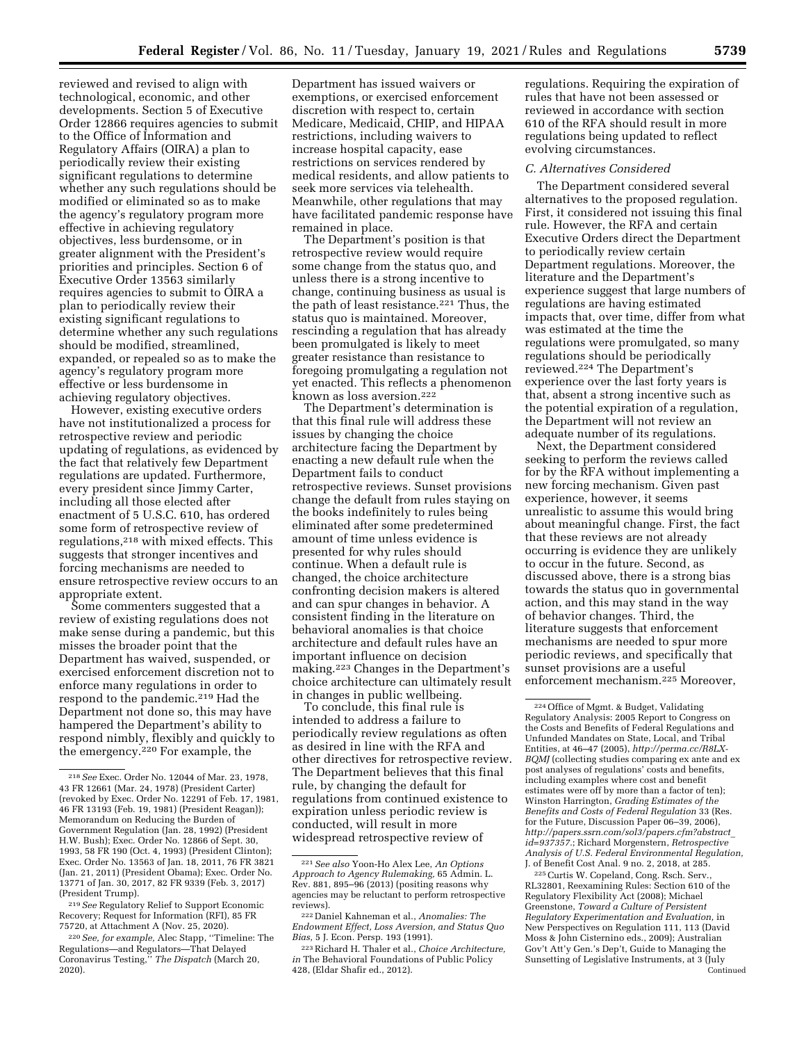reviewed and revised to align with technological, economic, and other developments. Section 5 of Executive Order 12866 requires agencies to submit to the Office of Information and Regulatory Affairs (OIRA) a plan to periodically review their existing significant regulations to determine whether any such regulations should be modified or eliminated so as to make the agency's regulatory program more effective in achieving regulatory objectives, less burdensome, or in greater alignment with the President's priorities and principles. Section 6 of Executive Order 13563 similarly requires agencies to submit to OIRA a plan to periodically review their existing significant regulations to determine whether any such regulations should be modified, streamlined, expanded, or repealed so as to make the agency's regulatory program more effective or less burdensome in achieving regulatory objectives.

However, existing executive orders have not institutionalized a process for retrospective review and periodic updating of regulations, as evidenced by the fact that relatively few Department regulations are updated. Furthermore, every president since Jimmy Carter, including all those elected after enactment of 5 U.S.C. 610, has ordered some form of retrospective review of regulations,[218] with mixed effects. This suggests that stronger incentives and forcing mechanisms are needed to ensure retrospective review occurs to an appropriate extent.

Some commenters suggested that a review of existing regulations does not make sense during a pandemic, but this misses the broader point that the Department has waived, suspended, or exercised enforcement discretion not to enforce many regulations in order to respond to the pandemic.[219] Had the Department not done so, this may have hampered the Department's ability to respond nimbly, flexibly and quickly to the emergency.[220] For example, the Department has issued waivers or exemptions, or exercised enforcement discretion with respect to, certain Medicare, Medicaid, CHIP, and HIPAA restrictions, including waivers to increase hospital capacity, ease restrictions on services rendered by medical residents, and allow patients to seek more services via telehealth. Meanwhile, other regulations that may have facilitated pandemic response have remained in place.

The Department's position is that retrospective review would require some change from the status quo, and unless there is a strong incentive to change, continuing business as usual is the path of least resistance.[221] Thus, the status quo is maintained. Moreover, rescinding a regulation that has already been promulgated is likely to meet greater resistance than resistance to foregoing promulgating a regulation not yet enacted. This reflects a phenomenon known as loss aversion.[222]

The Department's determination is that this final rule will address these issues by changing the choice architecture facing the Department by enacting a new default rule when the Department fails to conduct retrospective reviews. Sunset provisions change the default from rules staying on the books indefinitely to rules being eliminated after some predetermined amount of time unless evidence is presented for why rules should continue. When a default rule is changed, the choice architecture confronting decision makers is altered and can spur changes in behavior. A consistent finding in the literature on behavioral anomalies is that choice architecture and default rules have an important influence on decision making.[223] Changes in the Department's choice architecture can ultimately result in changes in public wellbeing.

To conclude, this final rule is intended to address a failure to periodically review regulations as often as desired in line with the RFA and other directives for retrospective review. The Department believes that this final rule, by changing the default for regulations from continued existence to expiration unless periodic review is conducted, will result in more widespread retrospective review of regulations. Requiring the expiration of rules that have not been assessed or reviewed in accordance with section 610 of the RFA should result in more regulations being updated to reflect evolving circumstances.

### C. Alternatives Considered

The Department considered several alternatives to the proposed regulation. First, it considered not issuing this final rule. However, the RFA and certain Executive Orders direct the Department to periodically review certain Department regulations. Moreover, the literature and the Department's experience suggest that large numbers of regulations are having estimated impacts that, over time, differ from what was estimated at the time the regulations were promulgated, so many regulations should be periodically reviewed.[224] The Department's experience over the last forty years is that, absent a strong incentive such as the potential expiration of a regulation, the Department will not review an adequate number of its regulations.

Next, the Department considered seeking to perform the reviews called for by the RFA without implementing a new forcing mechanism. Given past experience, however, it seems unrealistic to assume this would bring about meaningful change. First, the fact that these reviews are not already occurring is evidence they are unlikely to occur in the future. Second, as discussed above, there is a strong bias towards the status quo in governmental action, and this may stand in the way of behavior changes. Third, the literature suggests that enforcement mechanisms are needed to spur more periodic reviews, and specifically that sunset provisions are a useful enforcement mechanism.[225] Moreover,

---

[218] *See* Exec. Order No. 12044 of Mar. 23, 1978, 43 FR 12661 (Mar. 24, 1978) (President Carter) (revoked by Exec. Order No. 12291 of Feb. 17, 1981, 46 FR 13193 (Feb. 19, 1981) (President Reagan)); Memorandum on Reducing the Burden of Government Regulation (Jan. 28, 1992) (President H.W. Bush); Exec. Order No. 12866 of Sept. 30, 1993, 58 FR 190 (Oct. 4, 1993) (President Clinton); Exec. Order No. 13563 of Jan. 18, 2011, 76 FR 3821 (Jan. 21, 2011) (President Obama); Exec. Order No. 13771 of Jan. 30, 2017, 82 FR 9339 (Feb. 3, 2017) (President Trump).

[219] *See* Regulatory Relief to Support Economic Recovery; Request for Information (RFI), 85 FR 75720, at Attachment A (Nov. 25, 2020).

[220] *See, for example,* Alec Stapp, ''Timeline: The Regulations—and Regulators—That Delayed Coronavirus Testing,'' *The Dispatch* (March 20, 2020).

[221] *See also* Yoon-Ho Alex Lee, *An Options Approach to Agency Rulemaking,* 65 Admin. L. Rev. 881, 895–96 (2013) (positing reasons why agencies may be reluctant to perform retrospective reviews).

[222] Daniel Kahneman et al., *Anomalies: The Endowment Effect, Loss Aversion, and Status Quo Bias,* 5 J. Econ. Persp. 193 (1991).

[223] Richard H. Thaler et al., *Choice Architecture, in* The Behavioral Foundations of Public Policy 428, (Eldar Shafir ed., 2012).

[224] Office of Mgmt. & Budget, Validating Regulatory Analysis: 2005 Report to Congress on the Costs and Benefits of Federal Regulations and Unfunded Mandates on State, Local, and Tribal Entities, at 46–47 (2005), *http://perma.cc/R8LX-BQMJ* (collecting studies comparing ex ante and ex post analyses of regulations' costs and benefits, including examples where cost and benefit estimates were off by more than a factor of ten); Winston Harrington, *Grading Estimates of the Benefits and Costs of Federal Regulation* 33 (Res. for the Future, Discussion Paper 06–39, 2006), *http://papers.ssrn.com/sol3/papers.cfm?abstract_id=937357.*; Richard Morgenstern, *Retrospective Analysis of U.S. Federal Environmental Regulation,* J. of Benefit Cost Anal. 9 no. 2, 2018, at 285.

[225] Curtis W. Copeland, Cong. Rsch. Serv., RL32801, Reexamining Rules: Section 610 of the Regulatory Flexibility Act (2008); Michael Greenstone, *Toward a Culture of Persistent Regulatory Experimentation and Evaluation,* in New Perspectives on Regulation 111, 113 (David Moss & John Cisternino eds., 2009); Australian Gov't Att'y Gen.'s Dep't, Guide to Managing the Sunsetting of Legislative Instruments, at 3 (July

Continued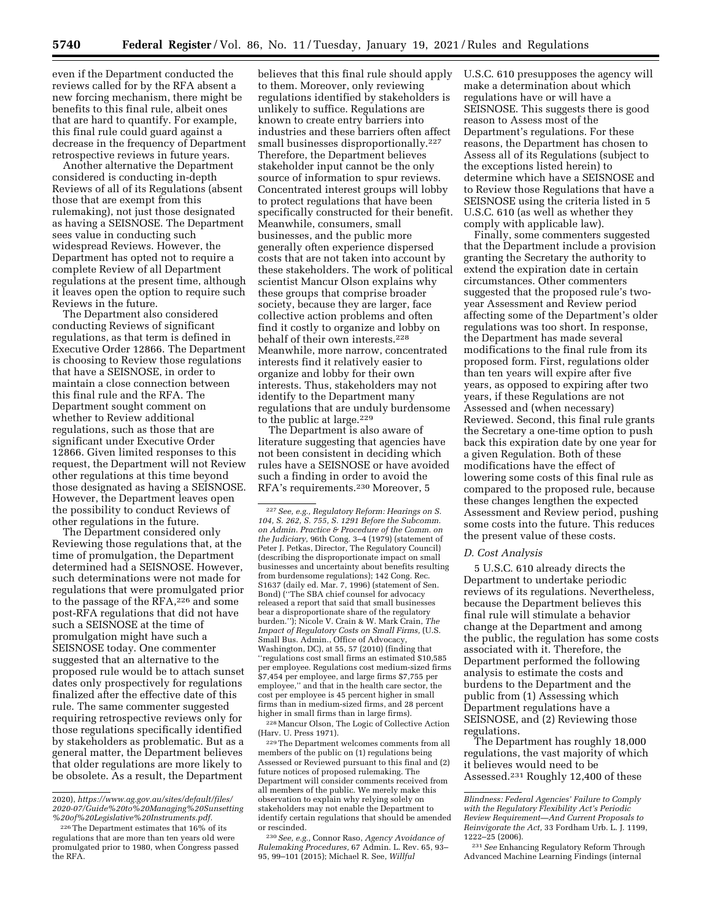even if the Department conducted the reviews called for by the RFA absent a new forcing mechanism, there might be benefits to this final rule, albeit ones that are hard to quantify. For example, this final rule could guard against a decrease in the frequency of Department retrospective reviews in future years.

Another alternative the Department considered is conducting in-depth Reviews of all of its Regulations (absent those that are exempt from this rulemaking), not just those designated as having a SEISNOSE. The Department sees value in conducting such widespread Reviews. However, the Department has opted not to require a complete Review of all Department regulations at the present time, although it leaves open the option to require such Reviews in the future.

The Department also considered conducting Reviews of significant regulations, as that term is defined in Executive Order 12866. The Department is choosing to Review those regulations that have a SEISNOSE, in order to maintain a close connection between this final rule and the RFA. The Department sought comment on whether to Review additional regulations, such as those that are significant under Executive Order 12866. Given limited responses to this request, the Department will not Review other regulations at this time beyond those designated as having a SEISNOSE. However, the Department leaves open the possibility to conduct Reviews of other regulations in the future.

The Department considered only Reviewing those regulations that, at the time of promulgation, the Department determined had a SEISNOSE. However, such determinations were not made for regulations that were promulgated prior to the passage of the RFA,[226] and some post-RFA regulations that did not have such a SEISNOSE at the time of promulgation might have such a SEISNOSE today. One commenter suggested that an alternative to the proposed rule would be to attach sunset dates only prospectively for regulations finalized after the effective date of this rule. The same commenter suggested requiring retrospective reviews only for those regulations specifically identified by stakeholders as problematic. But as a general matter, the Department believes that older regulations are more likely to be obsolete. As a result, the Department believes that this final rule should apply to them. Moreover, only reviewing regulations identified by stakeholders is unlikely to suffice. Regulations are known to create entry barriers into industries and these barriers often affect small businesses disproportionally.[227] Therefore, the Department believes stakeholder input cannot be the only source of information to spur reviews. Concentrated interest groups will lobby to protect regulations that have been specifically constructed for their benefit. Meanwhile, consumers, small businesses, and the public more generally often experience dispersed costs that are not taken into account by these stakeholders. The work of political scientist Mancur Olson explains why these groups that comprise broader society, because they are larger, face collective action problems and often find it costly to organize and lobby on behalf of their own interests.[228] Meanwhile, more narrow, concentrated interests find it relatively easier to organize and lobby for their own interests. Thus, stakeholders may not identify to the Department many regulations that are unduly burdensome to the public at large.[229]

The Department is also aware of literature suggesting that agencies have not been consistent in deciding which rules have a SEISNOSE or have avoided such a finding in order to avoid the RFA's requirements.[230] Moreover, 5 U.S.C. 610 presupposes the agency will make a determination about which regulations have or will have a SEISNOSE. This suggests there is good reason to Assess most of the Department's regulations. For these reasons, the Department has chosen to Assess all of its Regulations (subject to the exceptions listed herein) to determine which have a SEISNOSE and to Review those Regulations that have a SEISNOSE using the criteria listed in 5 U.S.C. 610 (as well as whether they comply with applicable law).

Finally, some commenters suggested that the Department include a provision granting the Secretary the authority to extend the expiration date in certain circumstances. Other commenters suggested that the proposed rule's two-year Assessment and Review period affecting some of the Department's older regulations was too short. In response, the Department has made several modifications to the final rule from its proposed form. First, regulations older than ten years will expire after five years, as opposed to expiring after two years, if these Regulations are not Assessed and (when necessary) Reviewed. Second, this final rule grants the Secretary a one-time option to push back this expiration date by one year for a given Regulation. Both of these modifications have the effect of lowering some costs of this final rule as compared to the proposed rule, because these changes lengthen the expected Assessment and Review period, pushing some costs into the future. This reduces the present value of these costs.

### *D. Cost Analysis*

5 U.S.C. 610 already directs the Department to undertake periodic reviews of its regulations. Nevertheless, because the Department believes this final rule will stimulate a behavior change at the Department and among the public, the regulation has some costs associated with it. Therefore, the Department performed the following analysis to estimate the costs and burdens to the Department and the public from (1) Assessing which Department regulations have a SEISNOSE, and (2) Reviewing those regulations.

The Department has roughly 18,000 regulations, the vast majority of which it believes would need to be Assessed.[231] Roughly 12,400 of these

---

2020), *https://www.ag.gov.au/sites/default/files/2020-07/Guide%20to%20Managing%20Sunsetting%20of%20Legislative%20Instruments.pdf.*

[226] The Department estimates that 16% of its regulations that are more than ten years old were promulgated prior to 1980, when Congress passed the RFA.

[227] *See, e.g., Regulatory Reform: Hearings on S. 104, S. 262, S. 755, S. 1291 Before the Subcomm. on Admin. Practice & Procedure of the Comm. on the Judiciary,* 96th Cong. 3–4 (1979) (statement of Peter J. Petkas, Director, The Regulatory Council) (describing the disproportionate impact on small businesses and uncertainty about benefits resulting from burdensome regulations); 142 Cong. Rec. S1637 (daily ed. Mar. 7, 1996) (statement of Sen. Bond) (''The SBA chief counsel for advocacy released a report that said that small businesses bear a disproportionate share of the regulatory burden.''); Nicole V. Crain & W. Mark Crain, *The Impact of Regulatory Costs on Small Firms,* (U.S. Small Bus. Admin., Office of Advocacy, Washington, DC), at 55, 57 (2010) (finding that ''regulations cost small firms an estimated $10,585 per employee. Regulations cost medium-sized firms $7,454 per employee, and large firms $7,755 per employee,'' and that in the health care sector, the cost per employee is 45 percent higher in small firms than in medium-sized firms, and 28 percent higher in small firms than in large firms).

[228] Mancur Olson, The Logic of Collective Action (Harv. U. Press 1971).

[229] The Department welcomes comments from all members of the public on (1) regulations being Assessed or Reviewed pursuant to this final and (2) future notices of proposed rulemaking. The Department will consider comments received from all members of the public. We merely make this observation to explain why relying solely on stakeholders may not enable the Department to identify certain regulations that should be amended or rescinded.

[230] *See, e.g.,* Connor Raso, *Agency Avoidance of Rulemaking Procedures,* 67 Admin. L. Rev. 65, 93–95, 99–101 (2015); Michael R. See, *Willful Blindness: Federal Agencies' Failure to Comply with the Regulatory Flexibility Act's Periodic Review Requirement—And Current Proposals to Reinvigorate the Act,* 33 Fordham Urb. L. J. 1199, 1222–25 (2006).

[231] *See* Enhancing Regulatory Reform Through Advanced Machine Learning Findings (internal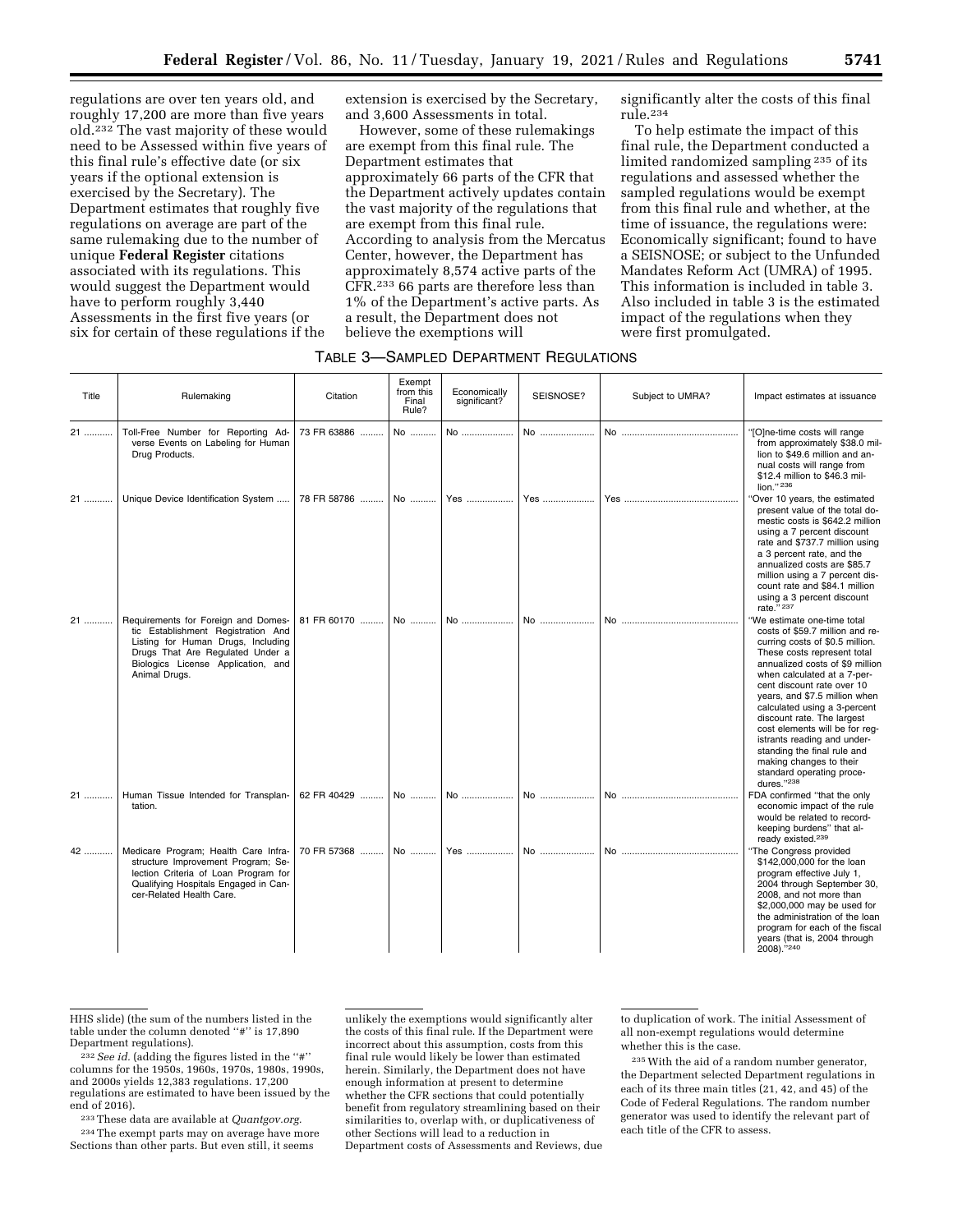regulations are over ten years old, and roughly 17,200 are more than five years old.[232] The vast majority of these would need to be Assessed within five years of this final rule's effective date (or six years if the optional extension is exercised by the Secretary). The Department estimates that roughly five regulations on average are part of the same rulemaking due to the number of unique **Federal Register** citations associated with its regulations. This would suggest the Department would have to perform roughly 3,440 Assessments in the first five years (or six for certain of these regulations if the extension is exercised by the Secretary, and 3,600 Assessments in total.

However, some of these rulemakings are exempt from this final rule. The Department estimates that approximately 66 parts of the CFR that the Department actively updates contain the vast majority of the regulations that are exempt from this final rule. According to analysis from the Mercatus Center, however, the Department has approximately 8,574 active parts of the CFR.[233] 66 parts are therefore less than 1% of the Department's active parts. As a result, the Department does not believe the exemptions will significantly alter the costs of this final rule.[234]

To help estimate the impact of this final rule, the Department conducted a limited randomized sampling[235] of its regulations and assessed whether the sampled regulations would be exempt from this final rule and whether, at the time of issuance, the regulations were: Economically significant; found to have a SEISNOSE; or subject to the Unfunded Mandates Reform Act (UMRA) of 1995. This information is included in table 3. Also included in table 3 is the estimated impact of the regulations when they were first promulgated.

TABLE 3—SAMPLED DEPARTMENT REGULATIONS

| Title | Rulemaking | Citation | Exempt from this Final Rule? | Economically significant? | SEISNOSE? | Subject to UMRA? | Impact estimates at issuance |
|---|---|---|---|---|---|---|---|
| 21 | Toll-Free Number for Reporting Adverse Events on Labeling for Human Drug Products. | 73 FR 63886 | No | No | No | No | "[O]ne-time costs will range from approximately $38.0 million to $49.6 million and annual costs will range from $12.4 million to $46.3 million."[236] |
| 21 | Unique Device Identification System | 78 FR 58786 | No | Yes | Yes | Yes | "Over 10 years, the estimated present value of the total domestic costs is $642.2 million using a 7 percent discount rate and $737.7 million using a 3 percent rate, and the annualized costs are $85.7 million using a 7 percent discount rate and $84.1 million using a 3 percent discount rate."[237] |
| 21 | Requirements for Foreign and Domestic Establishment Registration And Listing for Human Drugs, Including Drugs That Are Regulated Under a Biologics License Application, and Animal Drugs. | 81 FR 60170 | No | No | No | No | "We estimate one-time total costs of $59.7 million and recurring costs of $0.5 million. These costs represent total annualized costs of $9 million when calculated at a 7-percent discount rate over 10 years, and $7.5 million when calculated using a 3-percent discount rate. The largest cost elements will be for registrants reading and understanding the final rule and making changes to their standard operating procedures."[238] |
| 21 | Human Tissue Intended for Transplantation. | 62 FR 40429 | No | No | No | No | FDA confirmed "that the only economic impact of the rule would be related to recordkeeping burdens" that already existed.[239] |
| 42 | Medicare Program; Health Care Infrastructure Improvement Program; Selection Criteria of Loan Program for Qualifying Hospitals Engaged in Cancer-Related Health Care. | 70 FR 57368 | No | Yes | No | No | "The Congress provided $142,000,000 for the loan program effective July 1, 2004 through September 30, 2008, and not more than $2,000,000 may be used for the administration of the loan program for each of the fiscal years (that is, 2004 through 2008)."[240] |

HHS slide) (the sum of the numbers listed in the table under the column denoted "#" is 17,890 Department regulations).

[232] *See id.* (adding the figures listed in the "#" columns for the 1950s, 1960s, 1970s, 1980s, 1990s, and 2000s yields 12,383 regulations. 17,200 regulations are estimated to have been issued by the end of 2016).

[233] These data are available at *Quantgov.org.*

[234] The exempt parts may on average have more Sections than other parts. But even still, it seems unlikely the exemptions would significantly alter the costs of this final rule. If the Department were incorrect about this assumption, costs from this final rule would likely be lower than estimated herein. Similarly, the Department does not have enough information at present to determine whether the CFR sections that could potentially benefit from regulatory streamlining based on their similarities to, overlap with, or duplicativeness of other Sections will lead to a reduction in Department costs of Assessments and Reviews, due to duplication of work. The initial Assessment of all non-exempt regulations would determine whether this is the case.

[235] With the aid of a random number generator, the Department selected Department regulations in each of its three main titles (21, 42, and 45) of the Code of Federal Regulations. The random number generator was used to identify the relevant part of each title of the CFR to assess.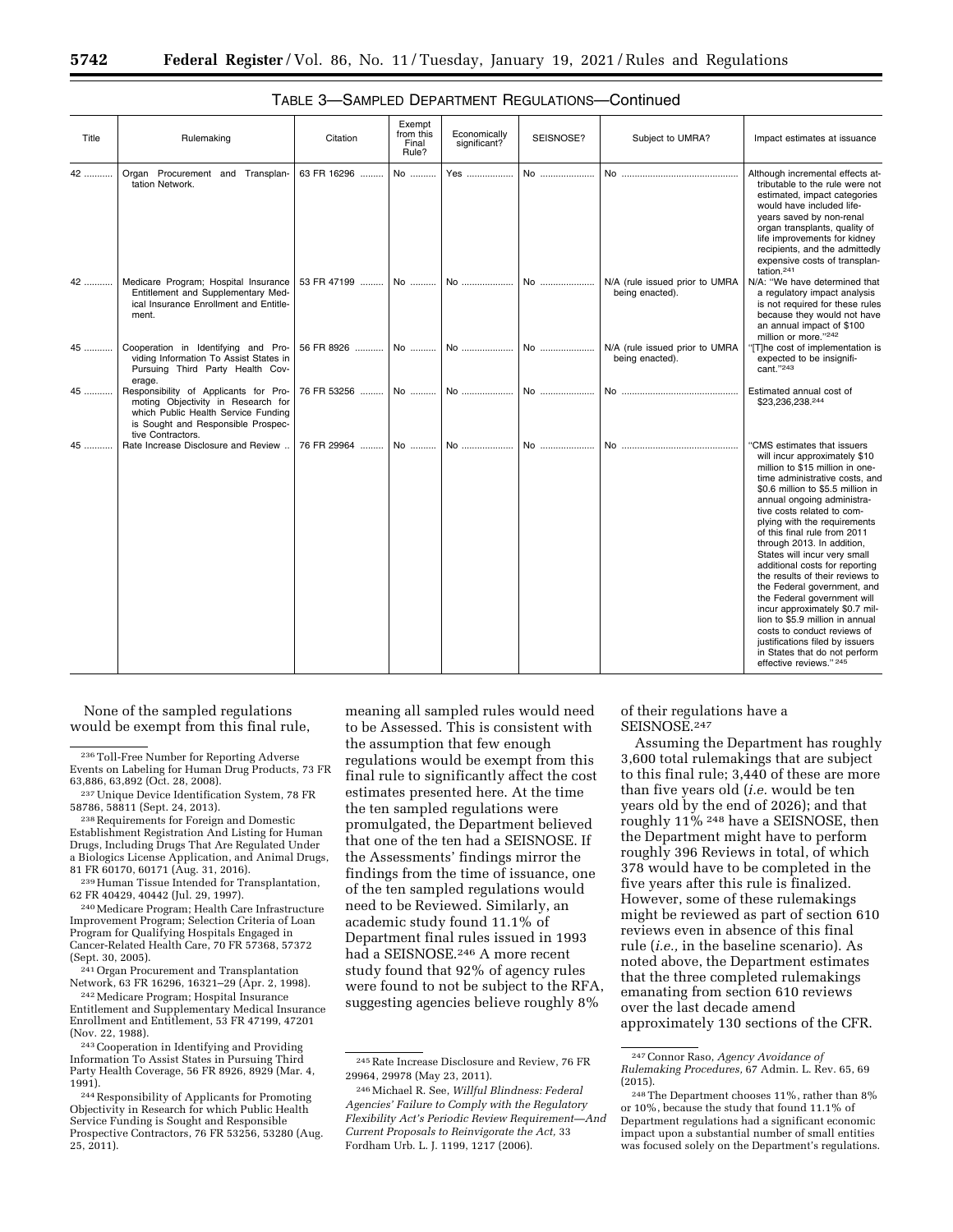TABLE 3—SAMPLED DEPARTMENT REGULATIONS—Continued

| Title | Rulemaking | Citation | Exempt from this Final Rule? | Economically significant? | SEISNOSE? | Subject to UMRA? | Impact estimates at issuance |
|---|---|---|---|---|---|---|---|
| 42 | Organ Procurement and Transplantation Network. | 63 FR 16296 | No | Yes | No | No | Although incremental effects attributable to the rule were not estimated, impact categories would have included life-years saved by non-renal organ transplants, quality of life improvements for kidney recipients, and the admittedly expensive costs of transplantation.[241] |
| 42 | Medicare Program; Hospital Insurance Entitlement and Supplementary Medical Insurance Enrollment and Entitlement. | 53 FR 47199 | No | No | No | N/A (rule issued prior to UMRA being enacted). | N/A: "We have determined that a regulatory impact analysis is not required for these rules because they would not have an annual impact of $100 million or more."[242] |
| 45 | Cooperation in Identifying and Providing Information To Assist States in Pursuing Third Party Health Coverage. | 56 FR 8926 | No | No | No | N/A (rule issued prior to UMRA being enacted). | "[T]he cost of implementation is expected to be insignificant."[243] |
| 45 | Responsibility of Applicants for Promoting Objectivity in Research for which Public Health Service Funding is Sought and Responsible Prospective Contractors. | 76 FR 53256 | No | No | No | No | Estimated annual cost of $23,236,238.[244] |
| 45 | Rate Increase Disclosure and Review | 76 FR 29964 | No | No | No | No | "CMS estimates that issuers will incur approximately $10 million to $15 million in one-time administrative costs, and $0.6 million to $5.5 million in annual ongoing administrative costs related to complying with the requirements of this final rule from 2011 through 2013. In addition, States will incur very small additional costs for reporting the results of their reviews to the Federal government, and the Federal government will incur approximately $0.7 million to $5.9 million in annual costs to conduct reviews of justifications filed by issuers in States that do not perform effective reviews." [245] |

None of the sampled regulations would be exempt from this final rule, meaning all sampled rules would need to be Assessed. This is consistent with the assumption that few enough regulations would be exempt from this final rule to significantly affect the cost estimates presented here. At the time the ten sampled regulations were promulgated, the Department believed that one of the ten had a SEISNOSE. If the Assessments' findings mirror the findings from the time of issuance, one of the ten sampled regulations would need to be Reviewed. Similarly, an academic study found 11.1% of Department final rules issued in 1993 had a SEISNOSE.[246] A more recent study found that 92% of agency rules were found to not be subject to the RFA, suggesting agencies believe roughly 8% of their regulations have a SEISNOSE.[247]

Assuming the Department has roughly 3,600 total rulemakings that are subject to this final rule; 3,440 of these are more than five years old (*i.e.* would be ten years old by the end of 2026); and that roughly 11% [248] have a SEISNOSE, then the Department might have to perform roughly 396 Reviews in total, of which 378 would have to be completed in the five years after this rule is finalized. However, some of these rulemakings might be reviewed as part of section 610 reviews even in absence of this final rule (*i.e.,* in the baseline scenario). As noted above, the Department estimates that the three completed rulemakings emanating from section 610 reviews over the last decade amend approximately 130 sections of the CFR.

---

[236] Toll-Free Number for Reporting Adverse Events on Labeling for Human Drug Products, 73 FR 63,886, 63,892 (Oct. 28, 2008).

[237] Unique Device Identification System, 78 FR 58786, 58811 (Sept. 24, 2013).

[238] Requirements for Foreign and Domestic Establishment Registration And Listing for Human Drugs, Including Drugs That Are Regulated Under a Biologics License Application, and Animal Drugs, 81 FR 60170, 60171 (Aug. 31, 2016).

[239] Human Tissue Intended for Transplantation, 62 FR 40429, 40442 (Jul. 29, 1997).

[240] Medicare Program; Health Care Infrastructure Improvement Program; Selection Criteria of Loan Program for Qualifying Hospitals Engaged in Cancer-Related Health Care, 70 FR 57368, 57372 (Sept. 30, 2005).

[241] Organ Procurement and Transplantation Network, 63 FR 16296, 16321–29 (Apr. 2, 1998).

[242] Medicare Program; Hospital Insurance Entitlement and Supplementary Medical Insurance Enrollment and Entitlement, 53 FR 47199, 47201 (Nov. 22, 1988).

[243] Cooperation in Identifying and Providing Information To Assist States in Pursuing Third Party Health Coverage, 56 FR 8926, 8929 (Mar. 4, 1991).

[244] Responsibility of Applicants for Promoting Objectivity in Research for which Public Health Service Funding is Sought and Responsible Prospective Contractors, 76 FR 53256, 53280 (Aug. 25, 2011).

[245] Rate Increase Disclosure and Review, 76 FR 29964, 29978 (May 23, 2011).

[246] Michael R. See, *Willful Blindness: Federal Agencies' Failure to Comply with the Regulatory Flexibility Act's Periodic Review Requirement—And Current Proposals to Reinvigorate the Act,* 33 Fordham Urb. L. J. 1199, 1217 (2006).

[247] Connor Raso, *Agency Avoidance of Rulemaking Procedures,* 67 Admin. L. Rev. 65, 69 (2015).

[248] The Department chooses 11%, rather than 8% or 10%, because the study that found 11.1% of Department regulations had a significant economic impact upon a substantial number of small entities was focused solely on the Department's regulations.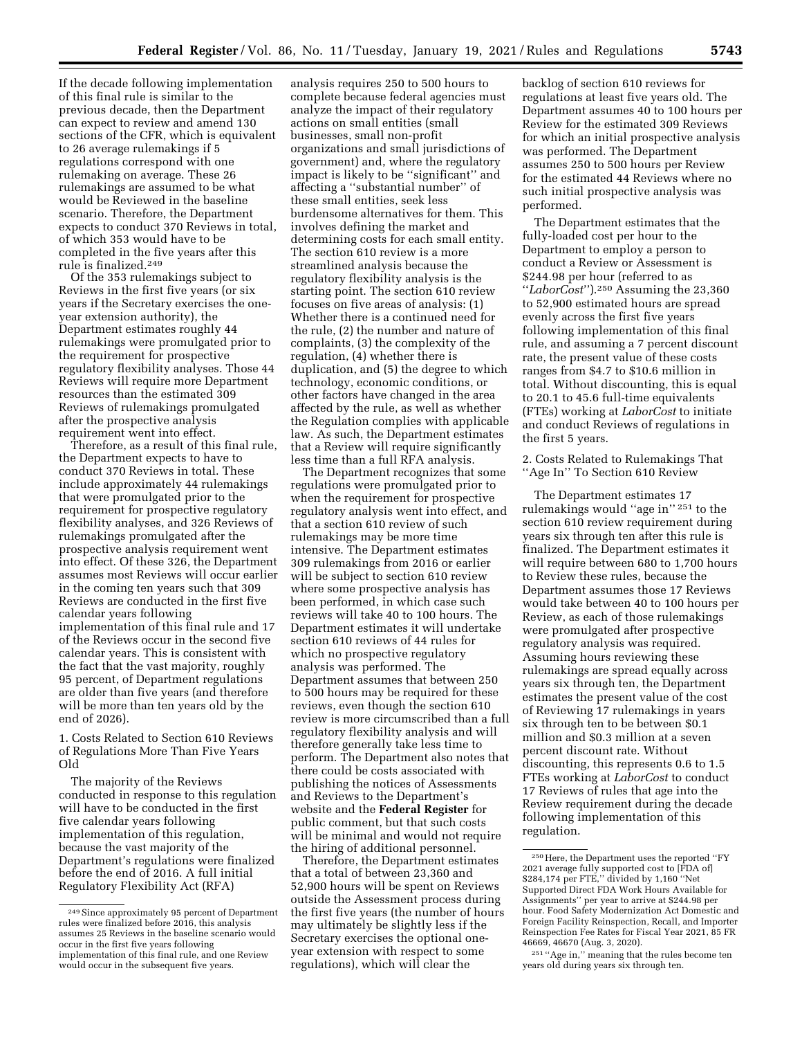If the decade following implementation of this final rule is similar to the previous decade, then the Department can expect to review and amend 130 sections of the CFR, which is equivalent to 26 average rulemakings if 5 regulations correspond with one rulemaking on average. These 26 rulemakings are assumed to be what would be Reviewed in the baseline scenario. Therefore, the Department expects to conduct 370 Reviews in total, of which 353 would have to be completed in the five years after this rule is finalized.[249]

Of the 353 rulemakings subject to Reviews in the first five years (or six years if the Secretary exercises the one-year extension authority), the Department estimates roughly 44 rulemakings were promulgated prior to the requirement for prospective regulatory flexibility analyses. Those 44 Reviews will require more Department resources than the estimated 309 Reviews of rulemakings promulgated after the prospective analysis requirement went into effect.

Therefore, as a result of this final rule, the Department expects to have to conduct 370 Reviews in total. These include approximately 44 rulemakings that were promulgated prior to the requirement for prospective regulatory flexibility analyses, and 326 Reviews of rulemakings promulgated after the prospective analysis requirement went into effect. Of these 326, the Department assumes most Reviews will occur earlier in the coming ten years such that 309 Reviews are conducted in the first five calendar years following implementation of this final rule and 17 of the Reviews occur in the second five calendar years. This is consistent with the fact that the vast majority, roughly 95 percent, of Department regulations are older than five years (and therefore will be more than ten years old by the end of 2026).

1. Costs Related to Section 610 Reviews of Regulations More Than Five Years Old

The majority of the Reviews conducted in response to this regulation will have to be conducted in the first five calendar years following implementation of this regulation, because the vast majority of the Department's regulations were finalized before the end of 2016. A full initial Regulatory Flexibility Act (RFA) analysis requires 250 to 500 hours to complete because federal agencies must analyze the impact of their regulatory actions on small entities (small businesses, small non-profit organizations and small jurisdictions of government) and, where the regulatory impact is likely to be ''significant'' and affecting a ''substantial number'' of these small entities, seek less burdensome alternatives for them. This involves defining the market and determining costs for each small entity. The section 610 review is a more streamlined analysis because the regulatory flexibility analysis is the starting point. The section 610 review focuses on five areas of analysis: (1) Whether there is a continued need for the rule, (2) the number and nature of complaints, (3) the complexity of the regulation, (4) whether there is duplication, and (5) the degree to which technology, economic conditions, or other factors have changed in the area affected by the rule, as well as whether the Regulation complies with applicable law. As such, the Department estimates that a Review will require significantly less time than a full RFA analysis.

The Department recognizes that some regulations were promulgated prior to when the requirement for prospective regulatory analysis went into effect, and that a section 610 review of such rulemakings may be more time intensive. The Department estimates 309 rulemakings from 2016 or earlier will be subject to section 610 review where some prospective analysis has been performed, in which case such reviews will take 40 to 100 hours. The Department estimates it will undertake section 610 reviews of 44 rules for which no prospective regulatory analysis was performed. The Department assumes that between 250 to 500 hours may be required for these reviews, even though the section 610 review is more circumscribed than a full regulatory flexibility analysis and will therefore generally take less time to perform. The Department also notes that there could be costs associated with publishing the notices of Assessments and Reviews to the Department's website and the **Federal Register** for public comment, but that such costs will be minimal and would not require the hiring of additional personnel.

Therefore, the Department estimates that a total of between 23,360 and 52,900 hours will be spent on Reviews outside the Assessment process during the first five years (the number of hours may ultimately be slightly less if the Secretary exercises the optional one-year extension with respect to some regulations), which will clear the backlog of section 610 reviews for regulations at least five years old. The Department assumes 40 to 100 hours per Review for the estimated 309 Reviews for which an initial prospective analysis was performed. The Department assumes 250 to 500 hours per Review for the estimated 44 Reviews where no such initial prospective analysis was performed.

The Department estimates that the fully-loaded cost per hour to the Department to employ a person to conduct a Review or Assessment is $244.98 per hour (referred to as ''*LaborCost*'').[250] Assuming the 23,360 to 52,900 estimated hours are spread evenly across the first five years following implementation of this final rule, and assuming a 7 percent discount rate, the present value of these costs ranges from $4.7 to $10.6 million in total. Without discounting, this is equal to 20.1 to 45.6 full-time equivalents (FTEs) working at *LaborCost* to initiate and conduct Reviews of regulations in the first 5 years.

2. Costs Related to Rulemakings That ''Age In'' To Section 610 Review

The Department estimates 17 rulemakings would ''age in''[251] to the section 610 review requirement during years six through ten after this rule is finalized. The Department estimates it will require between 680 to 1,700 hours to Review these rules, because the Department assumes those 17 Reviews would take between 40 to 100 hours per Review, as each of those rulemakings were promulgated after prospective regulatory analysis was required. Assuming hours reviewing these rulemakings are spread equally across years six through ten, the Department estimates the present value of the cost of Reviewing 17 rulemakings in years six through ten to be between $0.1 million and $0.3 million at a seven percent discount rate. Without discounting, this represents 0.6 to 1.5 FTEs working at *LaborCost* to conduct 17 Reviews of rules that age into the Review requirement during the decade following implementation of this regulation.

---

[249] Since approximately 95 percent of Department rules were finalized before 2016, this analysis assumes 25 Reviews in the baseline scenario would occur in the first five years following implementation of this final rule, and one Review would occur in the subsequent five years.

[250] Here, the Department uses the reported ''FY 2021 average fully supported cost to [FDA of] $284,174 per FTE,'' divided by 1,160 ''Net Supported Direct FDA Work Hours Available for Assignments'' per year to arrive at $244.98 per hour. Food Safety Modernization Act Domestic and Foreign Facility Reinspection, Recall, and Importer Reinspection Fee Rates for Fiscal Year 2021, 85 FR 46669, 46670 (Aug. 3, 2020).

[251] ''Age in,'' meaning that the rules become ten years old during years six through ten.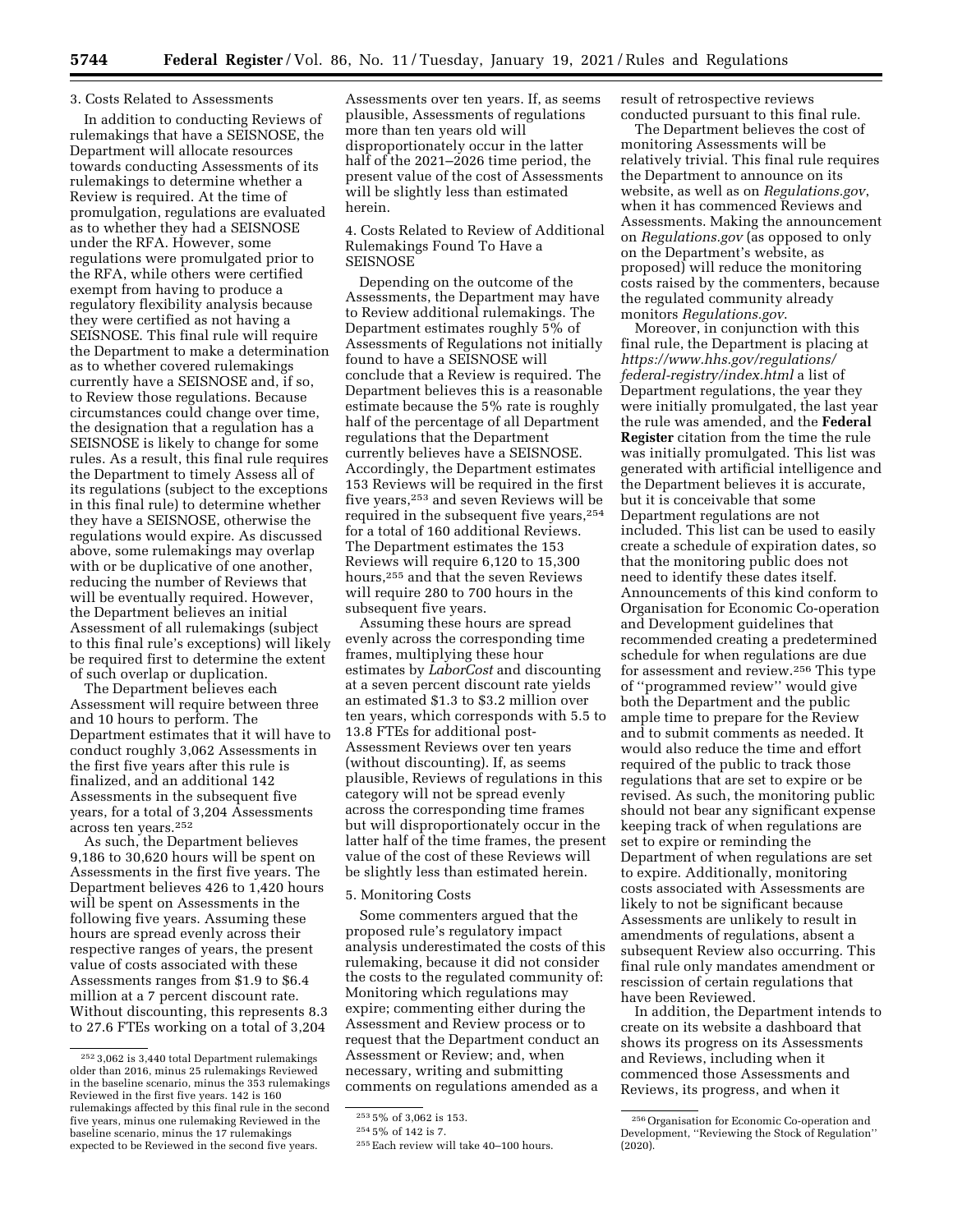3. Costs Related to Assessments

In addition to conducting Reviews of rulemakings that have a SEISNOSE, the Department will allocate resources towards conducting Assessments of its rulemakings to determine whether a Review is required. At the time of promulgation, regulations are evaluated as to whether they had a SEISNOSE under the RFA. However, some regulations were promulgated prior to the RFA, while others were certified exempt from having to produce a regulatory flexibility analysis because they were certified as not having a SEISNOSE. This final rule will require the Department to make a determination as to whether covered rulemakings currently have a SEISNOSE and, if so, to Review those regulations. Because circumstances could change over time, the designation that a regulation has a SEISNOSE is likely to change for some rules. As a result, this final rule requires the Department to timely Assess all of its regulations (subject to the exceptions in this final rule) to determine whether they have a SEISNOSE, otherwise the regulations would expire. As discussed above, some rulemakings may overlap with or be duplicative of one another, reducing the number of Reviews that will be eventually required. However, the Department believes an initial Assessment of all rulemakings (subject to this final rule's exceptions) will likely be required first to determine the extent of such overlap or duplication.

The Department believes each Assessment will require between three and 10 hours to perform. The Department estimates that it will have to conduct roughly 3,062 Assessments in the first five years after this rule is finalized, and an additional 142 Assessments in the subsequent five years, for a total of 3,204 Assessments across ten years.[252]

As such, the Department believes 9,186 to 30,620 hours will be spent on Assessments in the first five years. The Department believes 426 to 1,420 hours will be spent on Assessments in the following five years. Assuming these hours are spread evenly across their respective ranges of years, the present value of costs associated with these Assessments ranges from $1.9 to $6.4 million at a 7 percent discount rate. Without discounting, this represents 8.3 to 27.6 FTEs working on a total of 3,204 Assessments over ten years. If, as seems plausible, Assessments of regulations more than ten years old will disproportionately occur in the latter half of the 2021–2026 time period, the present value of the cost of Assessments will be slightly less than estimated herein.

4. Costs Related to Review of Additional Rulemakings Found To Have a SEISNOSE

Depending on the outcome of the Assessments, the Department may have to Review additional rulemakings. The Department estimates roughly 5% of Assessments of Regulations not initially found to have a SEISNOSE will conclude that a Review is required. The Department believes this is a reasonable estimate because the 5% rate is roughly half of the percentage of all Department regulations that the Department currently believes have a SEISNOSE. Accordingly, the Department estimates 153 Reviews will be required in the first five years,[253] and seven Reviews will be required in the subsequent five years,[254] for a total of 160 additional Reviews. The Department estimates the 153 Reviews will require 6,120 to 15,300 hours,[255] and that the seven Reviews will require 280 to 700 hours in the subsequent five years.

Assuming these hours are spread evenly across the corresponding time frames, multiplying these hour estimates by *LaborCost* and discounting at a seven percent discount rate yields an estimated $1.3 to $3.2 million over ten years, which corresponds with 5.5 to 13.8 FTEs for additional post-Assessment Reviews over ten years (without discounting). If, as seems plausible, Reviews of regulations in this category will not be spread evenly across the corresponding time frames but will disproportionately occur in the latter half of the time frames, the present value of the cost of these Reviews will be slightly less than estimated herein.

5. Monitoring Costs

Some commenters argued that the proposed rule's regulatory impact analysis underestimated the costs of this rulemaking, because it did not consider the costs to the regulated community of: Monitoring which regulations may expire; commenting either during the Assessment and Review process or to request that the Department conduct an Assessment or Review; and, when necessary, writing and submitting comments on regulations amended as a result of retrospective reviews conducted pursuant to this final rule.

The Department believes the cost of monitoring Assessments will be relatively trivial. This final rule requires the Department to announce on its website, as well as on *Regulations.gov*, when it has commenced Reviews and Assessments. Making the announcement on *Regulations.gov* (as opposed to only on the Department's website, as proposed) will reduce the monitoring costs raised by the commenters, because the regulated community already monitors *Regulations.gov*.

Moreover, in conjunction with this final rule, the Department is placing at *https://www.hhs.gov/regulations/federal-registry/index.html* a list of Department regulations, the year they were initially promulgated, the last year the rule was amended, and the **Federal Register** citation from the time the rule was initially promulgated. This list was generated with artificial intelligence and the Department believes it is accurate, but it is conceivable that some Department regulations are not included. This list can be used to easily create a schedule of expiration dates, so that the monitoring public does not need to identify these dates itself. Announcements of this kind conform to Organisation for Economic Co-operation and Development guidelines that recommended creating a predetermined schedule for when regulations are due for assessment and review.[256] This type of "programmed review" would give both the Department and the public ample time to prepare for the Review and to submit comments as needed. It would also reduce the time and effort required of the public to track those regulations that are set to expire or be revised. As such, the monitoring public should not bear any significant expense keeping track of when regulations are set to expire or reminding the Department of when regulations are set to expire. Additionally, monitoring costs associated with Assessments are likely to not be significant because Assessments are unlikely to result in amendments of regulations, absent a subsequent Review also occurring. This final rule only mandates amendment or rescission of certain regulations that have been Reviewed.

In addition, the Department intends to create on its website a dashboard that shows its progress on its Assessments and Reviews, including when it commenced those Assessments and Reviews, its progress, and when it

---

[252] 3,062 is 3,440 total Department rulemakings older than 2016, minus 25 rulemakings Reviewed in the baseline scenario, minus the 353 rulemakings Reviewed in the first five years. 142 is 160 rulemakings affected by this final rule in the second five years, minus one rulemaking Reviewed in the baseline scenario, minus the 17 rulemakings expected to be Reviewed in the second five years.

[253] 5% of 3,062 is 153.

[254] 5% of 142 is 7.

[255] Each review will take 40–100 hours.

[256] Organisation for Economic Co-operation and Development, "Reviewing the Stock of Regulation" (2020).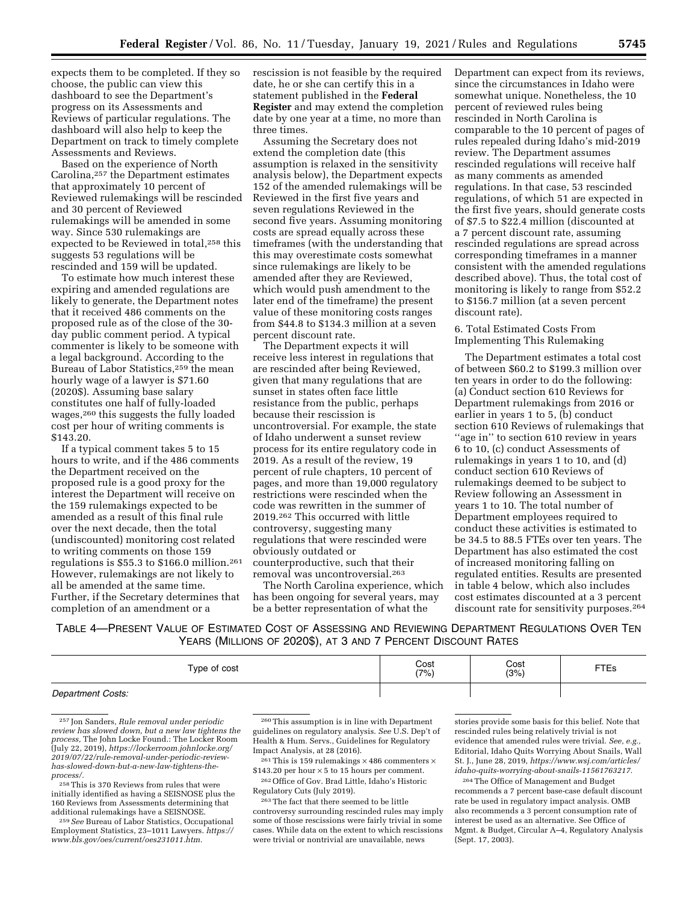expects them to be completed. If they so choose, the public can view this dashboard to see the Department's progress on its Assessments and Reviews of particular regulations. The dashboard will also help to keep the Department on track to timely complete Assessments and Reviews.

Based on the experience of North Carolina,[257] the Department estimates that approximately 10 percent of Reviewed rulemakings will be rescinded and 30 percent of Reviewed rulemakings will be amended in some way. Since 530 rulemakings are expected to be Reviewed in total,[258] this suggests 53 regulations will be rescinded and 159 will be updated.

To estimate how much interest these expiring and amended regulations are likely to generate, the Department notes that it received 486 comments on the proposed rule as of the close of the 30-day public comment period. A typical commenter is likely to be someone with a legal background. According to the Bureau of Labor Statistics,[259] the mean hourly wage of a lawyer is $71.60 (2020$). Assuming base salary constitutes one half of fully-loaded wages,[260] this suggests the fully loaded cost per hour of writing comments is $143.20.

If a typical comment takes 5 to 15 hours to write, and if the 486 comments the Department received on the proposed rule is a good proxy for the interest the Department will receive on the 159 rulemakings expected to be amended as a result of this final rule over the next decade, then the total (undiscounted) monitoring cost related to writing comments on those 159 regulations is $55.3 to $166.0 million.[261] However, rulemakings are not likely to all be amended at the same time. Further, if the Secretary determines that completion of an amendment or a rescission is not feasible by the required date, he or she can certify this in a statement published in the **Federal Register** and may extend the completion date by one year at a time, no more than three times.

Assuming the Secretary does not extend the completion date (this assumption is relaxed in the sensitivity analysis below), the Department expects 152 of the amended rulemakings will be Reviewed in the first five years and seven regulations Reviewed in the second five years. Assuming monitoring costs are spread equally across these timeframes (with the understanding that this may overestimate costs somewhat since rulemakings are likely to be amended after they are Reviewed, which would push amendment to the later end of the timeframe) the present value of these monitoring costs ranges from $44.8 to $134.3 million at a seven percent discount rate.

The Department expects it will receive less interest in regulations that are rescinded after being Reviewed, given that many regulations that are sunset in states often face little resistance from the public, perhaps because their rescission is uncontroversial. For example, the state of Idaho underwent a sunset review process for its entire regulatory code in 2019. As a result of the review, 19 percent of rule chapters, 10 percent of pages, and more than 19,000 regulatory restrictions were rescinded when the code was rewritten in the summer of 2019.[262] This occurred with little controversy, suggesting many regulations that were rescinded were obviously outdated or counterproductive, such that their removal was uncontroversial.[263]

The North Carolina experience, which has been ongoing for several years, may be a better representation of what the Department can expect from its reviews, since the circumstances in Idaho were somewhat unique. Nonetheless, the 10 percent of reviewed rules being rescinded in North Carolina is comparable to the 10 percent of pages of rules repealed during Idaho's mid-2019 review. The Department assumes rescinded regulations will receive half as many comments as amended regulations. In that case, 53 rescinded regulations, of which 51 are expected in the first five years, should generate costs of $7.5 to $22.4 million (discounted at a 7 percent discount rate, assuming rescinded regulations are spread across corresponding timeframes in a manner consistent with the amended regulations described above). Thus, the total cost of monitoring is likely to range from $52.2 to $156.7 million (at a seven percent discount rate).

6. Total Estimated Costs From Implementing This Rulemaking

The Department estimates a total cost of between $60.2 to $199.3 million over ten years in order to do the following: (a) Conduct section 610 Reviews for Department rulemakings from 2016 or earlier in years 1 to 5, (b) conduct section 610 Reviews of rulemakings that ''age in'' to section 610 review in years 6 to 10, (c) conduct Assessments of rulemakings in years 1 to 10, and (d) conduct section 610 Reviews of rulemakings deemed to be subject to Review following an Assessment in years 1 to 10. The total number of Department employees required to conduct these activities is estimated to be 34.5 to 88.5 FTEs over ten years. The Department has also estimated the cost of increased monitoring falling on regulated entities. Results are presented in table 4 below, which also includes cost estimates discounted at a 3 percent discount rate for sensitivity purposes.[264]

TABLE 4—PRESENT VALUE OF ESTIMATED COST OF ASSESSING AND REVIEWING DEPARTMENT REGULATIONS OVER TEN YEARS (MILLIONS OF 2020$), AT 3 AND 7 PERCENT DISCOUNT RATES

| Type of cost | Cost (7%) | Cost (3%) | FTEs |
|---|---|---|---|
| *Department Costs:* | | | |

[257] Jon Sanders, *Rule removal under periodic review has slowed down, but a new law tightens the process,* The John Locke Found.: The Locker Room (July 22, 2019), *https://lockerroom.johnlocke.org/2019/07/22/rule-removal-under-periodic-review-has-slowed-down-but-a-new-law-tightens-the-process/.*

[258] This is 370 Reviews from rules that were initially identified as having a SEISNOSE plus the 160 Reviews from Assessments determining that additional rulemakings have a SEISNOSE.

[259] *See* Bureau of Labor Statistics, Occupational Employment Statistics, 23–1011 Lawyers. *https://www.bls.gov/oes/current/oes231011.htm.*

[260] This assumption is in line with Department guidelines on regulatory analysis. *See* U.S. Dep't of Health & Hum. Servs., Guidelines for Regulatory Impact Analysis, at 28 (2016).

[261] This is 159 rulemakings × 486 commenters × $143.20 per hour × 5 to 15 hours per comment.

[262] Office of Gov. Brad Little, Idaho's Historic Regulatory Cuts (July 2019).

[263] The fact that there seemed to be little controversy surrounding rescinded rules may imply some of those rescissions were fairly trivial in some cases. While data on the extent to which rescissions were trivial or nontrivial are unavailable, news stories provide some basis for this belief. Note that rescinded rules being relatively trivial is not evidence that amended rules were trivial. *See, e.g.,* Editorial, Idaho Quits Worrying About Snails, Wall St. J., June 28, 2019, *https://www.wsj.com/articles/idaho-quits-worrying-about-snails-11561763217.*

[264] The Office of Management and Budget recommends a 7 percent base-case default discount rate be used in regulatory impact analysis. OMB also recommends a 3 percent consumption rate of interest be used as an alternative. See Office of Mgmt. & Budget, Circular A–4, Regulatory Analysis (Sept. 17, 2003).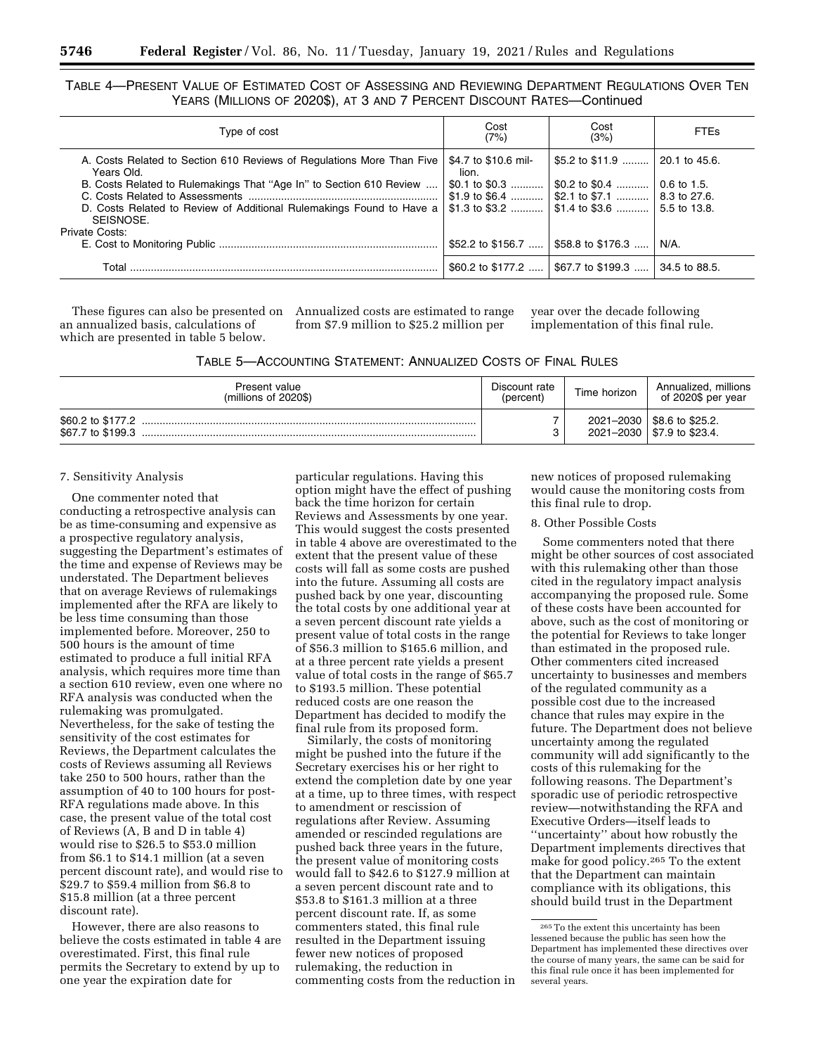TABLE 4—PRESENT VALUE OF ESTIMATED COST OF ASSESSING AND REVIEWING DEPARTMENT REGULATIONS OVER TEN YEARS (MILLIONS OF 2020$), AT 3 AND 7 PERCENT DISCOUNT RATES—Continued

| Type of cost | Cost (7%) | Cost (3%) | FTEs |
|---|---|---|---|
| A. Costs Related to Section 610 Reviews of Regulations More Than Five Years Old. | $4.7 to $10.6 million. | $5.2 to $11.9 | 20.1 to 45.6. |
| B. Costs Related to Rulemakings That "Age In" to Section 610 Review | $0.1 to $0.3 | $0.2 to $0.4 | 0.6 to 1.5. |
| C. Costs Related to Assessments | $1.9 to $6.4 | $2.1 to $7.1 | 8.3 to 27.6. |
| D. Costs Related to Review of Additional Rulemakings Found to Have a SEISNOSE. | $1.3 to $3.2 | $1.4 to $3.6 | 5.5 to 13.8. |
| Private Costs: | | | |
| E. Cost to Monitoring Public | $52.2 to $156.7 | $58.8 to $176.3 | N/A. |
| Total | $60.2 to $177.2 | $67.7 to $199.3 | 34.5 to 88.5. |

These figures can also be presented on an annualized basis, calculations of which are presented in table 5 below. Annualized costs are estimated to range from $7.9 million to $25.2 million per year over the decade following implementation of this final rule.

TABLE 5—ACCOUNTING STATEMENT: ANNUALIZED COSTS OF FINAL RULES

| Present value (millions of 2020$) | Discount rate (percent) | Time horizon | Annualized, millions of 2020$ per year |
|---|---|---|---|
| $60.2 to $177.2 | 7 | 2021–2030 | $8.6 to $25.2. |
| $67.7 to $199.3 | 3 | 2021–2030 | $7.9 to $23.4. |

7. Sensitivity Analysis

One commenter noted that conducting a retrospective analysis can be as time-consuming and expensive as a prospective regulatory analysis, suggesting the Department's estimates of the time and expense of Reviews may be understated. The Department believes that on average Reviews of rulemakings implemented after the RFA are likely to be less time consuming than those implemented before. Moreover, 250 to 500 hours is the amount of time estimated to produce a full initial RFA analysis, which requires more time than a section 610 review, even one where no RFA analysis was conducted when the rulemaking was promulgated. Nevertheless, for the sake of testing the sensitivity of the cost estimates for Reviews, the Department calculates the costs of Reviews assuming all Reviews take 250 to 500 hours, rather than the assumption of 40 to 100 hours for post-RFA regulations made above. In this case, the present value of the total cost of Reviews (A, B and D in table 4) would rise to $26.5 to $53.0 million from $6.1 to $14.1 million (at a seven percent discount rate), and would rise to $29.7 to $59.4 million from $6.8 to $15.8 million (at a three percent discount rate).

However, there are also reasons to believe the costs estimated in table 4 are overestimated. First, this final rule permits the Secretary to extend by up to one year the expiration date for particular regulations. Having this option might have the effect of pushing back the time horizon for certain Reviews and Assessments by one year. This would suggest the costs presented in table 4 above are overestimated to the extent that the present value of these costs will fall as some costs are pushed into the future. Assuming all costs are pushed back by one year, discounting the total costs by one additional year at a seven percent discount rate yields a present value of total costs in the range of $56.3 million to $165.6 million, and at a three percent rate yields a present value of total costs in the range of $65.7 to $193.5 million. These potential reduced costs are one reason the Department has decided to modify the final rule from its proposed form.

Similarly, the costs of monitoring might be pushed into the future if the Secretary exercises his or her right to extend the completion date by one year at a time, up to three times, with respect to amendment or rescission of regulations after Review. Assuming amended or rescinded regulations are pushed back three years in the future, the present value of monitoring costs would fall to $42.6 to $127.9 million at a seven percent discount rate and to $53.8 to $161.3 million at a three percent discount rate. If, as some commenters stated, this final rule resulted in the Department issuing fewer new notices of proposed rulemaking, the reduction in commenting costs from the reduction in new notices of proposed rulemaking would cause the monitoring costs from this final rule to drop.

8. Other Possible Costs

Some commenters noted that there might be other sources of cost associated with this rulemaking other than those cited in the regulatory impact analysis accompanying the proposed rule. Some of these costs have been accounted for above, such as the cost of monitoring or the potential for Reviews to take longer than estimated in the proposed rule. Other commenters cited increased uncertainty to businesses and members of the regulated community as a possible cost due to the increased chance that rules may expire in the future. The Department does not believe uncertainty among the regulated community will add significantly to the costs of this rulemaking for the following reasons. The Department's sporadic use of periodic retrospective review—notwithstanding the RFA and Executive Orders—itself leads to "uncertainty" about how robustly the Department implements directives that make for good policy.[265] To the extent that the Department can maintain compliance with its obligations, this should build trust in the Department

[265] To the extent this uncertainty has been lessened because the public has seen how the Department has implemented these directives over the course of many years, the same can be said for this final rule once it has been implemented for several years.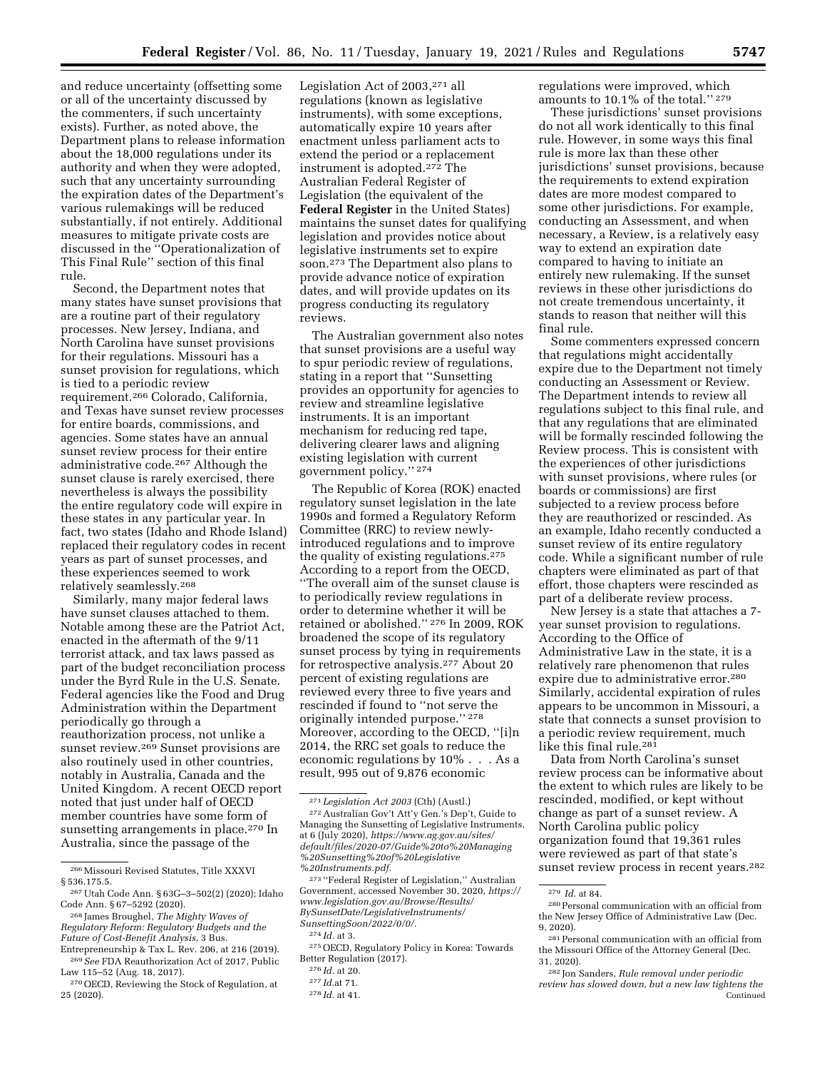and reduce uncertainty (offsetting some or all of the uncertainty discussed by the commenters, if such uncertainty exists). Further, as noted above, the Department plans to release information about the 18,000 regulations under its authority and when they were adopted, such that any uncertainty surrounding the expiration dates of the Department's various rulemakings will be reduced substantially, if not entirely. Additional measures to mitigate private costs are discussed in the ''Operationalization of This Final Rule'' section of this final rule.

Second, the Department notes that many states have sunset provisions that are a routine part of their regulatory processes. New Jersey, Indiana, and North Carolina have sunset provisions for their regulations. Missouri has a sunset provision for regulations, which is tied to a periodic review requirement.[266] Colorado, California, and Texas have sunset review processes for entire boards, commissions, and agencies. Some states have an annual sunset review process for their entire administrative code.[267] Although the sunset clause is rarely exercised, there nevertheless is always the possibility the entire regulatory code will expire in these states in any particular year. In fact, two states (Idaho and Rhode Island) replaced their regulatory codes in recent years as part of sunset processes, and these experiences seemed to work relatively seamlessly.[268]

Similarly, many major federal laws have sunset clauses attached to them. Notable among these are the Patriot Act, enacted in the aftermath of the 9/11 terrorist attack, and tax laws passed as part of the budget reconciliation process under the Byrd Rule in the U.S. Senate. Federal agencies like the Food and Drug Administration within the Department periodically go through a reauthorization process, not unlike a sunset review.[269] Sunset provisions are also routinely used in other countries, notably in Australia, Canada and the United Kingdom. A recent OECD report noted that just under half of OECD member countries have some form of sunsetting arrangements in place.[270] In Australia, since the passage of the Legislation Act of 2003,[271] all regulations (known as legislative instruments), with some exceptions, automatically expire 10 years after enactment unless parliament acts to extend the period or a replacement instrument is adopted.[272] The Australian Federal Register of Legislation (the equivalent of the **Federal Register** in the United States) maintains the sunset dates for qualifying legislation and provides notice about legislative instruments set to expire soon.[273] The Department also plans to provide advance notice of expiration dates, and will provide updates on its progress conducting its regulatory reviews.

The Australian government also notes that sunset provisions are a useful way to spur periodic review of regulations, stating in a report that ''Sunsetting provides an opportunity for agencies to review and streamline legislative instruments. It is an important mechanism for reducing red tape, delivering clearer laws and aligning existing legislation with current government policy.'' [274]

The Republic of Korea (ROK) enacted regulatory sunset legislation in the late 1990s and formed a Regulatory Reform Committee (RRC) to review newly-introduced regulations and to improve the quality of existing regulations.[275] According to a report from the OECD, ''The overall aim of the sunset clause is to periodically review regulations in order to determine whether it will be retained or abolished.'' [276] In 2009, ROK broadened the scope of its regulatory sunset process by tying in requirements for retrospective analysis.[277] About 20 percent of existing regulations are reviewed every three to five years and rescinded if found to ''not serve the originally intended purpose.'' [278] Moreover, according to the OECD, ''[i]n 2014, the RRC set goals to reduce the economic regulations by 10% . . . As a result, 995 out of 9,876 economic regulations were improved, which amounts to 10.1% of the total.'' [279]

These jurisdictions' sunset provisions do not all work identically to this final rule. However, in some ways this final rule is more lax than these other jurisdictions' sunset provisions, because the requirements to extend expiration dates are more modest compared to some other jurisdictions. For example, conducting an Assessment, and when necessary, a Review, is a relatively easy way to extend an expiration date compared to having to initiate an entirely new rulemaking. If the sunset reviews in these other jurisdictions do not create tremendous uncertainty, it stands to reason that neither will this final rule.

Some commenters expressed concern that regulations might accidentally expire due to the Department not timely conducting an Assessment or Review. The Department intends to review all regulations subject to this final rule, and that any regulations that are eliminated will be formally rescinded following the Review process. This is consistent with the experiences of other jurisdictions with sunset provisions, where rules (or boards or commissions) are first subjected to a review process before they are reauthorized or rescinded. As an example, Idaho recently conducted a sunset review of its entire regulatory code. While a significant number of rule chapters were eliminated as part of that effort, those chapters were rescinded as part of a deliberate review process.

New Jersey is a state that attaches a 7-year sunset provision to regulations. According to the Office of Administrative Law in the state, it is a relatively rare phenomenon that rules expire due to administrative error.[280] Similarly, accidental expiration of rules appears to be uncommon in Missouri, a state that connects a sunset provision to a periodic review requirement, much like this final rule.[281]

Data from North Carolina's sunset review process can be informative about the extent to which rules are likely to be rescinded, modified, or kept without change as part of a sunset review. A North Carolina public policy organization found that 19,361 rules were reviewed as part of that state's sunset review process in recent years.[282]

---

[266] Missouri Revised Statutes, Title XXXVI § 536.175.5.

[267] Utah Code Ann. § 63G–3–502(2) (2020); Idaho Code Ann. § 67–5292 (2020).

[268] James Broughel, *The Mighty Waves of Regulatory Reform: Regulatory Budgets and the Future of Cost-Benefit Analysis,* 3 Bus. Entrepreneurship & Tax L. Rev. 206, at 216 (2019).

[269] *See* FDA Reauthorization Act of 2017, Public Law 115–52 (Aug. 18, 2017).

[270] OECD, Reviewing the Stock of Regulation, at 25 (2020).

[271] *Legislation Act 2003* (Cth) (Austl.)

[272] Australian Gov't Att'y Gen.'s Dep't, Guide to Managing the Sunsetting of Legislative Instruments, at 6 (July 2020), *https://www.ag.gov.au/sites/default/files/2020-07/Guide%20to%20Managing%20Sunsetting%20of%20Legislative%20Instruments.pdf.*

[273] ''Federal Register of Legislation,'' Australian Government, accessed November 30, 2020, *https://www.legislation.gov.au/Browse/Results/BySunsetDate/LegislativeInstruments/SunsettingSoon/2022/0/0/.*

[274] *Id.* at 3.

[275] OECD, Regulatory Policy in Korea: Towards Better Regulation (2017).

[276] *Id.* at 20.

[277] *Id.*at 71.

[278] *Id.* at 41.

[279] *Id.* at 84.

[280] Personal communication with an official from the New Jersey Office of Administrative Law (Dec. 9, 2020).

[281] Personal communication with an official from the Missouri Office of the Attorney General (Dec. 31, 2020).

[282] Jon Sanders, *Rule removal under periodic review has slowed down, but a new law tightens the* Continued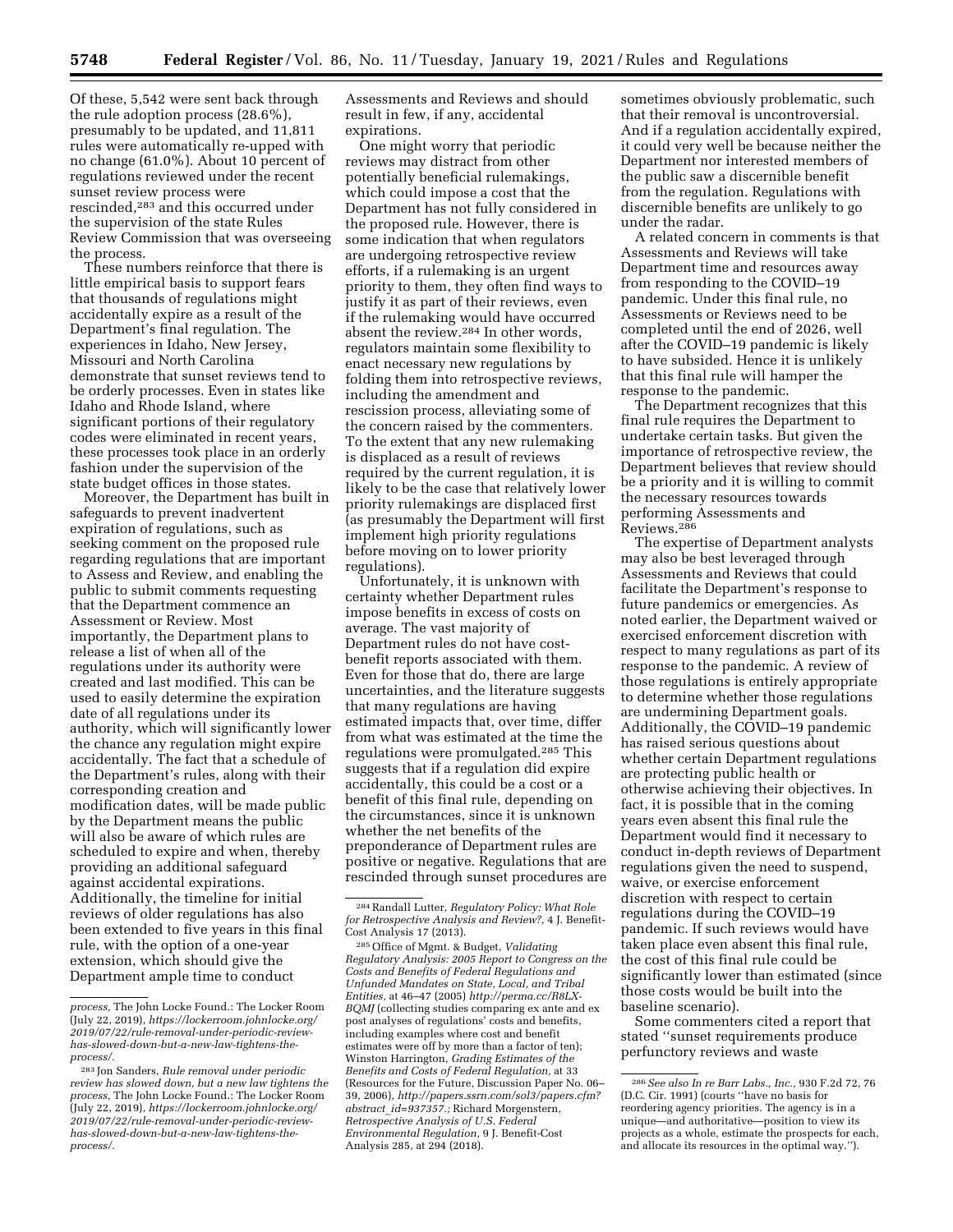Of these, 5,542 were sent back through the rule adoption process (28.6%), presumably to be updated, and 11,811 rules were automatically re-upped with no change (61.0%). About 10 percent of regulations reviewed under the recent sunset review process were rescinded,[283] and this occurred under the supervision of the state Rules Review Commission that was overseeing the process.

These numbers reinforce that there is little empirical basis to support fears that thousands of regulations might accidentally expire as a result of the Department's final regulation. The experiences in Idaho, New Jersey, Missouri and North Carolina demonstrate that sunset reviews tend to be orderly processes. Even in states like Idaho and Rhode Island, where significant portions of their regulatory codes were eliminated in recent years, these processes took place in an orderly fashion under the supervision of the state budget offices in those states.

Moreover, the Department has built in safeguards to prevent inadvertent expiration of regulations, such as seeking comment on the proposed rule regarding regulations that are important to Assess and Review, and enabling the public to submit comments requesting that the Department commence an Assessment or Review. Most importantly, the Department plans to release a list of when all of the regulations under its authority were created and last modified. This can be used to easily determine the expiration date of all regulations under its authority, which will significantly lower the chance any regulation might expire accidentally. The fact that a schedule of the Department's rules, along with their corresponding creation and modification dates, will be made public by the Department means the public will also be aware of which rules are scheduled to expire and when, thereby providing an additional safeguard against accidental expirations. Additionally, the timeline for initial reviews of older regulations has also been extended to five years in this final rule, with the option of a one-year extension, which should give the Department ample time to conduct Assessments and Reviews and should result in few, if any, accidental expirations.

One might worry that periodic reviews may distract from other potentially beneficial rulemakings, which could impose a cost that the Department has not fully considered in the proposed rule. However, there is some indication that when regulators are undergoing retrospective review efforts, if a rulemaking is an urgent priority to them, they often find ways to justify it as part of their reviews, even if the rulemaking would have occurred absent the review.[284] In other words, regulators maintain some flexibility to enact necessary new regulations by folding them into retrospective reviews, including the amendment and rescission process, alleviating some of the concern raised by the commenters. To the extent that any new rulemaking is displaced as a result of reviews required by the current regulation, it is likely to be the case that relatively lower priority rulemakings are displaced first (as presumably the Department will first implement high priority regulations before moving on to lower priority regulations).

Unfortunately, it is unknown with certainty whether Department rules impose benefits in excess of costs on average. The vast majority of Department rules do not have cost-benefit reports associated with them. Even for those that do, there are large uncertainties, and the literature suggests that many regulations are having estimated impacts that, over time, differ from what was estimated at the time the regulations were promulgated.[285] This suggests that if a regulation did expire accidentally, this could be a cost or a benefit of this final rule, depending on the circumstances, since it is unknown whether the net benefits of the preponderance of Department rules are positive or negative. Regulations that are rescinded through sunset procedures are sometimes obviously problematic, such that their removal is uncontroversial. And if a regulation accidentally expired, it could very well be because neither the Department nor interested members of the public saw a discernible benefit from the regulation. Regulations with discernible benefits are unlikely to go under the radar.

A related concern in comments is that Assessments and Reviews will take Department time and resources away from responding to the COVID–19 pandemic. Under this final rule, no Assessments or Reviews need to be completed until the end of 2026, well after the COVID–19 pandemic is likely to have subsided. Hence it is unlikely that this final rule will hamper the response to the pandemic.

The Department recognizes that this final rule requires the Department to undertake certain tasks. But given the importance of retrospective review, the Department believes that review should be a priority and it is willing to commit the necessary resources towards performing Assessments and Reviews.[286]

The expertise of Department analysts may also be best leveraged through Assessments and Reviews that could facilitate the Department's response to future pandemics or emergencies. As noted earlier, the Department waived or exercised enforcement discretion with respect to many regulations as part of its response to the pandemic. A review of those regulations is entirely appropriate to determine whether those regulations are undermining Department goals. Additionally, the COVID–19 pandemic has raised serious questions about whether certain Department regulations are protecting public health or otherwise achieving their objectives. In fact, it is possible that in the coming years even absent this final rule the Department would find it necessary to conduct in-depth reviews of Department regulations given the need to suspend, waive, or exercise enforcement discretion with respect to certain regulations during the COVID–19 pandemic. If such reviews would have taken place even absent this final rule, the cost of this final rule could be significantly lower than estimated (since those costs would be built into the baseline scenario).

Some commenters cited a report that stated ''sunset requirements produce perfunctory reviews and waste

---

*process,* The John Locke Found.: The Locker Room (July 22, 2019), *https://lockerroom.johnlocke.org/2019/07/22/rule-removal-under-periodic-review-has-slowed-down-but-a-new-law-tightens-the-process/.*

[283] Jon Sanders, *Rule removal under periodic review has slowed down, but a new law tightens the process,* The John Locke Found.: The Locker Room (July 22, 2019), *https://lockerroom.johnlocke.org/2019/07/22/rule-removal-under-periodic-review-has-slowed-down-but-a-new-law-tightens-the-process/.*

[284] Randall Lutter, *Regulatory Policy: What Role for Retrospective Analysis and Review?,* 4 J. Benefit-Cost Analysis 17 (2013).

[285] Office of Mgmt. & Budget, *Validating Regulatory Analysis: 2005 Report to Congress on the Costs and Benefits of Federal Regulations and Unfunded Mandates on State, Local, and Tribal Entities,* at 46–47 (2005) *http://perma.cc/R8LX-BQMJ* (collecting studies comparing ex ante and ex post analyses of regulations' costs and benefits, including examples where cost and benefit estimates were off by more than a factor of ten); Winston Harrington, *Grading Estimates of the Benefits and Costs of Federal Regulation,* at 33 (Resources for the Future, Discussion Paper No. 06–39, 2006), *http://papers.ssrn.com/sol3/papers.cfm?abstract_id=937357.*; Richard Morgenstern, *Retrospective Analysis of U.S. Federal Environmental Regulation,* 9 J. Benefit-Cost Analysis 285, at 294 (2018).

[286] *See also In re Barr Labs., Inc.,* 930 F.2d 72, 76 (D.C. Cir. 1991) (courts ''have no basis for reordering agency priorities. The agency is in a unique—and authoritative—position to view its projects as a whole, estimate the prospects for each, and allocate its resources in the optimal way.'').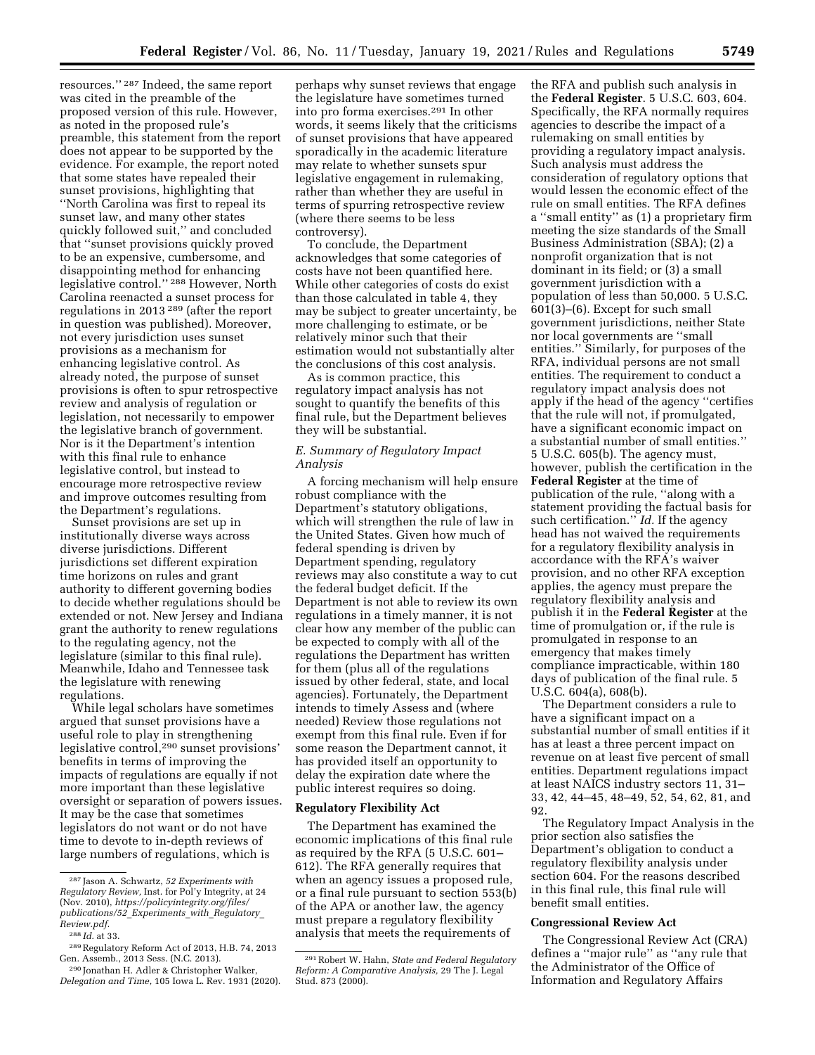resources.''[287] Indeed, the same report was cited in the preamble of the proposed version of this rule. However, as noted in the proposed rule's preamble, this statement from the report does not appear to be supported by the evidence. For example, the report noted that some states have repealed their sunset provisions, highlighting that ''North Carolina was first to repeal its sunset law, and many other states quickly followed suit,'' and concluded that ''sunset provisions quickly proved to be an expensive, cumbersome, and disappointing method for enhancing legislative control.''[288] However, North Carolina reenacted a sunset process for regulations in 2013[289] (after the report in question was published). Moreover, not every jurisdiction uses sunset provisions as a mechanism for enhancing legislative control. As already noted, the purpose of sunset provisions is often to spur retrospective review and analysis of regulation or legislation, not necessarily to empower the legislative branch of government. Nor is it the Department's intention with this final rule to enhance legislative control, but instead to encourage more retrospective review and improve outcomes resulting from the Department's regulations.

Sunset provisions are set up in institutionally diverse ways across diverse jurisdictions. Different jurisdictions set different expiration time horizons on rules and grant authority to different governing bodies to decide whether regulations should be extended or not. New Jersey and Indiana grant the authority to renew regulations to the regulating agency, not the legislature (similar to this final rule). Meanwhile, Idaho and Tennessee task the legislature with renewing regulations.

While legal scholars have sometimes argued that sunset provisions have a useful role to play in strengthening legislative control,[290] sunset provisions' benefits in terms of improving the impacts of regulations are equally if not more important than these legislative oversight or separation of powers issues. It may be the case that sometimes legislators do not want or do not have time to devote to in-depth reviews of large numbers of regulations, which is perhaps why sunset reviews that engage the legislature have sometimes turned into pro forma exercises.[291] In other words, it seems likely that the criticisms of sunset provisions that have appeared sporadically in the academic literature may relate to whether sunsets spur legislative engagement in rulemaking, rather than whether they are useful in terms of spurring retrospective review (where there seems to be less controversy).

To conclude, the Department acknowledges that some categories of costs have not been quantified here. While other categories of costs do exist than those calculated in table 4, they may be subject to greater uncertainty, be more challenging to estimate, or be relatively minor such that their estimation would not substantially alter the conclusions of this cost analysis.

As is common practice, this regulatory impact analysis has not sought to quantify the benefits of this final rule, but the Department believes they will be substantial.

*E. Summary of Regulatory Impact Analysis*

A forcing mechanism will help ensure robust compliance with the Department's statutory obligations, which will strengthen the rule of law in the United States. Given how much of federal spending is driven by Department spending, regulatory reviews may also constitute a way to cut the federal budget deficit. If the Department is not able to review its own regulations in a timely manner, it is not clear how any member of the public can be expected to comply with all of the regulations the Department has written for them (plus all of the regulations issued by other federal, state, and local agencies). Fortunately, the Department intends to timely Assess and (where needed) Review those regulations not exempt from this final rule. Even if for some reason the Department cannot, it has provided itself an opportunity to delay the expiration date where the public interest requires so doing.

**Regulatory Flexibility Act**

The Department has examined the economic implications of this final rule as required by the RFA (5 U.S.C. 601–612). The RFA generally requires that when an agency issues a proposed rule, or a final rule pursuant to section 553(b) of the APA or another law, the agency must prepare a regulatory flexibility analysis that meets the requirements of the RFA and publish such analysis in the **Federal Register**. 5 U.S.C. 603, 604. Specifically, the RFA normally requires agencies to describe the impact of a rulemaking on small entities by providing a regulatory impact analysis. Such analysis must address the consideration of regulatory options that would lessen the economic effect of the rule on small entities. The RFA defines a ''small entity'' as (1) a proprietary firm meeting the size standards of the Small Business Administration (SBA); (2) a nonprofit organization that is not dominant in its field; or (3) a small government jurisdiction with a population of less than 50,000. 5 U.S.C. 601(3)–(6). Except for such small government jurisdictions, neither State nor local governments are ''small entities.'' Similarly, for purposes of the RFA, individual persons are not small entities. The requirement to conduct a regulatory impact analysis does not apply if the head of the agency ''certifies that the rule will not, if promulgated, have a significant economic impact on a substantial number of small entities.'' 5 U.S.C. 605(b). The agency must, however, publish the certification in the **Federal Register** at the time of publication of the rule, ''along with a statement providing the factual basis for such certification.'' *Id.* If the agency head has not waived the requirements for a regulatory flexibility analysis in accordance with the RFA's waiver provision, and no other RFA exception applies, the agency must prepare the regulatory flexibility analysis and publish it in the **Federal Register** at the time of promulgation or, if the rule is promulgated in response to an emergency that makes timely compliance impracticable, within 180 days of publication of the final rule. 5 U.S.C. 604(a), 608(b).

The Department considers a rule to have a significant impact on a substantial number of small entities if it has at least a three percent impact on revenue on at least five percent of small entities. Department regulations impact at least NAICS industry sectors 11, 31–33, 42, 44–45, 48–49, 52, 54, 62, 81, and 92.

The Regulatory Impact Analysis in the prior section also satisfies the Department's obligation to conduct a regulatory flexibility analysis under section 604. For the reasons described in this final rule, this final rule will benefit small entities.

**Congressional Review Act**

The Congressional Review Act (CRA) defines a ''major rule'' as ''any rule that the Administrator of the Office of Information and Regulatory Affairs

---

[287] Jason A. Schwartz, *52 Experiments with Regulatory Review,* Inst. for Pol'y Integrity, at 24 (Nov. 2010), *https://policyintegrity.org/files/publications/52_Experiments_with_Regulatory_Review.pdf.*

[288] *Id.* at 33.

[289] Regulatory Reform Act of 2013, H.B. 74, 2013 Gen. Assemb., 2013 Sess. (N.C. 2013).

[290] Jonathan H. Adler & Christopher Walker, *Delegation and Time,* 105 Iowa L. Rev. 1931 (2020).

[291] Robert W. Hahn, *State and Federal Regulatory Reform: A Comparative Analysis,* 29 The J. Legal Stud. 873 (2000).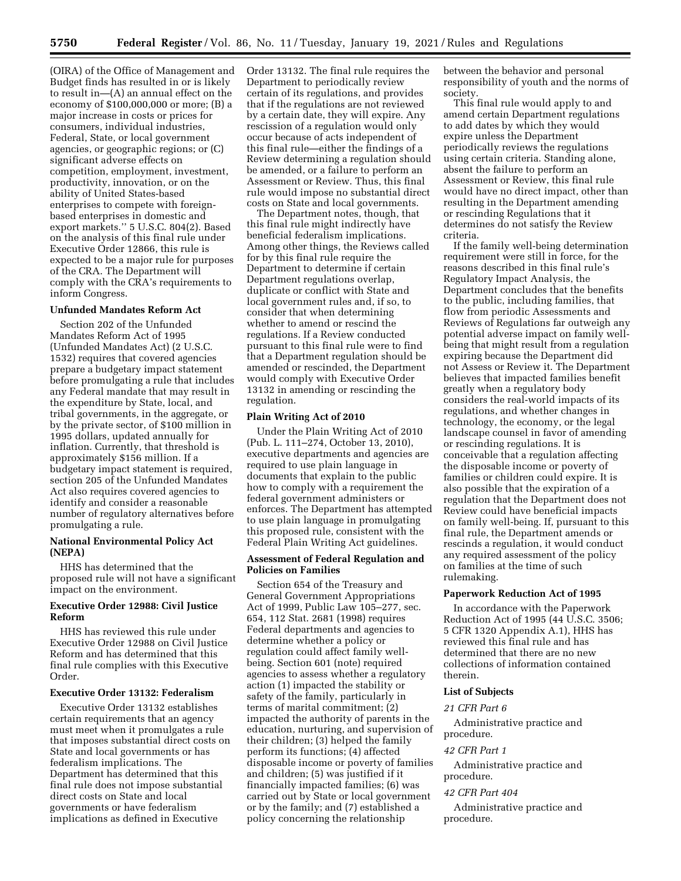(OIRA) of the Office of Management and Budget finds has resulted in or is likely to result in—(A) an annual effect on the economy of $100,000,000 or more; (B) a major increase in costs or prices for consumers, individual industries, Federal, State, or local government agencies, or geographic regions; or (C) significant adverse effects on competition, employment, investment, productivity, innovation, or on the ability of United States-based enterprises to compete with foreign-based enterprises in domestic and export markets.'' 5 U.S.C. 804(2). Based on the analysis of this final rule under Executive Order 12866, this rule is expected to be a major rule for purposes of the CRA. The Department will comply with the CRA's requirements to inform Congress.

### Unfunded Mandates Reform Act

Section 202 of the Unfunded Mandates Reform Act of 1995 (Unfunded Mandates Act) (2 U.S.C. 1532) requires that covered agencies prepare a budgetary impact statement before promulgating a rule that includes any Federal mandate that may result in the expenditure by State, local, and tribal governments, in the aggregate, or by the private sector, of $100 million in 1995 dollars, updated annually for inflation. Currently, that threshold is approximately $156 million. If a budgetary impact statement is required, section 205 of the Unfunded Mandates Act also requires covered agencies to identify and consider a reasonable number of regulatory alternatives before promulgating a rule.

### National Environmental Policy Act (NEPA)

HHS has determined that the proposed rule will not have a significant impact on the environment.

### Executive Order 12988: Civil Justice Reform

HHS has reviewed this rule under Executive Order 12988 on Civil Justice Reform and has determined that this final rule complies with this Executive Order.

### Executive Order 13132: Federalism

Executive Order 13132 establishes certain requirements that an agency must meet when it promulgates a rule that imposes substantial direct costs on State and local governments or has federalism implications. The Department has determined that this final rule does not impose substantial direct costs on State and local governments or have federalism implications as defined in Executive Order 13132. The final rule requires the Department to periodically review certain of its regulations, and provides that if the regulations are not reviewed by a certain date, they will expire. Any rescission of a regulation would only occur because of acts independent of this final rule—either the findings of a Review determining a regulation should be amended, or a failure to perform an Assessment or Review. Thus, this final rule would impose no substantial direct costs on State and local governments.

The Department notes, though, that this final rule might indirectly have beneficial federalism implications. Among other things, the Reviews called for by this final rule require the Department to determine if certain Department regulations overlap, duplicate or conflict with State and local government rules and, if so, to consider that when determining whether to amend or rescind the regulations. If a Review conducted pursuant to this final rule were to find that a Department regulation should be amended or rescinded, the Department would comply with Executive Order 13132 in amending or rescinding the regulation.

### Plain Writing Act of 2010

Under the Plain Writing Act of 2010 (Pub. L. 111–274, October 13, 2010), executive departments and agencies are required to use plain language in documents that explain to the public how to comply with a requirement the federal government administers or enforces. The Department has attempted to use plain language in promulgating this proposed rule, consistent with the Federal Plain Writing Act guidelines.

### Assessment of Federal Regulation and Policies on Families

Section 654 of the Treasury and General Government Appropriations Act of 1999, Public Law 105–277, sec. 654, 112 Stat. 2681 (1998) requires Federal departments and agencies to determine whether a policy or regulation could affect family well-being. Section 601 (note) required agencies to assess whether a regulatory action (1) impacted the stability or safety of the family, particularly in terms of marital commitment; (2) impacted the authority of parents in the education, nurturing, and supervision of their children; (3) helped the family perform its functions; (4) affected disposable income or poverty of families and children; (5) was justified if it financially impacted families; (6) was carried out by State or local government or by the family; and (7) established a policy concerning the relationship between the behavior and personal responsibility of youth and the norms of society.

This final rule would apply to and amend certain Department regulations to add dates by which they would expire unless the Department periodically reviews the regulations using certain criteria. Standing alone, absent the failure to perform an Assessment or Review, this final rule would have no direct impact, other than resulting in the Department amending or rescinding Regulations that it determines do not satisfy the Review criteria.

If the family well-being determination requirement were still in force, for the reasons described in this final rule's Regulatory Impact Analysis, the Department concludes that the benefits to the public, including families, that flow from periodic Assessments and Reviews of Regulations far outweigh any potential adverse impact on family well-being that might result from a regulation expiring because the Department did not Assess or Review it. The Department believes that impacted families benefit greatly when a regulatory body considers the real-world impacts of its regulations, and whether changes in technology, the economy, or the legal landscape counsel in favor of amending or rescinding regulations. It is conceivable that a regulation affecting the disposable income or poverty of families or children could expire. It is also possible that the expiration of a regulation that the Department does not Review could have beneficial impacts on family well-being. If, pursuant to this final rule, the Department amends or rescinds a regulation, it would conduct any required assessment of the policy on families at the time of such rulemaking.

### Paperwork Reduction Act of 1995

In accordance with the Paperwork Reduction Act of 1995 (44 U.S.C. 3506; 5 CFR 1320 Appendix A.1), HHS has reviewed this final rule and has determined that there are no new collections of information contained therein.

### List of Subjects

*21 CFR Part 6*

Administrative practice and procedure.

*42 CFR Part 1*

Administrative practice and procedure.

*42 CFR Part 404*

Administrative practice and procedure.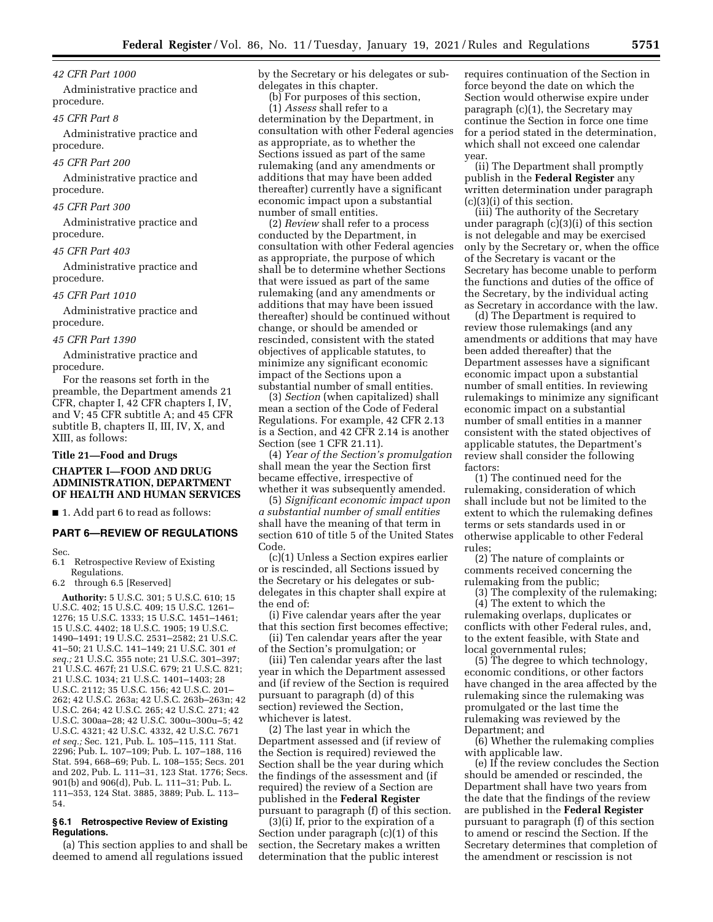*42 CFR Part 1000*

Administrative practice and procedure.

*45 CFR Part 8*

Administrative practice and procedure.

*45 CFR Part 200*

Administrative practice and procedure.

*45 CFR Part 300*

Administrative practice and procedure.

*45 CFR Part 403*

Administrative practice and procedure.

*45 CFR Part 1010*

Administrative practice and procedure.

*45 CFR Part 1390*

Administrative practice and procedure.

For the reasons set forth in the preamble, the Department amends 21 CFR, chapter I, 42 CFR chapters I, IV, and V; 45 CFR subtitle A; and 45 CFR subtitle B, chapters II, III, IV, X, and XIII, as follows:

## Title 21—Food and Drugs

## CHAPTER I—FOOD AND DRUG ADMINISTRATION, DEPARTMENT OF HEALTH AND HUMAN SERVICES

■ 1. Add part 6 to read as follows:

## PART 6—REVIEW OF REGULATIONS

Sec.
6.1 Retrospective Review of Existing Regulations.
6.2 through 6.5 [Reserved]

**Authority:** 5 U.S.C. 301; 5 U.S.C. 610; 15 U.S.C. 402; 15 U.S.C. 409; 15 U.S.C. 1261–1276; 15 U.S.C. 1333; 15 U.S.C. 1451–1461; 15 U.S.C. 4402; 18 U.S.C. 1905; 19 U.S.C. 1490–1491; 19 U.S.C. 2531–2582; 21 U.S.C. 41–50; 21 U.S.C. 141–149; 21 U.S.C. 301 *et seq.;* 21 U.S.C. 355 note; 21 U.S.C. 301–397; 21 U.S.C. 467f; 21 U.S.C. 679; 21 U.S.C. 821; 21 U.S.C. 1034; 21 U.S.C. 1401–1403; 28 U.S.C. 2112; 35 U.S.C. 156; 42 U.S.C. 201–262; 42 U.S.C. 263a; 42 U.S.C. 263b–263n; 42 U.S.C. 264; 42 U.S.C. 265; 42 U.S.C. 271; 42 U.S.C. 300aa–28; 42 U.S.C. 300u–300u–5; 42 U.S.C. 4321; 42 U.S.C. 4332, 42 U.S.C. 7671 *et seq.;* Sec. 121, Pub. L. 105–115, 111 Stat. 2296; Pub. L. 107–109; Pub. L. 107–188, 116 Stat. 594, 668–69; Pub. L. 108–155; Secs. 201 and 202, Pub. L. 111–31, 123 Stat. 1776; Secs. 901(b) and 906(d), Pub. L. 111–31; Pub. L. 111–353, 124 Stat. 3885, 3889; Pub. L. 113–54.

### § 6.1 Retrospective Review of Existing Regulations.

(a) This section applies to and shall be deemed to amend all regulations issued by the Secretary or his delegates or sub-delegates in this chapter.

(b) For purposes of this section,

(1) *Assess* shall refer to a determination by the Department, in consultation with other Federal agencies as appropriate, as to whether the Sections issued as part of the same rulemaking (and any amendments or additions that may have been added thereafter) currently have a significant economic impact upon a substantial number of small entities.

(2) *Review* shall refer to a process conducted by the Department, in consultation with other Federal agencies as appropriate, the purpose of which shall be to determine whether Sections that were issued as part of the same rulemaking (and any amendments or additions that may have been issued thereafter) should be continued without change, or should be amended or rescinded, consistent with the stated objectives of applicable statutes, to minimize any significant economic impact of the Sections upon a substantial number of small entities.

(3) *Section* (when capitalized) shall mean a section of the Code of Federal Regulations. For example, 42 CFR 2.13 is a Section, and 42 CFR 2.14 is another Section (see 1 CFR 21.11).

(4) *Year of the Section's promulgation* shall mean the year the Section first became effective, irrespective of whether it was subsequently amended.

(5) *Significant economic impact upon a substantial number of small entities* shall have the meaning of that term in section 610 of title 5 of the United States Code.

(c)(1) Unless a Section expires earlier or is rescinded, all Sections issued by the Secretary or his delegates or sub-delegates in this chapter shall expire at the end of:

(i) Five calendar years after the year that this section first becomes effective;

(ii) Ten calendar years after the year of the Section's promulgation; or

(iii) Ten calendar years after the last year in which the Department assessed and (if review of the Section is required pursuant to paragraph (d) of this section) reviewed the Section, whichever is latest.

(2) The last year in which the Department assessed and (if review of the Section is required) reviewed the Section shall be the year during which the findings of the assessment and (if required) the review of a Section are published in the **Federal Register** pursuant to paragraph (f) of this section.

(3)(i) If, prior to the expiration of a Section under paragraph (c)(1) of this section, the Secretary makes a written determination that the public interest requires continuation of the Section in force beyond the date on which the Section would otherwise expire under paragraph (c)(1), the Secretary may continue the Section in force one time for a period stated in the determination, which shall not exceed one calendar year.

(ii) The Department shall promptly publish in the **Federal Register** any written determination under paragraph (c)(3)(i) of this section.

(iii) The authority of the Secretary under paragraph (c)(3)(i) of this section is not delegable and may be exercised only by the Secretary or, when the office of the Secretary is vacant or the Secretary has become unable to perform the functions and duties of the office of the Secretary, by the individual acting as Secretary in accordance with the law.

(d) The Department is required to review those rulemakings (and any amendments or additions that may have been added thereafter) that the Department assesses have a significant economic impact upon a substantial number of small entities. In reviewing rulemakings to minimize any significant economic impact on a substantial number of small entities in a manner consistent with the stated objectives of applicable statutes, the Department's review shall consider the following factors:

(1) The continued need for the rulemaking, consideration of which shall include but not be limited to the extent to which the rulemaking defines terms or sets standards used in or otherwise applicable to other Federal rules;

(2) The nature of complaints or comments received concerning the rulemaking from the public;

(3) The complexity of the rulemaking;

(4) The extent to which the rulemaking overlaps, duplicates or conflicts with other Federal rules, and, to the extent feasible, with State and local governmental rules;

(5) The degree to which technology, economic conditions, or other factors have changed in the area affected by the rulemaking since the rulemaking was promulgated or the last time the rulemaking was reviewed by the Department; and

(6) Whether the rulemaking complies with applicable law.

(e) If the review concludes the Section should be amended or rescinded, the Department shall have two years from the date that the findings of the review are published in the **Federal Register** pursuant to paragraph (f) of this section to amend or rescind the Section. If the Secretary determines that completion of the amendment or rescission is not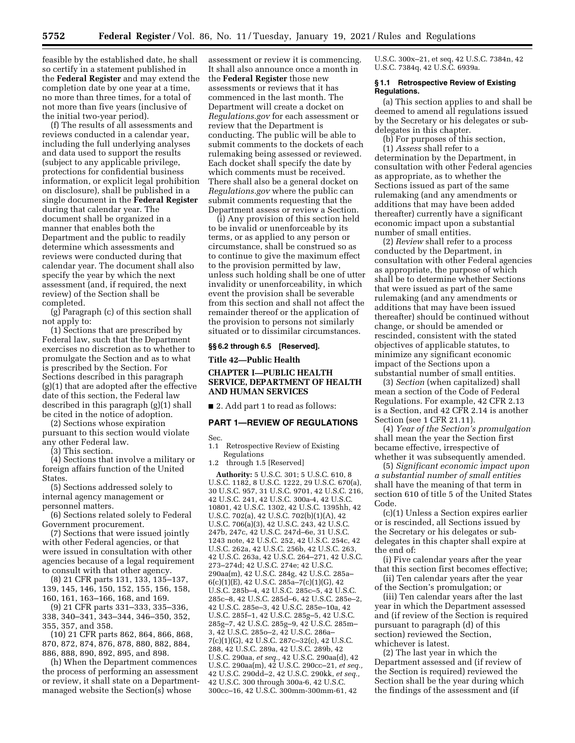feasible by the established date, he shall so certify in a statement published in the **Federal Register** and may extend the completion date by one year at a time, no more than three times, for a total of not more than five years (inclusive of the initial two-year period).

(f) The results of all assessments and reviews conducted in a calendar year, including the full underlying analyses and data used to support the results (subject to any applicable privilege, protections for confidential business information, or explicit legal prohibition on disclosure), shall be published in a single document in the **Federal Register** during that calendar year. The document shall be organized in a manner that enables both the Department and the public to readily determine which assessments and reviews were conducted during that calendar year. The document shall also specify the year by which the next assessment (and, if required, the next review) of the Section shall be completed.

(g) Paragraph (c) of this section shall not apply to:

(1) Sections that are prescribed by Federal law, such that the Department exercises no discretion as to whether to promulgate the Section and as to what is prescribed by the Section. For Sections described in this paragraph (g)(1) that are adopted after the effective date of this section, the Federal law described in this paragraph (g)(1) shall be cited in the notice of adoption.

(2) Sections whose expiration pursuant to this section would violate any other Federal law.

(3) This section.

(4) Sections that involve a military or foreign affairs function of the United States.

(5) Sections addressed solely to internal agency management or personnel matters.

(6) Sections related solely to Federal Government procurement.

(7) Sections that were issued jointly with other Federal agencies, or that were issued in consultation with other agencies because of a legal requirement to consult with that other agency.

(8) 21 CFR parts 131, 133, 135–137, 139, 145, 146, 150, 152, 155, 156, 158, 160, 161, 163–166, 168, and 169.

(9) 21 CFR parts 331–333, 335–336, 338, 340–341, 343–344, 346–350, 352, 355, 357, and 358.

(10) 21 CFR parts 862, 864, 866, 868, 870, 872, 874, 876, 878, 880, 882, 884, 886, 888, 890, 892, 895, and 898.

(h) When the Department commences the process of performing an assessment or review, it shall state on a Department-managed website the Section(s) whose assessment or review it is commencing. It shall also announce once a month in the **Federal Register** those new assessments or reviews that it has commenced in the last month. The Department will create a docket on *Regulations.gov* for each assessment or review that the Department is conducting. The public will be able to submit comments to the dockets of each rulemaking being assessed or reviewed. Each docket shall specify the date by which comments must be received. There shall also be a general docket on *Regulations.gov* where the public can submit comments requesting that the Department assess or review a Section.

(i) Any provision of this section held to be invalid or unenforceable by its terms, or as applied to any person or circumstance, shall be construed so as to continue to give the maximum effect to the provision permitted by law, unless such holding shall be one of utter invalidity or unenforceability, in which event the provision shall be severable from this section and shall not affect the remainder thereof or the application of the provision to persons not similarly situated or to dissimilar circumstances.

**§§ 6.2 through 6.5 [Reserved].**

## Title 42—Public Health

## CHAPTER I—PUBLIC HEALTH SERVICE, DEPARTMENT OF HEALTH AND HUMAN SERVICES

■ 2. Add part 1 to read as follows:

## PART 1—REVIEW OF REGULATIONS

Sec.
1.1 Retrospective Review of Existing Regulations
1.2 through 1.5 [Reserved]

**Authority:** 5 U.S.C. 301; 5 U.S.C. 610, 8 U.S.C. 1182, 8 U.S.C. 1222, 29 U.S.C. 670(a), 30 U.S.C. 957, 31 U.S.C. 9701, 42 U.S.C. 216, 42 U.S.C. 241, 42 U.S.C. 300a-4, 42 U.S.C. 10801, 42 U.S.C. 1302, 42 U.S.C. 1395hh, 42 U.S.C. 702(a), 42 U.S.C. 702(b)(1)(A), 42 U.S.C. 706(a)(3), 42 U.S.C. 243, 42 U.S.C. 247b, 247c, 42 U.S.C. 247d–6e, 31 U.S.C. 1243 note, 42 U.S.C. 252, 42 U.S.C. 254c, 42 U.S.C. 262a, 42 U.S.C. 256b, 42 U.S.C. 263, 42 U.S.C. 263a, 42 U.S.C. 264–271, 42 U.S.C. 273–274d; 42 U.S.C. 274e; 42 U.S.C. 290aa(m), 42 U.S.C. 284g, 42 U.S.C. 285a–6(c)(1)(E), 42 U.S.C. 285a–7(c)(1)(G), 42 U.S.C. 285b–4, 42 U.S.C. 285c–5, 42 U.S.C. 285c–8, 42 U.S.C. 285d–6, 42 U.S.C. 285e–2, 42 U.S.C. 285e–3, 42 U.S.C. 285e–10a, 42 U.S.C. 285f–1, 42 U.S.C. 285g–5, 42 U.S.C. 285g–7, 42 U.S.C. 285g–9, 42 U.S.C. 285m–3, 42 U.S.C. 285o–2, 42 U.S.C. 286a–7(c)(1)(G), 42 U.S.C. 287c–32(c), 42 U.S.C. 288, 42 U.S.C. 289a, 42 U.S.C. 289b, 42 U.S.C. 290aa, *et seq.,* 42 U.S.C. 290aa(d), 42 U.S.C. 290aa(m), 42 U.S.C. 290cc–21, *et seq.,* 42 U.S.C. 290dd–2, 42 U.S.C. 290kk, *et seq.,* 42 U.S.C. 300 through 300a-6, 42 U.S.C. 300cc–16, 42 U.S.C. 300mm-300mm-61, 42 U.S.C. 300x–21, et seq, 42 U.S.C. 7384n, 42 U.S.C. 7384q, 42 U.S.C. 6939a.

**§ 1.1 Retrospective Review of Existing Regulations.**

(a) This section applies to and shall be deemed to amend all regulations issued by the Secretary or his delegates or sub-delegates in this chapter.

(b) For purposes of this section,

(1) *Assess* shall refer to a determination by the Department, in consultation with other Federal agencies as appropriate, as to whether the Sections issued as part of the same rulemaking (and any amendments or additions that may have been added thereafter) currently have a significant economic impact upon a substantial number of small entities.

(2) *Review* shall refer to a process conducted by the Department, in consultation with other Federal agencies as appropriate, the purpose of which shall be to determine whether Sections that were issued as part of the same rulemaking (and any amendments or additions that may have been issued thereafter) should be continued without change, or should be amended or rescinded, consistent with the stated objectives of applicable statutes, to minimize any significant economic impact of the Sections upon a substantial number of small entities.

(3) *Section* (when capitalized) shall mean a section of the Code of Federal Regulations. For example, 42 CFR 2.13 is a Section, and 42 CFR 2.14 is another Section (see 1 CFR 21.11).

(4) *Year of the Section's promulgation* shall mean the year the Section first became effective, irrespective of whether it was subsequently amended.

(5) *Significant economic impact upon a substantial number of small entities* shall have the meaning of that term in section 610 of title 5 of the United States Code.

(c)(1) Unless a Section expires earlier or is rescinded, all Sections issued by the Secretary or his delegates or sub-delegates in this chapter shall expire at the end of:

(i) Five calendar years after the year that this section first becomes effective;

(ii) Ten calendar years after the year of the Section's promulgation; or

(iii) Ten calendar years after the last year in which the Department assessed and (if review of the Section is required pursuant to paragraph (d) of this section) reviewed the Section, whichever is latest.

(2) The last year in which the Department assessed and (if review of the Section is required) reviewed the Section shall be the year during which the findings of the assessment and (if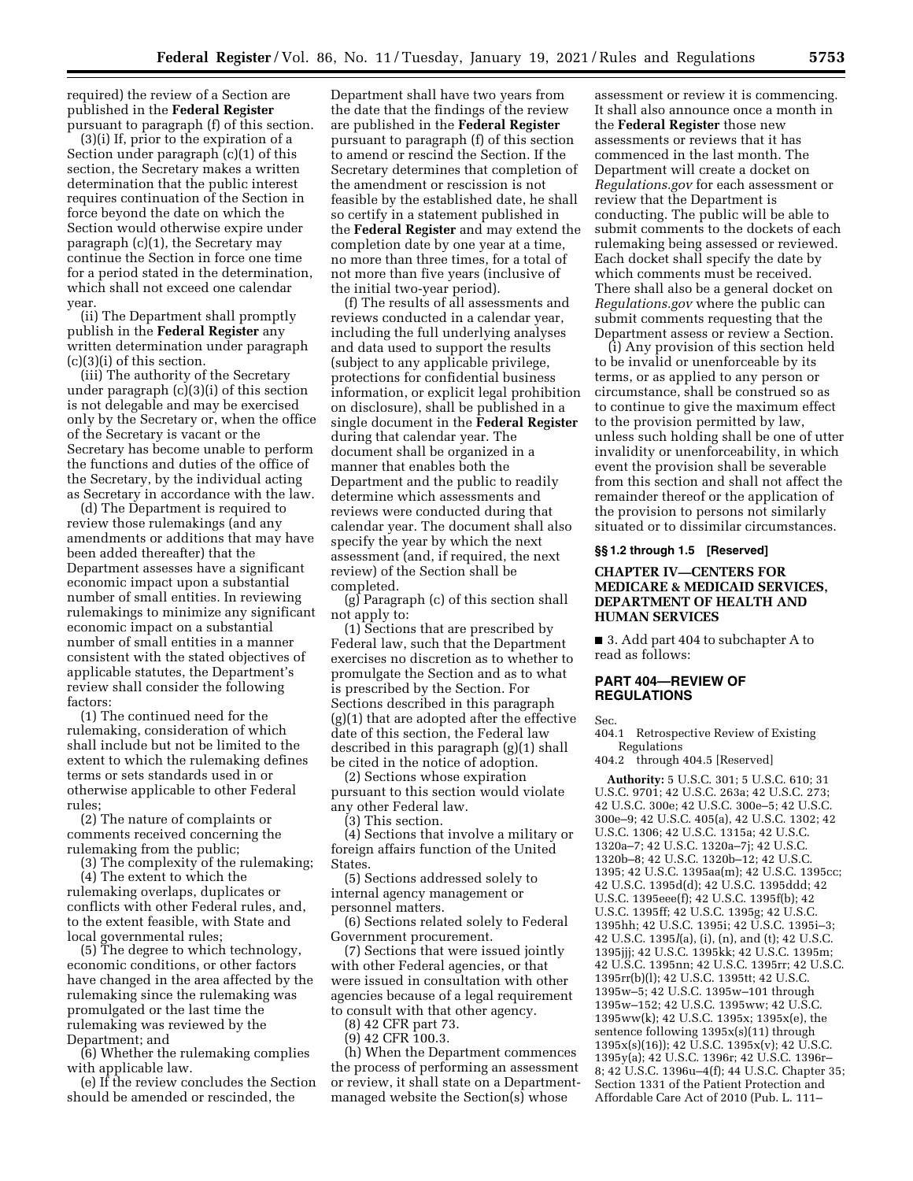required) the review of a Section are published in the **Federal Register** pursuant to paragraph (f) of this section.

(3)(i) If, prior to the expiration of a Section under paragraph (c)(1) of this section, the Secretary makes a written determination that the public interest requires continuation of the Section in force beyond the date on which the Section would otherwise expire under paragraph (c)(1), the Secretary may continue the Section in force one time for a period stated in the determination, which shall not exceed one calendar year.

(ii) The Department shall promptly publish in the **Federal Register** any written determination under paragraph (c)(3)(i) of this section.

(iii) The authority of the Secretary under paragraph (c)(3)(i) of this section is not delegable and may be exercised only by the Secretary or, when the office of the Secretary is vacant or the Secretary has become unable to perform the functions and duties of the office of the Secretary, by the individual acting as Secretary in accordance with the law.

(d) The Department is required to review those rulemakings (and any amendments or additions that may have been added thereafter) that the Department assesses have a significant economic impact upon a substantial number of small entities. In reviewing rulemakings to minimize any significant economic impact on a substantial number of small entities in a manner consistent with the stated objectives of applicable statutes, the Department's review shall consider the following factors:

(1) The continued need for the rulemaking, consideration of which shall include but not be limited to the extent to which the rulemaking defines terms or sets standards used in or otherwise applicable to other Federal rules;

(2) The nature of complaints or comments received concerning the rulemaking from the public;

(3) The complexity of the rulemaking;

(4) The extent to which the rulemaking overlaps, duplicates or conflicts with other Federal rules, and, to the extent feasible, with State and local governmental rules;

(5) The degree to which technology, economic conditions, or other factors have changed in the area affected by the rulemaking since the rulemaking was promulgated or the last time the rulemaking was reviewed by the Department; and

(6) Whether the rulemaking complies with applicable law.

(e) If the review concludes the Section should be amended or rescinded, the Department shall have two years from the date that the findings of the review are published in the **Federal Register** pursuant to paragraph (f) of this section to amend or rescind the Section. If the Secretary determines that completion of the amendment or rescission is not feasible by the established date, he shall so certify in a statement published in the **Federal Register** and may extend the completion date by one year at a time, no more than three times, for a total of not more than five years (inclusive of the initial two-year period).

(f) The results of all assessments and reviews conducted in a calendar year, including the full underlying analyses and data used to support the results (subject to any applicable privilege, protections for confidential business information, or explicit legal prohibition on disclosure), shall be published in a single document in the **Federal Register** during that calendar year. The document shall be organized in a manner that enables both the Department and the public to readily determine which assessments and reviews were conducted during that calendar year. The document shall also specify the year by which the next assessment (and, if required, the next review) of the Section shall be completed.

(g) Paragraph (c) of this section shall not apply to:

(1) Sections that are prescribed by Federal law, such that the Department exercises no discretion as to whether to promulgate the Section and as to what is prescribed by the Section. For Sections described in this paragraph (g)(1) that are adopted after the effective date of this section, the Federal law described in this paragraph (g)(1) shall be cited in the notice of adoption.

(2) Sections whose expiration pursuant to this section would violate any other Federal law.

(3) This section.

(4) Sections that involve a military or foreign affairs function of the United States.

(5) Sections addressed solely to internal agency management or personnel matters.

(6) Sections related solely to Federal Government procurement.

(7) Sections that were issued jointly with other Federal agencies, or that were issued in consultation with other agencies because of a legal requirement to consult with that other agency.

(8) 42 CFR part 73.

(9) 42 CFR 100.3.

(h) When the Department commences the process of performing an assessment or review, it shall state on a Department-managed website the Section(s) whose assessment or review it is commencing. It shall also announce once a month in the **Federal Register** those new assessments or reviews that it has commenced in the last month. The Department will create a docket on *Regulations.gov* for each assessment or review that the Department is conducting. The public will be able to submit comments to the dockets of each rulemaking being assessed or reviewed. Each docket shall specify the date by which comments must be received. There shall also be a general docket on *Regulations.gov* where the public can submit comments requesting that the Department assess or review a Section.

(i) Any provision of this section held to be invalid or unenforceable by its terms, or as applied to any person or circumstance, shall be construed so as to continue to give the maximum effect to the provision permitted by law, unless such holding shall be one of utter invalidity or unenforceability, in which event the provision shall be severable from this section and shall not affect the remainder thereof or the application of the provision to persons not similarly situated or to dissimilar circumstances.

### §§ 1.2 through 1.5 [Reserved]

## CHAPTER IV—CENTERS FOR MEDICARE & MEDICAID SERVICES, DEPARTMENT OF HEALTH AND HUMAN SERVICES

■ 3. Add part 404 to subchapter A to read as follows:

## PART 404—REVIEW OF REGULATIONS

Sec.
404.1 Retrospective Review of Existing Regulations
404.2 through 404.5 [Reserved]

**Authority:** 5 U.S.C. 301; 5 U.S.C. 610; 31 U.S.C. 9701; 42 U.S.C. 263a; 42 U.S.C. 273; 42 U.S.C. 300e; 42 U.S.C. 300e–5; 42 U.S.C. 300e–9; 42 U.S.C. 405(a), 42 U.S.C. 1302; 42 U.S.C. 1306; 42 U.S.C. 1315a; 42 U.S.C. 1320a–7; 42 U.S.C. 1320a–7j; 42 U.S.C. 1320b–8; 42 U.S.C. 1320b–12; 42 U.S.C. 1395; 42 U.S.C. 1395aa(m); 42 U.S.C. 1395cc; 42 U.S.C. 1395d(d); 42 U.S.C. 1395ddd; 42 U.S.C. 1395eee(f); 42 U.S.C. 1395f(b); 42 U.S.C. 1395ff; 42 U.S.C. 1395g; 42 U.S.C. 1395hh; 42 U.S.C. 1395i; 42 U.S.C. 1395i–3; 42 U.S.C. 1395*l*(a), (i), (n), and (t); 42 U.S.C. 1395jjj; 42 U.S.C. 1395kk; 42 U.S.C. 1395m; 42 U.S.C. 1395nn; 42 U.S.C. 1395rr; 42 U.S.C. 1395rr(b)(l); 42 U.S.C. 1395tt; 42 U.S.C. 1395w–5; 42 U.S.C. 1395w–101 through 1395w–152; 42 U.S.C. 1395ww; 42 U.S.C. 1395ww(k); 42 U.S.C. 1395x; 1395x(e), the sentence following 1395x(s)(11) through 1395x(s)(16)); 42 U.S.C. 1395x(v); 42 U.S.C. 1395y(a); 42 U.S.C. 1396r; 42 U.S.C. 1396r–8; 42 U.S.C. 1396u–4(f); 44 U.S.C. Chapter 35; Section 1331 of the Patient Protection and Affordable Care Act of 2010 (Pub. L. 111–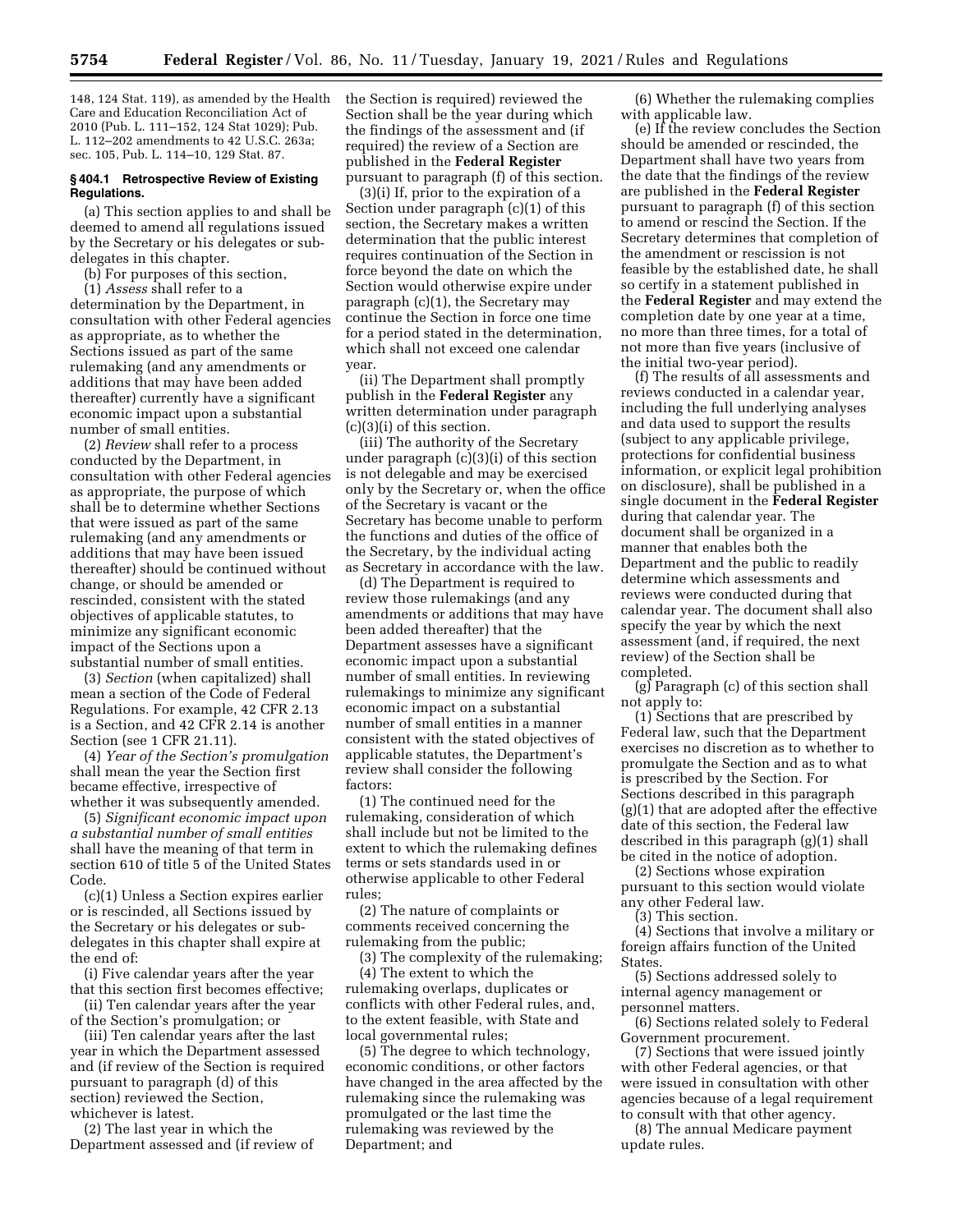148, 124 Stat. 119), as amended by the Health Care and Education Reconciliation Act of 2010 (Pub. L. 111–152, 124 Stat 1029); Pub. L. 112–202 amendments to 42 U.S.C. 263a; sec. 105, Pub. L. 114–10, 129 Stat. 87.

### § 404.1 Retrospective Review of Existing Regulations.

(a) This section applies to and shall be deemed to amend all regulations issued by the Secretary or his delegates or sub-delegates in this chapter.

(b) For purposes of this section,

(1) *Assess* shall refer to a determination by the Department, in consultation with other Federal agencies as appropriate, as to whether the Sections issued as part of the same rulemaking (and any amendments or additions that may have been added thereafter) currently have a significant economic impact upon a substantial number of small entities.

(2) *Review* shall refer to a process conducted by the Department, in consultation with other Federal agencies as appropriate, the purpose of which shall be to determine whether Sections that were issued as part of the same rulemaking (and any amendments or additions that may have been issued thereafter) should be continued without change, or should be amended or rescinded, consistent with the stated objectives of applicable statutes, to minimize any significant economic impact of the Sections upon a substantial number of small entities.

(3) *Section* (when capitalized) shall mean a section of the Code of Federal Regulations. For example, 42 CFR 2.13 is a Section, and 42 CFR 2.14 is another Section (see 1 CFR 21.11).

(4) *Year of the Section's promulgation* shall mean the year the Section first became effective, irrespective of whether it was subsequently amended.

(5) *Significant economic impact upon a substantial number of small entities* shall have the meaning of that term in section 610 of title 5 of the United States Code.

(c)(1) Unless a Section expires earlier or is rescinded, all Sections issued by the Secretary or his delegates or sub-delegates in this chapter shall expire at the end of:

(i) Five calendar years after the year that this section first becomes effective;

(ii) Ten calendar years after the year of the Section's promulgation; or

(iii) Ten calendar years after the last year in which the Department assessed and (if review of the Section is required pursuant to paragraph (d) of this section) reviewed the Section, whichever is latest.

(2) The last year in which the Department assessed and (if review of the Section is required) reviewed the Section shall be the year during which the findings of the assessment and (if required) the review of a Section are published in the **Federal Register** pursuant to paragraph (f) of this section.

(3)(i) If, prior to the expiration of a Section under paragraph (c)(1) of this section, the Secretary makes a written determination that the public interest requires continuation of the Section in force beyond the date on which the Section would otherwise expire under paragraph (c)(1), the Secretary may continue the Section in force one time for a period stated in the determination, which shall not exceed one calendar year.

(ii) The Department shall promptly publish in the **Federal Register** any written determination under paragraph (c)(3)(i) of this section.

(iii) The authority of the Secretary under paragraph (c)(3)(i) of this section is not delegable and may be exercised only by the Secretary or, when the office of the Secretary is vacant or the Secretary has become unable to perform the functions and duties of the office of the Secretary, by the individual acting as Secretary in accordance with the law.

(d) The Department is required to review those rulemakings (and any amendments or additions that may have been added thereafter) that the Department assesses have a significant economic impact upon a substantial number of small entities. In reviewing rulemakings to minimize any significant economic impact on a substantial number of small entities in a manner consistent with the stated objectives of applicable statutes, the Department's review shall consider the following factors:

(1) The continued need for the rulemaking, consideration of which shall include but not be limited to the extent to which the rulemaking defines terms or sets standards used in or otherwise applicable to other Federal rules;

(2) The nature of complaints or comments received concerning the rulemaking from the public;

(3) The complexity of the rulemaking;

(4) The extent to which the rulemaking overlaps, duplicates or conflicts with other Federal rules, and, to the extent feasible, with State and local governmental rules;

(5) The degree to which technology, economic conditions, or other factors have changed in the area affected by the rulemaking since the rulemaking was promulgated or the last time the rulemaking was reviewed by the Department; and

(6) Whether the rulemaking complies with applicable law.

(e) If the review concludes the Section should be amended or rescinded, the Department shall have two years from the date that the findings of the review are published in the **Federal Register** pursuant to paragraph (f) of this section to amend or rescind the Section. If the Secretary determines that completion of the amendment or rescission is not feasible by the established date, he shall so certify in a statement published in the **Federal Register** and may extend the completion date by one year at a time, no more than three times, for a total of not more than five years (inclusive of the initial two-year period).

(f) The results of all assessments and reviews conducted in a calendar year, including the full underlying analyses and data used to support the results (subject to any applicable privilege, protections for confidential business information, or explicit legal prohibition on disclosure), shall be published in a single document in the **Federal Register** during that calendar year. The document shall be organized in a manner that enables both the Department and the public to readily determine which assessments and reviews were conducted during that calendar year. The document shall also specify the year by which the next assessment (and, if required, the next review) of the Section shall be completed.

(g) Paragraph (c) of this section shall not apply to:

(1) Sections that are prescribed by Federal law, such that the Department exercises no discretion as to whether to promulgate the Section and as to what is prescribed by the Section. For Sections described in this paragraph (g)(1) that are adopted after the effective date of this section, the Federal law described in this paragraph (g)(1) shall be cited in the notice of adoption.

(2) Sections whose expiration pursuant to this section would violate any other Federal law.

(3) This section.

(4) Sections that involve a military or foreign affairs function of the United States.

(5) Sections addressed solely to internal agency management or personnel matters.

(6) Sections related solely to Federal Government procurement.

(7) Sections that were issued jointly with other Federal agencies, or that were issued in consultation with other agencies because of a legal requirement to consult with that other agency.

(8) The annual Medicare payment update rules.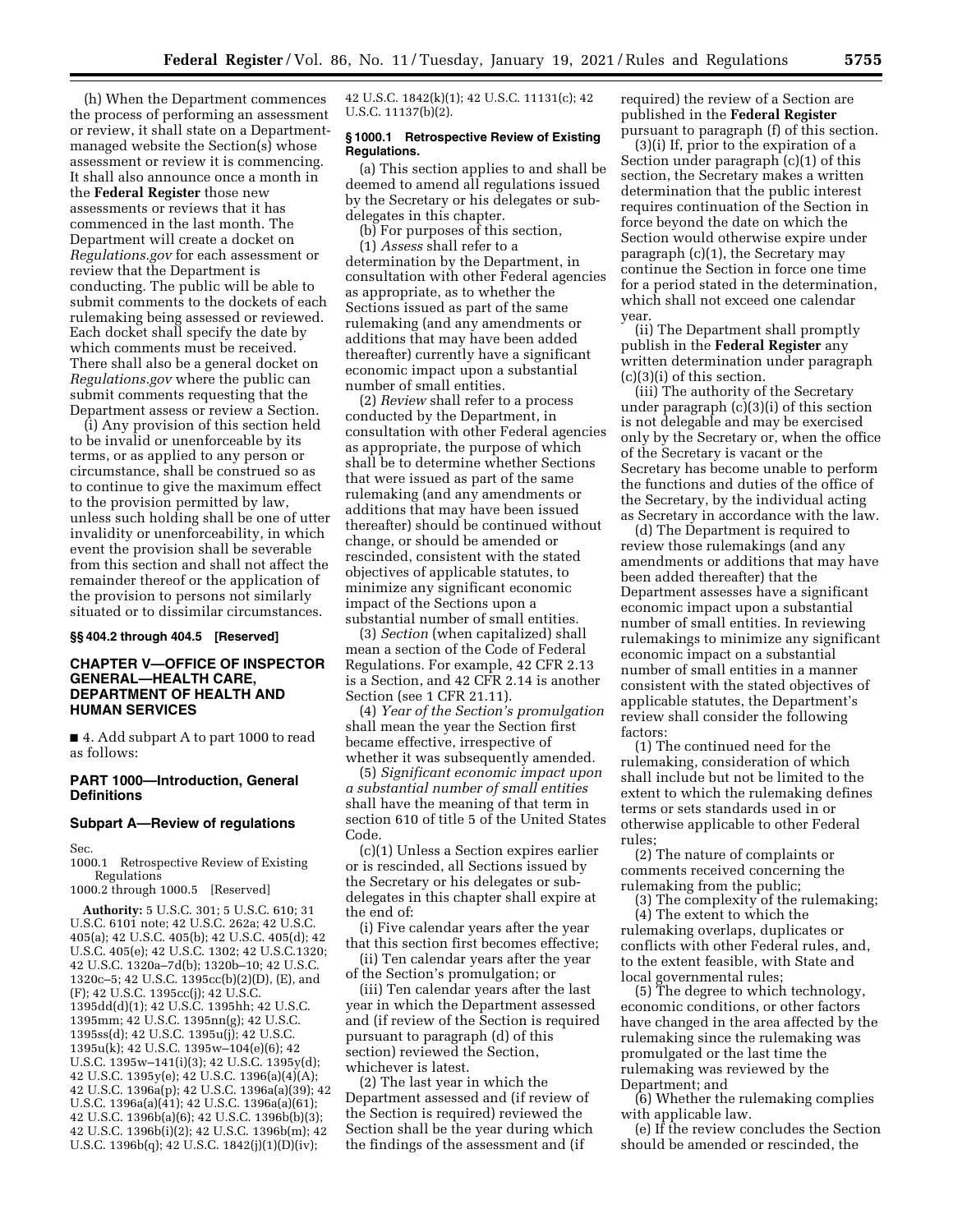(h) When the Department commences the process of performing an assessment or review, it shall state on a Department-managed website the Section(s) whose assessment or review it is commencing. It shall also announce once a month in the **Federal Register** those new assessments or reviews that it has commenced in the last month. The Department will create a docket on *Regulations.gov* for each assessment or review that the Department is conducting. The public will be able to submit comments to the dockets of each rulemaking being assessed or reviewed. Each docket shall specify the date by which comments must be received. There shall also be a general docket on *Regulations.gov* where the public can submit comments requesting that the Department assess or review a Section.

(i) Any provision of this section held to be invalid or unenforceable by its terms, or as applied to any person or circumstance, shall be construed so as to continue to give the maximum effect to the provision permitted by law, unless such holding shall be one of utter invalidity or unenforceability, in which event the provision shall be severable from this section and shall not affect the remainder thereof or the application of the provision to persons not similarly situated or to dissimilar circumstances.

## §§ 404.2 through 404.5 [Reserved]

# CHAPTER V—OFFICE OF INSPECTOR GENERAL—HEALTH CARE, DEPARTMENT OF HEALTH AND HUMAN SERVICES

■ 4. Add subpart A to part 1000 to read as follows:

## PART 1000—Introduction, General Definitions

### Subpart A—Review of regulations

Sec.
1000.1 Retrospective Review of Existing Regulations
1000.2 through 1000.5 [Reserved]

**Authority:** 5 U.S.C. 301; 5 U.S.C. 610; 31 U.S.C. 6101 note; 42 U.S.C. 262a; 42 U.S.C. 405(a); 42 U.S.C. 405(b); 42 U.S.C. 405(d); 42 U.S.C. 405(e); 42 U.S.C. 1302; 42 U.S.C.1320; 42 U.S.C. 1320a–7d(b); 1320b–10; 42 U.S.C. 1320c–5; 42 U.S.C. 1395cc(b)(2)(D), (E), and (F); 42 U.S.C. 1395cc(j); 42 U.S.C. 1395dd(d)(1); 42 U.S.C. 1395hh; 42 U.S.C. 1395mm; 42 U.S.C. 1395nn(g); 42 U.S.C. 1395ss(d); 42 U.S.C. 1395u(j); 42 U.S.C. 1395u(k); 42 U.S.C. 1395w–104(e)(6); 42 U.S.C. 1395w–141(i)(3); 42 U.S.C. 1395y(d); 42 U.S.C. 1395y(e); 42 U.S.C. 1396(a)(4)(A); 42 U.S.C. 1396a(p); 42 U.S.C. 1396a(a)(39); 42 U.S.C. 1396a(a)(41); 42 U.S.C. 1396a(a)(61); 42 U.S.C. 1396b(a)(6); 42 U.S.C. 1396b(b)(3); 42 U.S.C. 1396b(i)(2); 42 U.S.C. 1396b(m); 42 U.S.C. 1396b(q); 42 U.S.C. 1842(j)(1)(D)(iv); 42 U.S.C. 1842(k)(1); 42 U.S.C. 11131(c); 42 U.S.C. 11137(b)(2).

### § 1000.1 Retrospective Review of Existing Regulations.

(a) This section applies to and shall be deemed to amend all regulations issued by the Secretary or his delegates or sub-delegates in this chapter.

(b) For purposes of this section,

(1) *Assess* shall refer to a determination by the Department, in consultation with other Federal agencies as appropriate, as to whether the Sections issued as part of the same rulemaking (and any amendments or additions that may have been added thereafter) currently have a significant economic impact upon a substantial number of small entities.

(2) *Review* shall refer to a process conducted by the Department, in consultation with other Federal agencies as appropriate, the purpose of which shall be to determine whether Sections that were issued as part of the same rulemaking (and any amendments or additions that may have been issued thereafter) should be continued without change, or should be amended or rescinded, consistent with the stated objectives of applicable statutes, to minimize any significant economic impact of the Sections upon a substantial number of small entities.

(3) *Section* (when capitalized) shall mean a section of the Code of Federal Regulations. For example, 42 CFR 2.13 is a Section, and 42 CFR 2.14 is another Section (see 1 CFR 21.11).

(4) *Year of the Section's promulgation* shall mean the year the Section first became effective, irrespective of whether it was subsequently amended.

(5) *Significant economic impact upon a substantial number of small entities* shall have the meaning of that term in section 610 of title 5 of the United States Code.

(c)(1) Unless a Section expires earlier or is rescinded, all Sections issued by the Secretary or his delegates or sub-delegates in this chapter shall expire at the end of:

(i) Five calendar years after the year that this section first becomes effective;

(ii) Ten calendar years after the year of the Section's promulgation; or

(iii) Ten calendar years after the last year in which the Department assessed and (if review of the Section is required pursuant to paragraph (d) of this section) reviewed the Section, whichever is latest.

(2) The last year in which the Department assessed and (if review of the Section is required) reviewed the Section shall be the year during which the findings of the assessment and (if required) the review of a Section are published in the **Federal Register** pursuant to paragraph (f) of this section.

(3)(i) If, prior to the expiration of a Section under paragraph (c)(1) of this section, the Secretary makes a written determination that the public interest requires continuation of the Section in force beyond the date on which the Section would otherwise expire under paragraph (c)(1), the Secretary may continue the Section in force one time for a period stated in the determination, which shall not exceed one calendar year.

(ii) The Department shall promptly publish in the **Federal Register** any written determination under paragraph (c)(3)(i) of this section.

(iii) The authority of the Secretary under paragraph (c)(3)(i) of this section is not delegable and may be exercised only by the Secretary or, when the office of the Secretary is vacant or the Secretary has become unable to perform the functions and duties of the office of the Secretary, by the individual acting as Secretary in accordance with the law.

(d) The Department is required to review those rulemakings (and any amendments or additions that may have been added thereafter) that the Department assesses have a significant economic impact upon a substantial number of small entities. In reviewing rulemakings to minimize any significant economic impact on a substantial number of small entities in a manner consistent with the stated objectives of applicable statutes, the Department's review shall consider the following factors:

(1) The continued need for the rulemaking, consideration of which shall include but not be limited to the extent to which the rulemaking defines terms or sets standards used in or otherwise applicable to other Federal rules;

(2) The nature of complaints or comments received concerning the rulemaking from the public;

(3) The complexity of the rulemaking;

(4) The extent to which the rulemaking overlaps, duplicates or conflicts with other Federal rules, and, to the extent feasible, with State and local governmental rules;

(5) The degree to which technology, economic conditions, or other factors have changed in the area affected by the rulemaking since the rulemaking was promulgated or the last time the rulemaking was reviewed by the Department; and

(6) Whether the rulemaking complies with applicable law.

(e) If the review concludes the Section should be amended or rescinded, the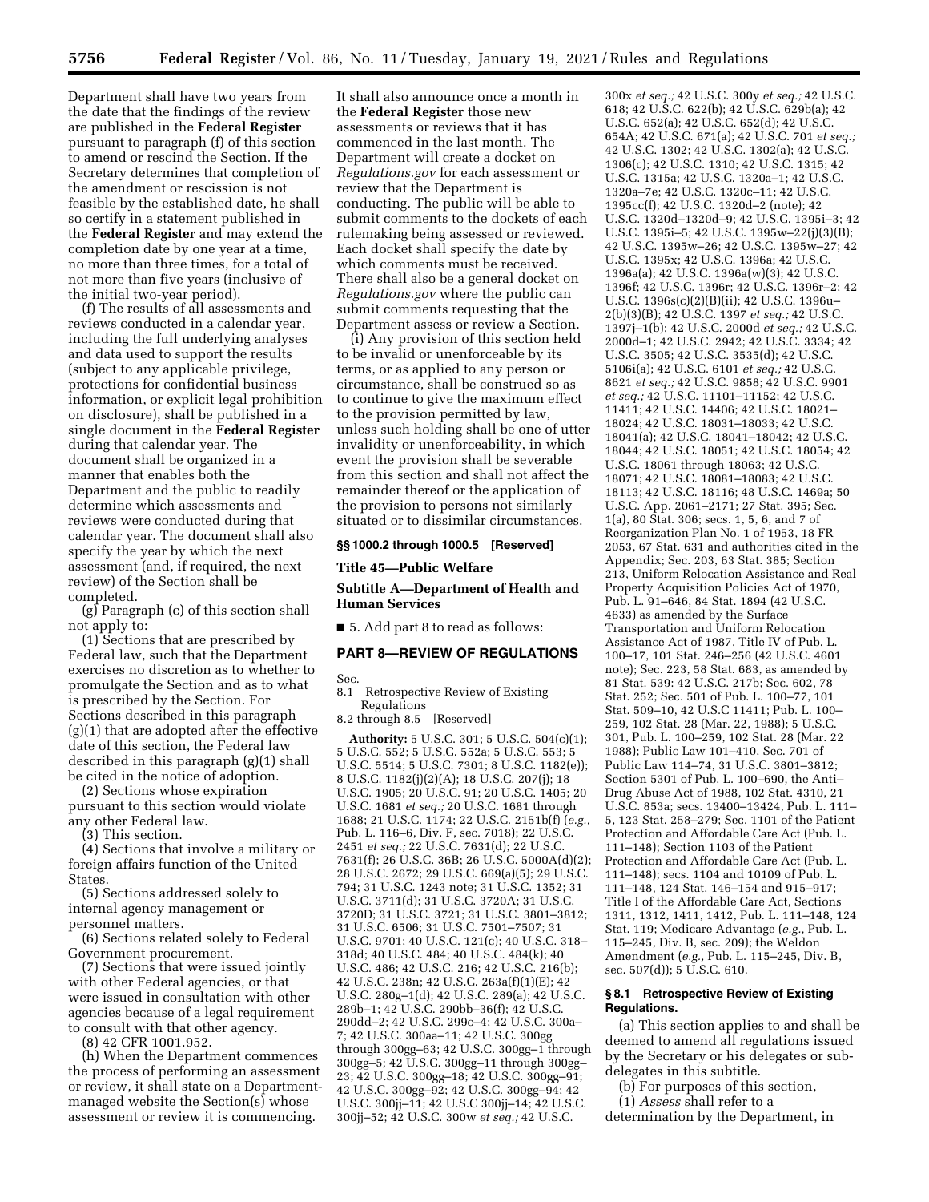Department shall have two years from the date that the findings of the review are published in the **Federal Register** pursuant to paragraph (f) of this section to amend or rescind the Section. If the Secretary determines that completion of the amendment or rescission is not feasible by the established date, he shall so certify in a statement published in the **Federal Register** and may extend the completion date by one year at a time, no more than three times, for a total of not more than five years (inclusive of the initial two-year period).

(f) The results of all assessments and reviews conducted in a calendar year, including the full underlying analyses and data used to support the results (subject to any applicable privilege, protections for confidential business information, or explicit legal prohibition on disclosure), shall be published in a single document in the **Federal Register** during that calendar year. The document shall be organized in a manner that enables both the Department and the public to readily determine which assessments and reviews were conducted during that calendar year. The document shall also specify the year by which the next assessment (and, if required, the next review) of the Section shall be completed.

(g) Paragraph (c) of this section shall not apply to:

(1) Sections that are prescribed by Federal law, such that the Department exercises no discretion as to whether to promulgate the Section and as to what is prescribed by the Section. For Sections described in this paragraph (g)(1) that are adopted after the effective date of this section, the Federal law described in this paragraph (g)(1) shall be cited in the notice of adoption.

(2) Sections whose expiration pursuant to this section would violate any other Federal law.

(3) This section.

(4) Sections that involve a military or foreign affairs function of the United States.

(5) Sections addressed solely to internal agency management or personnel matters.

(6) Sections related solely to Federal Government procurement.

(7) Sections that were issued jointly with other Federal agencies, or that were issued in consultation with other agencies because of a legal requirement to consult with that other agency.

(8) 42 CFR 1001.952.

(h) When the Department commences the process of performing an assessment or review, it shall state on a Department-managed website the Section(s) whose assessment or review it is commencing. It shall also announce once a month in the **Federal Register** those new assessments or reviews that it has commenced in the last month. The Department will create a docket on *Regulations.gov* for each assessment or review that the Department is conducting. The public will be able to submit comments to the dockets of each rulemaking being assessed or reviewed. Each docket shall specify the date by which comments must be received. There shall also be a general docket on *Regulations.gov* where the public can submit comments requesting that the Department assess or review a Section.

(i) Any provision of this section held to be invalid or unenforceable by its terms, or as applied to any person or circumstance, shall be construed so as to continue to give the maximum effect to the provision permitted by law, unless such holding shall be one of utter invalidity or unenforceability, in which event the provision shall be severable from this section and shall not affect the remainder thereof or the application of the provision to persons not similarly situated or to dissimilar circumstances.

### §§ 1000.2 through 1000.5 [Reserved]

## Title 45—Public Welfare

## Subtitle A—Department of Health and Human Services

■ 5. Add part 8 to read as follows:

## PART 8—REVIEW OF REGULATIONS

Sec.
8.1 Retrospective Review of Existing Regulations
8.2 through 8.5 [Reserved]

**Authority:** 5 U.S.C. 301; 5 U.S.C. 504(c)(1); 5 U.S.C. 552; 5 U.S.C. 552a; 5 U.S.C. 553; 5 U.S.C. 5514; 5 U.S.C. 7301; 8 U.S.C. 1182(e)); 8 U.S.C. 1182(j)(2)(A); 18 U.S.C. 207(j); 18 U.S.C. 1905; 20 U.S.C. 91; 20 U.S.C. 1405; 20 U.S.C. 1681 *et seq.;* 20 U.S.C. 1681 through 1688; 21 U.S.C. 1174; 22 U.S.C. 2151b(f) (*e.g.,* Pub. L. 116–6, Div. F, sec. 7018); 22 U.S.C. 2451 *et seq.;* 22 U.S.C. 7631(d); 22 U.S.C. 7631(f); 26 U.S.C. 36B; 26 U.S.C. 5000A(d)(2); 28 U.S.C. 2672; 29 U.S.C. 669(a)(5); 29 U.S.C. 794; 31 U.S.C. 1243 note; 31 U.S.C. 1352; 31 U.S.C. 3711(d); 31 U.S.C. 3720A; 31 U.S.C. 3720D; 31 U.S.C. 3721; 31 U.S.C. 3801–3812; 31 U.S.C. 6506; 31 U.S.C. 7501–7507; 31 U.S.C. 9701; 40 U.S.C. 121(c); 40 U.S.C. 318–318d; 40 U.S.C. 484; 40 U.S.C. 484(k); 40 U.S.C. 486; 42 U.S.C. 216; 42 U.S.C. 216(b); 42 U.S.C. 238n; 42 U.S.C. 263a(f)(1)(E); 42 U.S.C. 280g–1(d); 42 U.S.C. 289(a); 42 U.S.C. 289b–1; 42 U.S.C. 290bb–36(f); 42 U.S.C. 290dd–2; 42 U.S.C. 299c–4; 42 U.S.C. 300a–7; 42 U.S.C. 300aa–11; 42 U.S.C. 300gg through 300gg–63; 42 U.S.C. 300gg–1 through 300gg–5; 42 U.S.C. 300gg–11 through 300gg–23; 42 U.S.C. 300gg–18; 42 U.S.C. 300gg–91; 42 U.S.C. 300gg–92; 42 U.S.C. 300gg–94; 42 U.S.C. 300jj–11; 42 U.S.C 300jj–14; 42 U.S.C. 300jj–52; 42 U.S.C. 300w *et seq.;* 42 U.S.C. 300x *et seq.;* 42 U.S.C. 300y *et seq.;* 42 U.S.C. 618; 42 U.S.C. 622(b); 42 U.S.C. 629b(a); 42 U.S.C. 652(a); 42 U.S.C. 652(d); 42 U.S.C. 654A; 42 U.S.C. 671(a); 42 U.S.C. 701 *et seq.;* 42 U.S.C. 1302; 42 U.S.C. 1302(a); 42 U.S.C. 1306(c); 42 U.S.C. 1310; 42 U.S.C. 1315; 42 U.S.C. 1315a; 42 U.S.C. 1320a–1; 42 U.S.C. 1320a–7e; 42 U.S.C. 1320c–11; 42 U.S.C. 1395cc(f); 42 U.S.C. 1320d–2 (note); 42 U.S.C. 1320d–1320d–9; 42 U.S.C. 1395i–3; 42 U.S.C. 1395i–5; 42 U.S.C. 1395w–22(j)(3)(B); 42 U.S.C. 1395w–26; 42 U.S.C. 1395w–27; 42 U.S.C. 1395x; 42 U.S.C. 1396a; 42 U.S.C. 1396a(a); 42 U.S.C. 1396a(w)(3); 42 U.S.C. 1396f; 42 U.S.C. 1396r; 42 U.S.C. 1396r–2; 42 U.S.C. 1396s(c)(2)(B)(ii); 42 U.S.C. 1396u–2(b)(3)(B); 42 U.S.C. 1397 *et seq.;* 42 U.S.C. 1397j–1(b); 42 U.S.C. 2000d *et seq.;* 42 U.S.C. 2000d–1; 42 U.S.C. 2942; 42 U.S.C. 3334; 42 U.S.C. 3505; 42 U.S.C. 3535(d); 42 U.S.C. 5106i(a); 42 U.S.C. 6101 *et seq.;* 42 U.S.C. 8621 *et seq.;* 42 U.S.C. 9858; 42 U.S.C. 9901 *et seq.;* 42 U.S.C. 11101–11152; 42 U.S.C. 11411; 42 U.S.C. 14406; 42 U.S.C. 18021–18024; 42 U.S.C. 18031–18033; 42 U.S.C. 18041(a); 42 U.S.C. 18041–18042; 42 U.S.C. 18044; 42 U.S.C. 18051; 42 U.S.C. 18054; 42 U.S.C. 18061 through 18063; 42 U.S.C. 18071; 42 U.S.C. 18081–18083; 42 U.S.C. 18113; 42 U.S.C. 18116; 48 U.S.C. 1469a; 50 U.S.C. App. 2061–2171; 27 Stat. 395; Sec. 1(a), 80 Stat. 306; secs. 1, 5, 6, and 7 of Reorganization Plan No. 1 of 1953, 18 FR 2053, 67 Stat. 631 and authorities cited in the Appendix; Sec. 203, 63 Stat. 385; Section 213, Uniform Relocation Assistance and Real Property Acquisition Policies Act of 1970, Pub. L. 91–646, 84 Stat. 1894 (42 U.S.C. 4633) as amended by the Surface Transportation and Uniform Relocation Assistance Act of 1987, Title IV of Pub. L. 100–17, 101 Stat. 246–256 (42 U.S.C. 4601 note); Sec. 223, 58 Stat. 683, as amended by 81 Stat. 539: 42 U.S.C. 217b; Sec. 602, 78 Stat. 252; Sec. 501 of Pub. L. 100–77, 101 Stat. 509–10, 42 U.S.C 11411; Pub. L. 100–259, 102 Stat. 28 (Mar. 22, 1988); 5 U.S.C. 301, Pub. L. 100–259, 102 Stat. 28 (Mar. 22 1988); Public Law 101–410, Sec. 701 of Public Law 114–74, 31 U.S.C. 3801–3812; Section 5301 of Pub. L. 100–690, the Anti–Drug Abuse Act of 1988, 102 Stat. 4310, 21 U.S.C. 853a; secs. 13400–13424, Pub. L. 111–5, 123 Stat. 258–279; Sec. 1101 of the Patient Protection and Affordable Care Act (Pub. L. 111–148); Section 1103 of the Patient Protection and Affordable Care Act (Pub. L. 111–148); secs. 1104 and 10109 of Pub. L. 111–148, 124 Stat. 146–154 and 915–917; Title I of the Affordable Care Act, Sections 1311, 1312, 1411, 1412, Pub. L. 111–148, 124 Stat. 119; Medicare Advantage (*e.g.,* Pub. L. 115–245, Div. B, sec. 209); the Weldon Amendment (*e.g.,* Pub. L. 115–245, Div. B, sec. 507(d)); 5 U.S.C. 610.

### § 8.1 Retrospective Review of Existing Regulations.

(a) This section applies to and shall be deemed to amend all regulations issued by the Secretary or his delegates or sub-delegates in this subtitle.

(b) For purposes of this section,

(1) *Assess* shall refer to a determination by the Department, in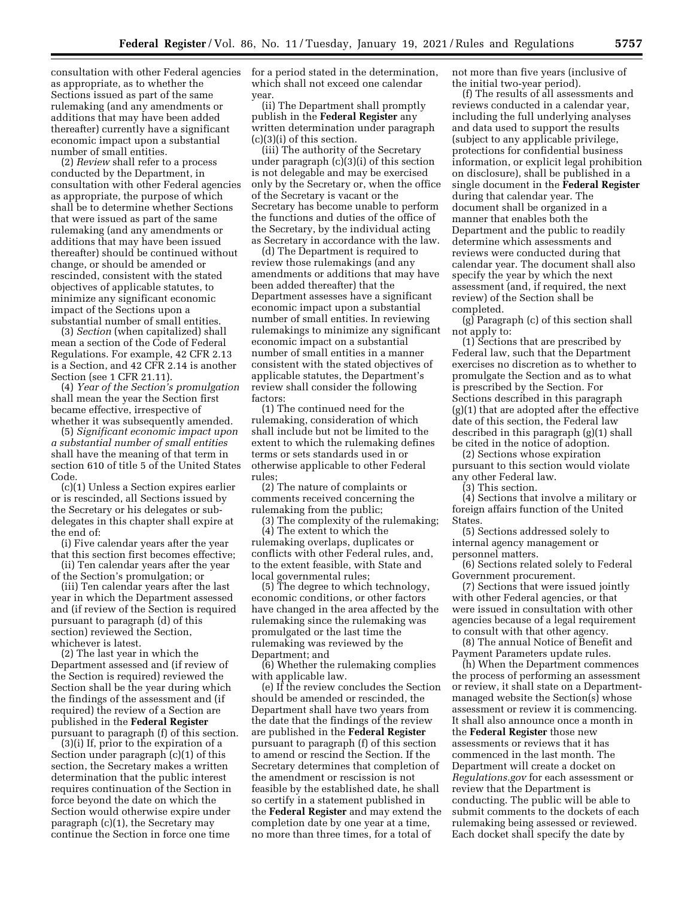consultation with other Federal agencies as appropriate, as to whether the Sections issued as part of the same rulemaking (and any amendments or additions that may have been added thereafter) currently have a significant economic impact upon a substantial number of small entities.

(2) *Review* shall refer to a process conducted by the Department, in consultation with other Federal agencies as appropriate, the purpose of which shall be to determine whether Sections that were issued as part of the same rulemaking (and any amendments or additions that may have been issued thereafter) should be continued without change, or should be amended or rescinded, consistent with the stated objectives of applicable statutes, to minimize any significant economic impact of the Sections upon a substantial number of small entities.

(3) *Section* (when capitalized) shall mean a section of the Code of Federal Regulations. For example, 42 CFR 2.13 is a Section, and 42 CFR 2.14 is another Section (see 1 CFR 21.11).

(4) *Year of the Section's promulgation* shall mean the year the Section first became effective, irrespective of whether it was subsequently amended.

(5) *Significant economic impact upon a substantial number of small entities* shall have the meaning of that term in section 610 of title 5 of the United States Code.

(c)(1) Unless a Section expires earlier or is rescinded, all Sections issued by the Secretary or his delegates or sub-delegates in this chapter shall expire at the end of:

(i) Five calendar years after the year that this section first becomes effective;

(ii) Ten calendar years after the year of the Section's promulgation; or

(iii) Ten calendar years after the last year in which the Department assessed and (if review of the Section is required pursuant to paragraph (d) of this section) reviewed the Section, whichever is latest.

(2) The last year in which the Department assessed and (if review of the Section is required) reviewed the Section shall be the year during which the findings of the assessment and (if required) the review of a Section are published in the **Federal Register** pursuant to paragraph (f) of this section.

(3)(i) If, prior to the expiration of a Section under paragraph (c)(1) of this section, the Secretary makes a written determination that the public interest requires continuation of the Section in force beyond the date on which the Section would otherwise expire under paragraph (c)(1), the Secretary may continue the Section in force one time for a period stated in the determination, which shall not exceed one calendar year.

(ii) The Department shall promptly publish in the **Federal Register** any written determination under paragraph (c)(3)(i) of this section.

(iii) The authority of the Secretary under paragraph (c)(3)(i) of this section is not delegable and may be exercised only by the Secretary or, when the office of the Secretary is vacant or the Secretary has become unable to perform the functions and duties of the office of the Secretary, by the individual acting as Secretary in accordance with the law.

(d) The Department is required to review those rulemakings (and any amendments or additions that may have been added thereafter) that the Department assesses have a significant economic impact upon a substantial number of small entities. In reviewing rulemakings to minimize any significant economic impact on a substantial number of small entities in a manner consistent with the stated objectives of applicable statutes, the Department's review shall consider the following factors:

(1) The continued need for the rulemaking, consideration of which shall include but not be limited to the extent to which the rulemaking defines terms or sets standards used in or otherwise applicable to other Federal rules;

(2) The nature of complaints or comments received concerning the rulemaking from the public;

(3) The complexity of the rulemaking;

(4) The extent to which the rulemaking overlaps, duplicates or conflicts with other Federal rules, and, to the extent feasible, with State and local governmental rules;

(5) The degree to which technology, economic conditions, or other factors have changed in the area affected by the rulemaking since the rulemaking was promulgated or the last time the rulemaking was reviewed by the Department; and

(6) Whether the rulemaking complies with applicable law.

(e) If the review concludes the Section should be amended or rescinded, the Department shall have two years from the date that the findings of the review are published in the **Federal Register** pursuant to paragraph (f) of this section to amend or rescind the Section. If the Secretary determines that completion of the amendment or rescission is not feasible by the established date, he shall so certify in a statement published in the **Federal Register** and may extend the completion date by one year at a time, no more than three times, for a total of not more than five years (inclusive of the initial two-year period).

(f) The results of all assessments and reviews conducted in a calendar year, including the full underlying analyses and data used to support the results (subject to any applicable privilege, protections for confidential business information, or explicit legal prohibition on disclosure), shall be published in a single document in the **Federal Register** during that calendar year. The document shall be organized in a manner that enables both the Department and the public to readily determine which assessments and reviews were conducted during that calendar year. The document shall also specify the year by which the next assessment (and, if required, the next review) of the Section shall be completed.

(g) Paragraph (c) of this section shall not apply to:

(1) Sections that are prescribed by Federal law, such that the Department exercises no discretion as to whether to promulgate the Section and as to what is prescribed by the Section. For Sections described in this paragraph (g)(1) that are adopted after the effective date of this section, the Federal law described in this paragraph (g)(1) shall be cited in the notice of adoption.

(2) Sections whose expiration pursuant to this section would violate any other Federal law.

(3) This section.

(4) Sections that involve a military or foreign affairs function of the United States.

(5) Sections addressed solely to internal agency management or personnel matters.

(6) Sections related solely to Federal Government procurement.

(7) Sections that were issued jointly with other Federal agencies, or that were issued in consultation with other agencies because of a legal requirement to consult with that other agency.

(8) The annual Notice of Benefit and Payment Parameters update rules.

(h) When the Department commences the process of performing an assessment or review, it shall state on a Department-managed website the Section(s) whose assessment or review it is commencing. It shall also announce once a month in the **Federal Register** those new assessments or reviews that it has commenced in the last month. The Department will create a docket on *Regulations.gov* for each assessment or review that the Department is conducting. The public will be able to submit comments to the dockets of each rulemaking being assessed or reviewed. Each docket shall specify the date by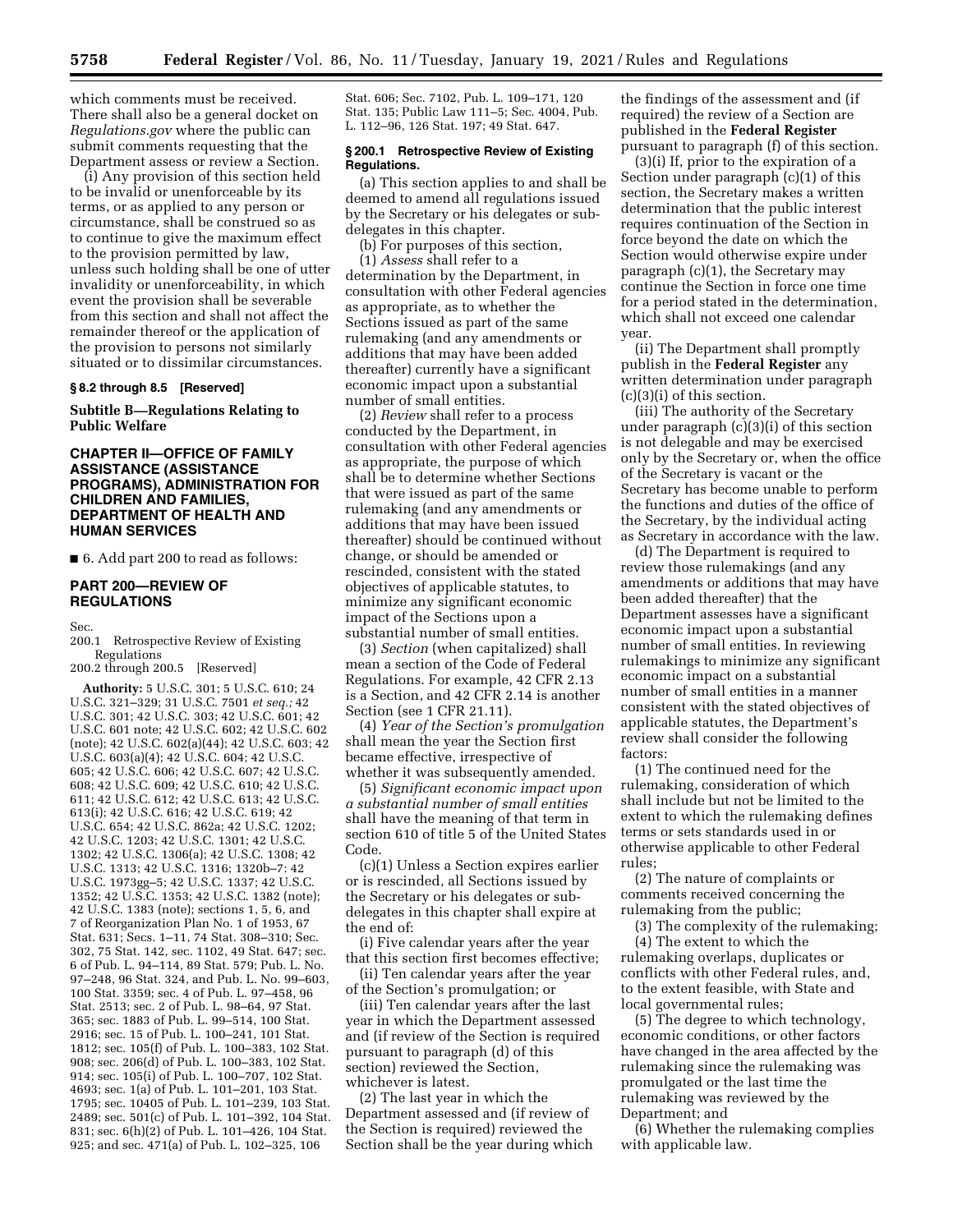which comments must be received. There shall also be a general docket on *Regulations.gov* where the public can submit comments requesting that the Department assess or review a Section.

(i) Any provision of this section held to be invalid or unenforceable by its terms, or as applied to any person or circumstance, shall be construed so as to continue to give the maximum effect to the provision permitted by law, unless such holding shall be one of utter invalidity or unenforceability, in which event the provision shall be severable from this section and shall not affect the remainder thereof or the application of the provision to persons not similarly situated or to dissimilar circumstances.

**§ 8.2 through 8.5 [Reserved]**

**Subtitle B—Regulations Relating to Public Welfare**

## CHAPTER II—OFFICE OF FAMILY ASSISTANCE (ASSISTANCE PROGRAMS), ADMINISTRATION FOR CHILDREN AND FAMILIES, DEPARTMENT OF HEALTH AND HUMAN SERVICES

■ 6. Add part 200 to read as follows:

## PART 200—REVIEW OF REGULATIONS

Sec.
200.1 Retrospective Review of Existing Regulations
200.2 through 200.5 [Reserved]

**Authority:** 5 U.S.C. 301; 5 U.S.C. 610; 24 U.S.C. 321–329; 31 U.S.C. 7501 *et seq.;* 42 U.S.C. 301; 42 U.S.C. 303; 42 U.S.C. 601; 42 U.S.C. 601 note; 42 U.S.C. 602; 42 U.S.C. 602 (note); 42 U.S.C. 602(a)(44); 42 U.S.C. 603; 42 U.S.C. 603(a)(4); 42 U.S.C. 604; 42 U.S.C. 605; 42 U.S.C. 606; 42 U.S.C. 607; 42 U.S.C. 608; 42 U.S.C. 609; 42 U.S.C. 610; 42 U.S.C. 611; 42 U.S.C. 612; 42 U.S.C. 613; 42 U.S.C. 613(i); 42 U.S.C. 616; 42 U.S.C. 619; 42 U.S.C. 654; 42 U.S.C. 862a; 42 U.S.C. 1202; 42 U.S.C. 1203; 42 U.S.C. 1301; 42 U.S.C. 1302; 42 U.S.C. 1306(a); 42 U.S.C. 1308; 42 U.S.C. 1313; 42 U.S.C. 1316; 1320b–7: 42 U.S.C. 1973gg–5; 42 U.S.C. 1337; 42 U.S.C. 1352; 42 U.S.C. 1353; 42 U.S.C. 1382 (note); 42 U.S.C. 1383 (note); sections 1, 5, 6, and 7 of Reorganization Plan No. 1 of 1953, 67 Stat. 631; Secs. 1–11, 74 Stat. 308–310; Sec. 302, 75 Stat. 142, sec. 1102, 49 Stat. 647; sec. 6 of Pub. L. 94–114, 89 Stat. 579; Pub. L. No. 97–248, 96 Stat. 324, and Pub. L. No. 99–603, 100 Stat. 3359; sec. 4 of Pub. L. 97–458, 96 Stat. 2513; sec. 2 of Pub. L. 98–64, 97 Stat. 365; sec. 1883 of Pub. L. 99–514, 100 Stat. 2916; sec. 15 of Pub. L. 100–241, 101 Stat. 1812; sec. 105(f) of Pub. L. 100–383, 102 Stat. 908; sec. 206(d) of Pub. L. 100–383, 102 Stat. 914; sec. 105(i) of Pub. L. 100–707, 102 Stat. 4693; sec. 1(a) of Pub. L. 101–201, 103 Stat. 1795; sec. 10405 of Pub. L. 101–239, 103 Stat. 2489; sec. 501(c) of Pub. L. 101–392, 104 Stat. 831; sec. 6(h)(2) of Pub. L. 101–426, 104 Stat. 925; and sec. 471(a) of Pub. L. 102–325, 106 Stat. 606; Sec. 7102, Pub. L. 109–171, 120 Stat. 135; Public Law 111–5; Sec. 4004, Pub. L. 112–96, 126 Stat. 197; 49 Stat. 647.

**§ 200.1 Retrospective Review of Existing Regulations.**

(a) This section applies to and shall be deemed to amend all regulations issued by the Secretary or his delegates or sub-delegates in this chapter.

(b) For purposes of this section,

(1) *Assess* shall refer to a determination by the Department, in consultation with other Federal agencies as appropriate, as to whether the Sections issued as part of the same rulemaking (and any amendments or additions that may have been added thereafter) currently have a significant economic impact upon a substantial number of small entities.

(2) *Review* shall refer to a process conducted by the Department, in consultation with other Federal agencies as appropriate, the purpose of which shall be to determine whether Sections that were issued as part of the same rulemaking (and any amendments or additions that may have been issued thereafter) should be continued without change, or should be amended or rescinded, consistent with the stated objectives of applicable statutes, to minimize any significant economic impact of the Sections upon a substantial number of small entities.

(3) *Section* (when capitalized) shall mean a section of the Code of Federal Regulations. For example, 42 CFR 2.13 is a Section, and 42 CFR 2.14 is another Section (see 1 CFR 21.11).

(4) *Year of the Section's promulgation* shall mean the year the Section first became effective, irrespective of whether it was subsequently amended.

(5) *Significant economic impact upon a substantial number of small entities* shall have the meaning of that term in section 610 of title 5 of the United States Code.

(c)(1) Unless a Section expires earlier or is rescinded, all Sections issued by the Secretary or his delegates or sub-delegates in this chapter shall expire at the end of:

(i) Five calendar years after the year that this section first becomes effective;

(ii) Ten calendar years after the year of the Section's promulgation; or

(iii) Ten calendar years after the last year in which the Department assessed and (if review of the Section is required pursuant to paragraph (d) of this section) reviewed the Section, whichever is latest.

(2) The last year in which the Department assessed and (if review of the Section is required) reviewed the Section shall be the year during which the findings of the assessment and (if required) the review of a Section are published in the **Federal Register** pursuant to paragraph (f) of this section.

(3)(i) If, prior to the expiration of a Section under paragraph (c)(1) of this section, the Secretary makes a written determination that the public interest requires continuation of the Section in force beyond the date on which the Section would otherwise expire under paragraph (c)(1), the Secretary may continue the Section in force one time for a period stated in the determination, which shall not exceed one calendar year.

(ii) The Department shall promptly publish in the **Federal Register** any written determination under paragraph (c)(3)(i) of this section.

(iii) The authority of the Secretary under paragraph (c)(3)(i) of this section is not delegable and may be exercised only by the Secretary or, when the office of the Secretary is vacant or the Secretary has become unable to perform the functions and duties of the office of the Secretary, by the individual acting as Secretary in accordance with the law.

(d) The Department is required to review those rulemakings (and any amendments or additions that may have been added thereafter) that the Department assesses have a significant economic impact upon a substantial number of small entities. In reviewing rulemakings to minimize any significant economic impact on a substantial number of small entities in a manner consistent with the stated objectives of applicable statutes, the Department's review shall consider the following factors:

(1) The continued need for the rulemaking, consideration of which shall include but not be limited to the extent to which the rulemaking defines terms or sets standards used in or otherwise applicable to other Federal rules;

(2) The nature of complaints or comments received concerning the rulemaking from the public;

(3) The complexity of the rulemaking;

(4) The extent to which the rulemaking overlaps, duplicates or conflicts with other Federal rules, and, to the extent feasible, with State and local governmental rules;

(5) The degree to which technology, economic conditions, or other factors have changed in the area affected by the rulemaking since the rulemaking was promulgated or the last time the rulemaking was reviewed by the Department; and

(6) Whether the rulemaking complies with applicable law.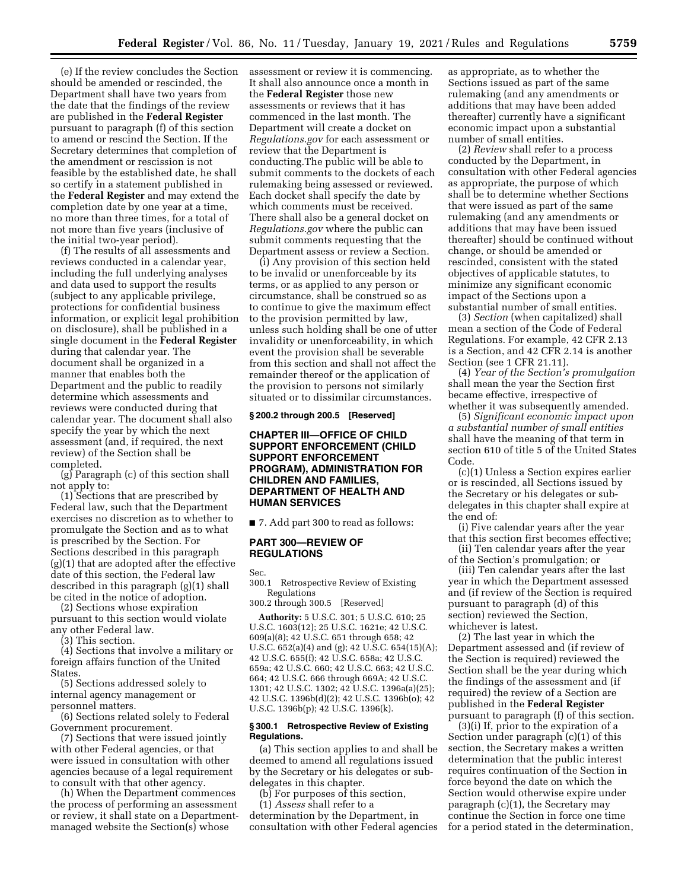(e) If the review concludes the Section should be amended or rescinded, the Department shall have two years from the date that the findings of the review are published in the **Federal Register** pursuant to paragraph (f) of this section to amend or rescind the Section. If the Secretary determines that completion of the amendment or rescission is not feasible by the established date, he shall so certify in a statement published in the **Federal Register** and may extend the completion date by one year at a time, no more than three times, for a total of not more than five years (inclusive of the initial two-year period).

(f) The results of all assessments and reviews conducted in a calendar year, including the full underlying analyses and data used to support the results (subject to any applicable privilege, protections for confidential business information, or explicit legal prohibition on disclosure), shall be published in a single document in the **Federal Register** during that calendar year. The document shall be organized in a manner that enables both the Department and the public to readily determine which assessments and reviews were conducted during that calendar year. The document shall also specify the year by which the next assessment (and, if required, the next review) of the Section shall be completed.

(g) Paragraph (c) of this section shall not apply to:

(1) Sections that are prescribed by Federal law, such that the Department exercises no discretion as to whether to promulgate the Section and as to what is prescribed by the Section. For Sections described in this paragraph (g)(1) that are adopted after the effective date of this section, the Federal law described in this paragraph (g)(1) shall be cited in the notice of adoption.

(2) Sections whose expiration pursuant to this section would violate any other Federal law.

(3) This section.

(4) Sections that involve a military or foreign affairs function of the United States.

(5) Sections addressed solely to internal agency management or personnel matters.

(6) Sections related solely to Federal Government procurement.

(7) Sections that were issued jointly with other Federal agencies, or that were issued in consultation with other agencies because of a legal requirement to consult with that other agency.

(h) When the Department commences the process of performing an assessment or review, it shall state on a Department-managed website the Section(s) whose assessment or review it is commencing. It shall also announce once a month in the **Federal Register** those new assessments or reviews that it has commenced in the last month. The Department will create a docket on *Regulations.gov* for each assessment or review that the Department is conducting.The public will be able to submit comments to the dockets of each rulemaking being assessed or reviewed. Each docket shall specify the date by which comments must be received. There shall also be a general docket on *Regulations.gov* where the public can submit comments requesting that the Department assess or review a Section.

(i) Any provision of this section held to be invalid or unenforceable by its terms, or as applied to any person or circumstance, shall be construed so as to continue to give the maximum effect to the provision permitted by law, unless such holding shall be one of utter invalidity or unenforceability, in which event the provision shall be severable from this section and shall not affect the remainder thereof or the application of the provision to persons not similarly situated or to dissimilar circumstances.

### § 200.2 through 200.5 [Reserved]

## CHAPTER III—OFFICE OF CHILD SUPPORT ENFORCEMENT (CHILD SUPPORT ENFORCEMENT PROGRAM), ADMINISTRATION FOR CHILDREN AND FAMILIES, DEPARTMENT OF HEALTH AND HUMAN SERVICES

■ 7. Add part 300 to read as follows:

## PART 300—REVIEW OF REGULATIONS

Sec.
300.1 Retrospective Review of Existing Regulations
300.2 through 300.5 [Reserved]

**Authority:** 5 U.S.C. 301; 5 U.S.C. 610; 25 U.S.C. 1603(12); 25 U.S.C. 1621e; 42 U.S.C. 609(a)(8); 42 U.S.C. 651 through 658; 42 U.S.C. 652(a)(4) and (g); 42 U.S.C. 654(15)(A); 42 U.S.C. 655(f); 42 U.S.C. 658a; 42 U.S.C. 659a; 42 U.S.C. 660; 42 U.S.C. 663; 42 U.S.C. 664; 42 U.S.C. 666 through 669A; 42 U.S.C. 1301; 42 U.S.C. 1302; 42 U.S.C. 1396a(a)(25); 42 U.S.C. 1396b(d)(2); 42 U.S.C. 1396b(o); 42 U.S.C. 1396b(p); 42 U.S.C. 1396(k).

### § 300.1 Retrospective Review of Existing Regulations.

(a) This section applies to and shall be deemed to amend all regulations issued by the Secretary or his delegates or sub-delegates in this chapter.

(b) For purposes of this section,

(1) *Assess* shall refer to a determination by the Department, in consultation with other Federal agencies as appropriate, as to whether the Sections issued as part of the same rulemaking (and any amendments or additions that may have been added thereafter) currently have a significant economic impact upon a substantial number of small entities.

(2) *Review* shall refer to a process conducted by the Department, in consultation with other Federal agencies as appropriate, the purpose of which shall be to determine whether Sections that were issued as part of the same rulemaking (and any amendments or additions that may have been issued thereafter) should be continued without change, or should be amended or rescinded, consistent with the stated objectives of applicable statutes, to minimize any significant economic impact of the Sections upon a substantial number of small entities.

(3) *Section* (when capitalized) shall mean a section of the Code of Federal Regulations. For example, 42 CFR 2.13 is a Section, and 42 CFR 2.14 is another Section (see 1 CFR 21.11).

(4) *Year of the Section's promulgation* shall mean the year the Section first became effective, irrespective of whether it was subsequently amended.

(5) *Significant economic impact upon a substantial number of small entities* shall have the meaning of that term in section 610 of title 5 of the United States Code.

(c)(1) Unless a Section expires earlier or is rescinded, all Sections issued by the Secretary or his delegates or sub-delegates in this chapter shall expire at the end of:

(i) Five calendar years after the year that this section first becomes effective;

(ii) Ten calendar years after the year of the Section's promulgation; or

(iii) Ten calendar years after the last year in which the Department assessed and (if review of the Section is required pursuant to paragraph (d) of this section) reviewed the Section, whichever is latest.

(2) The last year in which the Department assessed and (if review of the Section is required) reviewed the Section shall be the year during which the findings of the assessment and (if required) the review of a Section are published in the **Federal Register** pursuant to paragraph (f) of this section.

(3)(i) If, prior to the expiration of a Section under paragraph (c)(1) of this section, the Secretary makes a written determination that the public interest requires continuation of the Section in force beyond the date on which the Section would otherwise expire under paragraph (c)(1), the Secretary may continue the Section in force one time for a period stated in the determination,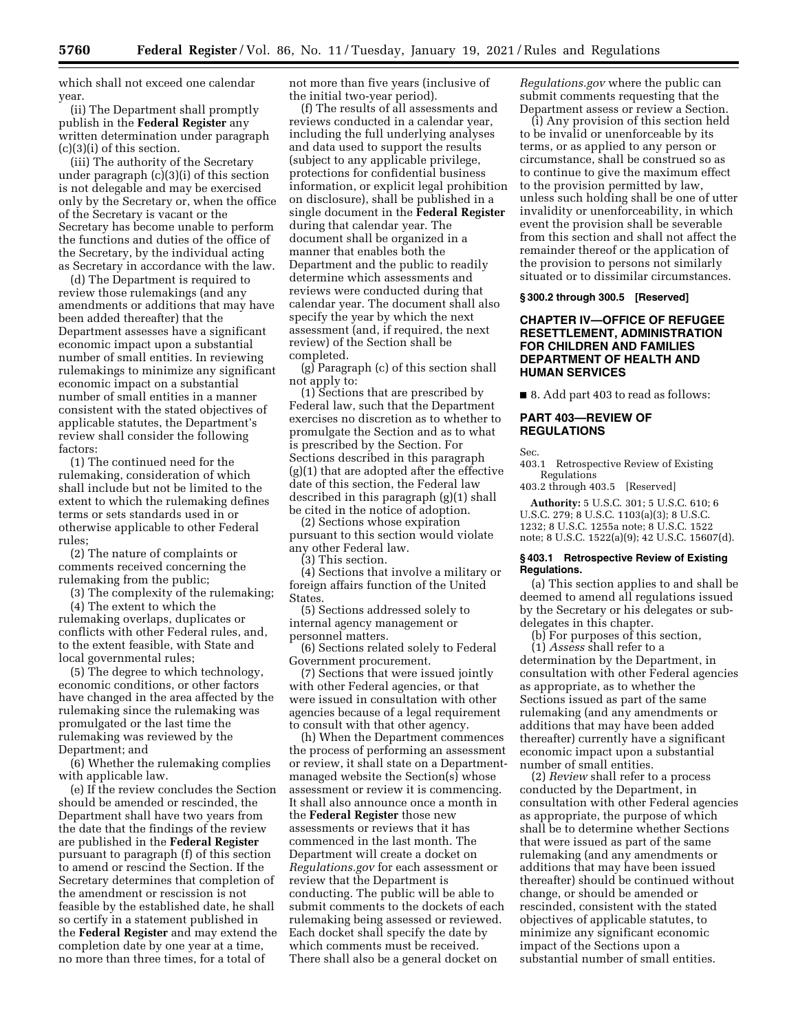which shall not exceed one calendar year.

(ii) The Department shall promptly publish in the **Federal Register** any written determination under paragraph (c)(3)(i) of this section.

(iii) The authority of the Secretary under paragraph (c)(3)(i) of this section is not delegable and may be exercised only by the Secretary or, when the office of the Secretary is vacant or the Secretary has become unable to perform the functions and duties of the office of the Secretary, by the individual acting as Secretary in accordance with the law.

(d) The Department is required to review those rulemakings (and any amendments or additions that may have been added thereafter) that the Department assesses have a significant economic impact upon a substantial number of small entities. In reviewing rulemakings to minimize any significant economic impact on a substantial number of small entities in a manner consistent with the stated objectives of applicable statutes, the Department's review shall consider the following factors:

(1) The continued need for the rulemaking, consideration of which shall include but not be limited to the extent to which the rulemaking defines terms or sets standards used in or otherwise applicable to other Federal rules;

(2) The nature of complaints or comments received concerning the rulemaking from the public;

(3) The complexity of the rulemaking;

(4) The extent to which the rulemaking overlaps, duplicates or conflicts with other Federal rules, and, to the extent feasible, with State and local governmental rules;

(5) The degree to which technology, economic conditions, or other factors have changed in the area affected by the rulemaking since the rulemaking was promulgated or the last time the rulemaking was reviewed by the Department; and

(6) Whether the rulemaking complies with applicable law.

(e) If the review concludes the Section should be amended or rescinded, the Department shall have two years from the date that the findings of the review are published in the **Federal Register** pursuant to paragraph (f) of this section to amend or rescind the Section. If the Secretary determines that completion of the amendment or rescission is not feasible by the established date, he shall so certify in a statement published in the **Federal Register** and may extend the completion date by one year at a time, no more than three times, for a total of not more than five years (inclusive of the initial two-year period).

(f) The results of all assessments and reviews conducted in a calendar year, including the full underlying analyses and data used to support the results (subject to any applicable privilege, protections for confidential business information, or explicit legal prohibition on disclosure), shall be published in a single document in the **Federal Register** during that calendar year. The document shall be organized in a manner that enables both the Department and the public to readily determine which assessments and reviews were conducted during that calendar year. The document shall also specify the year by which the next assessment (and, if required, the next review) of the Section shall be completed.

(g) Paragraph (c) of this section shall not apply to:

(1) Sections that are prescribed by Federal law, such that the Department exercises no discretion as to whether to promulgate the Section and as to what is prescribed by the Section. For Sections described in this paragraph (g)(1) that are adopted after the effective date of this section, the Federal law described in this paragraph (g)(1) shall be cited in the notice of adoption.

(2) Sections whose expiration pursuant to this section would violate any other Federal law.

(3) This section.

(4) Sections that involve a military or foreign affairs function of the United States.

(5) Sections addressed solely to internal agency management or personnel matters.

(6) Sections related solely to Federal Government procurement.

(7) Sections that were issued jointly with other Federal agencies, or that were issued in consultation with other agencies because of a legal requirement to consult with that other agency.

(h) When the Department commences the process of performing an assessment or review, it shall state on a Department-managed website the Section(s) whose assessment or review it is commencing. It shall also announce once a month in the **Federal Register** those new assessments or reviews that it has commenced in the last month. The Department will create a docket on *Regulations.gov* for each assessment or review that the Department is conducting. The public will be able to submit comments to the dockets of each rulemaking being assessed or reviewed. Each docket shall specify the date by which comments must be received. There shall also be a general docket on *Regulations.gov* where the public can submit comments requesting that the Department assess or review a Section.

(i) Any provision of this section held to be invalid or unenforceable by its terms, or as applied to any person or circumstance, shall be construed so as to continue to give the maximum effect to the provision permitted by law, unless such holding shall be one of utter invalidity or unenforceability, in which event the provision shall be severable from this section and shall not affect the remainder thereof or the application of the provision to persons not similarly situated or to dissimilar circumstances.

**§ 300.2 through 300.5 [Reserved]**

## CHAPTER IV—OFFICE OF REFUGEE RESETTLEMENT, ADMINISTRATION FOR CHILDREN AND FAMILIES DEPARTMENT OF HEALTH AND HUMAN SERVICES

■ 8. Add part 403 to read as follows:

## PART 403—REVIEW OF REGULATIONS

Sec.
403.1 Retrospective Review of Existing Regulations
403.2 through 403.5 [Reserved]

**Authority:** 5 U.S.C. 301; 5 U.S.C. 610; 6 U.S.C. 279; 8 U.S.C. 1103(a)(3); 8 U.S.C. 1232; 8 U.S.C. 1255a note; 8 U.S.C. 1522 note; 8 U.S.C. 1522(a)(9); 42 U.S.C. 15607(d).

**§ 403.1 Retrospective Review of Existing Regulations.**

(a) This section applies to and shall be deemed to amend all regulations issued by the Secretary or his delegates or sub-delegates in this chapter.

(b) For purposes of this section,

(1) *Assess* shall refer to a determination by the Department, in consultation with other Federal agencies as appropriate, as to whether the Sections issued as part of the same rulemaking (and any amendments or additions that may have been added thereafter) currently have a significant economic impact upon a substantial number of small entities.

(2) *Review* shall refer to a process conducted by the Department, in consultation with other Federal agencies as appropriate, the purpose of which shall be to determine whether Sections that were issued as part of the same rulemaking (and any amendments or additions that may have been issued thereafter) should be continued without change, or should be amended or rescinded, consistent with the stated objectives of applicable statutes, to minimize any significant economic impact of the Sections upon a substantial number of small entities.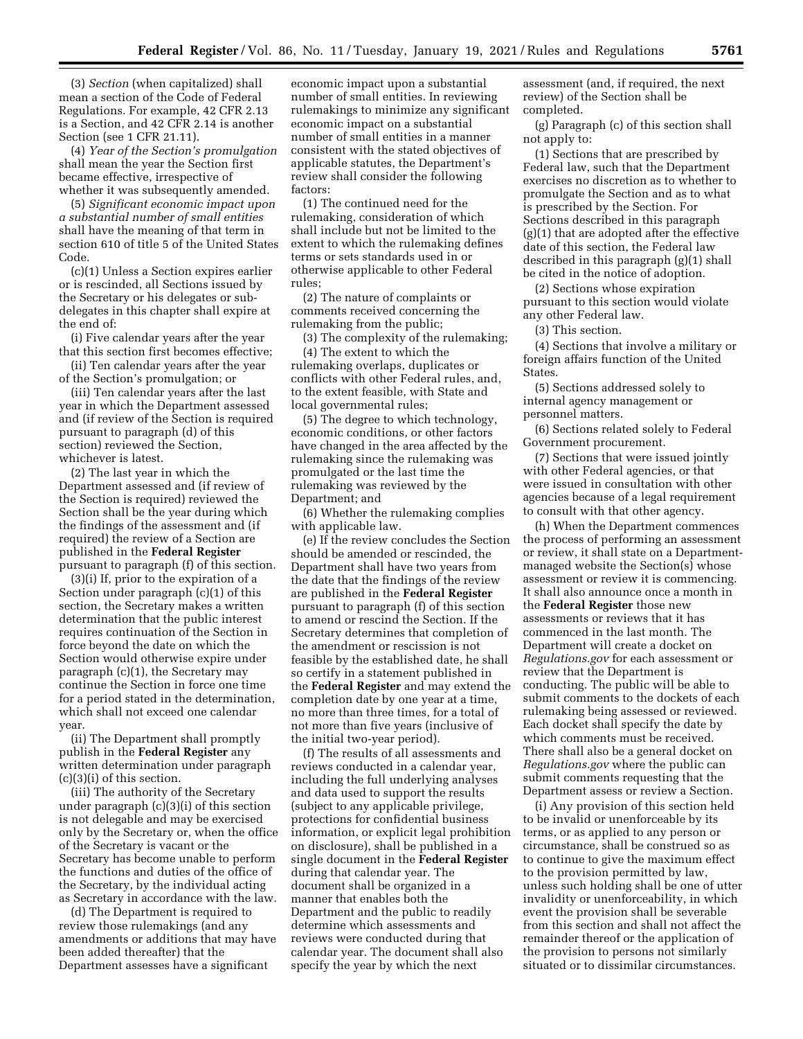(3) *Section* (when capitalized) shall mean a section of the Code of Federal Regulations. For example, 42 CFR 2.13 is a Section, and 42 CFR 2.14 is another Section (see 1 CFR 21.11).

(4) *Year of the Section's promulgation* shall mean the year the Section first became effective, irrespective of whether it was subsequently amended.

(5) *Significant economic impact upon a substantial number of small entities* shall have the meaning of that term in section 610 of title 5 of the United States Code.

(c)(1) Unless a Section expires earlier or is rescinded, all Sections issued by the Secretary or his delegates or sub-delegates in this chapter shall expire at the end of:

(i) Five calendar years after the year that this section first becomes effective;

(ii) Ten calendar years after the year of the Section's promulgation; or

(iii) Ten calendar years after the last year in which the Department assessed and (if review of the Section is required pursuant to paragraph (d) of this section) reviewed the Section, whichever is latest.

(2) The last year in which the Department assessed and (if review of the Section is required) reviewed the Section shall be the year during which the findings of the assessment and (if required) the review of a Section are published in the **Federal Register** pursuant to paragraph (f) of this section.

(3)(i) If, prior to the expiration of a Section under paragraph (c)(1) of this section, the Secretary makes a written determination that the public interest requires continuation of the Section in force beyond the date on which the Section would otherwise expire under paragraph (c)(1), the Secretary may continue the Section in force one time for a period stated in the determination, which shall not exceed one calendar year.

(ii) The Department shall promptly publish in the **Federal Register** any written determination under paragraph (c)(3)(i) of this section.

(iii) The authority of the Secretary under paragraph (c)(3)(i) of this section is not delegable and may be exercised only by the Secretary or, when the office of the Secretary is vacant or the Secretary has become unable to perform the functions and duties of the office of the Secretary, by the individual acting as Secretary in accordance with the law.

(d) The Department is required to review those rulemakings (and any amendments or additions that may have been added thereafter) that the Department assesses have a significant economic impact upon a substantial number of small entities. In reviewing rulemakings to minimize any significant economic impact on a substantial number of small entities in a manner consistent with the stated objectives of applicable statutes, the Department's review shall consider the following factors:

(1) The continued need for the rulemaking, consideration of which shall include but not be limited to the extent to which the rulemaking defines terms or sets standards used in or otherwise applicable to other Federal rules;

(2) The nature of complaints or comments received concerning the rulemaking from the public;

(3) The complexity of the rulemaking;

(4) The extent to which the rulemaking overlaps, duplicates or conflicts with other Federal rules, and, to the extent feasible, with State and local governmental rules;

(5) The degree to which technology, economic conditions, or other factors have changed in the area affected by the rulemaking since the rulemaking was promulgated or the last time the rulemaking was reviewed by the Department; and

(6) Whether the rulemaking complies with applicable law.

(e) If the review concludes the Section should be amended or rescinded, the Department shall have two years from the date that the findings of the review are published in the **Federal Register** pursuant to paragraph (f) of this section to amend or rescind the Section. If the Secretary determines that completion of the amendment or rescission is not feasible by the established date, he shall so certify in a statement published in the **Federal Register** and may extend the completion date by one year at a time, no more than three times, for a total of not more than five years (inclusive of the initial two-year period).

(f) The results of all assessments and reviews conducted in a calendar year, including the full underlying analyses and data used to support the results (subject to any applicable privilege, protections for confidential business information, or explicit legal prohibition on disclosure), shall be published in a single document in the **Federal Register** during that calendar year. The document shall be organized in a manner that enables both the Department and the public to readily determine which assessments and reviews were conducted during that calendar year. The document shall also specify the year by which the next assessment (and, if required, the next review) of the Section shall be completed.

(g) Paragraph (c) of this section shall not apply to:

(1) Sections that are prescribed by Federal law, such that the Department exercises no discretion as to whether to promulgate the Section and as to what is prescribed by the Section. For Sections described in this paragraph (g)(1) that are adopted after the effective date of this section, the Federal law described in this paragraph (g)(1) shall be cited in the notice of adoption.

(2) Sections whose expiration pursuant to this section would violate any other Federal law.

(3) This section.

(4) Sections that involve a military or foreign affairs function of the United States.

(5) Sections addressed solely to internal agency management or personnel matters.

(6) Sections related solely to Federal Government procurement.

(7) Sections that were issued jointly with other Federal agencies, or that were issued in consultation with other agencies because of a legal requirement to consult with that other agency.

(h) When the Department commences the process of performing an assessment or review, it shall state on a Department-managed website the Section(s) whose assessment or review it is commencing. It shall also announce once a month in the **Federal Register** those new assessments or reviews that it has commenced in the last month. The Department will create a docket on *Regulations.gov* for each assessment or review that the Department is conducting. The public will be able to submit comments to the dockets of each rulemaking being assessed or reviewed. Each docket shall specify the date by which comments must be received. There shall also be a general docket on *Regulations.gov* where the public can submit comments requesting that the Department assess or review a Section.

(i) Any provision of this section held to be invalid or unenforceable by its terms, or as applied to any person or circumstance, shall be construed so as to continue to give the maximum effect to the provision permitted by law, unless such holding shall be one of utter invalidity or unenforceability, in which event the provision shall be severable from this section and shall not affect the remainder thereof or the application of the provision to persons not similarly situated or to dissimilar circumstances.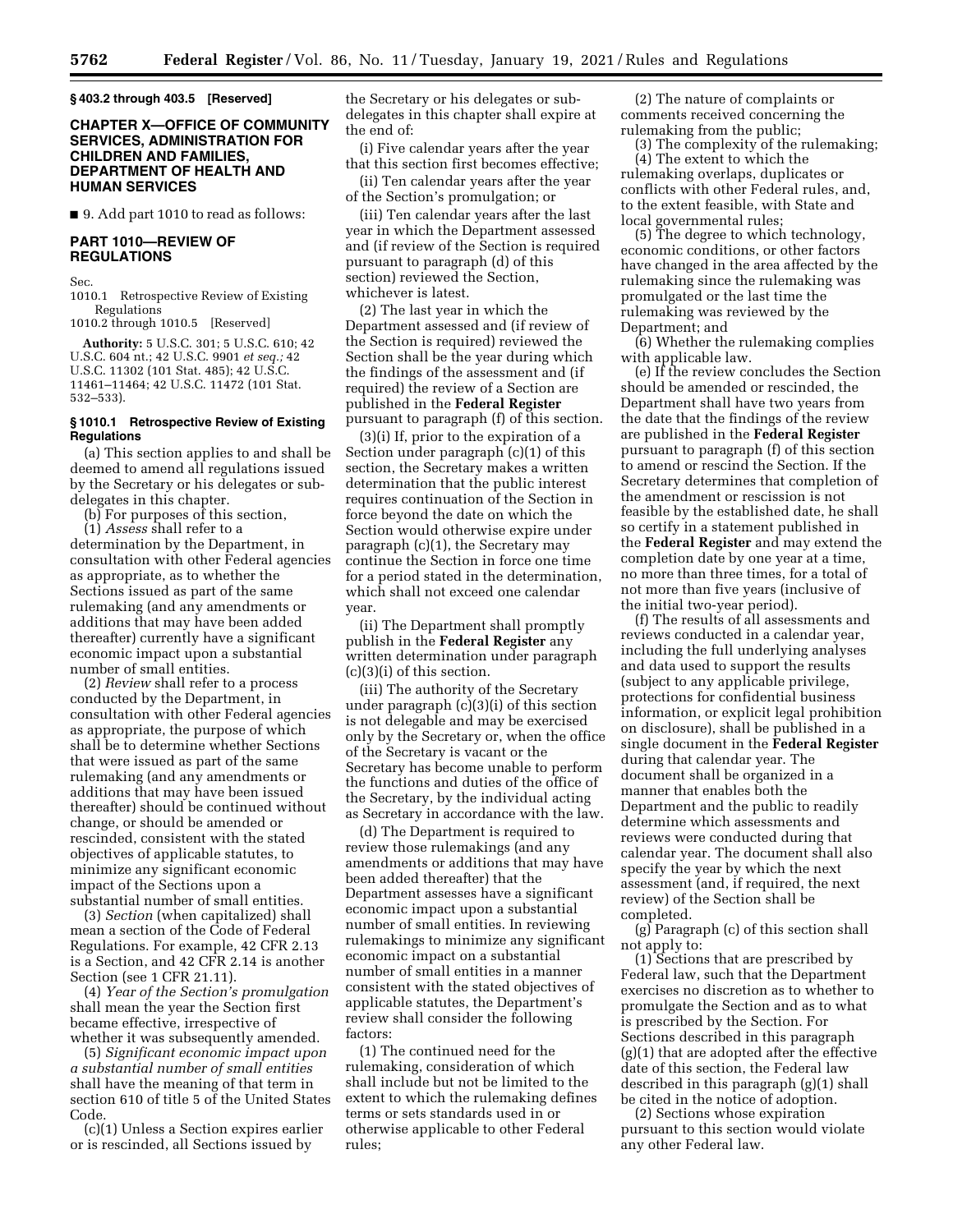**§ 403.2 through 403.5 [Reserved]**

## CHAPTER X—OFFICE OF COMMUNITY SERVICES, ADMINISTRATION FOR CHILDREN AND FAMILIES, DEPARTMENT OF HEALTH AND HUMAN SERVICES

■ 9. Add part 1010 to read as follows:

## PART 1010—REVIEW OF REGULATIONS

Sec.
1010.1 Retrospective Review of Existing Regulations
1010.2 through 1010.5 [Reserved]

**Authority:** 5 U.S.C. 301; 5 U.S.C. 610; 42 U.S.C. 604 nt.; 42 U.S.C. 9901 *et seq.;* 42 U.S.C. 11302 (101 Stat. 485); 42 U.S.C. 11461–11464; 42 U.S.C. 11472 (101 Stat. 532–533).

### § 1010.1 Retrospective Review of Existing Regulations

(a) This section applies to and shall be deemed to amend all regulations issued by the Secretary or his delegates or sub-delegates in this chapter.

(b) For purposes of this section,

(1) *Assess* shall refer to a determination by the Department, in consultation with other Federal agencies as appropriate, as to whether the Sections issued as part of the same rulemaking (and any amendments or additions that may have been added thereafter) currently have a significant economic impact upon a substantial number of small entities.

(2) *Review* shall refer to a process conducted by the Department, in consultation with other Federal agencies as appropriate, the purpose of which shall be to determine whether Sections that were issued as part of the same rulemaking (and any amendments or additions that may have been issued thereafter) should be continued without change, or should be amended or rescinded, consistent with the stated objectives of applicable statutes, to minimize any significant economic impact of the Sections upon a substantial number of small entities.

(3) *Section* (when capitalized) shall mean a section of the Code of Federal Regulations. For example, 42 CFR 2.13 is a Section, and 42 CFR 2.14 is another Section (see 1 CFR 21.11).

(4) *Year of the Section's promulgation* shall mean the year the Section first became effective, irrespective of whether it was subsequently amended.

(5) *Significant economic impact upon a substantial number of small entities* shall have the meaning of that term in section 610 of title 5 of the United States Code.

(c)(1) Unless a Section expires earlier or is rescinded, all Sections issued by the Secretary or his delegates or sub-delegates in this chapter shall expire at the end of:

(i) Five calendar years after the year that this section first becomes effective;

(ii) Ten calendar years after the year of the Section's promulgation; or

(iii) Ten calendar years after the last year in which the Department assessed and (if review of the Section is required pursuant to paragraph (d) of this section) reviewed the Section, whichever is latest.

(2) The last year in which the Department assessed and (if review of the Section is required) reviewed the Section shall be the year during which the findings of the assessment and (if required) the review of a Section are published in the **Federal Register** pursuant to paragraph (f) of this section.

(3)(i) If, prior to the expiration of a Section under paragraph (c)(1) of this section, the Secretary makes a written determination that the public interest requires continuation of the Section in force beyond the date on which the Section would otherwise expire under paragraph (c)(1), the Secretary may continue the Section in force one time for a period stated in the determination, which shall not exceed one calendar year.

(ii) The Department shall promptly publish in the **Federal Register** any written determination under paragraph (c)(3)(i) of this section.

(iii) The authority of the Secretary under paragraph (c)(3)(i) of this section is not delegable and may be exercised only by the Secretary or, when the office of the Secretary is vacant or the Secretary has become unable to perform the functions and duties of the office of the Secretary, by the individual acting as Secretary in accordance with the law.

(d) The Department is required to review those rulemakings (and any amendments or additions that may have been added thereafter) that the Department assesses have a significant economic impact upon a substantial number of small entities. In reviewing rulemakings to minimize any significant economic impact on a substantial number of small entities in a manner consistent with the stated objectives of applicable statutes, the Department's review shall consider the following factors:

(1) The continued need for the rulemaking, consideration of which shall include but not be limited to the extent to which the rulemaking defines terms or sets standards used in or otherwise applicable to other Federal rules;

(2) The nature of complaints or comments received concerning the rulemaking from the public;

(3) The complexity of the rulemaking;

(4) The extent to which the rulemaking overlaps, duplicates or conflicts with other Federal rules, and, to the extent feasible, with State and local governmental rules;

(5) The degree to which technology, economic conditions, or other factors have changed in the area affected by the rulemaking since the rulemaking was promulgated or the last time the rulemaking was reviewed by the Department; and

(6) Whether the rulemaking complies with applicable law.

(e) If the review concludes the Section should be amended or rescinded, the Department shall have two years from the date that the findings of the review are published in the **Federal Register** pursuant to paragraph (f) of this section to amend or rescind the Section. If the Secretary determines that completion of the amendment or rescission is not feasible by the established date, he shall so certify in a statement published in the **Federal Register** and may extend the completion date by one year at a time, no more than three times, for a total of not more than five years (inclusive of the initial two-year period).

(f) The results of all assessments and reviews conducted in a calendar year, including the full underlying analyses and data used to support the results (subject to any applicable privilege, protections for confidential business information, or explicit legal prohibition on disclosure), shall be published in a single document in the **Federal Register** during that calendar year. The document shall be organized in a manner that enables both the Department and the public to readily determine which assessments and reviews were conducted during that calendar year. The document shall also specify the year by which the next assessment (and, if required, the next review) of the Section shall be completed.

(g) Paragraph (c) of this section shall not apply to:

(1) Sections that are prescribed by Federal law, such that the Department exercises no discretion as to whether to promulgate the Section and as to what is prescribed by the Section. For Sections described in this paragraph (g)(1) that are adopted after the effective date of this section, the Federal law described in this paragraph (g)(1) shall be cited in the notice of adoption.

(2) Sections whose expiration pursuant to this section would violate any other Federal law.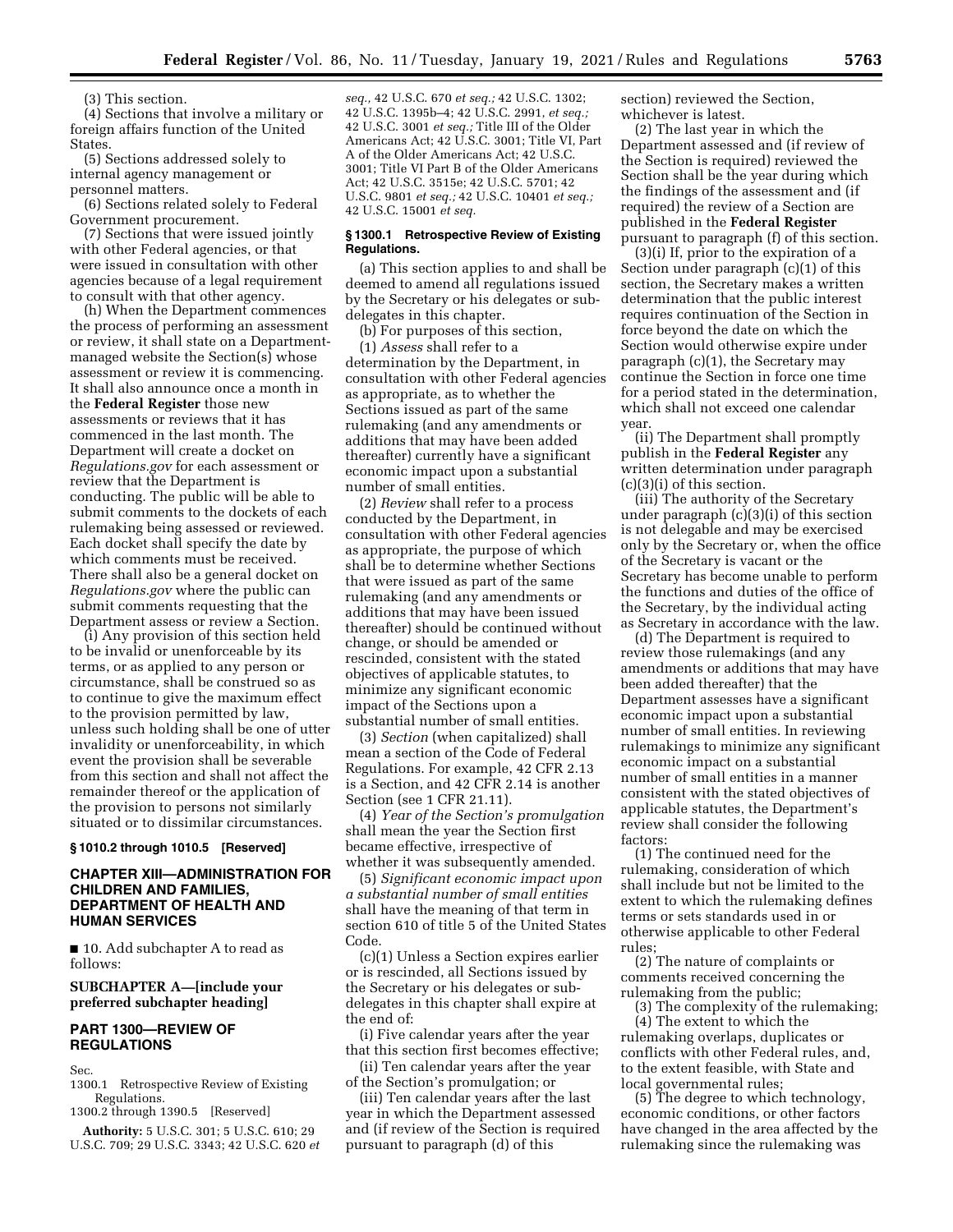(3) This section.

(4) Sections that involve a military or foreign affairs function of the United States.

(5) Sections addressed solely to internal agency management or personnel matters.

(6) Sections related solely to Federal Government procurement.

(7) Sections that were issued jointly with other Federal agencies, or that were issued in consultation with other agencies because of a legal requirement to consult with that other agency.

(h) When the Department commences the process of performing an assessment or review, it shall state on a Department-managed website the Section(s) whose assessment or review it is commencing. It shall also announce once a month in the **Federal Register** those new assessments or reviews that it has commenced in the last month. The Department will create a docket on *Regulations.gov* for each assessment or review that the Department is conducting. The public will be able to submit comments to the dockets of each rulemaking being assessed or reviewed. Each docket shall specify the date by which comments must be received. There shall also be a general docket on *Regulations.gov* where the public can submit comments requesting that the Department assess or review a Section.

(i) Any provision of this section held to be invalid or unenforceable by its terms, or as applied to any person or circumstance, shall be construed so as to continue to give the maximum effect to the provision permitted by law, unless such holding shall be one of utter invalidity or unenforceability, in which event the provision shall be severable from this section and shall not affect the remainder thereof or the application of the provision to persons not similarly situated or to dissimilar circumstances.

### § 1010.2 through 1010.5 [Reserved]

## CHAPTER XIII—ADMINISTRATION FOR CHILDREN AND FAMILIES, DEPARTMENT OF HEALTH AND HUMAN SERVICES

■ 10. Add subchapter A to read as follows:

## SUBCHAPTER A—[include your preferred subchapter heading]

## PART 1300—REVIEW OF REGULATIONS

Sec.
1300.1 Retrospective Review of Existing Regulations.
1300.2 through 1390.5 [Reserved]

**Authority:** 5 U.S.C. 301; 5 U.S.C. 610; 29 U.S.C. 709; 29 U.S.C. 3343; 42 U.S.C. 620 *et seq.,* 42 U.S.C. 670 *et seq.;* 42 U.S.C. 1302; 42 U.S.C. 1395b–4; 42 U.S.C. 2991, *et seq.;* 42 U.S.C. 3001 *et seq.;* Title III of the Older Americans Act; 42 U.S.C. 3001; Title VI, Part A of the Older Americans Act; 42 U.S.C. 3001; Title VI Part B of the Older Americans Act; 42 U.S.C. 3515e; 42 U.S.C. 5701; 42 U.S.C. 9801 *et seq.;* 42 U.S.C. 10401 *et seq.;* 42 U.S.C. 15001 *et seq.*

### § 1300.1 Retrospective Review of Existing Regulations.

(a) This section applies to and shall be deemed to amend all regulations issued by the Secretary or his delegates or sub-delegates in this chapter.

(b) For purposes of this section,

(1) *Assess* shall refer to a determination by the Department, in consultation with other Federal agencies as appropriate, as to whether the Sections issued as part of the same rulemaking (and any amendments or additions that may have been added thereafter) currently have a significant economic impact upon a substantial number of small entities.

(2) *Review* shall refer to a process conducted by the Department, in consultation with other Federal agencies as appropriate, the purpose of which shall be to determine whether Sections that were issued as part of the same rulemaking (and any amendments or additions that may have been issued thereafter) should be continued without change, or should be amended or rescinded, consistent with the stated objectives of applicable statutes, to minimize any significant economic impact of the Sections upon a substantial number of small entities.

(3) *Section* (when capitalized) shall mean a section of the Code of Federal Regulations. For example, 42 CFR 2.13 is a Section, and 42 CFR 2.14 is another Section (see 1 CFR 21.11).

(4) *Year of the Section's promulgation* shall mean the year the Section first became effective, irrespective of whether it was subsequently amended.

(5) *Significant economic impact upon a substantial number of small entities* shall have the meaning of that term in section 610 of title 5 of the United States Code.

(c)(1) Unless a Section expires earlier or is rescinded, all Sections issued by the Secretary or his delegates or sub-delegates in this chapter shall expire at the end of:

(i) Five calendar years after the year that this section first becomes effective;

(ii) Ten calendar years after the year of the Section's promulgation; or

(iii) Ten calendar years after the last year in which the Department assessed and (if review of the Section is required pursuant to paragraph (d) of this section) reviewed the Section, whichever is latest.

(2) The last year in which the Department assessed and (if review of the Section is required) reviewed the Section shall be the year during which the findings of the assessment and (if required) the review of a Section are published in the **Federal Register** pursuant to paragraph (f) of this section.

(3)(i) If, prior to the expiration of a Section under paragraph (c)(1) of this section, the Secretary makes a written determination that the public interest requires continuation of the Section in force beyond the date on which the Section would otherwise expire under paragraph (c)(1), the Secretary may continue the Section in force one time for a period stated in the determination, which shall not exceed one calendar year.

(ii) The Department shall promptly publish in the **Federal Register** any written determination under paragraph (c)(3)(i) of this section.

(iii) The authority of the Secretary under paragraph (c)(3)(i) of this section is not delegable and may be exercised only by the Secretary or, when the office of the Secretary is vacant or the Secretary has become unable to perform the functions and duties of the office of the Secretary, by the individual acting as Secretary in accordance with the law.

(d) The Department is required to review those rulemakings (and any amendments or additions that may have been added thereafter) that the Department assesses have a significant economic impact upon a substantial number of small entities. In reviewing rulemakings to minimize any significant economic impact on a substantial number of small entities in a manner consistent with the stated objectives of applicable statutes, the Department's review shall consider the following factors:

(1) The continued need for the rulemaking, consideration of which shall include but not be limited to the extent to which the rulemaking defines terms or sets standards used in or otherwise applicable to other Federal rules;

(2) The nature of complaints or comments received concerning the rulemaking from the public;

(3) The complexity of the rulemaking;

(4) The extent to which the rulemaking overlaps, duplicates or conflicts with other Federal rules, and, to the extent feasible, with State and local governmental rules;

(5) The degree to which technology, economic conditions, or other factors have changed in the area affected by the rulemaking since the rulemaking was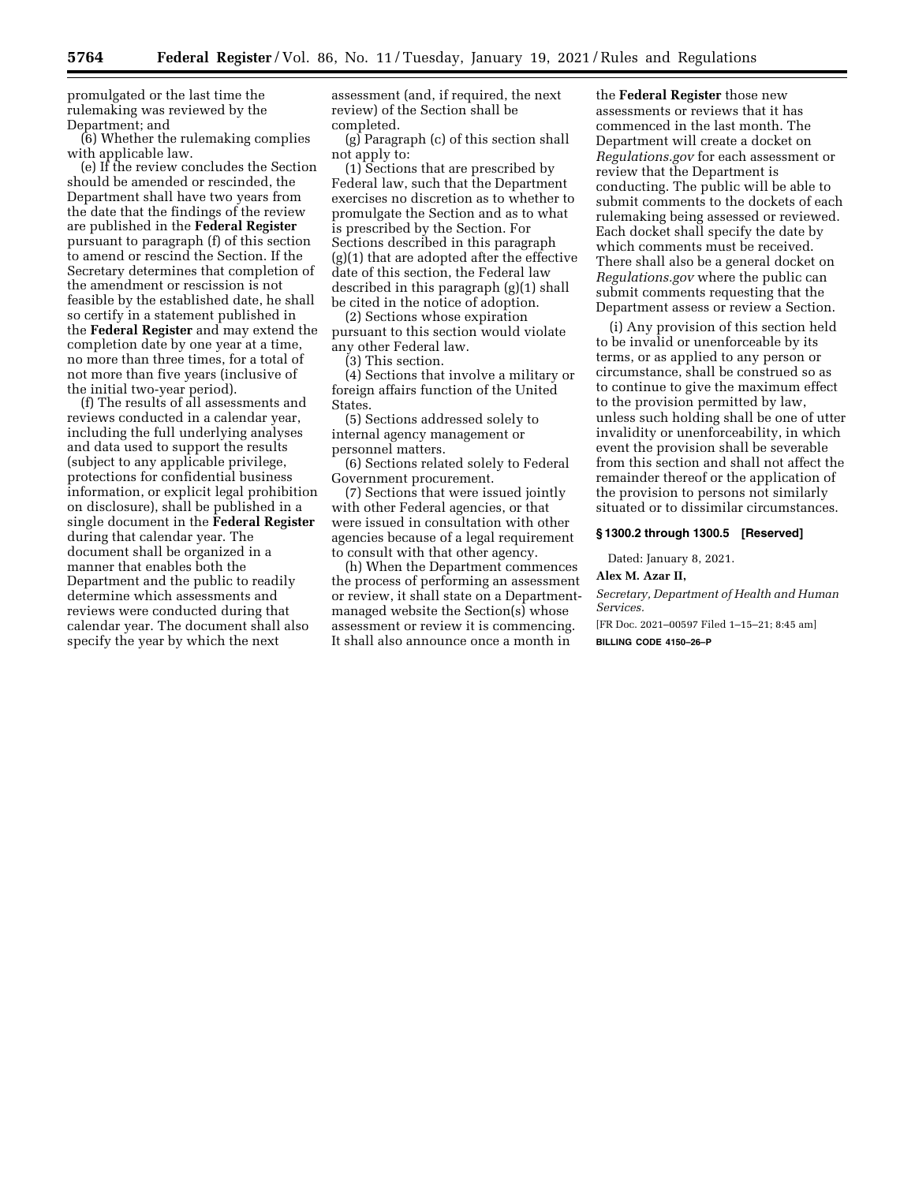promulgated or the last time the rulemaking was reviewed by the Department; and

(6) Whether the rulemaking complies with applicable law.

(e) If the review concludes the Section should be amended or rescinded, the Department shall have two years from the date that the findings of the review are published in the **Federal Register** pursuant to paragraph (f) of this section to amend or rescind the Section. If the Secretary determines that completion of the amendment or rescission is not feasible by the established date, he shall so certify in a statement published in the **Federal Register** and may extend the completion date by one year at a time, no more than three times, for a total of not more than five years (inclusive of the initial two-year period).

(f) The results of all assessments and reviews conducted in a calendar year, including the full underlying analyses and data used to support the results (subject to any applicable privilege, protections for confidential business information, or explicit legal prohibition on disclosure), shall be published in a single document in the **Federal Register** during that calendar year. The document shall be organized in a manner that enables both the Department and the public to readily determine which assessments and reviews were conducted during that calendar year. The document shall also specify the year by which the next assessment (and, if required, the next review) of the Section shall be completed.

(g) Paragraph (c) of this section shall not apply to:

(1) Sections that are prescribed by Federal law, such that the Department exercises no discretion as to whether to promulgate the Section and as to what is prescribed by the Section. For Sections described in this paragraph (g)(1) that are adopted after the effective date of this section, the Federal law described in this paragraph (g)(1) shall be cited in the notice of adoption.

(2) Sections whose expiration pursuant to this section would violate any other Federal law.

(3) This section.

(4) Sections that involve a military or foreign affairs function of the United States.

(5) Sections addressed solely to internal agency management or personnel matters.

(6) Sections related solely to Federal Government procurement.

(7) Sections that were issued jointly with other Federal agencies, or that were issued in consultation with other agencies because of a legal requirement to consult with that other agency.

(h) When the Department commences the process of performing an assessment or review, it shall state on a Department-managed website the Section(s) whose assessment or review it is commencing. It shall also announce once a month in the **Federal Register** those new assessments or reviews that it has commenced in the last month. The Department will create a docket on *Regulations.gov* for each assessment or review that the Department is conducting. The public will be able to submit comments to the dockets of each rulemaking being assessed or reviewed. Each docket shall specify the date by which comments must be received. There shall also be a general docket on *Regulations.gov* where the public can submit comments requesting that the Department assess or review a Section.

(i) Any provision of this section held to be invalid or unenforceable by its terms, or as applied to any person or circumstance, shall be construed so as to continue to give the maximum effect to the provision permitted by law, unless such holding shall be one of utter invalidity or unenforceability, in which event the provision shall be severable from this section and shall not affect the remainder thereof or the application of the provision to persons not similarly situated or to dissimilar circumstances.

**§ 1300.2 through 1300.5 [Reserved]**

Dated: January 8, 2021.

**Alex M. Azar II,**

*Secretary, Department of Health and Human Services.*

[FR Doc. 2021–00597 Filed 1–15–21; 8:45 am]

**BILLING CODE 4150–26–P**